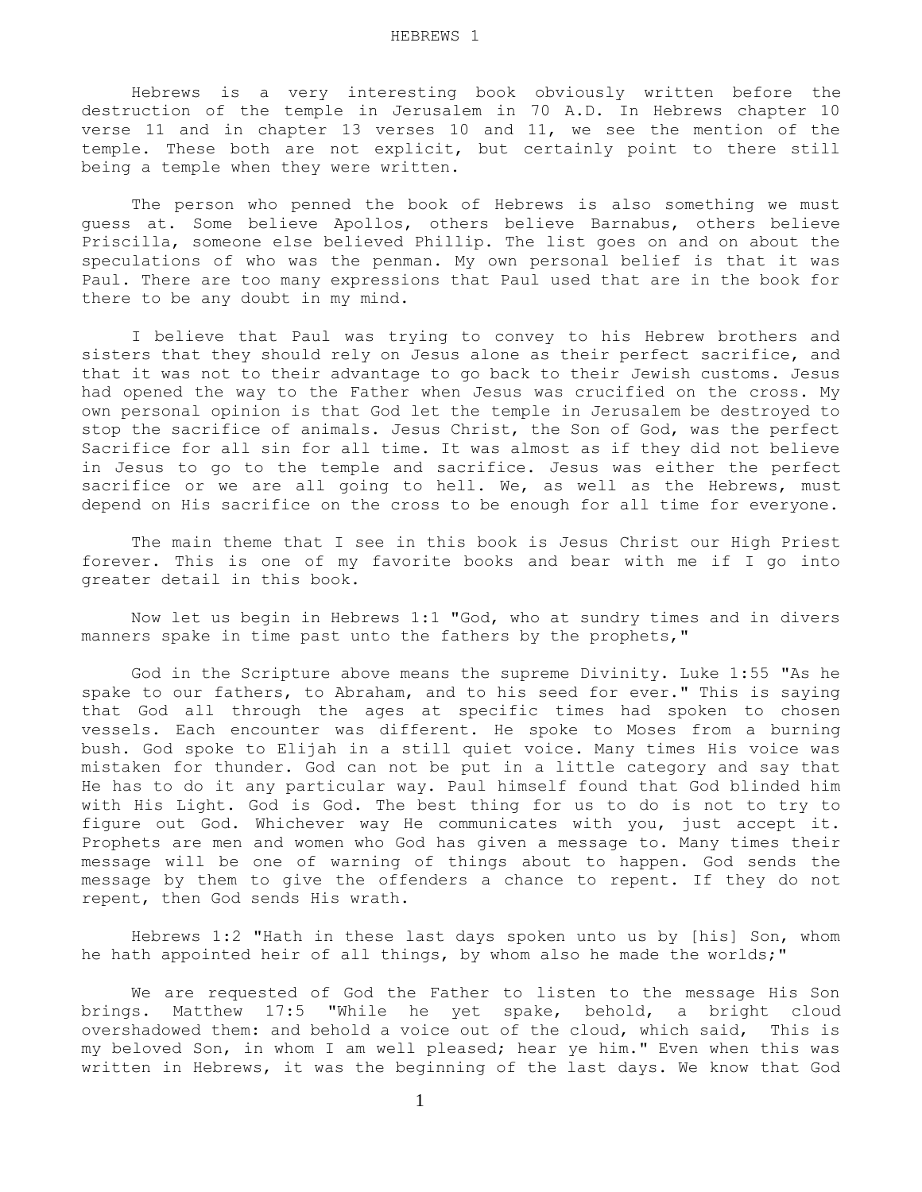# HEBREWS 1

Hebrews is a very interesting book obviously written before the destruction of the temple in Jerusalem in 70 A.D. In Hebrews chapter 10 verse 11 and in chapter 13 verses 10 and 11, we see the mention of the temple. These both are not explicit, but certainly point to there still being a temple when they were written.

The person who penned the book of Hebrews is also something we must guess at. Some believe Apollos, others believe Barnabus, others believe Priscilla, someone else believed Phillip. The list goes on and on about the speculations of who was the penman. My own personal belief is that it was Paul. There are too many expressions that Paul used that are in the book for there to be any doubt in my mind.

I believe that Paul was trying to convey to his Hebrew brothers and sisters that they should rely on Jesus alone as their perfect sacrifice, and that it was not to their advantage to go back to their Jewish customs. Jesus had opened the way to the Father when Jesus was crucified on the cross. My own personal opinion is that God let the temple in Jerusalem be destroyed to stop the sacrifice of animals. Jesus Christ, the Son of God, was the perfect Sacrifice for all sin for all time. It was almost as if they did not believe in Jesus to go to the temple and sacrifice. Jesus was either the perfect sacrifice or we are all going to hell. We, as well as the Hebrews, must depend on His sacrifice on the cross to be enough for all time for everyone.

The main theme that I see in this book is Jesus Christ our High Priest forever. This is one of my favorite books and bear with me if I go into greater detail in this book.

Now let us begin in Hebrews 1:1 "God, who at sundry times and in divers manners spake in time past unto the fathers by the prophets,"

God in the Scripture above means the supreme Divinity. Luke 1:55 "As he spake to our fathers, to Abraham, and to his seed for ever." This is saying that God all through the ages at specific times had spoken to chosen vessels. Each encounter was different. He spoke to Moses from a burning bush. God spoke to Elijah in a still quiet voice. Many times His voice was mistaken for thunder. God can not be put in a little category and say that He has to do it any particular way. Paul himself found that God blinded him with His Light. God is God. The best thing for us to do is not to try to figure out God. Whichever way He communicates with you, just accept it. Prophets are men and women who God has given a message to. Many times their message will be one of warning of things about to happen. God sends the message by them to give the offenders a chance to repent. If they do not repent, then God sends His wrath.

Hebrews 1:2 "Hath in these last days spoken unto us by [his] Son, whom he hath appointed heir of all things, by whom also he made the worlds;"

We are requested of God the Father to listen to the message His Son brings. Matthew 17:5 "While he yet spake, behold, a bright cloud overshadowed them: and behold a voice out of the cloud, which said, This is my beloved Son, in whom I am well pleased; hear ye him." Even when this was written in Hebrews, it was the beginning of the last days. We know that God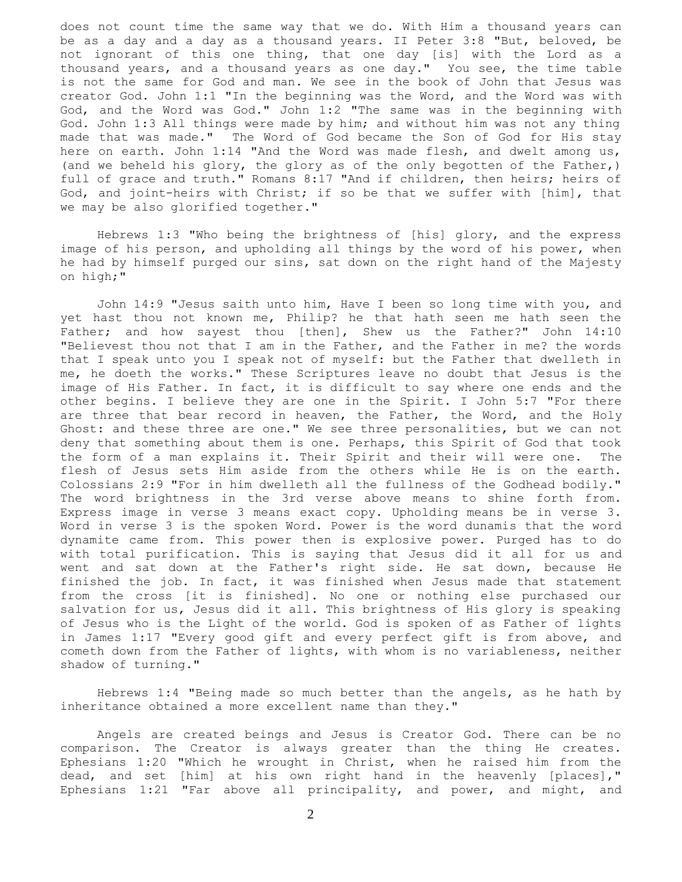does not count time the same way that we do. With Him a thousand years can be as a day and a day as a thousand years. II Peter 3:8 "But, beloved, be not ignorant of this one thing, that one day [is] with the Lord as a thousand years, and a thousand years as one day." You see, the time table is not the same for God and man. We see in the book of John that Jesus was creator God. John 1:1 "In the beginning was the Word, and the Word was with God, and the Word was God." John 1:2 "The same was in the beginning with God. John 1:3 All things were made by him; and without him was not any thing made that was made." The Word of God became the Son of God for His stay here on earth. John 1:14 "And the Word was made flesh, and dwelt among us, (and we beheld his glory, the glory as of the only begotten of the Father,) full of grace and truth." Romans 8:17 "And if children, then heirs; heirs of God, and joint-heirs with Christ; if so be that we suffer with [him], that we may be also glorified together."

Hebrews 1:3 "Who being the brightness of [his] glory, and the express image of his person, and upholding all things by the word of his power, when he had by himself purged our sins, sat down on the right hand of the Majesty on high;"

John 14:9 "Jesus saith unto him, Have I been so long time with you, and yet hast thou not known me, Philip? he that hath seen me hath seen the Father; and how sayest thou [then], Shew us the Father?" John 14:10 "Believest thou not that I am in the Father, and the Father in me? the words that I speak unto you I speak not of myself: but the Father that dwelleth in me, he doeth the works." These Scriptures leave no doubt that Jesus is the image of His Father. In fact, it is difficult to say where one ends and the other begins. I believe they are one in the Spirit. I John 5:7 "For there are three that bear record in heaven, the Father, the Word, and the Holy Ghost: and these three are one." We see three personalities, but we can not deny that something about them is one. Perhaps, this Spirit of God that took the form of a man explains it. Their Spirit and their will were one. The flesh of Jesus sets Him aside from the others while He is on the earth. Colossians 2:9 "For in him dwelleth all the fullness of the Godhead bodily." The word brightness in the 3rd verse above means to shine forth from. Express image in verse 3 means exact copy. Upholding means be in verse 3. Word in verse 3 is the spoken Word. Power is the word dunamis that the word dynamite came from. This power then is explosive power. Purged has to do with total purification. This is saying that Jesus did it all for us and went and sat down at the Father's right side. He sat down, because He finished the job. In fact, it was finished when Jesus made that statement from the cross [it is finished]. No one or nothing else purchased our salvation for us, Jesus did it all. This brightness of His glory is speaking of Jesus who is the Light of the world. God is spoken of as Father of lights in James 1:17 "Every good gift and every perfect gift is from above, and cometh down from the Father of lights, with whom is no variableness, neither shadow of turning."

Hebrews 1:4 "Being made so much better than the angels, as he hath by inheritance obtained a more excellent name than they."

Angels are created beings and Jesus is Creator God. There can be no comparison. The Creator is always greater than the thing He creates. Ephesians 1:20 "Which he wrought in Christ, when he raised him from the dead, and set [him] at his own right hand in the heavenly [places]," Ephesians 1:21 "Far above all principality, and power, and might, and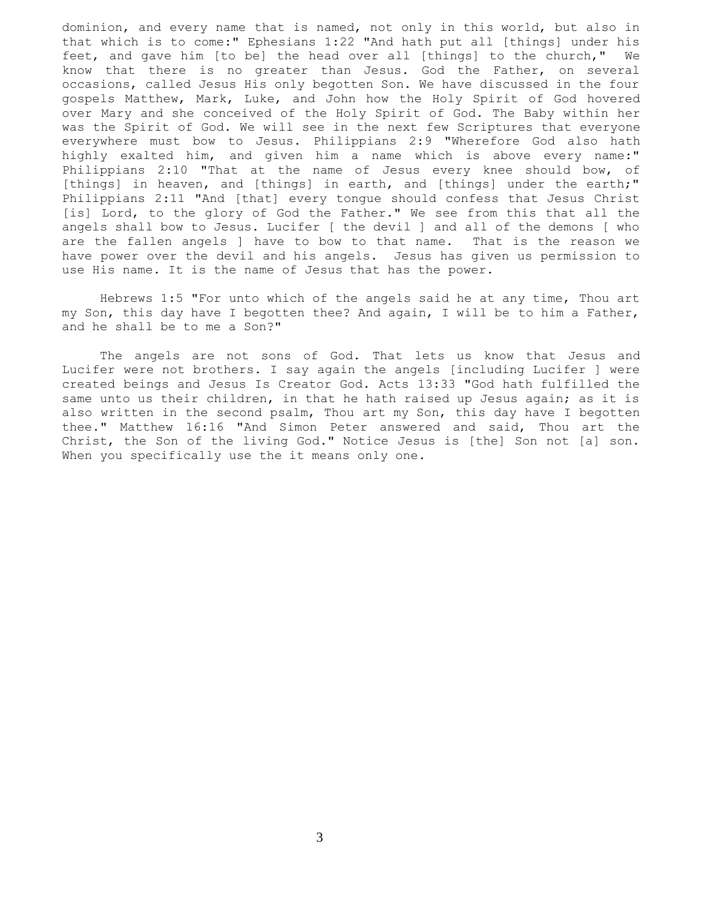dominion, and every name that is named, not only in this world, but also in that which is to come:" Ephesians 1:22 "And hath put all [things] under his feet, and gave him [to be] the head over all [things] to the church," We know that there is no greater than Jesus. God the Father, on several occasions, called Jesus His only begotten Son. We have discussed in the four gospels Matthew, Mark, Luke, and John how the Holy Spirit of God hovered over Mary and she conceived of the Holy Spirit of God. The Baby within her was the Spirit of God. We will see in the next few Scriptures that everyone everywhere must bow to Jesus. Philippians 2:9 "Wherefore God also hath highly exalted him, and given him a name which is above every name:" Philippians 2:10 "That at the name of Jesus every knee should bow, of [things] in heaven, and [things] in earth, and [things] under the earth;" Philippians 2:11 "And [that] every tongue should confess that Jesus Christ [is] Lord, to the glory of God the Father." We see from this that all the angels shall bow to Jesus. Lucifer [ the devil ] and all of the demons [ who are the fallen angels ] have to bow to that name. That is the reason we have power over the devil and his angels. Jesus has given us permission to use His name. It is the name of Jesus that has the power.

Hebrews 1:5 "For unto which of the angels said he at any time, Thou art my Son, this day have I begotten thee? And again, I will be to him a Father, and he shall be to me a Son?"

The angels are not sons of God. That lets us know that Jesus and Lucifer were not brothers. I say again the angels [including Lucifer ] were created beings and Jesus Is Creator God. Acts 13:33 "God hath fulfilled the same unto us their children, in that he hath raised up Jesus again; as it is also written in the second psalm, Thou art my Son, this day have I begotten thee." Matthew 16:16 "And Simon Peter answered and said, Thou art the Christ, the Son of the living God." Notice Jesus is [the] Son not [a] son. When you specifically use the it means only one.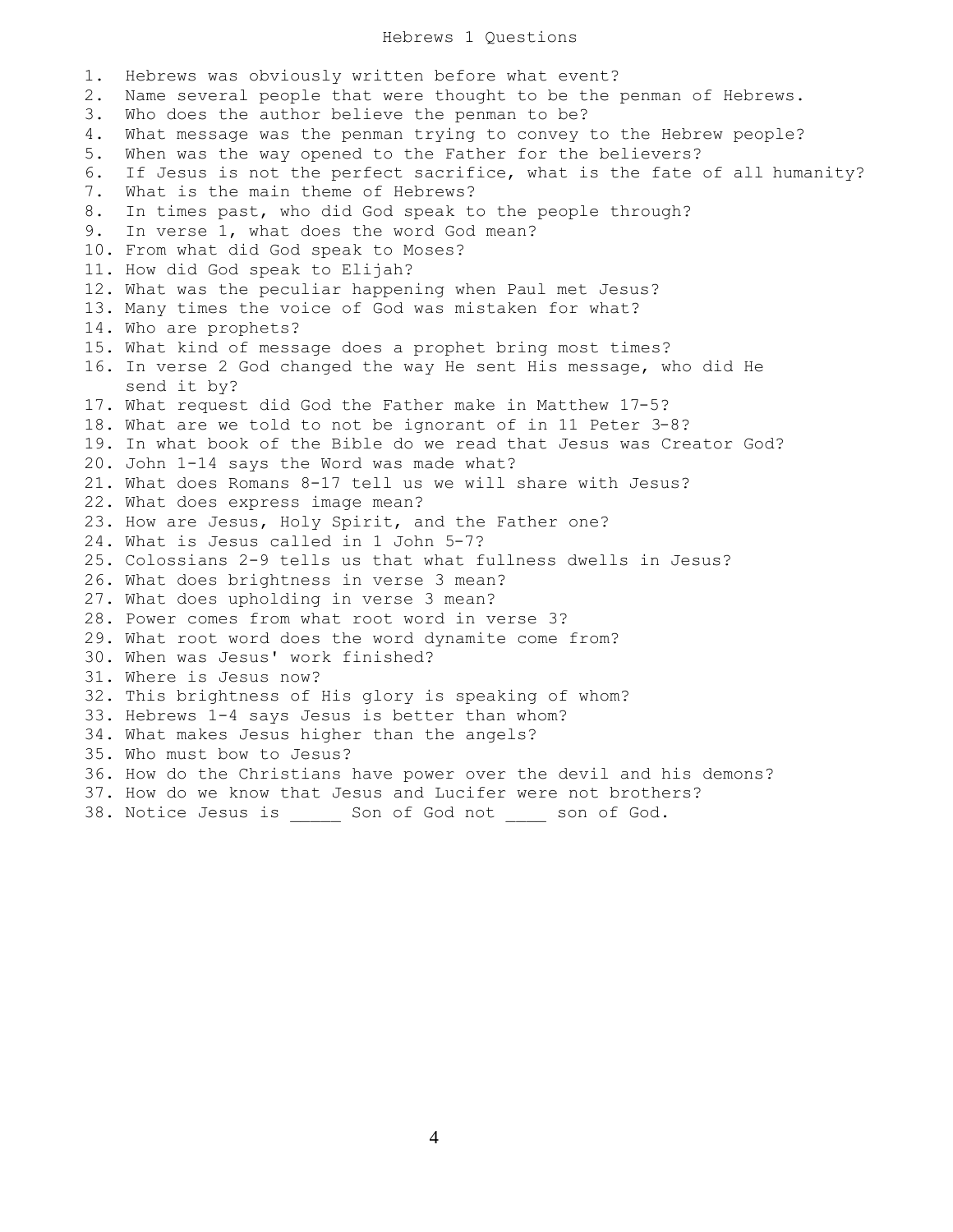# Hebrews 1 Questions

1. Hebrews was obviously written before what event?
2. Name several people that were thought to be the penman of Hebrews.
3. Who does the author believe the penman to be?
4. What message was the penman trying to convey to the Hebrew people?
5. When was the way opened to the Father for the believers?
6. If Jesus is not the perfect sacrifice, what is the fate of all humanity?
7. What is the main theme of Hebrews?
8. In times past, who did God speak to the people through?
9. In verse 1, what does the word God mean?
10. From what did God speak to Moses?
11. How did God speak to Elijah?
12. What was the peculiar happening when Paul met Jesus?
13. Many times the voice of God was mistaken for what?
14. Who are prophets?
15. What kind of message does a prophet bring most times?
16. In verse 2 God changed the way He sent His message, who did He send it by?
17. What request did God the Father make in Matthew 17-5?
18. What are we told to not be ignorant of in 11 Peter 3-8?
19. In what book of the Bible do we read that Jesus was Creator God?
20. John 1-14 says the Word was made what?
21. What does Romans 8-17 tell us we will share with Jesus?
22. What does express image mean?
23. How are Jesus, Holy Spirit, and the Father one?
24. What is Jesus called in 1 John 5-7?
25. Colossians 2-9 tells us that what fullness dwells in Jesus?
26. What does brightness in verse 3 mean?
27. What does upholding in verse 3 mean?
28. Power comes from what root word in verse 3?
29. What root word does the word dynamite come from?
30. When was Jesus' work finished?
31. Where is Jesus now?
32. This brightness of His glory is speaking of whom?
33. Hebrews 1-4 says Jesus is better than whom?
34. What makes Jesus higher than the angels?
35. Who must bow to Jesus?
36. How do the Christians have power over the devil and his demons?
37. How do we know that Jesus and Lucifer were not brothers?
38. Notice Jesus is _____ Son of God not ____ son of God.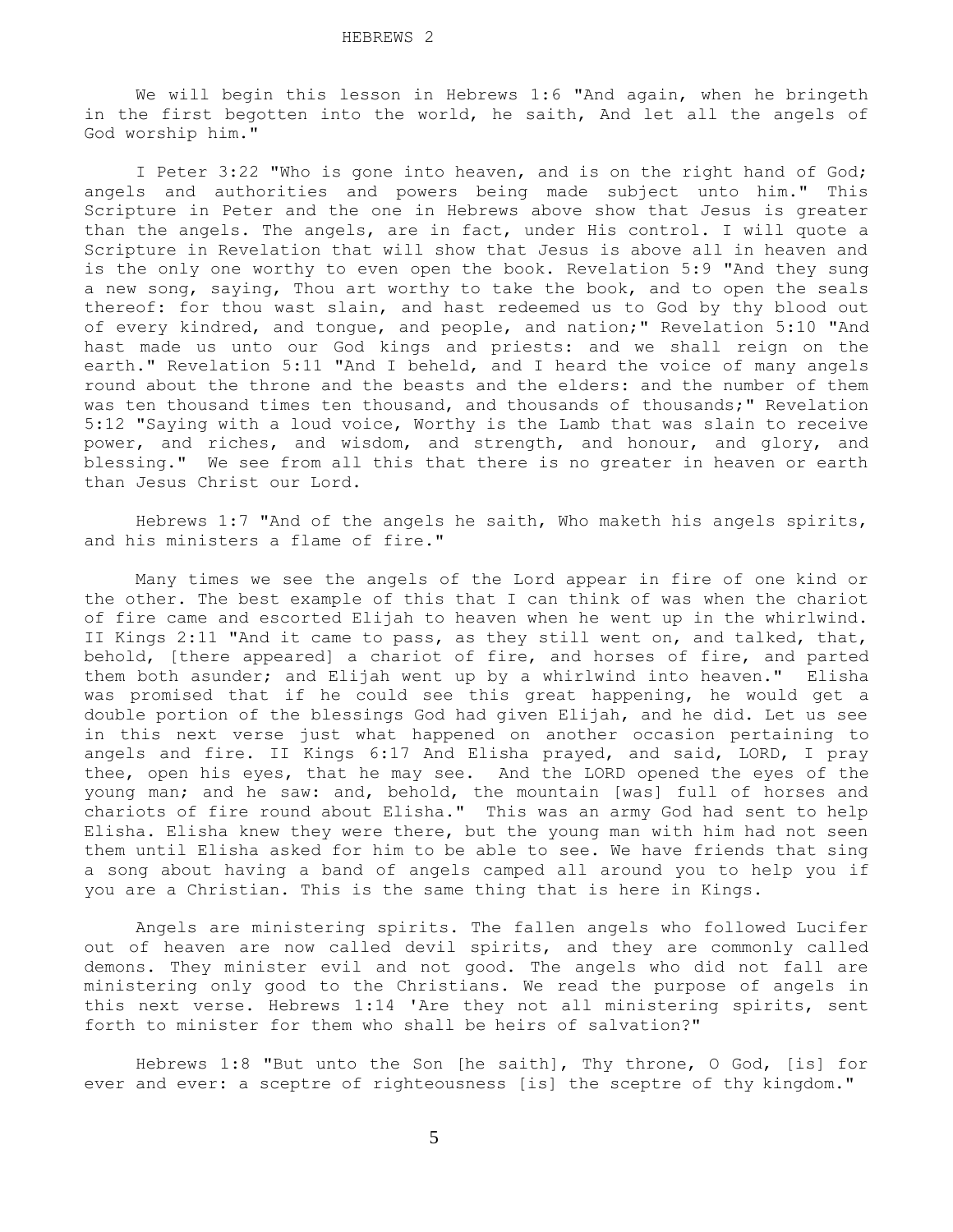# HEBREWS 2

We will begin this lesson in Hebrews 1:6 "And again, when he bringeth in the first begotten into the world, he saith, And let all the angels of God worship him."

I Peter 3:22 "Who is gone into heaven, and is on the right hand of God; angels and authorities and powers being made subject unto him." This Scripture in Peter and the one in Hebrews above show that Jesus is greater than the angels. The angels, are in fact, under His control. I will quote a Scripture in Revelation that will show that Jesus is above all in heaven and is the only one worthy to even open the book. Revelation 5:9 "And they sung a new song, saying, Thou art worthy to take the book, and to open the seals thereof: for thou wast slain, and hast redeemed us to God by thy blood out of every kindred, and tongue, and people, and nation;" Revelation 5:10 "And hast made us unto our God kings and priests: and we shall reign on the earth." Revelation 5:11 "And I beheld, and I heard the voice of many angels round about the throne and the beasts and the elders: and the number of them was ten thousand times ten thousand, and thousands of thousands;" Revelation 5:12 "Saying with a loud voice, Worthy is the Lamb that was slain to receive power, and riches, and wisdom, and strength, and honour, and glory, and blessing." We see from all this that there is no greater in heaven or earth than Jesus Christ our Lord.

Hebrews 1:7 "And of the angels he saith, Who maketh his angels spirits, and his ministers a flame of fire."

Many times we see the angels of the Lord appear in fire of one kind or the other. The best example of this that I can think of was when the chariot of fire came and escorted Elijah to heaven when he went up in the whirlwind. II Kings 2:11 "And it came to pass, as they still went on, and talked, that, behold, [there appeared] a chariot of fire, and horses of fire, and parted them both asunder; and Elijah went up by a whirlwind into heaven." Elisha was promised that if he could see this great happening, he would get a double portion of the blessings God had given Elijah, and he did. Let us see in this next verse just what happened on another occasion pertaining to angels and fire. II Kings 6:17 And Elisha prayed, and said, LORD, I pray thee, open his eyes, that he may see. And the LORD opened the eyes of the young man; and he saw: and, behold, the mountain [was] full of horses and chariots of fire round about Elisha." This was an army God had sent to help Elisha. Elisha knew they were there, but the young man with him had not seen them until Elisha asked for him to be able to see. We have friends that sing a song about having a band of angels camped all around you to help you if you are a Christian. This is the same thing that is here in Kings.

Angels are ministering spirits. The fallen angels who followed Lucifer out of heaven are now called devil spirits, and they are commonly called demons. They minister evil and not good. The angels who did not fall are ministering only good to the Christians. We read the purpose of angels in this next verse. Hebrews 1:14 'Are they not all ministering spirits, sent forth to minister for them who shall be heirs of salvation?"

Hebrews 1:8 "But unto the Son [he saith], Thy throne, O God, [is] for ever and ever: a sceptre of righteousness [is] the sceptre of thy kingdom."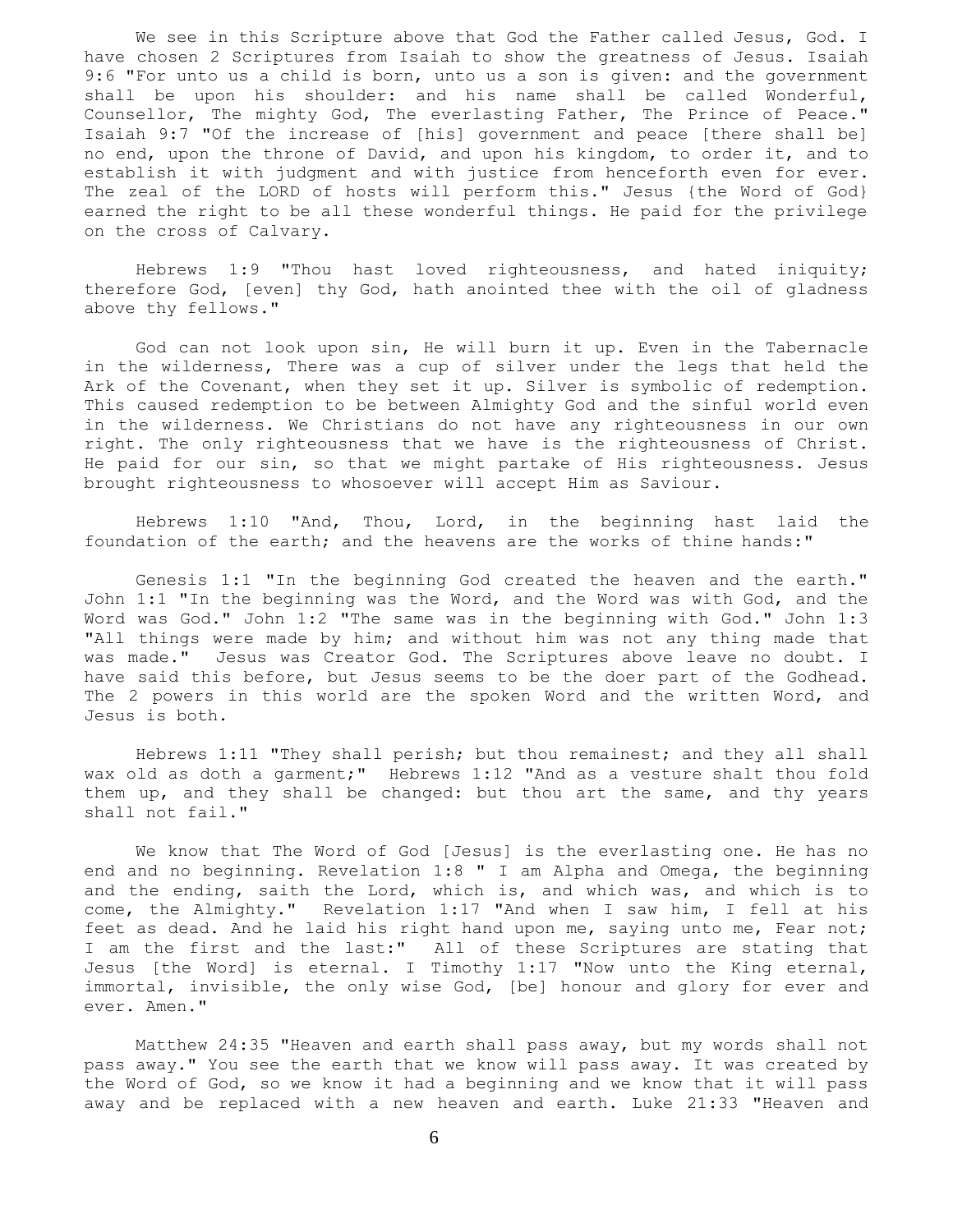We see in this Scripture above that God the Father called Jesus, God. I have chosen 2 Scriptures from Isaiah to show the greatness of Jesus. Isaiah 9:6 "For unto us a child is born, unto us a son is given: and the government shall be upon his shoulder: and his name shall be called Wonderful, Counsellor, The mighty God, The everlasting Father, The Prince of Peace." Isaiah 9:7 "Of the increase of [his] government and peace [there shall be] no end, upon the throne of David, and upon his kingdom, to order it, and to establish it with judgment and with justice from henceforth even for ever. The zeal of the LORD of hosts will perform this." Jesus {the Word of God} earned the right to be all these wonderful things. He paid for the privilege on the cross of Calvary.

Hebrews 1:9 "Thou hast loved righteousness, and hated iniquity; therefore God, [even] thy God, hath anointed thee with the oil of gladness above thy fellows."

God can not look upon sin, He will burn it up. Even in the Tabernacle in the wilderness, There was a cup of silver under the legs that held the Ark of the Covenant, when they set it up. Silver is symbolic of redemption. This caused redemption to be between Almighty God and the sinful world even in the wilderness. We Christians do not have any righteousness in our own right. The only righteousness that we have is the righteousness of Christ. He paid for our sin, so that we might partake of His righteousness. Jesus brought righteousness to whosoever will accept Him as Saviour.

Hebrews 1:10 "And, Thou, Lord, in the beginning hast laid the foundation of the earth; and the heavens are the works of thine hands:"

Genesis 1:1 "In the beginning God created the heaven and the earth." John 1:1 "In the beginning was the Word, and the Word was with God, and the Word was God." John 1:2 "The same was in the beginning with God." John 1:3 "All things were made by him; and without him was not any thing made that was made." Jesus was Creator God. The Scriptures above leave no doubt. I have said this before, but Jesus seems to be the doer part of the Godhead. The 2 powers in this world are the spoken Word and the written Word, and Jesus is both.

Hebrews 1:11 "They shall perish; but thou remainest; and they all shall wax old as doth a garment;" Hebrews 1:12 "And as a vesture shalt thou fold them up, and they shall be changed: but thou art the same, and thy years shall not fail."

We know that The Word of God [Jesus] is the everlasting one. He has no end and no beginning. Revelation 1:8 " I am Alpha and Omega, the beginning and the ending, saith the Lord, which is, and which was, and which is to come, the Almighty." Revelation 1:17 "And when I saw him, I fell at his feet as dead. And he laid his right hand upon me, saying unto me, Fear not; I am the first and the last:" All of these Scriptures are stating that Jesus [the Word] is eternal. I Timothy 1:17 "Now unto the King eternal, immortal, invisible, the only wise God, [be] honour and glory for ever and ever. Amen."

Matthew 24:35 "Heaven and earth shall pass away, but my words shall not pass away." You see the earth that we know will pass away. It was created by the Word of God, so we know it had a beginning and we know that it will pass away and be replaced with a new heaven and earth. Luke 21:33 "Heaven and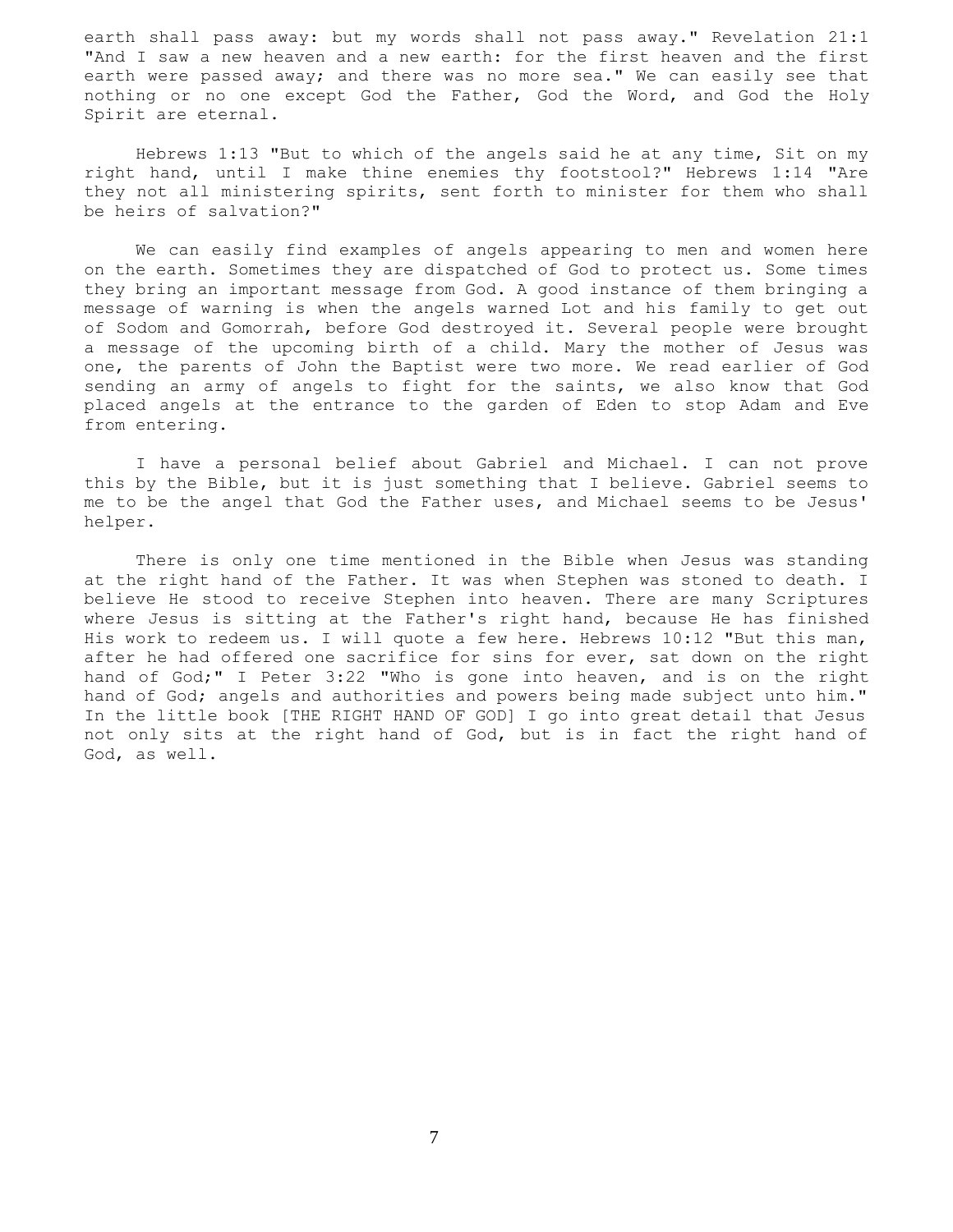earth shall pass away: but my words shall not pass away." Revelation 21:1 "And I saw a new heaven and a new earth: for the first heaven and the first earth were passed away; and there was no more sea." We can easily see that nothing or no one except God the Father, God the Word, and God the Holy Spirit are eternal.

Hebrews 1:13 "But to which of the angels said he at any time, Sit on my right hand, until I make thine enemies thy footstool?" Hebrews 1:14 "Are they not all ministering spirits, sent forth to minister for them who shall be heirs of salvation?"

We can easily find examples of angels appearing to men and women here on the earth. Sometimes they are dispatched of God to protect us. Some times they bring an important message from God. A good instance of them bringing a message of warning is when the angels warned Lot and his family to get out of Sodom and Gomorrah, before God destroyed it. Several people were brought a message of the upcoming birth of a child. Mary the mother of Jesus was one, the parents of John the Baptist were two more. We read earlier of God sending an army of angels to fight for the saints, we also know that God placed angels at the entrance to the garden of Eden to stop Adam and Eve from entering.

I have a personal belief about Gabriel and Michael. I can not prove this by the Bible, but it is just something that I believe. Gabriel seems to me to be the angel that God the Father uses, and Michael seems to be Jesus' helper.

There is only one time mentioned in the Bible when Jesus was standing at the right hand of the Father. It was when Stephen was stoned to death. I believe He stood to receive Stephen into heaven. There are many Scriptures where Jesus is sitting at the Father's right hand, because He has finished His work to redeem us. I will quote a few here. Hebrews 10:12 "But this man, after he had offered one sacrifice for sins for ever, sat down on the right hand of God;" I Peter 3:22 "Who is gone into heaven, and is on the right hand of God; angels and authorities and powers being made subject unto him." In the little book [THE RIGHT HAND OF GOD] I go into great detail that Jesus not only sits at the right hand of God, but is in fact the right hand of God, as well.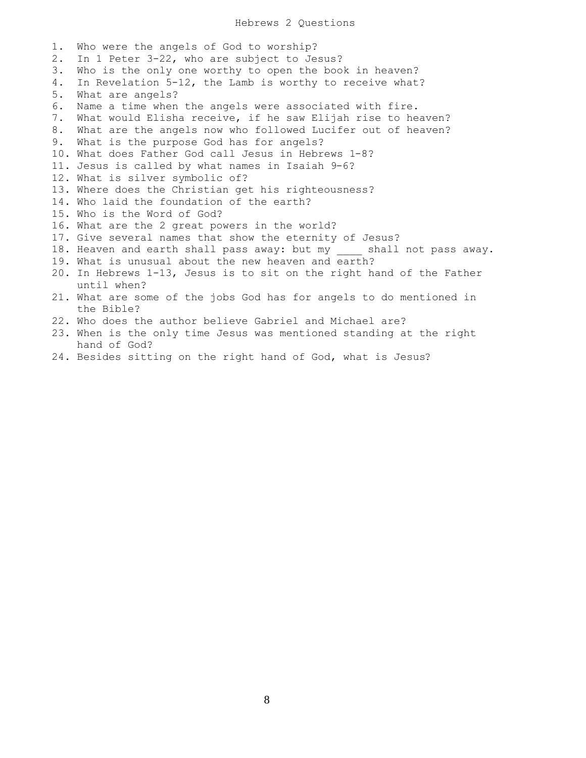# Hebrews 2 Questions

1. Who were the angels of God to worship?
2. In 1 Peter 3-22, who are subject to Jesus?
3. Who is the only one worthy to open the book in heaven?
4. In Revelation 5-12, the Lamb is worthy to receive what?
5. What are angels?
6. Name a time when the angels were associated with fire.
7. What would Elisha receive, if he saw Elijah rise to heaven?
8. What are the angels now who followed Lucifer out of heaven?
9. What is the purpose God has for angels?
10. What does Father God call Jesus in Hebrews 1-8?
11. Jesus is called by what names in Isaiah 9-6?
12. What is silver symbolic of?
13. Where does the Christian get his righteousness?
14. Who laid the foundation of the earth?
15. Who is the Word of God?
16. What are the 2 great powers in the world?
17. Give several names that show the eternity of Jesus?
18. Heaven and earth shall pass away: but my ____ shall not pass away.
19. What is unusual about the new heaven and earth?
20. In Hebrews 1-13, Jesus is to sit on the right hand of the Father until when?
21. What are some of the jobs God has for angels to do mentioned in the Bible?
22. Who does the author believe Gabriel and Michael are?
23. When is the only time Jesus was mentioned standing at the right hand of God?
24. Besides sitting on the right hand of God, what is Jesus?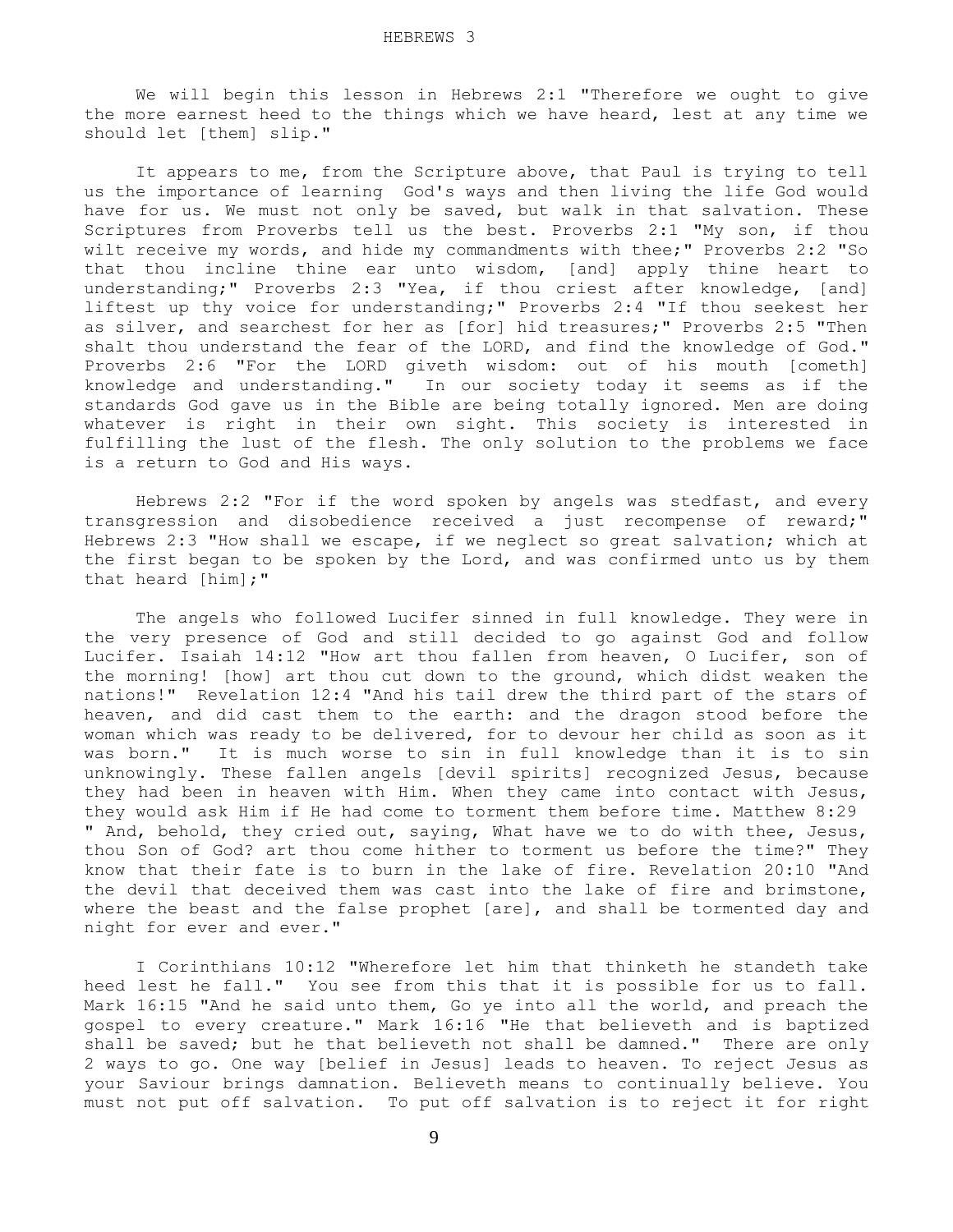HEBREWS 3

We will begin this lesson in Hebrews 2:1 "Therefore we ought to give the more earnest heed to the things which we have heard, lest at any time we should let [them] slip."

It appears to me, from the Scripture above, that Paul is trying to tell us the importance of learning God's ways and then living the life God would have for us. We must not only be saved, but walk in that salvation. These Scriptures from Proverbs tell us the best. Proverbs 2:1 "My son, if thou wilt receive my words, and hide my commandments with thee;" Proverbs 2:2 "So that thou incline thine ear unto wisdom, [and] apply thine heart to understanding;" Proverbs 2:3 "Yea, if thou criest after knowledge, [and] liftest up thy voice for understanding;" Proverbs 2:4 "If thou seekest her as silver, and searchest for her as [for] hid treasures;" Proverbs 2:5 "Then shalt thou understand the fear of the LORD, and find the knowledge of God." Proverbs 2:6 "For the LORD giveth wisdom: out of his mouth [cometh] knowledge and understanding." In our society today it seems as if the standards God gave us in the Bible are being totally ignored. Men are doing whatever is right in their own sight. This society is interested in fulfilling the lust of the flesh. The only solution to the problems we face is a return to God and His ways.

Hebrews 2:2 "For if the word spoken by angels was stedfast, and every transgression and disobedience received a just recompense of reward;" Hebrews 2:3 "How shall we escape, if we neglect so great salvation; which at the first began to be spoken by the Lord, and was confirmed unto us by them that heard [him];"

The angels who followed Lucifer sinned in full knowledge. They were in the very presence of God and still decided to go against God and follow Lucifer. Isaiah 14:12 "How art thou fallen from heaven, O Lucifer, son of the morning! [how] art thou cut down to the ground, which didst weaken the nations!" Revelation 12:4 "And his tail drew the third part of the stars of heaven, and did cast them to the earth: and the dragon stood before the woman which was ready to be delivered, for to devour her child as soon as it was born." It is much worse to sin in full knowledge than it is to sin unknowingly. These fallen angels [devil spirits] recognized Jesus, because they had been in heaven with Him. When they came into contact with Jesus, they would ask Him if He had come to torment them before time. Matthew 8:29 " And, behold, they cried out, saying, What have we to do with thee, Jesus, thou Son of God? art thou come hither to torment us before the time?" They know that their fate is to burn in the lake of fire. Revelation 20:10 "And the devil that deceived them was cast into the lake of fire and brimstone, where the beast and the false prophet [are], and shall be tormented day and night for ever and ever."

I Corinthians 10:12 "Wherefore let him that thinketh he standeth take heed lest he fall." You see from this that it is possible for us to fall. Mark 16:15 "And he said unto them, Go ye into all the world, and preach the gospel to every creature." Mark 16:16 "He that believeth and is baptized shall be saved; but he that believeth not shall be damned." There are only 2 ways to go. One way [belief in Jesus] leads to heaven. To reject Jesus as your Saviour brings damnation. Believeth means to continually believe. You must not put off salvation. To put off salvation is to reject it for right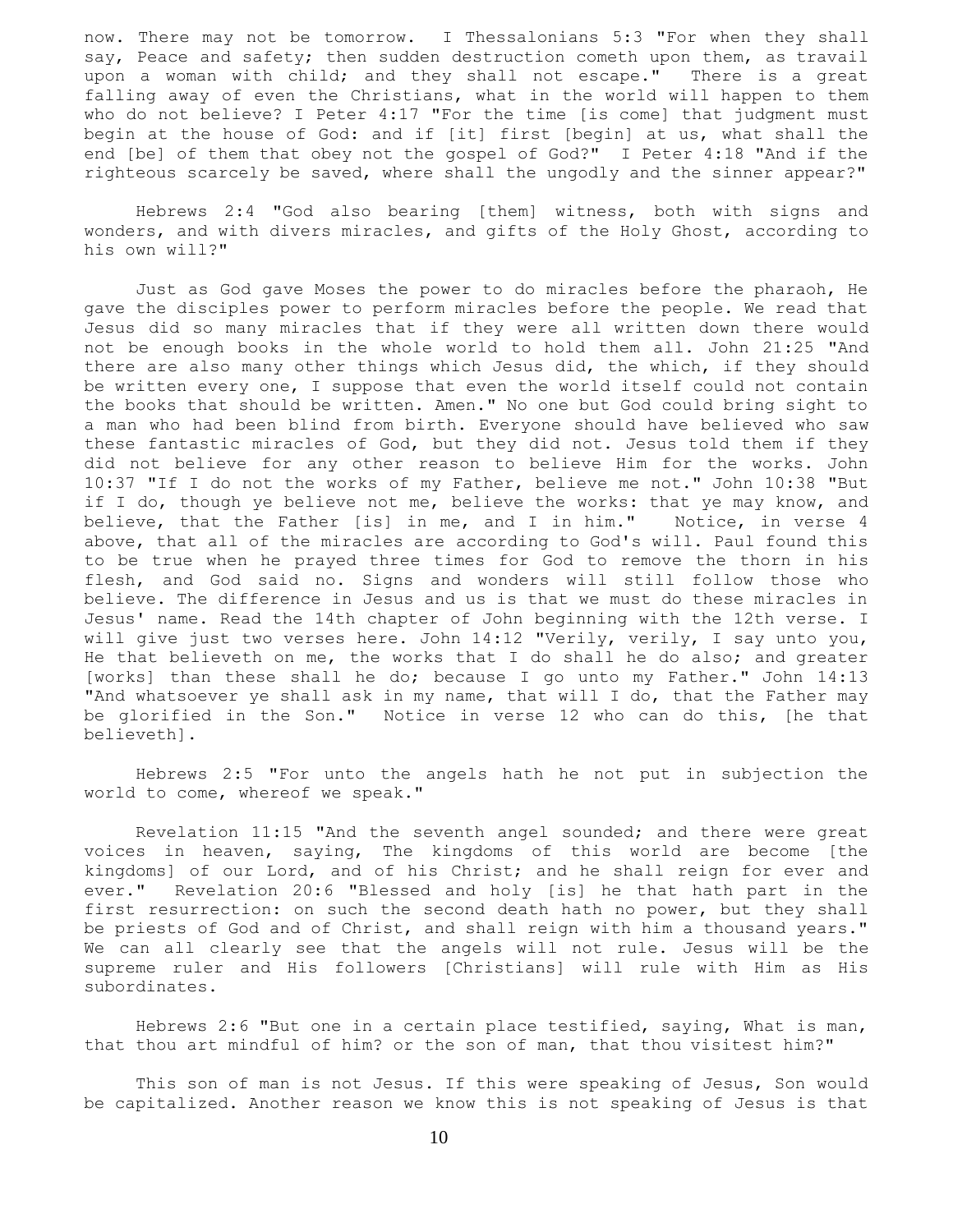now. There may not be tomorrow. I Thessalonians 5:3 "For when they shall say, Peace and safety; then sudden destruction cometh upon them, as travail upon a woman with child; and they shall not escape." There is a great falling away of even the Christians, what in the world will happen to them who do not believe? I Peter 4:17 "For the time [is come] that judgment must begin at the house of God: and if [it] first [begin] at us, what shall the end [be] of them that obey not the gospel of God?" I Peter 4:18 "And if the righteous scarcely be saved, where shall the ungodly and the sinner appear?"

Hebrews 2:4 "God also bearing [them] witness, both with signs and wonders, and with divers miracles, and gifts of the Holy Ghost, according to his own will?"

Just as God gave Moses the power to do miracles before the pharaoh, He gave the disciples power to perform miracles before the people. We read that Jesus did so many miracles that if they were all written down there would not be enough books in the whole world to hold them all. John 21:25 "And there are also many other things which Jesus did, the which, if they should be written every one, I suppose that even the world itself could not contain the books that should be written. Amen." No one but God could bring sight to a man who had been blind from birth. Everyone should have believed who saw these fantastic miracles of God, but they did not. Jesus told them if they did not believe for any other reason to believe Him for the works. John 10:37 "If I do not the works of my Father, believe me not." John 10:38 "But if I do, though ye believe not me, believe the works: that ye may know, and believe, that the Father [is] in me, and I in him." Notice, in verse 4 above, that all of the miracles are according to God's will. Paul found this to be true when he prayed three times for God to remove the thorn in his flesh, and God said no. Signs and wonders will still follow those who believe. The difference in Jesus and us is that we must do these miracles in Jesus' name. Read the 14th chapter of John beginning with the 12th verse. I will give just two verses here. John 14:12 "Verily, verily, I say unto you, He that believeth on me, the works that I do shall he do also; and greater [works] than these shall he do; because I go unto my Father." John 14:13 "And whatsoever ye shall ask in my name, that will I do, that the Father may be glorified in the Son." Notice in verse 12 who can do this, [he that believeth].

Hebrews 2:5 "For unto the angels hath he not put in subjection the world to come, whereof we speak."

Revelation 11:15 "And the seventh angel sounded; and there were great voices in heaven, saying, The kingdoms of this world are become [the kingdoms] of our Lord, and of his Christ; and he shall reign for ever and ever." Revelation 20:6 "Blessed and holy [is] he that hath part in the first resurrection: on such the second death hath no power, but they shall be priests of God and of Christ, and shall reign with him a thousand years." We can all clearly see that the angels will not rule. Jesus will be the supreme ruler and His followers [Christians] will rule with Him as His subordinates.

Hebrews 2:6 "But one in a certain place testified, saying, What is man, that thou art mindful of him? or the son of man, that thou visitest him?"

This son of man is not Jesus. If this were speaking of Jesus, Son would be capitalized. Another reason we know this is not speaking of Jesus is that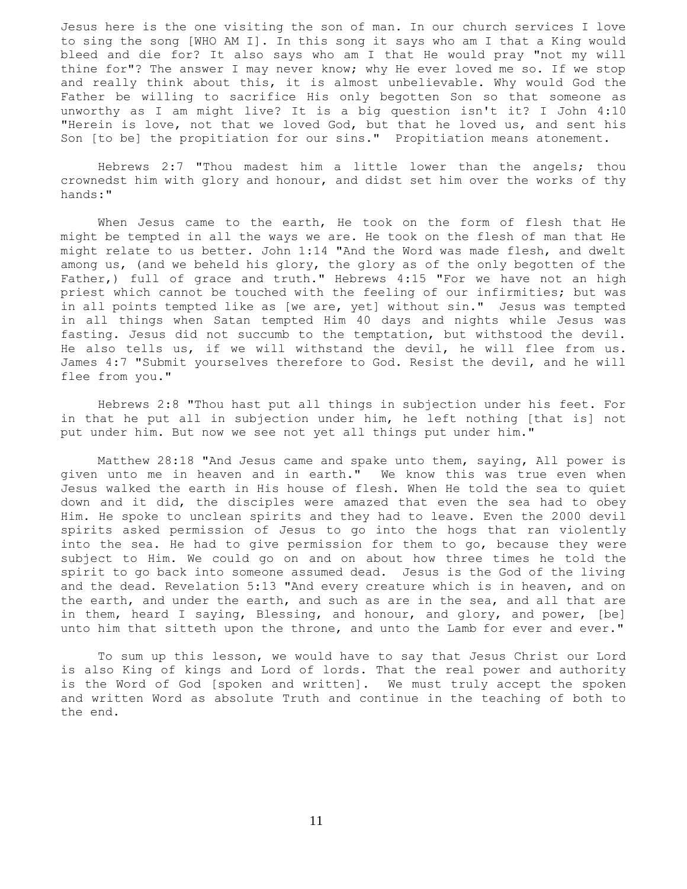Jesus here is the one visiting the son of man. In our church services I love to sing the song [WHO AM I]. In this song it says who am I that a King would bleed and die for? It also says who am I that He would pray "not my will thine for"? The answer I may never know; why He ever loved me so. If we stop and really think about this, it is almost unbelievable. Why would God the Father be willing to sacrifice His only begotten Son so that someone as unworthy as I am might live? It is a big question isn't it? I John 4:10 "Herein is love, not that we loved God, but that he loved us, and sent his Son [to be] the propitiation for our sins." Propitiation means atonement.

Hebrews 2:7 "Thou madest him a little lower than the angels; thou crownedst him with glory and honour, and didst set him over the works of thy hands:"

When Jesus came to the earth, He took on the form of flesh that He might be tempted in all the ways we are. He took on the flesh of man that He might relate to us better. John 1:14 "And the Word was made flesh, and dwelt among us, (and we beheld his glory, the glory as of the only begotten of the Father,) full of grace and truth." Hebrews 4:15 "For we have not an high priest which cannot be touched with the feeling of our infirmities; but was in all points tempted like as [we are, yet] without sin." Jesus was tempted in all things when Satan tempted Him 40 days and nights while Jesus was fasting. Jesus did not succumb to the temptation, but withstood the devil. He also tells us, if we will withstand the devil, he will flee from us. James 4:7 "Submit yourselves therefore to God. Resist the devil, and he will flee from you."

Hebrews 2:8 "Thou hast put all things in subjection under his feet. For in that he put all in subjection under him, he left nothing [that is] not put under him. But now we see not yet all things put under him."

Matthew 28:18 "And Jesus came and spake unto them, saying, All power is given unto me in heaven and in earth." We know this was true even when Jesus walked the earth in His house of flesh. When He told the sea to quiet down and it did, the disciples were amazed that even the sea had to obey Him. He spoke to unclean spirits and they had to leave. Even the 2000 devil spirits asked permission of Jesus to go into the hogs that ran violently into the sea. He had to give permission for them to go, because they were subject to Him. We could go on and on about how three times he told the spirit to go back into someone assumed dead. Jesus is the God of the living and the dead. Revelation 5:13 "And every creature which is in heaven, and on the earth, and under the earth, and such as are in the sea, and all that are in them, heard I saying, Blessing, and honour, and glory, and power, [be] unto him that sitteth upon the throne, and unto the Lamb for ever and ever."

To sum up this lesson, we would have to say that Jesus Christ our Lord is also King of kings and Lord of lords. That the real power and authority is the Word of God [spoken and written]. We must truly accept the spoken and written Word as absolute Truth and continue in the teaching of both to the end.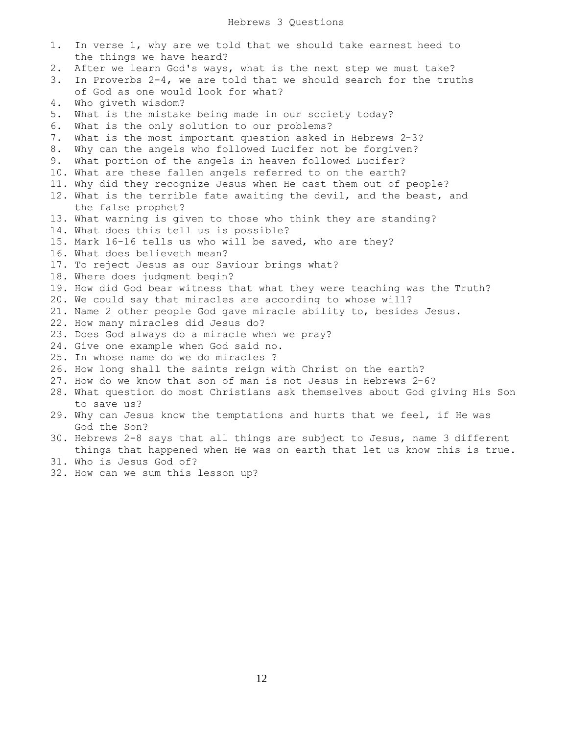# Hebrews 3 Questions

1. In verse 1, why are we told that we should take earnest heed to the things we have heard?
2. After we learn God's ways, what is the next step we must take?
3. In Proverbs 2-4, we are told that we should search for the truths of God as one would look for what?
4. Who giveth wisdom?
5. What is the mistake being made in our society today?
6. What is the only solution to our problems?
7. What is the most important question asked in Hebrews 2-3?
8. Why can the angels who followed Lucifer not be forgiven?
9. What portion of the angels in heaven followed Lucifer?
10. What are these fallen angels referred to on the earth?
11. Why did they recognize Jesus when He cast them out of people?
12. What is the terrible fate awaiting the devil, and the beast, and the false prophet?
13. What warning is given to those who think they are standing?
14. What does this tell us is possible?
15. Mark 16-16 tells us who will be saved, who are they?
16. What does believeth mean?
17. To reject Jesus as our Saviour brings what?
18. Where does judgment begin?
19. How did God bear witness that what they were teaching was the Truth?
20. We could say that miracles are according to whose will?
21. Name 2 other people God gave miracle ability to, besides Jesus.
22. How many miracles did Jesus do?
23. Does God always do a miracle when we pray?
24. Give one example when God said no.
25. In whose name do we do miracles ?
26. How long shall the saints reign with Christ on the earth?
27. How do we know that son of man is not Jesus in Hebrews 2-6?
28. What question do most Christians ask themselves about God giving His Son to save us?
29. Why can Jesus know the temptations and hurts that we feel, if He was God the Son?
30. Hebrews 2-8 says that all things are subject to Jesus, name 3 different things that happened when He was on earth that let us know this is true.
31. Who is Jesus God of?
32. How can we sum this lesson up?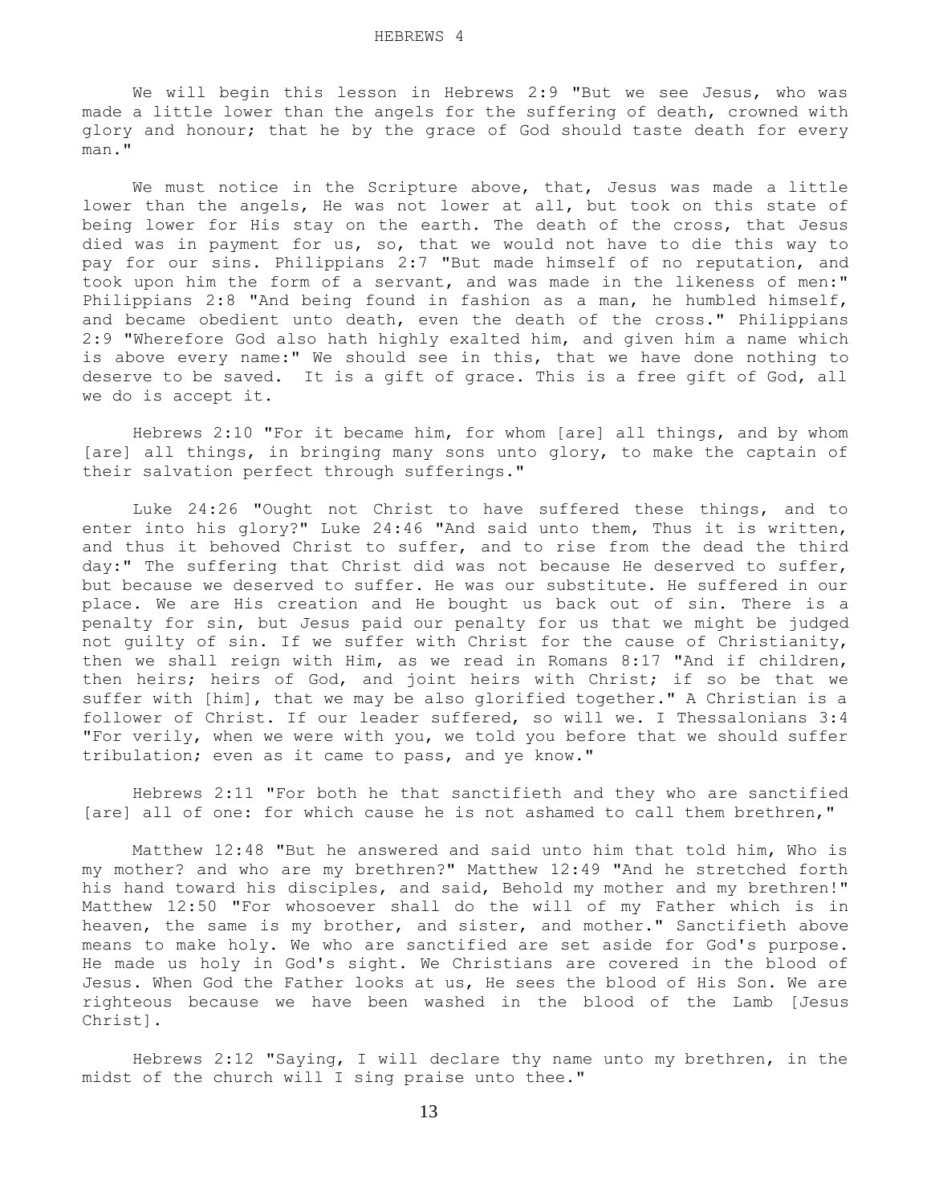# HEBREWS 4

We will begin this lesson in Hebrews 2:9 "But we see Jesus, who was made a little lower than the angels for the suffering of death, crowned with glory and honour; that he by the grace of God should taste death for every man."

We must notice in the Scripture above, that, Jesus was made a little lower than the angels, He was not lower at all, but took on this state of being lower for His stay on the earth. The death of the cross, that Jesus died was in payment for us, so, that we would not have to die this way to pay for our sins. Philippians 2:7 "But made himself of no reputation, and took upon him the form of a servant, and was made in the likeness of men:" Philippians 2:8 "And being found in fashion as a man, he humbled himself, and became obedient unto death, even the death of the cross." Philippians 2:9 "Wherefore God also hath highly exalted him, and given him a name which is above every name:" We should see in this, that we have done nothing to deserve to be saved. It is a gift of grace. This is a free gift of God, all we do is accept it.

Hebrews 2:10 "For it became him, for whom [are] all things, and by whom [are] all things, in bringing many sons unto glory, to make the captain of their salvation perfect through sufferings."

Luke 24:26 "Ought not Christ to have suffered these things, and to enter into his glory?" Luke 24:46 "And said unto them, Thus it is written, and thus it behoved Christ to suffer, and to rise from the dead the third day:" The suffering that Christ did was not because He deserved to suffer, but because we deserved to suffer. He was our substitute. He suffered in our place. We are His creation and He bought us back out of sin. There is a penalty for sin, but Jesus paid our penalty for us that we might be judged not guilty of sin. If we suffer with Christ for the cause of Christianity, then we shall reign with Him, as we read in Romans 8:17 "And if children, then heirs; heirs of God, and joint heirs with Christ; if so be that we suffer with [him], that we may be also glorified together." A Christian is a follower of Christ. If our leader suffered, so will we. I Thessalonians 3:4 "For verily, when we were with you, we told you before that we should suffer tribulation; even as it came to pass, and ye know."

Hebrews 2:11 "For both he that sanctifieth and they who are sanctified [are] all of one: for which cause he is not ashamed to call them brethren,"

Matthew 12:48 "But he answered and said unto him that told him, Who is my mother? and who are my brethren?" Matthew 12:49 "And he stretched forth his hand toward his disciples, and said, Behold my mother and my brethren!" Matthew 12:50 "For whosoever shall do the will of my Father which is in heaven, the same is my brother, and sister, and mother." Sanctifieth above means to make holy. We who are sanctified are set aside for God's purpose. He made us holy in God's sight. We Christians are covered in the blood of Jesus. When God the Father looks at us, He sees the blood of His Son. We are righteous because we have been washed in the blood of the Lamb [Jesus Christ].

Hebrews 2:12 "Saying, I will declare thy name unto my brethren, in the midst of the church will I sing praise unto thee."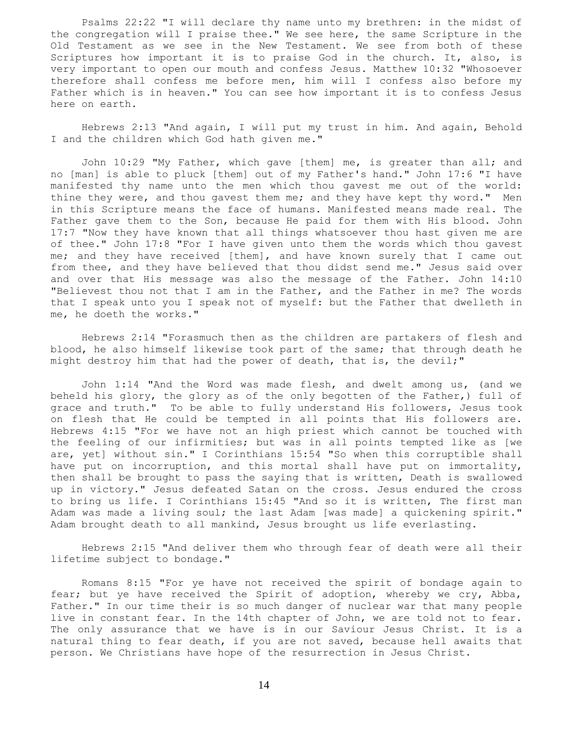Psalms 22:22 "I will declare thy name unto my brethren: in the midst of the congregation will I praise thee." We see here, the same Scripture in the Old Testament as we see in the New Testament. We see from both of these Scriptures how important it is to praise God in the church. It, also, is very important to open our mouth and confess Jesus. Matthew 10:32 "Whosoever therefore shall confess me before men, him will I confess also before my Father which is in heaven." You can see how important it is to confess Jesus here on earth.

Hebrews 2:13 "And again, I will put my trust in him. And again, Behold I and the children which God hath given me."

John 10:29 "My Father, which gave [them] me, is greater than all; and no [man] is able to pluck [them] out of my Father's hand." John 17:6 "I have manifested thy name unto the men which thou gavest me out of the world: thine they were, and thou gavest them me; and they have kept thy word." Men in this Scripture means the face of humans. Manifested means made real. The Father gave them to the Son, because He paid for them with His blood. John 17:7 "Now they have known that all things whatsoever thou hast given me are of thee." John 17:8 "For I have given unto them the words which thou gavest me; and they have received [them], and have known surely that I came out from thee, and they have believed that thou didst send me." Jesus said over and over that His message was also the message of the Father. John 14:10 "Believest thou not that I am in the Father, and the Father in me? The words that I speak unto you I speak not of myself: but the Father that dwelleth in me, he doeth the works."

Hebrews 2:14 "Forasmuch then as the children are partakers of flesh and blood, he also himself likewise took part of the same; that through death he might destroy him that had the power of death, that is, the devil;"

John 1:14 "And the Word was made flesh, and dwelt among us, (and we beheld his glory, the glory as of the only begotten of the Father,) full of grace and truth." To be able to fully understand His followers, Jesus took on flesh that He could be tempted in all points that His followers are. Hebrews 4:15 "For we have not an high priest which cannot be touched with the feeling of our infirmities; but was in all points tempted like as [we are, yet] without sin." I Corinthians 15:54 "So when this corruptible shall have put on incorruption, and this mortal shall have put on immortality, then shall be brought to pass the saying that is written, Death is swallowed up in victory." Jesus defeated Satan on the cross. Jesus endured the cross to bring us life. I Corinthians 15:45 "And so it is written, The first man Adam was made a living soul; the last Adam [was made] a quickening spirit." Adam brought death to all mankind, Jesus brought us life everlasting.

Hebrews 2:15 "And deliver them who through fear of death were all their lifetime subject to bondage."

Romans 8:15 "For ye have not received the spirit of bondage again to fear; but ye have received the Spirit of adoption, whereby we cry, Abba, Father." In our time their is so much danger of nuclear war that many people live in constant fear. In the 14th chapter of John, we are told not to fear. The only assurance that we have is in our Saviour Jesus Christ. It is a natural thing to fear death, if you are not saved, because hell awaits that person. We Christians have hope of the resurrection in Jesus Christ.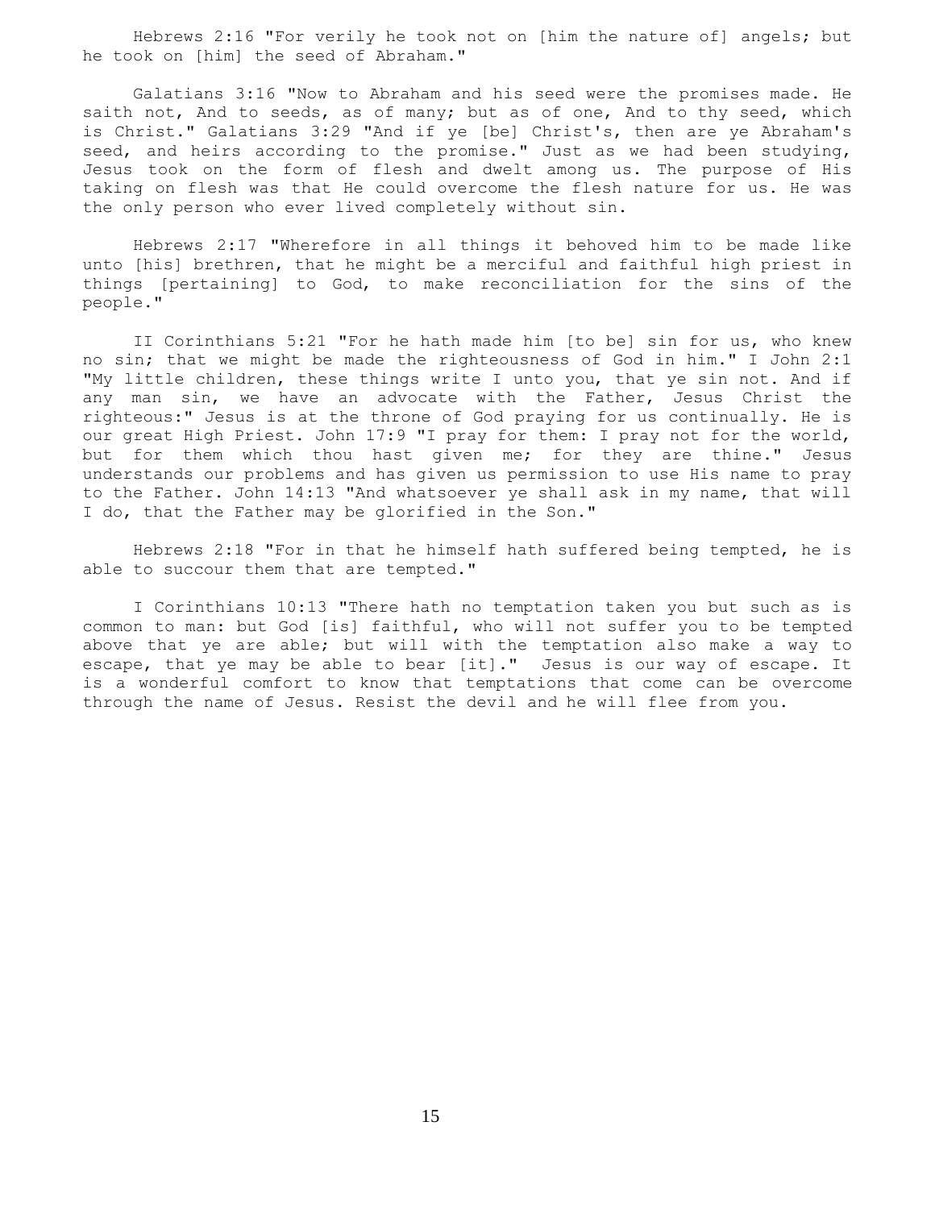Hebrews 2:16 "For verily he took not on [him the nature of] angels; but he took on [him] the seed of Abraham."

Galatians 3:16 "Now to Abraham and his seed were the promises made. He saith not, And to seeds, as of many; but as of one, And to thy seed, which is Christ." Galatians 3:29 "And if ye [be] Christ's, then are ye Abraham's seed, and heirs according to the promise." Just as we had been studying, Jesus took on the form of flesh and dwelt among us. The purpose of His taking on flesh was that He could overcome the flesh nature for us. He was the only person who ever lived completely without sin.

Hebrews 2:17 "Wherefore in all things it behoved him to be made like unto [his] brethren, that he might be a merciful and faithful high priest in things [pertaining] to God, to make reconciliation for the sins of the people."

II Corinthians 5:21 "For he hath made him [to be] sin for us, who knew no sin; that we might be made the righteousness of God in him." I John 2:1 "My little children, these things write I unto you, that ye sin not. And if any man sin, we have an advocate with the Father, Jesus Christ the righteous:" Jesus is at the throne of God praying for us continually. He is our great High Priest. John 17:9 "I pray for them: I pray not for the world, but for them which thou hast given me; for they are thine." Jesus understands our problems and has given us permission to use His name to pray to the Father. John 14:13 "And whatsoever ye shall ask in my name, that will I do, that the Father may be glorified in the Son."

Hebrews 2:18 "For in that he himself hath suffered being tempted, he is able to succour them that are tempted."

I Corinthians 10:13 "There hath no temptation taken you but such as is common to man: but God [is] faithful, who will not suffer you to be tempted above that ye are able; but will with the temptation also make a way to escape, that ye may be able to bear [it]." Jesus is our way of escape. It is a wonderful comfort to know that temptations that come can be overcome through the name of Jesus. Resist the devil and he will flee from you.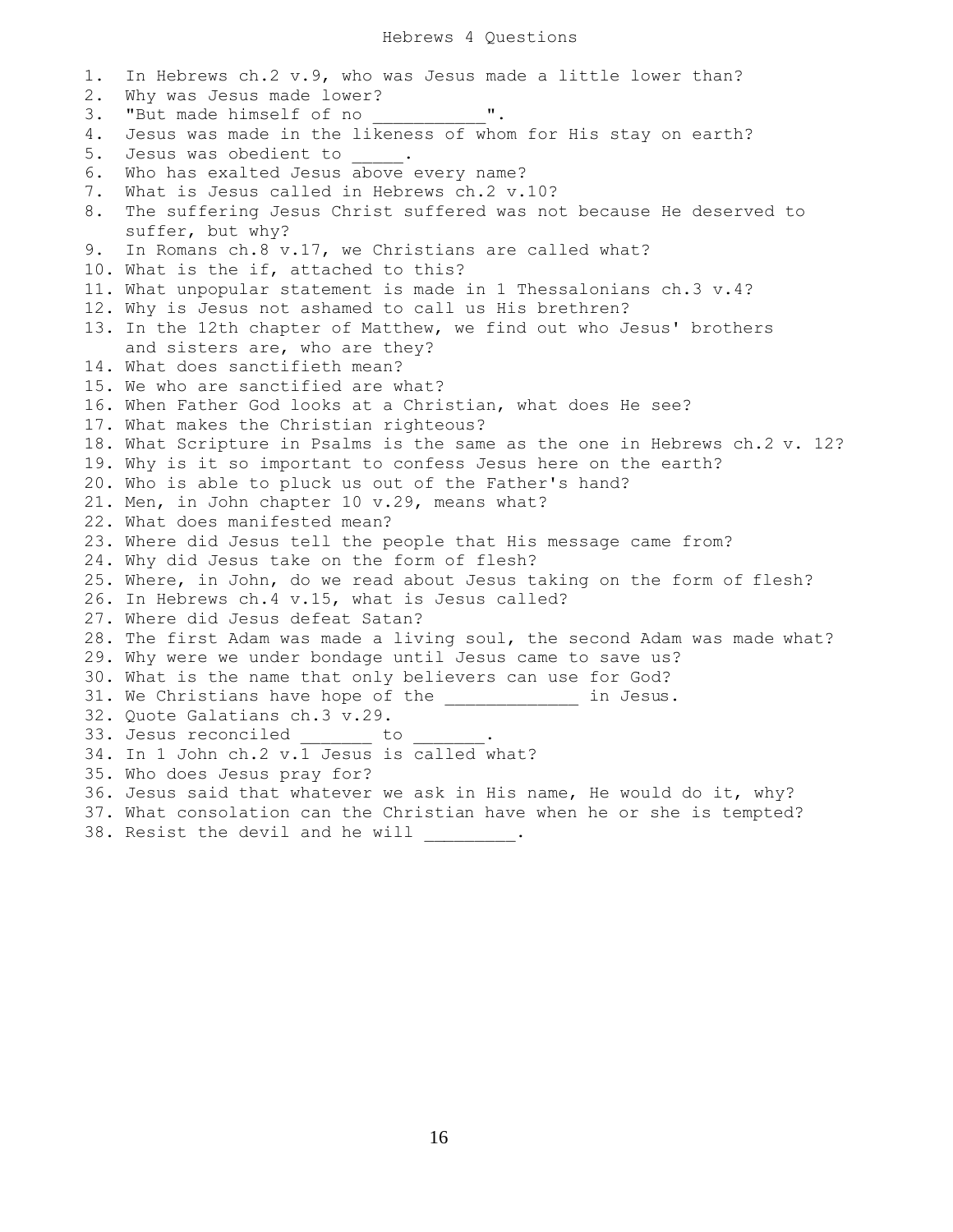# Hebrews 4 Questions

1. In Hebrews ch.2 v.9, who was Jesus made a little lower than?
2. Why was Jesus made lower?
3. "But made himself of no ___________".
4. Jesus was made in the likeness of whom for His stay on earth?
5. Jesus was obedient to _____.
6. Who has exalted Jesus above every name?
7. What is Jesus called in Hebrews ch.2 v.10?
8. The suffering Jesus Christ suffered was not because He deserved to suffer, but why?
9. In Romans ch.8 v.17, we Christians are called what?
10. What is the if, attached to this?
11. What unpopular statement is made in 1 Thessalonians ch.3 v.4?
12. Why is Jesus not ashamed to call us His brethren?
13. In the 12th chapter of Matthew, we find out who Jesus' brothers and sisters are, who are they?
14. What does sanctifieth mean?
15. We who are sanctified are what?
16. When Father God looks at a Christian, what does He see?
17. What makes the Christian righteous?
18. What Scripture in Psalms is the same as the one in Hebrews ch.2 v. 12?
19. Why is it so important to confess Jesus here on the earth?
20. Who is able to pluck us out of the Father's hand?
21. Men, in John chapter 10 v.29, means what?
22. What does manifested mean?
23. Where did Jesus tell the people that His message came from?
24. Why did Jesus take on the form of flesh?
25. Where, in John, do we read about Jesus taking on the form of flesh?
26. In Hebrews ch.4 v.15, what is Jesus called?
27. Where did Jesus defeat Satan?
28. The first Adam was made a living soul, the second Adam was made what?
29. Why were we under bondage until Jesus came to save us?
30. What is the name that only believers can use for God?
31. We Christians have hope of the _____________ in Jesus.
32. Quote Galatians ch.3 v.29.
33. Jesus reconciled _______ to _______.
34. In 1 John ch.2 v.1 Jesus is called what?
35. Who does Jesus pray for?
36. Jesus said that whatever we ask in His name, He would do it, why?
37. What consolation can the Christian have when he or she is tempted?
38. Resist the devil and he will _________.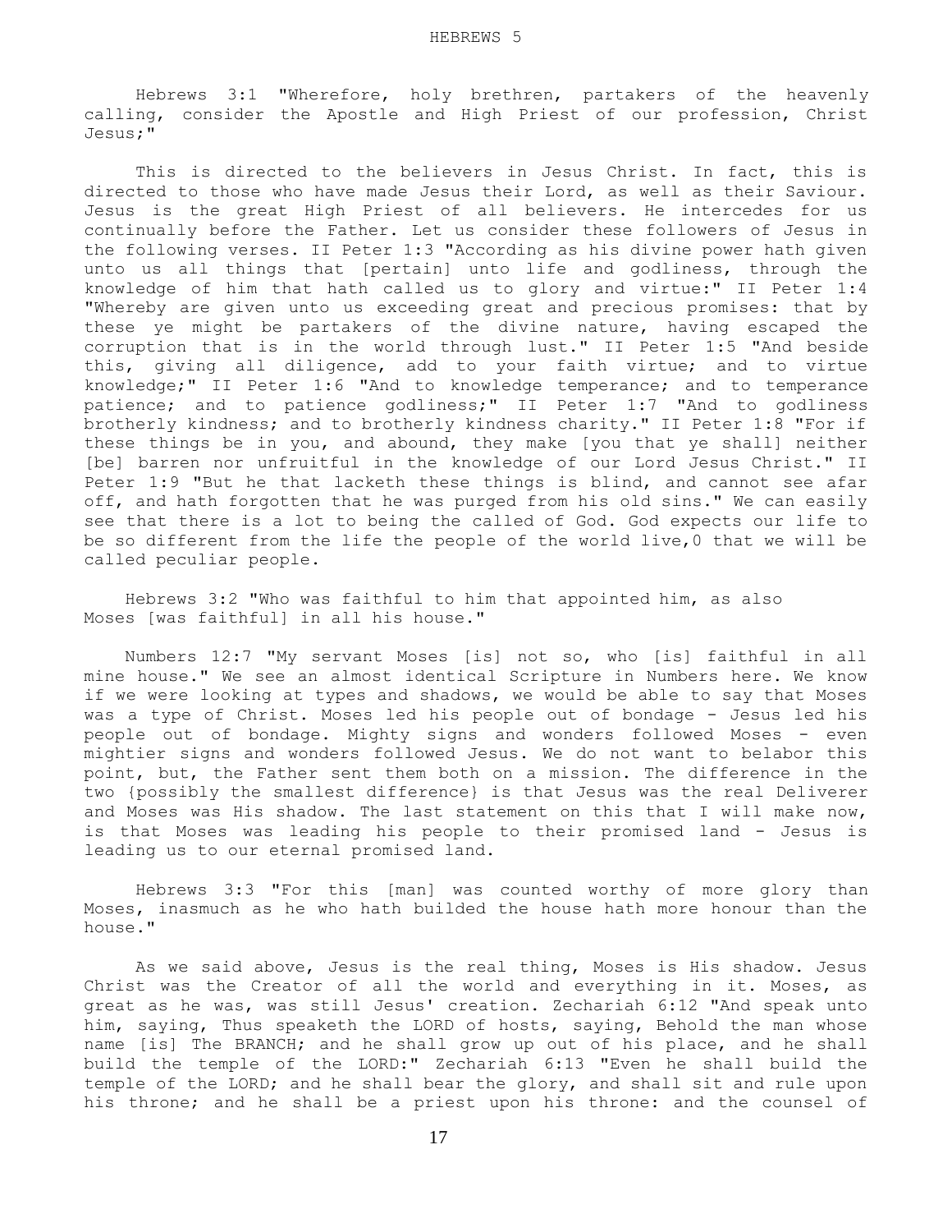Hebrews 3:1 "Wherefore, holy brethren, partakers of the heavenly calling, consider the Apostle and High Priest of our profession, Christ Jesus;"

This is directed to the believers in Jesus Christ. In fact, this is directed to those who have made Jesus their Lord, as well as their Saviour. Jesus is the great High Priest of all believers. He intercedes for us continually before the Father. Let us consider these followers of Jesus in the following verses. II Peter 1:3 "According as his divine power hath given unto us all things that [pertain] unto life and godliness, through the knowledge of him that hath called us to glory and virtue:" II Peter 1:4 "Whereby are given unto us exceeding great and precious promises: that by these ye might be partakers of the divine nature, having escaped the corruption that is in the world through lust." II Peter 1:5 "And beside this, giving all diligence, add to your faith virtue; and to virtue knowledge;" II Peter 1:6 "And to knowledge temperance; and to temperance patience; and to patience godliness;" II Peter 1:7 "And to godliness brotherly kindness; and to brotherly kindness charity." II Peter 1:8 "For if these things be in you, and abound, they make [you that ye shall] neither [be] barren nor unfruitful in the knowledge of our Lord Jesus Christ." II Peter 1:9 "But he that lacketh these things is blind, and cannot see afar off, and hath forgotten that he was purged from his old sins." We can easily see that there is a lot to being the called of God. God expects our life to be so different from the life the people of the world live,0 that we will be called peculiar people.

Hebrews 3:2 "Who was faithful to him that appointed him, as also Moses [was faithful] in all his house."

Numbers 12:7 "My servant Moses [is] not so, who [is] faithful in all mine house." We see an almost identical Scripture in Numbers here. We know if we were looking at types and shadows, we would be able to say that Moses was a type of Christ. Moses led his people out of bondage - Jesus led his people out of bondage. Mighty signs and wonders followed Moses - even mightier signs and wonders followed Jesus. We do not want to belabor this point, but, the Father sent them both on a mission. The difference in the two {possibly the smallest difference} is that Jesus was the real Deliverer and Moses was His shadow. The last statement on this that I will make now, is that Moses was leading his people to their promised land - Jesus is leading us to our eternal promised land.

Hebrews 3:3 "For this [man] was counted worthy of more glory than Moses, inasmuch as he who hath builded the house hath more honour than the house."

As we said above, Jesus is the real thing, Moses is His shadow. Jesus Christ was the Creator of all the world and everything in it. Moses, as great as he was, was still Jesus' creation. Zechariah 6:12 "And speak unto him, saying, Thus speaketh the LORD of hosts, saying, Behold the man whose name [is] The BRANCH; and he shall grow up out of his place, and he shall build the temple of the LORD:" Zechariah 6:13 "Even he shall build the temple of the LORD; and he shall bear the glory, and shall sit and rule upon his throne; and he shall be a priest upon his throne: and the counsel of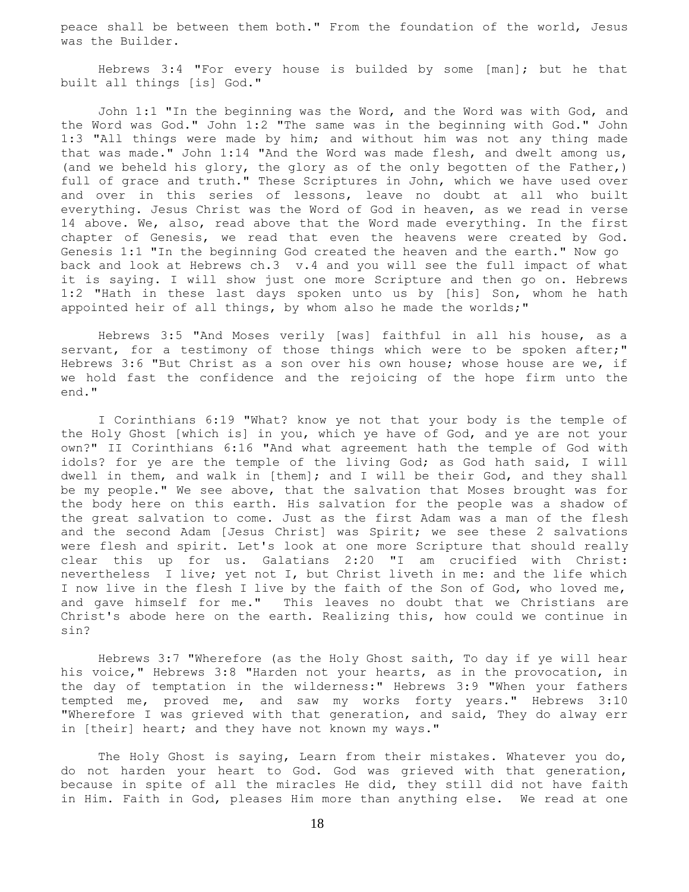peace shall be between them both." From the foundation of the world, Jesus was the Builder.

Hebrews 3:4 "For every house is builded by some [man]; but he that built all things [is] God."

John 1:1 "In the beginning was the Word, and the Word was with God, and the Word was God." John 1:2 "The same was in the beginning with God." John 1:3 "All things were made by him; and without him was not any thing made that was made." John 1:14 "And the Word was made flesh, and dwelt among us, (and we beheld his glory, the glory as of the only begotten of the Father,) full of grace and truth." These Scriptures in John, which we have used over and over in this series of lessons, leave no doubt at all who built everything. Jesus Christ was the Word of God in heaven, as we read in verse 14 above. We, also, read above that the Word made everything. In the first chapter of Genesis, we read that even the heavens were created by God. Genesis 1:1 "In the beginning God created the heaven and the earth." Now go back and look at Hebrews ch.3 v.4 and you will see the full impact of what it is saying. I will show just one more Scripture and then go on. Hebrews 1:2 "Hath in these last days spoken unto us by [his] Son, whom he hath appointed heir of all things, by whom also he made the worlds;"

Hebrews 3:5 "And Moses verily [was] faithful in all his house, as a servant, for a testimony of those things which were to be spoken after;" Hebrews 3:6 "But Christ as a son over his own house; whose house are we, if we hold fast the confidence and the rejoicing of the hope firm unto the end."

I Corinthians 6:19 "What? know ye not that your body is the temple of the Holy Ghost [which is] in you, which ye have of God, and ye are not your own?" II Corinthians 6:16 "And what agreement hath the temple of God with idols? for ye are the temple of the living God; as God hath said, I will dwell in them, and walk in [them]; and I will be their God, and they shall be my people." We see above, that the salvation that Moses brought was for the body here on this earth. His salvation for the people was a shadow of the great salvation to come. Just as the first Adam was a man of the flesh and the second Adam [Jesus Christ] was Spirit; we see these 2 salvations were flesh and spirit. Let's look at one more Scripture that should really clear this up for us. Galatians 2:20 "I am crucified with Christ: nevertheless I live; yet not I, but Christ liveth in me: and the life which I now live in the flesh I live by the faith of the Son of God, who loved me, and gave himself for me." This leaves no doubt that we Christians are Christ's abode here on the earth. Realizing this, how could we continue in sin?

Hebrews 3:7 "Wherefore (as the Holy Ghost saith, To day if ye will hear his voice," Hebrews 3:8 "Harden not your hearts, as in the provocation, in the day of temptation in the wilderness:" Hebrews 3:9 "When your fathers tempted me, proved me, and saw my works forty years." Hebrews 3:10 "Wherefore I was grieved with that generation, and said, They do alway err in [their] heart; and they have not known my ways."

The Holy Ghost is saying, Learn from their mistakes. Whatever you do, do not harden your heart to God. God was grieved with that generation, because in spite of all the miracles He did, they still did not have faith in Him. Faith in God, pleases Him more than anything else. We read at one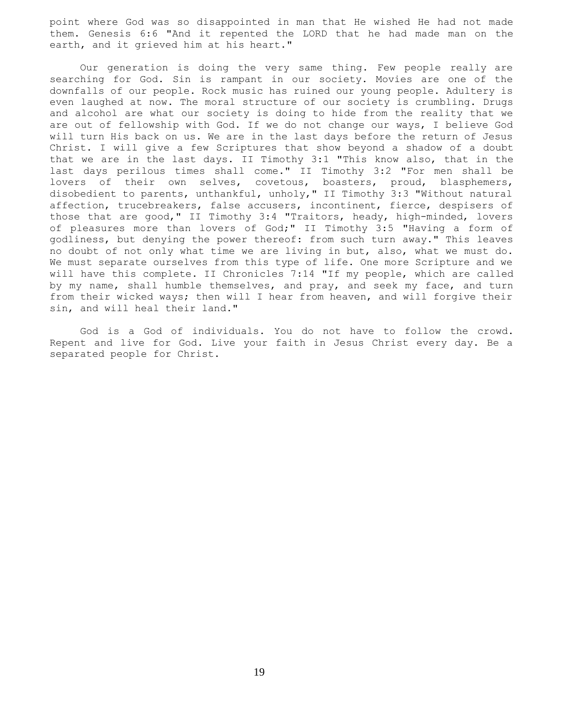point where God was so disappointed in man that He wished He had not made them. Genesis 6:6 "And it repented the LORD that he had made man on the earth, and it grieved him at his heart."

Our generation is doing the very same thing. Few people really are searching for God. Sin is rampant in our society. Movies are one of the downfalls of our people. Rock music has ruined our young people. Adultery is even laughed at now. The moral structure of our society is crumbling. Drugs and alcohol are what our society is doing to hide from the reality that we are out of fellowship with God. If we do not change our ways, I believe God will turn His back on us. We are in the last days before the return of Jesus Christ. I will give a few Scriptures that show beyond a shadow of a doubt that we are in the last days. II Timothy 3:1 "This know also, that in the last days perilous times shall come." II Timothy 3:2 "For men shall be lovers of their own selves, covetous, boasters, proud, blasphemers, disobedient to parents, unthankful, unholy," II Timothy 3:3 "Without natural affection, trucebreakers, false accusers, incontinent, fierce, despisers of those that are good," II Timothy 3:4 "Traitors, heady, high-minded, lovers of pleasures more than lovers of God;" II Timothy 3:5 "Having a form of godliness, but denying the power thereof: from such turn away." This leaves no doubt of not only what time we are living in but, also, what we must do. We must separate ourselves from this type of life. One more Scripture and we will have this complete. II Chronicles 7:14 "If my people, which are called by my name, shall humble themselves, and pray, and seek my face, and turn from their wicked ways; then will I hear from heaven, and will forgive their sin, and will heal their land."

God is a God of individuals. You do not have to follow the crowd. Repent and live for God. Live your faith in Jesus Christ every day. Be a separated people for Christ.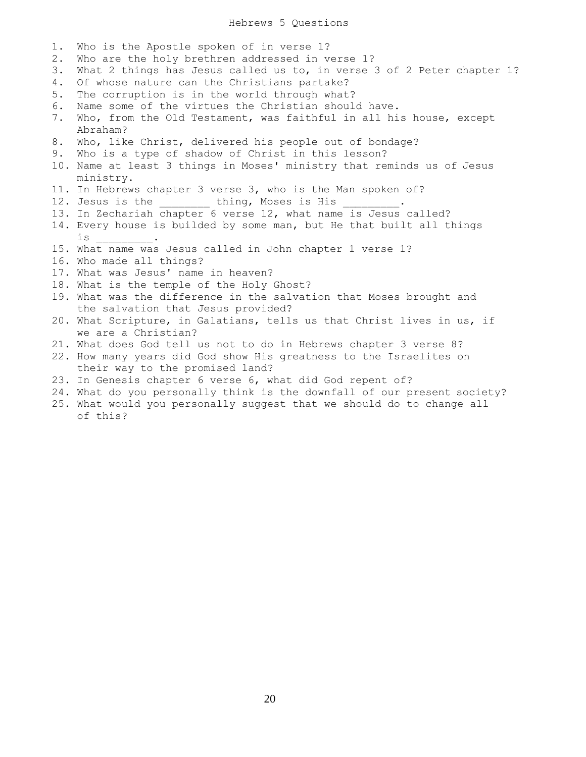# Hebrews 5 Questions

1. Who is the Apostle spoken of in verse 1?
2. Who are the holy brethren addressed in verse 1?
3. What 2 things has Jesus called us to, in verse 3 of 2 Peter chapter 1?
4. Of whose nature can the Christians partake?
5. The corruption is in the world through what?
6. Name some of the virtues the Christian should have.
7. Who, from the Old Testament, was faithful in all his house, except Abraham?
8. Who, like Christ, delivered his people out of bondage?
9. Who is a type of shadow of Christ in this lesson?
10. Name at least 3 things in Moses' ministry that reminds us of Jesus ministry.
11. In Hebrews chapter 3 verse 3, who is the Man spoken of?
12. Jesus is the ________ thing, Moses is His _________.
13. In Zechariah chapter 6 verse 12, what name is Jesus called?
14. Every house is builded by some man, but He that built all things is _________.
15. What name was Jesus called in John chapter 1 verse 1?
16. Who made all things?
17. What was Jesus' name in heaven?
18. What is the temple of the Holy Ghost?
19. What was the difference in the salvation that Moses brought and the salvation that Jesus provided?
20. What Scripture, in Galatians, tells us that Christ lives in us, if we are a Christian?
21. What does God tell us not to do in Hebrews chapter 3 verse 8?
22. How many years did God show His greatness to the Israelites on their way to the promised land?
23. In Genesis chapter 6 verse 6, what did God repent of?
24. What do you personally think is the downfall of our present society?
25. What would you personally suggest that we should do to change all of this?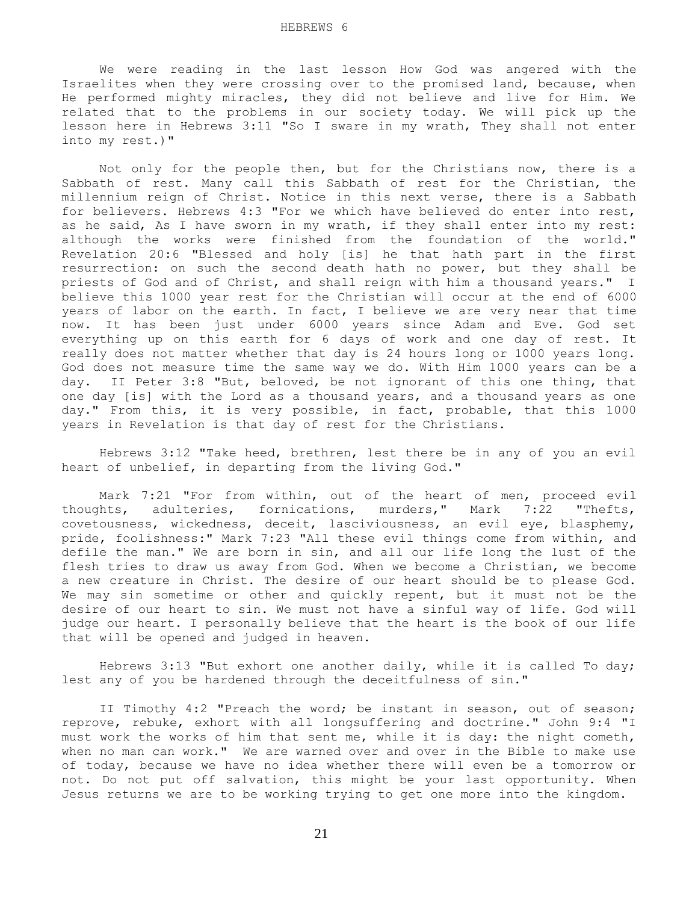# HEBREWS 6

We were reading in the last lesson How God was angered with the Israelites when they were crossing over to the promised land, because, when He performed mighty miracles, they did not believe and live for Him. We related that to the problems in our society today. We will pick up the lesson here in Hebrews 3:11 "So I sware in my wrath, They shall not enter into my rest.)"

Not only for the people then, but for the Christians now, there is a Sabbath of rest. Many call this Sabbath of rest for the Christian, the millennium reign of Christ. Notice in this next verse, there is a Sabbath for believers. Hebrews 4:3 "For we which have believed do enter into rest, as he said, As I have sworn in my wrath, if they shall enter into my rest: although the works were finished from the foundation of the world." Revelation 20:6 "Blessed and holy [is] he that hath part in the first resurrection: on such the second death hath no power, but they shall be priests of God and of Christ, and shall reign with him a thousand years." I believe this 1000 year rest for the Christian will occur at the end of 6000 years of labor on the earth. In fact, I believe we are very near that time now. It has been just under 6000 years since Adam and Eve. God set everything up on this earth for 6 days of work and one day of rest. It really does not matter whether that day is 24 hours long or 1000 years long. God does not measure time the same way we do. With Him 1000 years can be a day. II Peter 3:8 "But, beloved, be not ignorant of this one thing, that one day [is] with the Lord as a thousand years, and a thousand years as one day." From this, it is very possible, in fact, probable, that this 1000 years in Revelation is that day of rest for the Christians.

Hebrews 3:12 "Take heed, brethren, lest there be in any of you an evil heart of unbelief, in departing from the living God."

Mark 7:21 "For from within, out of the heart of men, proceed evil thoughts, adulteries, fornications, murders," Mark 7:22 "Thefts, covetousness, wickedness, deceit, lasciviousness, an evil eye, blasphemy, pride, foolishness:" Mark 7:23 "All these evil things come from within, and defile the man." We are born in sin, and all our life long the lust of the flesh tries to draw us away from God. When we become a Christian, we become a new creature in Christ. The desire of our heart should be to please God. We may sin sometime or other and quickly repent, but it must not be the desire of our heart to sin. We must not have a sinful way of life. God will judge our heart. I personally believe that the heart is the book of our life that will be opened and judged in heaven.

Hebrews 3:13 "But exhort one another daily, while it is called To day; lest any of you be hardened through the deceitfulness of sin."

II Timothy 4:2 "Preach the word; be instant in season, out of season; reprove, rebuke, exhort with all longsuffering and doctrine." John 9:4 "I must work the works of him that sent me, while it is day: the night cometh, when no man can work." We are warned over and over in the Bible to make use of today, because we have no idea whether there will even be a tomorrow or not. Do not put off salvation, this might be your last opportunity. When Jesus returns we are to be working trying to get one more into the kingdom.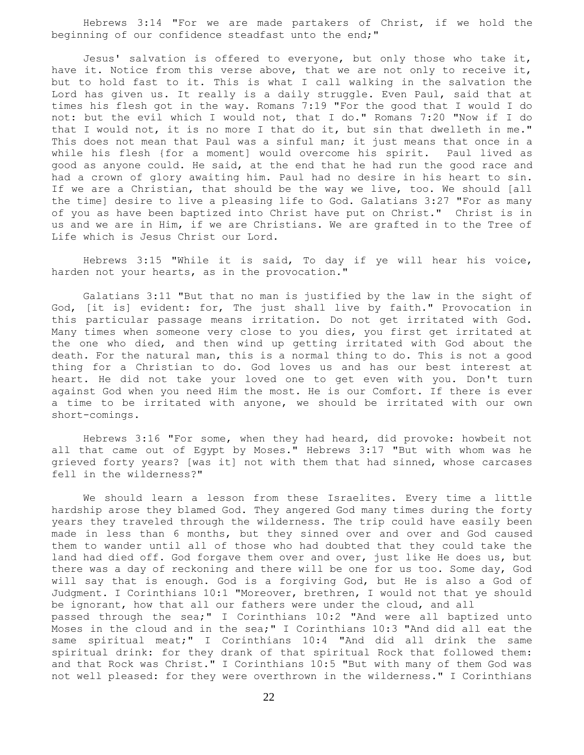Hebrews 3:14 "For we are made partakers of Christ, if we hold the beginning of our confidence steadfast unto the end;"

Jesus' salvation is offered to everyone, but only those who take it, have it. Notice from this verse above, that we are not only to receive it, but to hold fast to it. This is what I call walking in the salvation the Lord has given us. It really is a daily struggle. Even Paul, said that at times his flesh got in the way. Romans 7:19 "For the good that I would I do not: but the evil which I would not, that I do." Romans 7:20 "Now if I do that I would not, it is no more I that do it, but sin that dwelleth in me." This does not mean that Paul was a sinful man; it just means that once in a while his flesh {for a moment] would overcome his spirit. Paul lived as good as anyone could. He said, at the end that he had run the good race and had a crown of glory awaiting him. Paul had no desire in his heart to sin. If we are a Christian, that should be the way we live, too. We should [all the time] desire to live a pleasing life to God. Galatians 3:27 "For as many of you as have been baptized into Christ have put on Christ." Christ is in us and we are in Him, if we are Christians. We are grafted in to the Tree of Life which is Jesus Christ our Lord.

Hebrews 3:15 "While it is said, To day if ye will hear his voice, harden not your hearts, as in the provocation."

Galatians 3:11 "But that no man is justified by the law in the sight of God, [it is] evident: for, The just shall live by faith." Provocation in this particular passage means irritation. Do not get irritated with God. Many times when someone very close to you dies, you first get irritated at the one who died, and then wind up getting irritated with God about the death. For the natural man, this is a normal thing to do. This is not a good thing for a Christian to do. God loves us and has our best interest at heart. He did not take your loved one to get even with you. Don't turn against God when you need Him the most. He is our Comfort. If there is ever a time to be irritated with anyone, we should be irritated with our own short-comings.

Hebrews 3:16 "For some, when they had heard, did provoke: howbeit not all that came out of Egypt by Moses." Hebrews 3:17 "But with whom was he grieved forty years? [was it] not with them that had sinned, whose carcases fell in the wilderness?"

We should learn a lesson from these Israelites. Every time a little hardship arose they blamed God. They angered God many times during the forty years they traveled through the wilderness. The trip could have easily been made in less than 6 months, but they sinned over and over and God caused them to wander until all of those who had doubted that they could take the land had died off. God forgave them over and over, just like He does us, but there was a day of reckoning and there will be one for us too. Some day, God will say that is enough. God is a forgiving God, but He is also a God of Judgment. I Corinthians 10:1 "Moreover, brethren, I would not that ye should be ignorant, how that all our fathers were under the cloud, and all passed through the sea;" I Corinthians 10:2 "And were all baptized unto Moses in the cloud and in the sea;" I Corinthians 10:3 "And did all eat the same spiritual meat;" I Corinthians 10:4 "And did all drink the same spiritual drink: for they drank of that spiritual Rock that followed them: and that Rock was Christ." I Corinthians 10:5 "But with many of them God was not well pleased: for they were overthrown in the wilderness." I Corinthians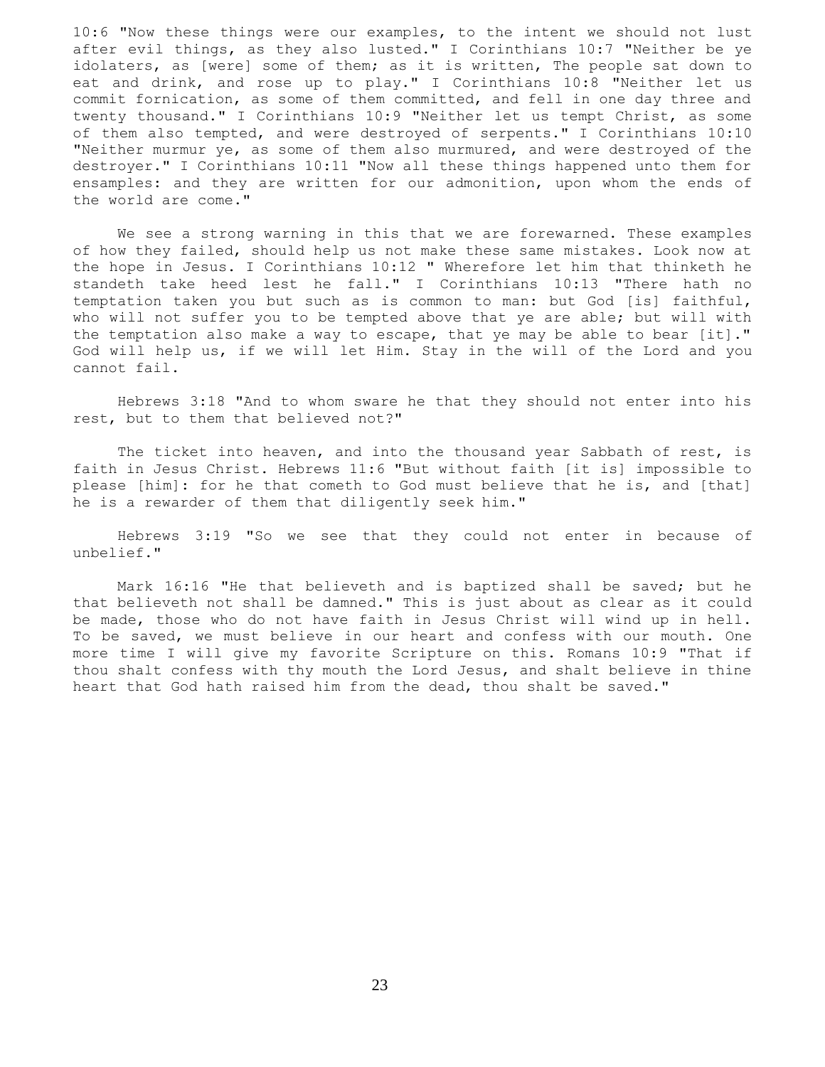10:6 "Now these things were our examples, to the intent we should not lust after evil things, as they also lusted." I Corinthians 10:7 "Neither be ye idolaters, as [were] some of them; as it is written, The people sat down to eat and drink, and rose up to play." I Corinthians 10:8 "Neither let us commit fornication, as some of them committed, and fell in one day three and twenty thousand." I Corinthians 10:9 "Neither let us tempt Christ, as some of them also tempted, and were destroyed of serpents." I Corinthians 10:10 "Neither murmur ye, as some of them also murmured, and were destroyed of the destroyer." I Corinthians 10:11 "Now all these things happened unto them for ensamples: and they are written for our admonition, upon whom the ends of the world are come."

We see a strong warning in this that we are forewarned. These examples of how they failed, should help us not make these same mistakes. Look now at the hope in Jesus. I Corinthians 10:12 " Wherefore let him that thinketh he standeth take heed lest he fall." I Corinthians 10:13 "There hath no temptation taken you but such as is common to man: but God [is] faithful, who will not suffer you to be tempted above that ye are able; but will with the temptation also make a way to escape, that ye may be able to bear [it]." God will help us, if we will let Him. Stay in the will of the Lord and you cannot fail.

Hebrews 3:18 "And to whom sware he that they should not enter into his rest, but to them that believed not?"

The ticket into heaven, and into the thousand year Sabbath of rest, is faith in Jesus Christ. Hebrews 11:6 "But without faith [it is] impossible to please [him]: for he that cometh to God must believe that he is, and [that] he is a rewarder of them that diligently seek him."

Hebrews 3:19 "So we see that they could not enter in because of unbelief."

Mark 16:16 "He that believeth and is baptized shall be saved; but he that believeth not shall be damned." This is just about as clear as it could be made, those who do not have faith in Jesus Christ will wind up in hell. To be saved, we must believe in our heart and confess with our mouth. One more time I will give my favorite Scripture on this. Romans 10:9 "That if thou shalt confess with thy mouth the Lord Jesus, and shalt believe in thine heart that God hath raised him from the dead, thou shalt be saved."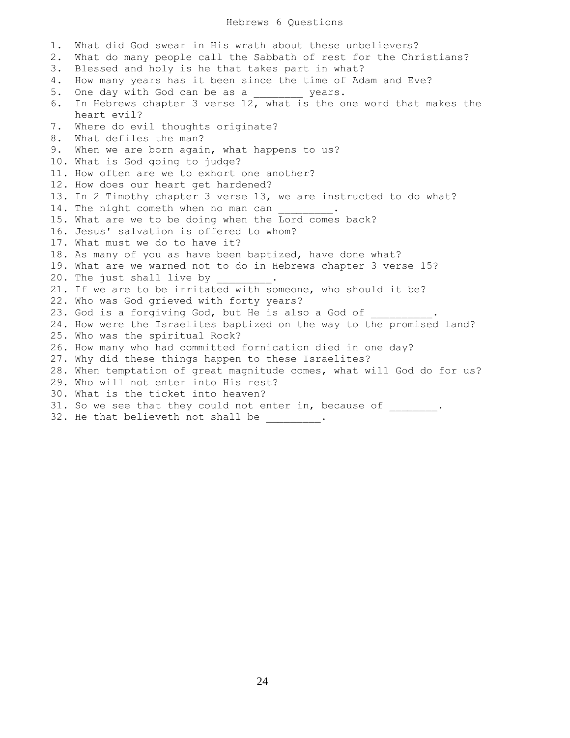# Hebrews 6 Questions

1. What did God swear in His wrath about these unbelievers?
2. What do many people call the Sabbath of rest for the Christians?
3. Blessed and holy is he that takes part in what?
4. How many years has it been since the time of Adam and Eve?
5. One day with God can be as a ________ years.
6. In Hebrews chapter 3 verse 12, what is the one word that makes the heart evil?
7. Where do evil thoughts originate?
8. What defiles the man?
9. When we are born again, what happens to us?
10. What is God going to judge?
11. How often are we to exhort one another?
12. How does our heart get hardened?
13. In 2 Timothy chapter 3 verse 13, we are instructed to do what?
14. The night cometh when no man can _________.
15. What are we to be doing when the Lord comes back?
16. Jesus' salvation is offered to whom?
17. What must we do to have it?
18. As many of you as have been baptized, have done what?
19. What are we warned not to do in Hebrews chapter 3 verse 15?
20. The just shall live by _________.
21. If we are to be irritated with someone, who should it be?
22. Who was God grieved with forty years?
23. God is a forgiving God, but He is also a God of __________.
24. How were the Israelites baptized on the way to the promised land?
25. Who was the spiritual Rock?
26. How many who had committed fornication died in one day?
27. Why did these things happen to these Israelites?
28. When temptation of great magnitude comes, what will God do for us?
29. Who will not enter into His rest?
30. What is the ticket into heaven?
31. So we see that they could not enter in, because of ________.
32. He that believeth not shall be _________.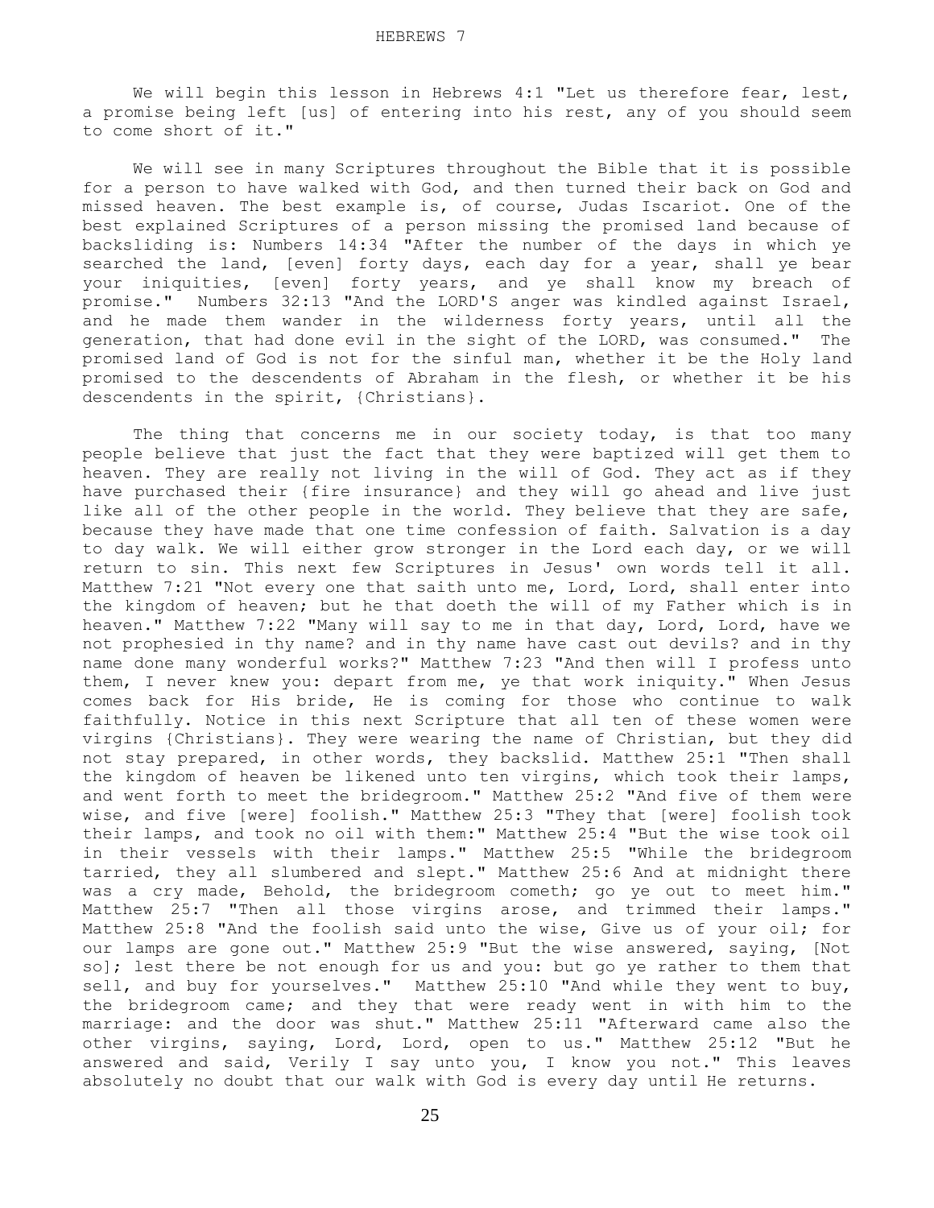# HEBREWS 7

We will begin this lesson in Hebrews 4:1 "Let us therefore fear, lest, a promise being left [us] of entering into his rest, any of you should seem to come short of it."

We will see in many Scriptures throughout the Bible that it is possible for a person to have walked with God, and then turned their back on God and missed heaven. The best example is, of course, Judas Iscariot. One of the best explained Scriptures of a person missing the promised land because of backsliding is: Numbers 14:34 "After the number of the days in which ye searched the land, [even] forty days, each day for a year, shall ye bear your iniquities, [even] forty years, and ye shall know my breach of promise." Numbers 32:13 "And the LORD'S anger was kindled against Israel, and he made them wander in the wilderness forty years, until all the generation, that had done evil in the sight of the LORD, was consumed." The promised land of God is not for the sinful man, whether it be the Holy land promised to the descendents of Abraham in the flesh, or whether it be his descendents in the spirit, {Christians}.

The thing that concerns me in our society today, is that too many people believe that just the fact that they were baptized will get them to heaven. They are really not living in the will of God. They act as if they have purchased their {fire insurance} and they will go ahead and live just like all of the other people in the world. They believe that they are safe, because they have made that one time confession of faith. Salvation is a day to day walk. We will either grow stronger in the Lord each day, or we will return to sin. This next few Scriptures in Jesus' own words tell it all. Matthew 7:21 "Not every one that saith unto me, Lord, Lord, shall enter into the kingdom of heaven; but he that doeth the will of my Father which is in heaven." Matthew 7:22 "Many will say to me in that day, Lord, Lord, have we not prophesied in thy name? and in thy name have cast out devils? and in thy name done many wonderful works?" Matthew 7:23 "And then will I profess unto them, I never knew you: depart from me, ye that work iniquity." When Jesus comes back for His bride, He is coming for those who continue to walk faithfully. Notice in this next Scripture that all ten of these women were virgins {Christians}. They were wearing the name of Christian, but they did not stay prepared, in other words, they backslid. Matthew 25:1 "Then shall the kingdom of heaven be likened unto ten virgins, which took their lamps, and went forth to meet the bridegroom." Matthew 25:2 "And five of them were wise, and five [were] foolish." Matthew 25:3 "They that [were] foolish took their lamps, and took no oil with them:" Matthew 25:4 "But the wise took oil in their vessels with their lamps." Matthew 25:5 "While the bridegroom tarried, they all slumbered and slept." Matthew 25:6 And at midnight there was a cry made, Behold, the bridegroom cometh; go ye out to meet him." Matthew 25:7 "Then all those virgins arose, and trimmed their lamps." Matthew 25:8 "And the foolish said unto the wise, Give us of your oil; for our lamps are gone out." Matthew 25:9 "But the wise answered, saying, [Not so]; lest there be not enough for us and you: but go ye rather to them that sell, and buy for yourselves." Matthew 25:10 "And while they went to buy, the bridegroom came; and they that were ready went in with him to the marriage: and the door was shut." Matthew 25:11 "Afterward came also the other virgins, saying, Lord, Lord, open to us." Matthew 25:12 "But he answered and said, Verily I say unto you, I know you not." This leaves absolutely no doubt that our walk with God is every day until He returns.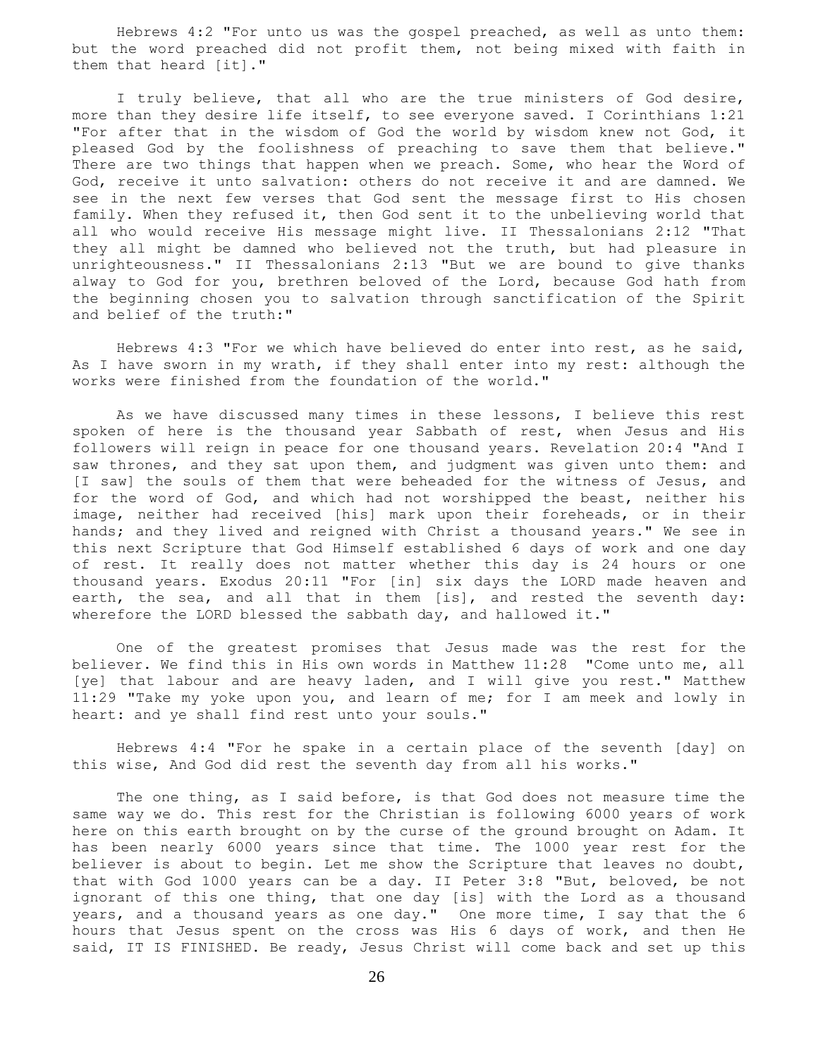Hebrews 4:2 "For unto us was the gospel preached, as well as unto them: but the word preached did not profit them, not being mixed with faith in them that heard [it]."

I truly believe, that all who are the true ministers of God desire, more than they desire life itself, to see everyone saved. I Corinthians 1:21 "For after that in the wisdom of God the world by wisdom knew not God, it pleased God by the foolishness of preaching to save them that believe." There are two things that happen when we preach. Some, who hear the Word of God, receive it unto salvation: others do not receive it and are damned. We see in the next few verses that God sent the message first to His chosen family. When they refused it, then God sent it to the unbelieving world that all who would receive His message might live. II Thessalonians 2:12 "That they all might be damned who believed not the truth, but had pleasure in unrighteousness." II Thessalonians 2:13 "But we are bound to give thanks alway to God for you, brethren beloved of the Lord, because God hath from the beginning chosen you to salvation through sanctification of the Spirit and belief of the truth:"

Hebrews 4:3 "For we which have believed do enter into rest, as he said, As I have sworn in my wrath, if they shall enter into my rest: although the works were finished from the foundation of the world."

As we have discussed many times in these lessons, I believe this rest spoken of here is the thousand year Sabbath of rest, when Jesus and His followers will reign in peace for one thousand years. Revelation 20:4 "And I saw thrones, and they sat upon them, and judgment was given unto them: and [I saw] the souls of them that were beheaded for the witness of Jesus, and for the word of God, and which had not worshipped the beast, neither his image, neither had received [his] mark upon their foreheads, or in their hands; and they lived and reigned with Christ a thousand years." We see in this next Scripture that God Himself established 6 days of work and one day of rest. It really does not matter whether this day is 24 hours or one thousand years. Exodus 20:11 "For [in] six days the LORD made heaven and earth, the sea, and all that in them [is], and rested the seventh day: wherefore the LORD blessed the sabbath day, and hallowed it."

One of the greatest promises that Jesus made was the rest for the believer. We find this in His own words in Matthew 11:28 "Come unto me, all [ye] that labour and are heavy laden, and I will give you rest." Matthew 11:29 "Take my yoke upon you, and learn of me; for I am meek and lowly in heart: and ye shall find rest unto your souls."

Hebrews 4:4 "For he spake in a certain place of the seventh [day] on this wise, And God did rest the seventh day from all his works."

The one thing, as I said before, is that God does not measure time the same way we do. This rest for the Christian is following 6000 years of work here on this earth brought on by the curse of the ground brought on Adam. It has been nearly 6000 years since that time. The 1000 year rest for the believer is about to begin. Let me show the Scripture that leaves no doubt, that with God 1000 years can be a day. II Peter 3:8 "But, beloved, be not ignorant of this one thing, that one day [is] with the Lord as a thousand years, and a thousand years as one day." One more time, I say that the 6 hours that Jesus spent on the cross was His 6 days of work, and then He said, IT IS FINISHED. Be ready, Jesus Christ will come back and set up this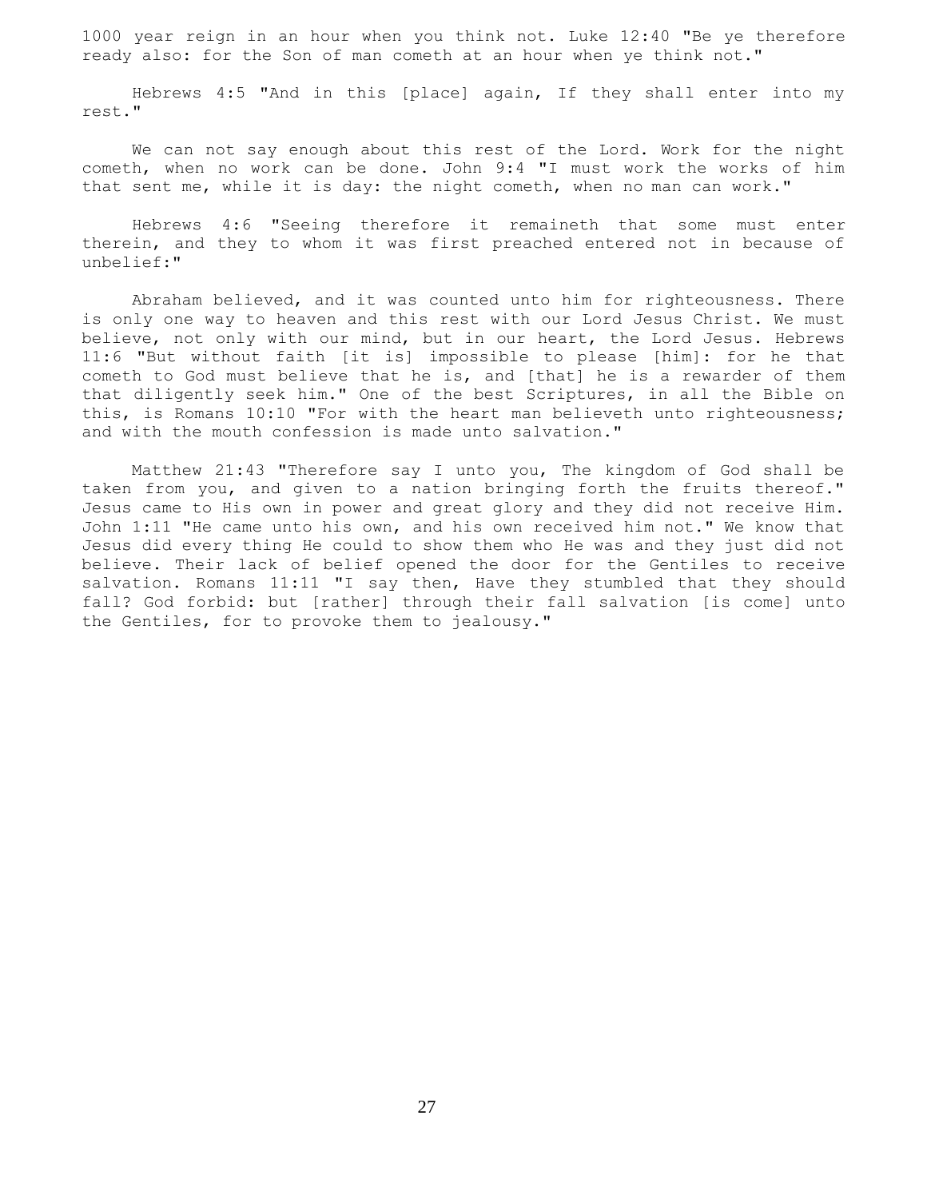1000 year reign in an hour when you think not. Luke 12:40 "Be ye therefore ready also: for the Son of man cometh at an hour when ye think not."

Hebrews 4:5 "And in this [place] again, If they shall enter into my rest."

We can not say enough about this rest of the Lord. Work for the night cometh, when no work can be done. John 9:4 "I must work the works of him that sent me, while it is day: the night cometh, when no man can work."

Hebrews 4:6 "Seeing therefore it remaineth that some must enter therein, and they to whom it was first preached entered not in because of unbelief:"

Abraham believed, and it was counted unto him for righteousness. There is only one way to heaven and this rest with our Lord Jesus Christ. We must believe, not only with our mind, but in our heart, the Lord Jesus. Hebrews 11:6 "But without faith [it is] impossible to please [him]: for he that cometh to God must believe that he is, and [that] he is a rewarder of them that diligently seek him." One of the best Scriptures, in all the Bible on this, is Romans 10:10 "For with the heart man believeth unto righteousness; and with the mouth confession is made unto salvation."

Matthew 21:43 "Therefore say I unto you, The kingdom of God shall be taken from you, and given to a nation bringing forth the fruits thereof." Jesus came to His own in power and great glory and they did not receive Him. John 1:11 "He came unto his own, and his own received him not." We know that Jesus did every thing He could to show them who He was and they just did not believe. Their lack of belief opened the door for the Gentiles to receive salvation. Romans 11:11 "I say then, Have they stumbled that they should fall? God forbid: but [rather] through their fall salvation [is come] unto the Gentiles, for to provoke them to jealousy."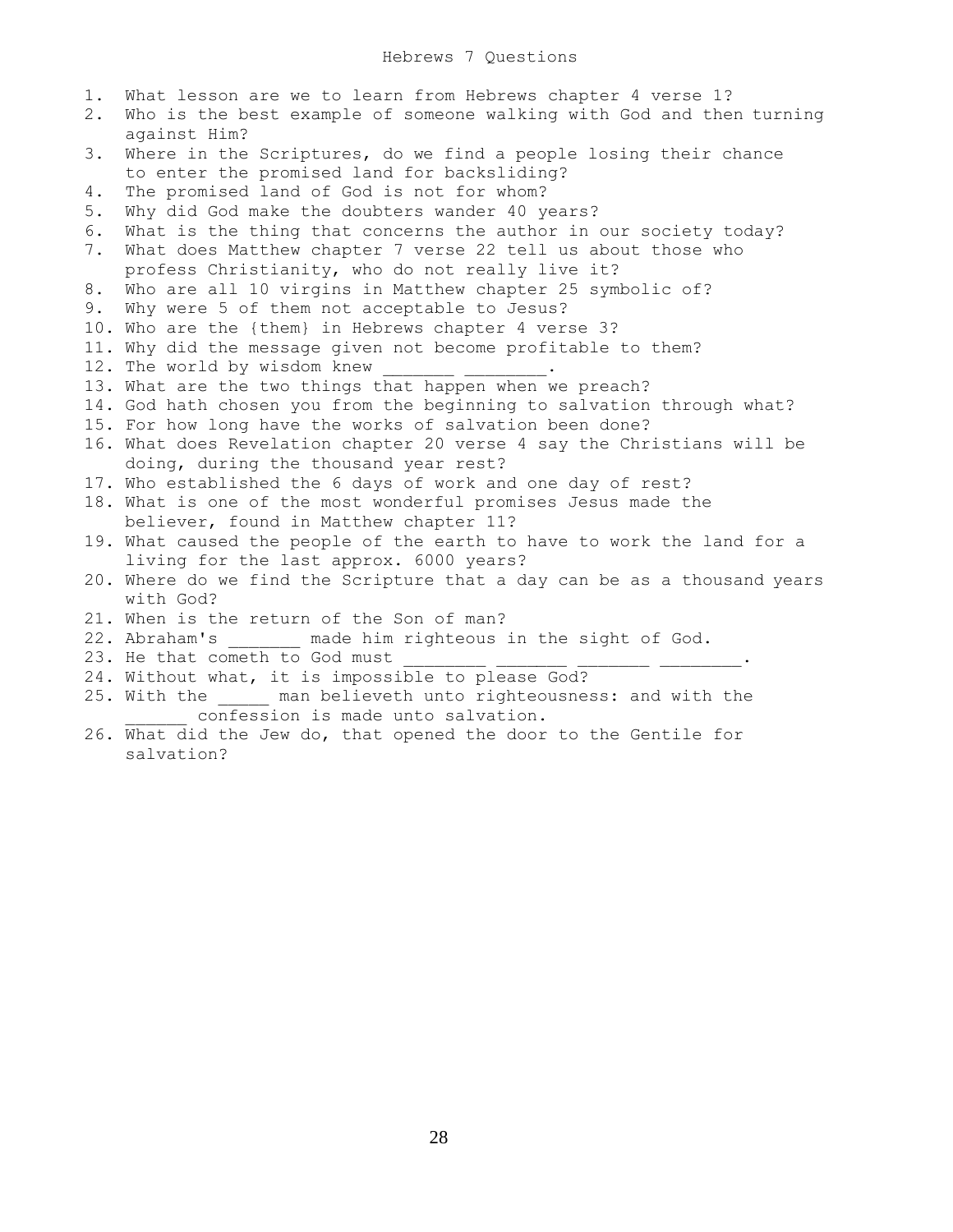# Hebrews 7 Questions

1. What lesson are we to learn from Hebrews chapter 4 verse 1?
2. Who is the best example of someone walking with God and then turning against Him?
3. Where in the Scriptures, do we find a people losing their chance to enter the promised land for backsliding?
4. The promised land of God is not for whom?
5. Why did God make the doubters wander 40 years?
6. What is the thing that concerns the author in our society today?
7. What does Matthew chapter 7 verse 22 tell us about those who profess Christianity, who do not really live it?
8. Who are all 10 virgins in Matthew chapter 25 symbolic of?
9. Why were 5 of them not acceptable to Jesus?
10. Who are the {them} in Hebrews chapter 4 verse 3?
11. Why did the message given not become profitable to them?
12. The world by wisdom knew _______ ________.
13. What are the two things that happen when we preach?
14. God hath chosen you from the beginning to salvation through what?
15. For how long have the works of salvation been done?
16. What does Revelation chapter 20 verse 4 say the Christians will be doing, during the thousand year rest?
17. Who established the 6 days of work and one day of rest?
18. What is one of the most wonderful promises Jesus made the believer, found in Matthew chapter 11?
19. What caused the people of the earth to have to work the land for a living for the last approx. 6000 years?
20. Where do we find the Scripture that a day can be as a thousand years with God?
21. When is the return of the Son of man?
22. Abraham's _______ made him righteous in the sight of God.
23. He that cometh to God must ________ _______ _______ ________.
24. Without what, it is impossible to please God?
25. With the _____ man believeth unto righteousness: and with the ______ confession is made unto salvation.
26. What did the Jew do, that opened the door to the Gentile for salvation?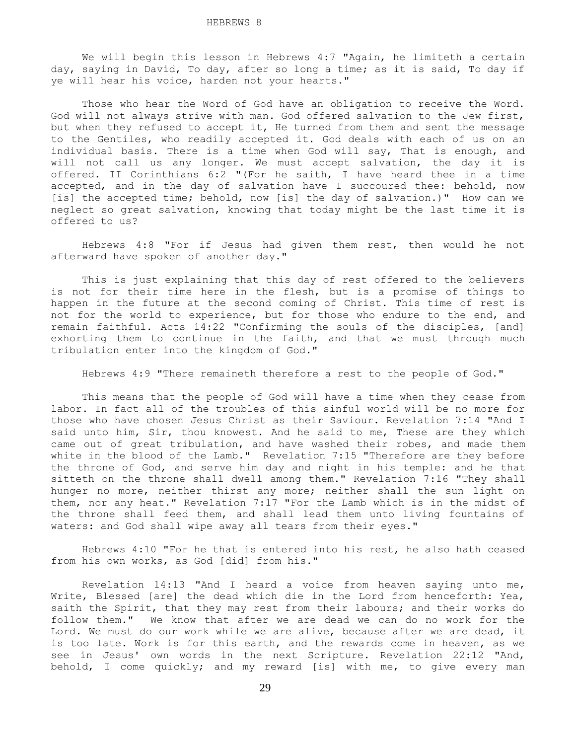# HEBREWS 8

We will begin this lesson in Hebrews 4:7 "Again, he limiteth a certain day, saying in David, To day, after so long a time; as it is said, To day if ye will hear his voice, harden not your hearts."

Those who hear the Word of God have an obligation to receive the Word. God will not always strive with man. God offered salvation to the Jew first, but when they refused to accept it, He turned from them and sent the message to the Gentiles, who readily accepted it. God deals with each of us on an individual basis. There is a time when God will say, That is enough, and will not call us any longer. We must accept salvation, the day it is offered. II Corinthians 6:2 "(For he saith, I have heard thee in a time accepted, and in the day of salvation have I succoured thee: behold, now [is] the accepted time; behold, now [is] the day of salvation.)" How can we neglect so great salvation, knowing that today might be the last time it is offered to us?

Hebrews 4:8 "For if Jesus had given them rest, then would he not afterward have spoken of another day."

This is just explaining that this day of rest offered to the believers is not for their time here in the flesh, but is a promise of things to happen in the future at the second coming of Christ. This time of rest is not for the world to experience, but for those who endure to the end, and remain faithful. Acts 14:22 "Confirming the souls of the disciples, [and] exhorting them to continue in the faith, and that we must through much tribulation enter into the kingdom of God."

Hebrews 4:9 "There remaineth therefore a rest to the people of God."

This means that the people of God will have a time when they cease from labor. In fact all of the troubles of this sinful world will be no more for those who have chosen Jesus Christ as their Saviour. Revelation 7:14 "And I said unto him, Sir, thou knowest. And he said to me, These are they which came out of great tribulation, and have washed their robes, and made them white in the blood of the Lamb." Revelation 7:15 "Therefore are they before the throne of God, and serve him day and night in his temple: and he that sitteth on the throne shall dwell among them." Revelation 7:16 "They shall hunger no more, neither thirst any more; neither shall the sun light on them, nor any heat." Revelation 7:17 "For the Lamb which is in the midst of the throne shall feed them, and shall lead them unto living fountains of waters: and God shall wipe away all tears from their eyes."

Hebrews 4:10 "For he that is entered into his rest, he also hath ceased from his own works, as God [did] from his."

Revelation 14:13 "And I heard a voice from heaven saying unto me, Write, Blessed [are] the dead which die in the Lord from henceforth: Yea, saith the Spirit, that they may rest from their labours; and their works do follow them." We know that after we are dead we can do no work for the Lord. We must do our work while we are alive, because after we are dead, it is too late. Work is for this earth, and the rewards come in heaven, as we see in Jesus' own words in the next Scripture. Revelation 22:12 "And, behold, I come quickly; and my reward [is] with me, to give every man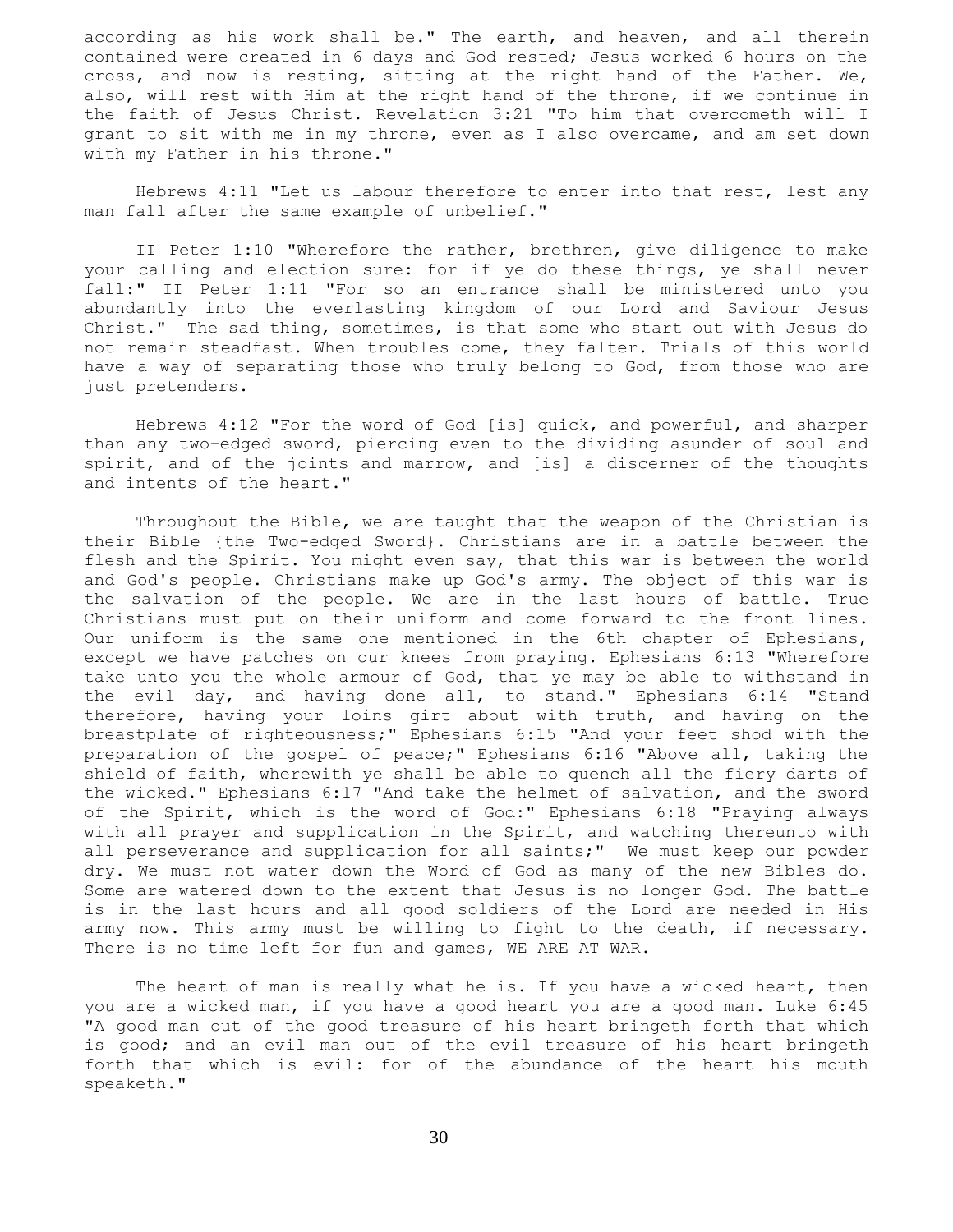according as his work shall be." The earth, and heaven, and all therein contained were created in 6 days and God rested; Jesus worked 6 hours on the cross, and now is resting, sitting at the right hand of the Father. We, also, will rest with Him at the right hand of the throne, if we continue in the faith of Jesus Christ. Revelation 3:21 "To him that overcometh will I grant to sit with me in my throne, even as I also overcame, and am set down with my Father in his throne."

Hebrews 4:11 "Let us labour therefore to enter into that rest, lest any man fall after the same example of unbelief."

II Peter 1:10 "Wherefore the rather, brethren, give diligence to make your calling and election sure: for if ye do these things, ye shall never fall:" II Peter 1:11 "For so an entrance shall be ministered unto you abundantly into the everlasting kingdom of our Lord and Saviour Jesus Christ." The sad thing, sometimes, is that some who start out with Jesus do not remain steadfast. When troubles come, they falter. Trials of this world have a way of separating those who truly belong to God, from those who are just pretenders.

Hebrews 4:12 "For the word of God [is] quick, and powerful, and sharper than any two-edged sword, piercing even to the dividing asunder of soul and spirit, and of the joints and marrow, and [is] a discerner of the thoughts and intents of the heart."

Throughout the Bible, we are taught that the weapon of the Christian is their Bible {the Two-edged Sword}. Christians are in a battle between the flesh and the Spirit. You might even say, that this war is between the world and God's people. Christians make up God's army. The object of this war is the salvation of the people. We are in the last hours of battle. True Christians must put on their uniform and come forward to the front lines. Our uniform is the same one mentioned in the 6th chapter of Ephesians, except we have patches on our knees from praying. Ephesians 6:13 "Wherefore take unto you the whole armour of God, that ye may be able to withstand in the evil day, and having done all, to stand." Ephesians 6:14 "Stand therefore, having your loins girt about with truth, and having on the breastplate of righteousness;" Ephesians 6:15 "And your feet shod with the preparation of the gospel of peace;" Ephesians 6:16 "Above all, taking the shield of faith, wherewith ye shall be able to quench all the fiery darts of the wicked." Ephesians 6:17 "And take the helmet of salvation, and the sword of the Spirit, which is the word of God:" Ephesians 6:18 "Praying always with all prayer and supplication in the Spirit, and watching thereunto with all perseverance and supplication for all saints;" We must keep our powder dry. We must not water down the Word of God as many of the new Bibles do. Some are watered down to the extent that Jesus is no longer God. The battle is in the last hours and all good soldiers of the Lord are needed in His army now. This army must be willing to fight to the death, if necessary. There is no time left for fun and games, WE ARE AT WAR.

The heart of man is really what he is. If you have a wicked heart, then you are a wicked man, if you have a good heart you are a good man. Luke 6:45 "A good man out of the good treasure of his heart bringeth forth that which is good; and an evil man out of the evil treasure of his heart bringeth forth that which is evil: for of the abundance of the heart his mouth speaketh."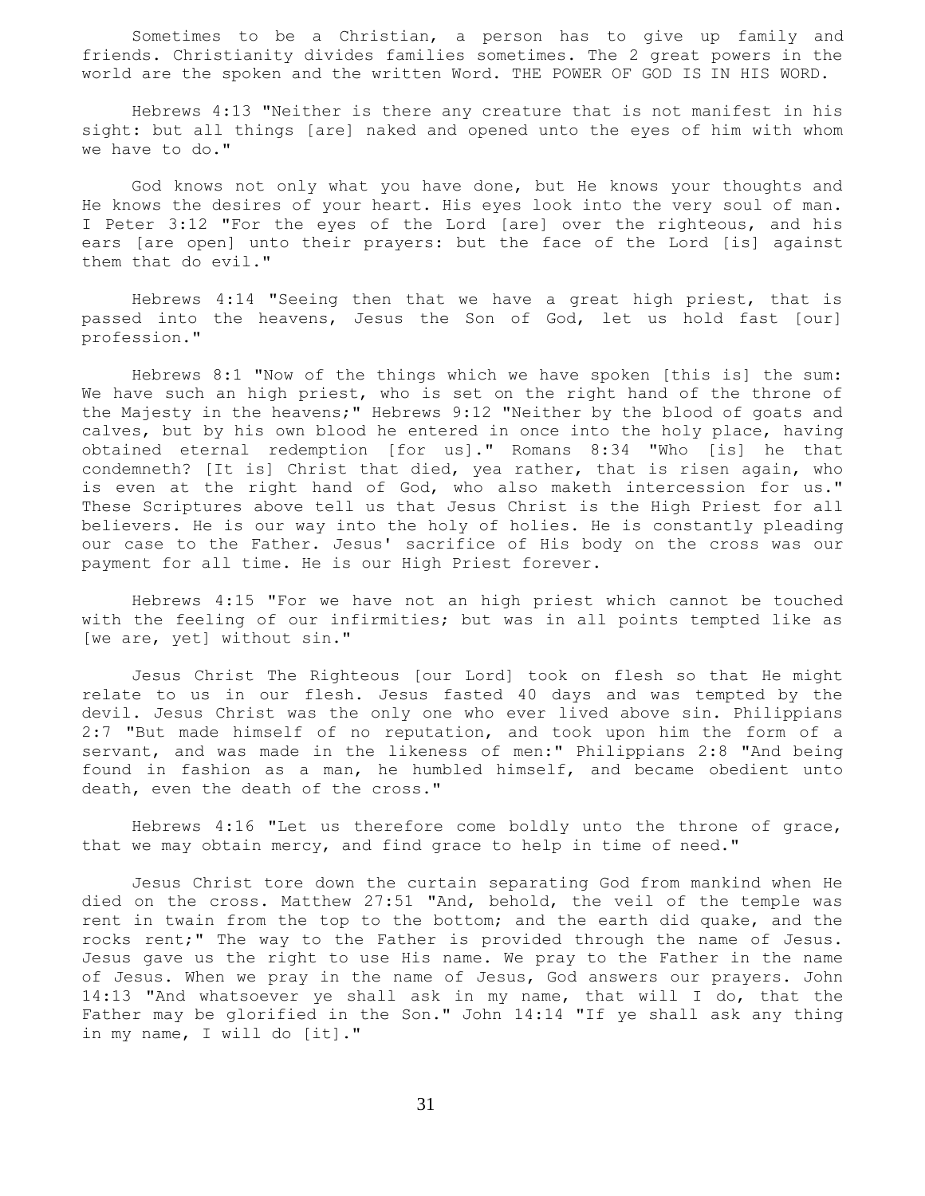Sometimes to be a Christian, a person has to give up family and friends. Christianity divides families sometimes. The 2 great powers in the world are the spoken and the written Word. THE POWER OF GOD IS IN HIS WORD.

Hebrews 4:13 "Neither is there any creature that is not manifest in his sight: but all things [are] naked and opened unto the eyes of him with whom we have to do."

God knows not only what you have done, but He knows your thoughts and He knows the desires of your heart. His eyes look into the very soul of man. I Peter 3:12 "For the eyes of the Lord [are] over the righteous, and his ears [are open] unto their prayers: but the face of the Lord [is] against them that do evil."

Hebrews 4:14 "Seeing then that we have a great high priest, that is passed into the heavens, Jesus the Son of God, let us hold fast [our] profession."

Hebrews 8:1 "Now of the things which we have spoken [this is] the sum: We have such an high priest, who is set on the right hand of the throne of the Majesty in the heavens;" Hebrews 9:12 "Neither by the blood of goats and calves, but by his own blood he entered in once into the holy place, having obtained eternal redemption [for us]." Romans 8:34 "Who [is] he that condemneth? [It is] Christ that died, yea rather, that is risen again, who is even at the right hand of God, who also maketh intercession for us." These Scriptures above tell us that Jesus Christ is the High Priest for all believers. He is our way into the holy of holies. He is constantly pleading our case to the Father. Jesus' sacrifice of His body on the cross was our payment for all time. He is our High Priest forever.

Hebrews 4:15 "For we have not an high priest which cannot be touched with the feeling of our infirmities; but was in all points tempted like as [we are, yet] without sin."

Jesus Christ The Righteous [our Lord] took on flesh so that He might relate to us in our flesh. Jesus fasted 40 days and was tempted by the devil. Jesus Christ was the only one who ever lived above sin. Philippians 2:7 "But made himself of no reputation, and took upon him the form of a servant, and was made in the likeness of men:" Philippians 2:8 "And being found in fashion as a man, he humbled himself, and became obedient unto death, even the death of the cross."

Hebrews 4:16 "Let us therefore come boldly unto the throne of grace, that we may obtain mercy, and find grace to help in time of need."

Jesus Christ tore down the curtain separating God from mankind when He died on the cross. Matthew 27:51 "And, behold, the veil of the temple was rent in twain from the top to the bottom; and the earth did quake, and the rocks rent;" The way to the Father is provided through the name of Jesus. Jesus gave us the right to use His name. We pray to the Father in the name of Jesus. When we pray in the name of Jesus, God answers our prayers. John 14:13 "And whatsoever ye shall ask in my name, that will I do, that the Father may be glorified in the Son." John 14:14 "If ye shall ask any thing in my name, I will do [it]."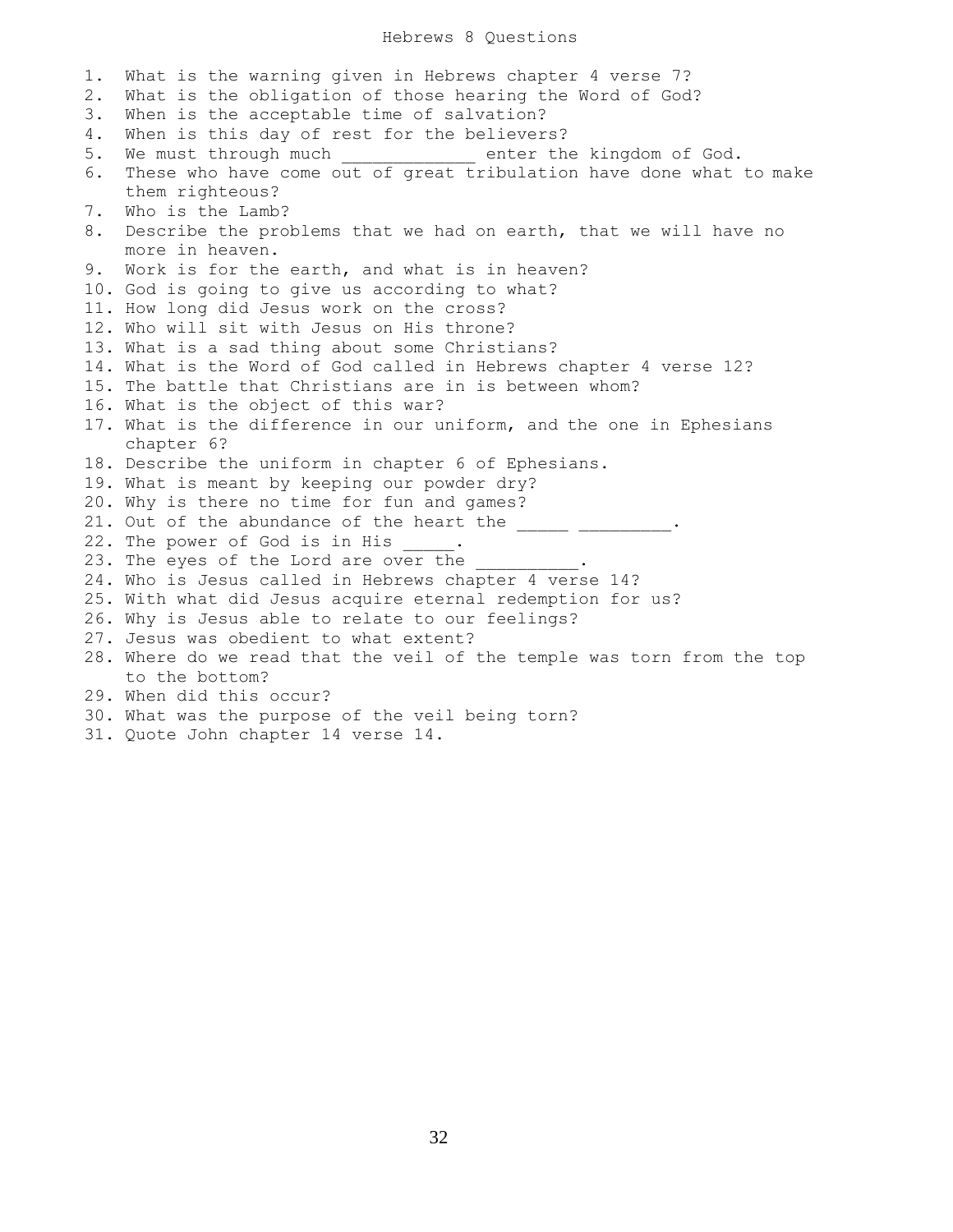# Hebrews 8 Questions

1. What is the warning given in Hebrews chapter 4 verse 7?
2. What is the obligation of those hearing the Word of God?
3. When is the acceptable time of salvation?
4. When is this day of rest for the believers?
5. We must through much _____________ enter the kingdom of God.
6. These who have come out of great tribulation have done what to make them righteous?
7. Who is the Lamb?
8. Describe the problems that we had on earth, that we will have no more in heaven.
9. Work is for the earth, and what is in heaven?
10. God is going to give us according to what?
11. How long did Jesus work on the cross?
12. Who will sit with Jesus on His throne?
13. What is a sad thing about some Christians?
14. What is the Word of God called in Hebrews chapter 4 verse 12?
15. The battle that Christians are in is between whom?
16. What is the object of this war?
17. What is the difference in our uniform, and the one in Ephesians chapter 6?
18. Describe the uniform in chapter 6 of Ephesians.
19. What is meant by keeping our powder dry?
20. Why is there no time for fun and games?
21. Out of the abundance of the heart the _____ _________.
22. The power of God is in His _____.
23. The eyes of the Lord are over the __________.
24. Who is Jesus called in Hebrews chapter 4 verse 14?
25. With what did Jesus acquire eternal redemption for us?
26. Why is Jesus able to relate to our feelings?
27. Jesus was obedient to what extent?
28. Where do we read that the veil of the temple was torn from the top to the bottom?
29. When did this occur?
30. What was the purpose of the veil being torn?
31. Quote John chapter 14 verse 14.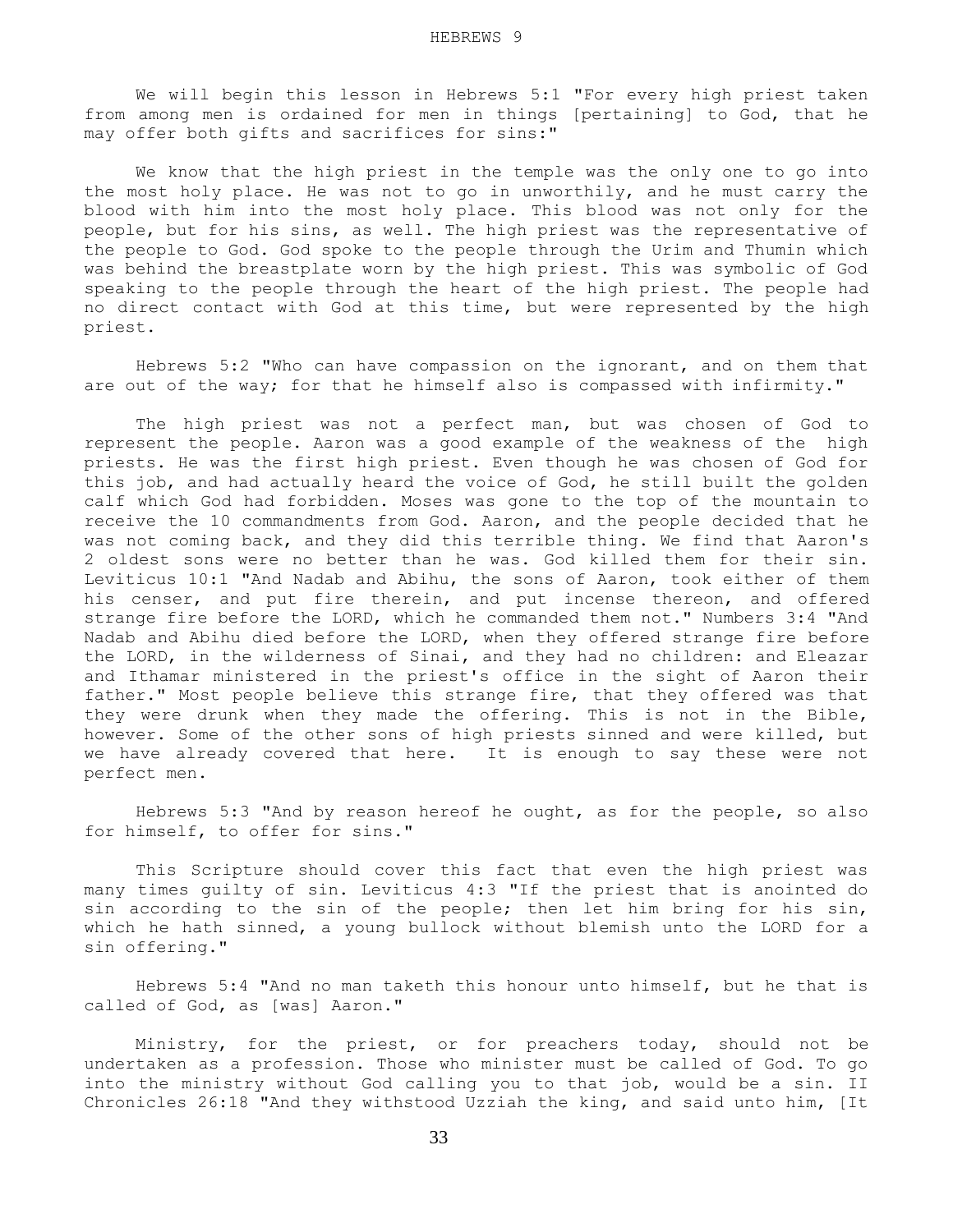# HEBREWS 9

We will begin this lesson in Hebrews 5:1 "For every high priest taken from among men is ordained for men in things [pertaining] to God, that he may offer both gifts and sacrifices for sins:"

We know that the high priest in the temple was the only one to go into the most holy place. He was not to go in unworthily, and he must carry the blood with him into the most holy place. This blood was not only for the people, but for his sins, as well. The high priest was the representative of the people to God. God spoke to the people through the Urim and Thumin which was behind the breastplate worn by the high priest. This was symbolic of God speaking to the people through the heart of the high priest. The people had no direct contact with God at this time, but were represented by the high priest.

Hebrews 5:2 "Who can have compassion on the ignorant, and on them that are out of the way; for that he himself also is compassed with infirmity."

The high priest was not a perfect man, but was chosen of God to represent the people. Aaron was a good example of the weakness of the high priests. He was the first high priest. Even though he was chosen of God for this job, and had actually heard the voice of God, he still built the golden calf which God had forbidden. Moses was gone to the top of the mountain to receive the 10 commandments from God. Aaron, and the people decided that he was not coming back, and they did this terrible thing. We find that Aaron's 2 oldest sons were no better than he was. God killed them for their sin. Leviticus 10:1 "And Nadab and Abihu, the sons of Aaron, took either of them his censer, and put fire therein, and put incense thereon, and offered strange fire before the LORD, which he commanded them not." Numbers 3:4 "And Nadab and Abihu died before the LORD, when they offered strange fire before the LORD, in the wilderness of Sinai, and they had no children: and Eleazar and Ithamar ministered in the priest's office in the sight of Aaron their father." Most people believe this strange fire, that they offered was that they were drunk when they made the offering. This is not in the Bible, however. Some of the other sons of high priests sinned and were killed, but we have already covered that here. It is enough to say these were not perfect men.

Hebrews 5:3 "And by reason hereof he ought, as for the people, so also for himself, to offer for sins."

This Scripture should cover this fact that even the high priest was many times guilty of sin. Leviticus 4:3 "If the priest that is anointed do sin according to the sin of the people; then let him bring for his sin, which he hath sinned, a young bullock without blemish unto the LORD for a sin offering."

Hebrews 5:4 "And no man taketh this honour unto himself, but he that is called of God, as [was] Aaron."

Ministry, for the priest, or for preachers today, should not be undertaken as a profession. Those who minister must be called of God. To go into the ministry without God calling you to that job, would be a sin. II Chronicles 26:18 "And they withstood Uzziah the king, and said unto him, [It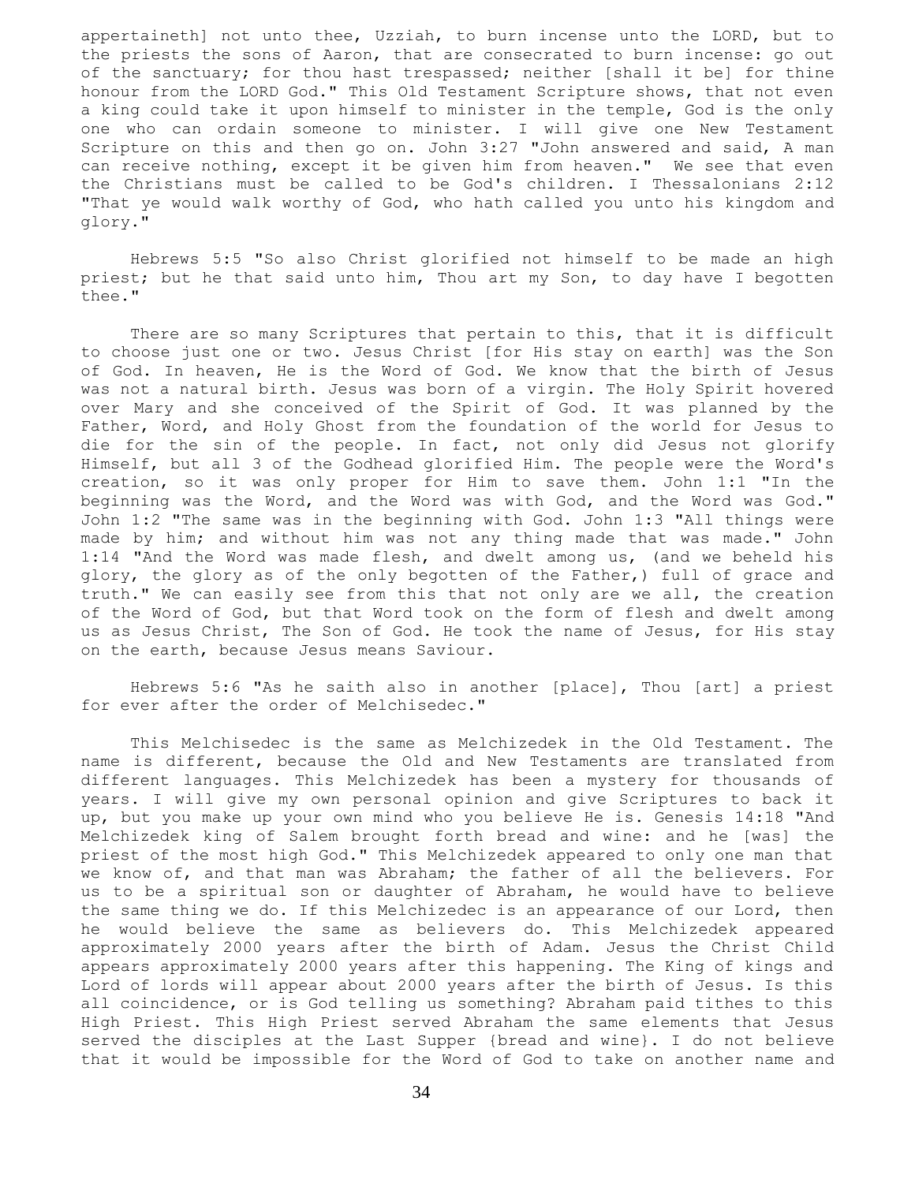appertaineth] not unto thee, Uzziah, to burn incense unto the LORD, but to the priests the sons of Aaron, that are consecrated to burn incense: go out of the sanctuary; for thou hast trespassed; neither [shall it be] for thine honour from the LORD God." This Old Testament Scripture shows, that not even a king could take it upon himself to minister in the temple, God is the only one who can ordain someone to minister. I will give one New Testament Scripture on this and then go on. John 3:27 "John answered and said, A man can receive nothing, except it be given him from heaven." We see that even the Christians must be called to be God's children. I Thessalonians 2:12 "That ye would walk worthy of God, who hath called you unto his kingdom and glory."

Hebrews 5:5 "So also Christ glorified not himself to be made an high priest; but he that said unto him, Thou art my Son, to day have I begotten thee."

There are so many Scriptures that pertain to this, that it is difficult to choose just one or two. Jesus Christ [for His stay on earth] was the Son of God. In heaven, He is the Word of God. We know that the birth of Jesus was not a natural birth. Jesus was born of a virgin. The Holy Spirit hovered over Mary and she conceived of the Spirit of God. It was planned by the Father, Word, and Holy Ghost from the foundation of the world for Jesus to die for the sin of the people. In fact, not only did Jesus not glorify Himself, but all 3 of the Godhead glorified Him. The people were the Word's creation, so it was only proper for Him to save them. John 1:1 "In the beginning was the Word, and the Word was with God, and the Word was God." John 1:2 "The same was in the beginning with God. John 1:3 "All things were made by him; and without him was not any thing made that was made." John 1:14 "And the Word was made flesh, and dwelt among us, (and we beheld his glory, the glory as of the only begotten of the Father,) full of grace and truth." We can easily see from this that not only are we all, the creation of the Word of God, but that Word took on the form of flesh and dwelt among us as Jesus Christ, The Son of God. He took the name of Jesus, for His stay on the earth, because Jesus means Saviour.

Hebrews 5:6 "As he saith also in another [place], Thou [art] a priest for ever after the order of Melchisedec."

This Melchisedec is the same as Melchizedek in the Old Testament. The name is different, because the Old and New Testaments are translated from different languages. This Melchizedek has been a mystery for thousands of years. I will give my own personal opinion and give Scriptures to back it up, but you make up your own mind who you believe He is. Genesis 14:18 "And Melchizedek king of Salem brought forth bread and wine: and he [was] the priest of the most high God." This Melchizedek appeared to only one man that we know of, and that man was Abraham; the father of all the believers. For us to be a spiritual son or daughter of Abraham, he would have to believe the same thing we do. If this Melchizedec is an appearance of our Lord, then he would believe the same as believers do. This Melchizedek appeared approximately 2000 years after the birth of Adam. Jesus the Christ Child appears approximately 2000 years after this happening. The King of kings and Lord of lords will appear about 2000 years after the birth of Jesus. Is this all coincidence, or is God telling us something? Abraham paid tithes to this High Priest. This High Priest served Abraham the same elements that Jesus served the disciples at the Last Supper {bread and wine}. I do not believe that it would be impossible for the Word of God to take on another name and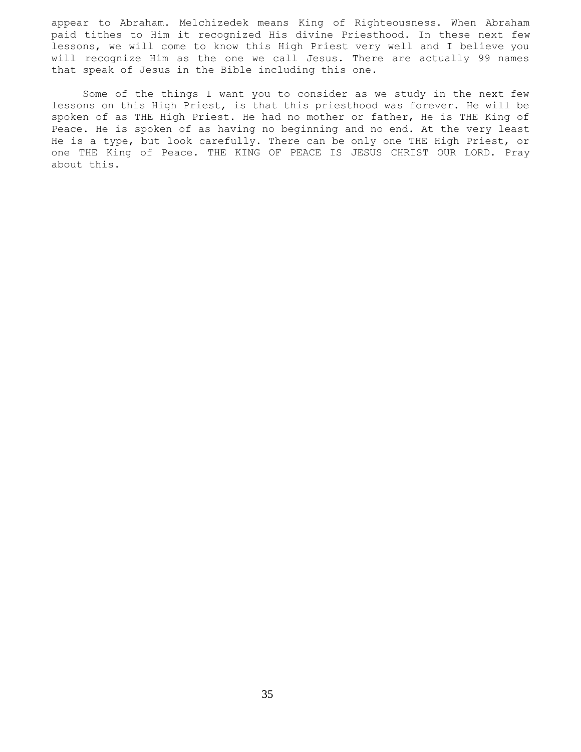appear to Abraham. Melchizedek means King of Righteousness. When Abraham paid tithes to Him it recognized His divine Priesthood. In these next few lessons, we will come to know this High Priest very well and I believe you will recognize Him as the one we call Jesus. There are actually 99 names that speak of Jesus in the Bible including this one.

Some of the things I want you to consider as we study in the next few lessons on this High Priest, is that this priesthood was forever. He will be spoken of as THE High Priest. He had no mother or father, He is THE King of Peace. He is spoken of as having no beginning and no end. At the very least He is a type, but look carefully. There can be only one THE High Priest, or one THE King of Peace. THE KING OF PEACE IS JESUS CHRIST OUR LORD. Pray about this.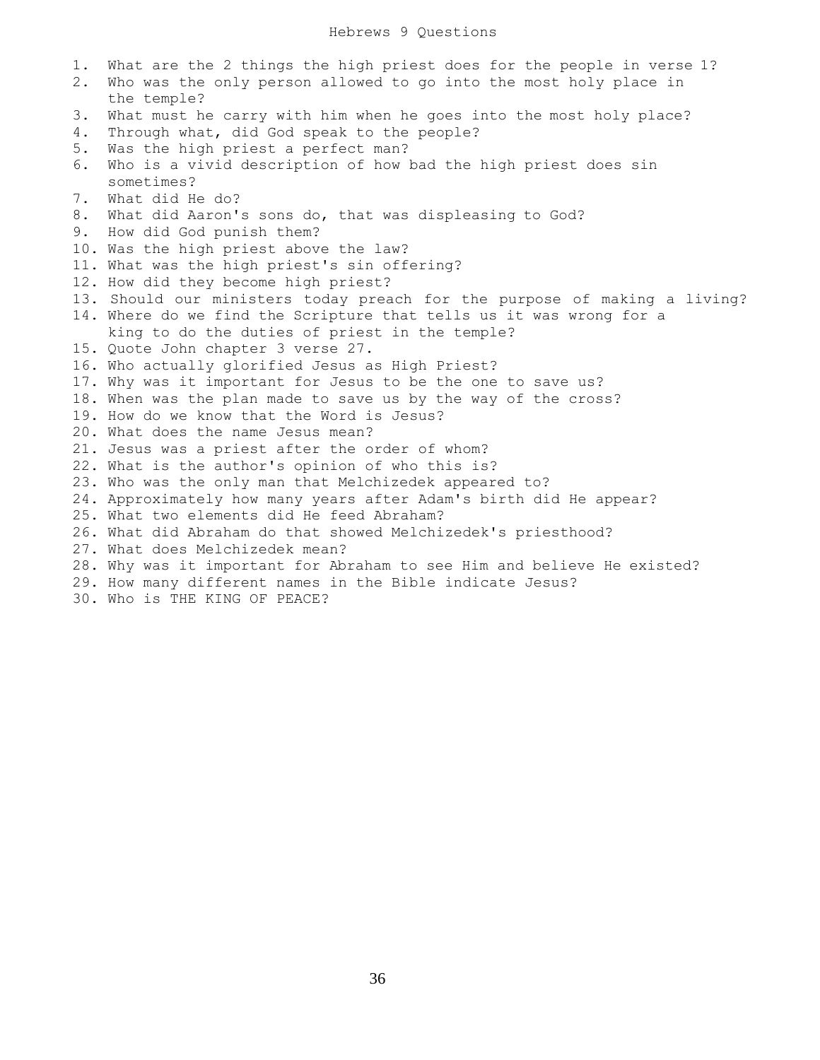# Hebrews 9 Questions

1. What are the 2 things the high priest does for the people in verse 1?
2. Who was the only person allowed to go into the most holy place in the temple?
3. What must he carry with him when he goes into the most holy place?
4. Through what, did God speak to the people?
5. Was the high priest a perfect man?
6. Who is a vivid description of how bad the high priest does sin sometimes?
7. What did He do?
8. What did Aaron's sons do, that was displeasing to God?
9. How did God punish them?
10. Was the high priest above the law?
11. What was the high priest's sin offering?
12. How did they become high priest?
13. Should our ministers today preach for the purpose of making a living?
14. Where do we find the Scripture that tells us it was wrong for a king to do the duties of priest in the temple?
15. Quote John chapter 3 verse 27.
16. Who actually glorified Jesus as High Priest?
17. Why was it important for Jesus to be the one to save us?
18. When was the plan made to save us by the way of the cross?
19. How do we know that the Word is Jesus?
20. What does the name Jesus mean?
21. Jesus was a priest after the order of whom?
22. What is the author's opinion of who this is?
23. Who was the only man that Melchizedek appeared to?
24. Approximately how many years after Adam's birth did He appear?
25. What two elements did He feed Abraham?
26. What did Abraham do that showed Melchizedek's priesthood?
27. What does Melchizedek mean?
28. Why was it important for Abraham to see Him and believe He existed?
29. How many different names in the Bible indicate Jesus?
30. Who is THE KING OF PEACE?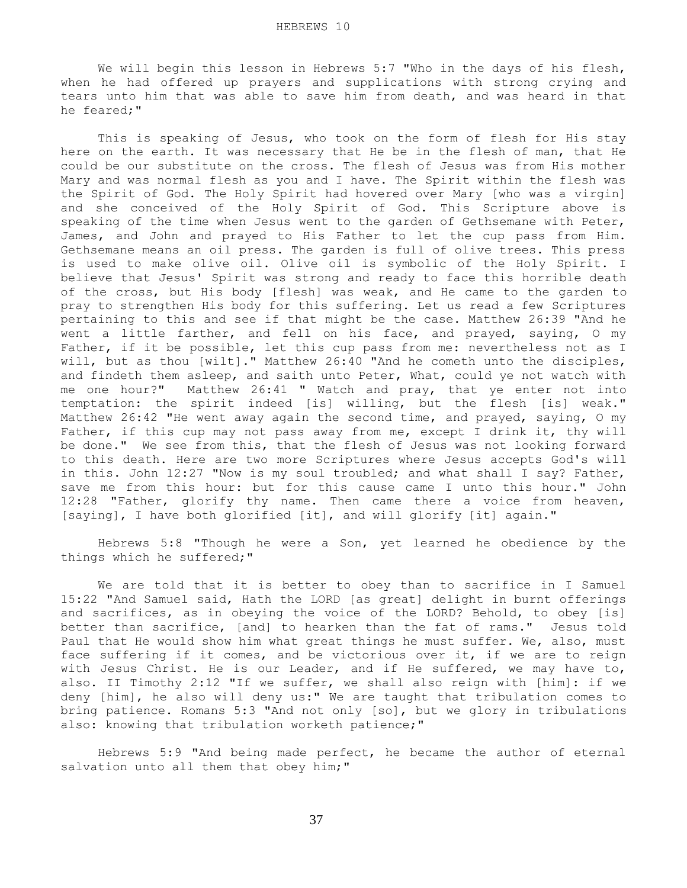# HEBREWS 10

We will begin this lesson in Hebrews 5:7 "Who in the days of his flesh, when he had offered up prayers and supplications with strong crying and tears unto him that was able to save him from death, and was heard in that he feared;"

This is speaking of Jesus, who took on the form of flesh for His stay here on the earth. It was necessary that He be in the flesh of man, that He could be our substitute on the cross. The flesh of Jesus was from His mother Mary and was normal flesh as you and I have. The Spirit within the flesh was the Spirit of God. The Holy Spirit had hovered over Mary [who was a virgin] and she conceived of the Holy Spirit of God. This Scripture above is speaking of the time when Jesus went to the garden of Gethsemane with Peter, James, and John and prayed to His Father to let the cup pass from Him. Gethsemane means an oil press. The garden is full of olive trees. This press is used to make olive oil. Olive oil is symbolic of the Holy Spirit. I believe that Jesus' Spirit was strong and ready to face this horrible death of the cross, but His body [flesh] was weak, and He came to the garden to pray to strengthen His body for this suffering. Let us read a few Scriptures pertaining to this and see if that might be the case. Matthew 26:39 "And he went a little farther, and fell on his face, and prayed, saying, O my Father, if it be possible, let this cup pass from me: nevertheless not as I will, but as thou [wilt]." Matthew 26:40 "And he cometh unto the disciples, and findeth them asleep, and saith unto Peter, What, could ye not watch with me one hour?" Matthew 26:41 " Watch and pray, that ye enter not into temptation: the spirit indeed [is] willing, but the flesh [is] weak." Matthew 26:42 "He went away again the second time, and prayed, saying, O my Father, if this cup may not pass away from me, except I drink it, thy will be done." We see from this, that the flesh of Jesus was not looking forward to this death. Here are two more Scriptures where Jesus accepts God's will in this. John 12:27 "Now is my soul troubled; and what shall I say? Father, save me from this hour: but for this cause came I unto this hour." John 12:28 "Father, glorify thy name. Then came there a voice from heaven, [saying], I have both glorified [it], and will glorify [it] again."

Hebrews 5:8 "Though he were a Son, yet learned he obedience by the things which he suffered;"

We are told that it is better to obey than to sacrifice in I Samuel 15:22 "And Samuel said, Hath the LORD [as great] delight in burnt offerings and sacrifices, as in obeying the voice of the LORD? Behold, to obey [is] better than sacrifice, [and] to hearken than the fat of rams." Jesus told Paul that He would show him what great things he must suffer. We, also, must face suffering if it comes, and be victorious over it, if we are to reign with Jesus Christ. He is our Leader, and if He suffered, we may have to, also. II Timothy 2:12 "If we suffer, we shall also reign with [him]: if we deny [him], he also will deny us:" We are taught that tribulation comes to bring patience. Romans 5:3 "And not only [so], but we glory in tribulations also: knowing that tribulation worketh patience;"

Hebrews 5:9 "And being made perfect, he became the author of eternal salvation unto all them that obey him;"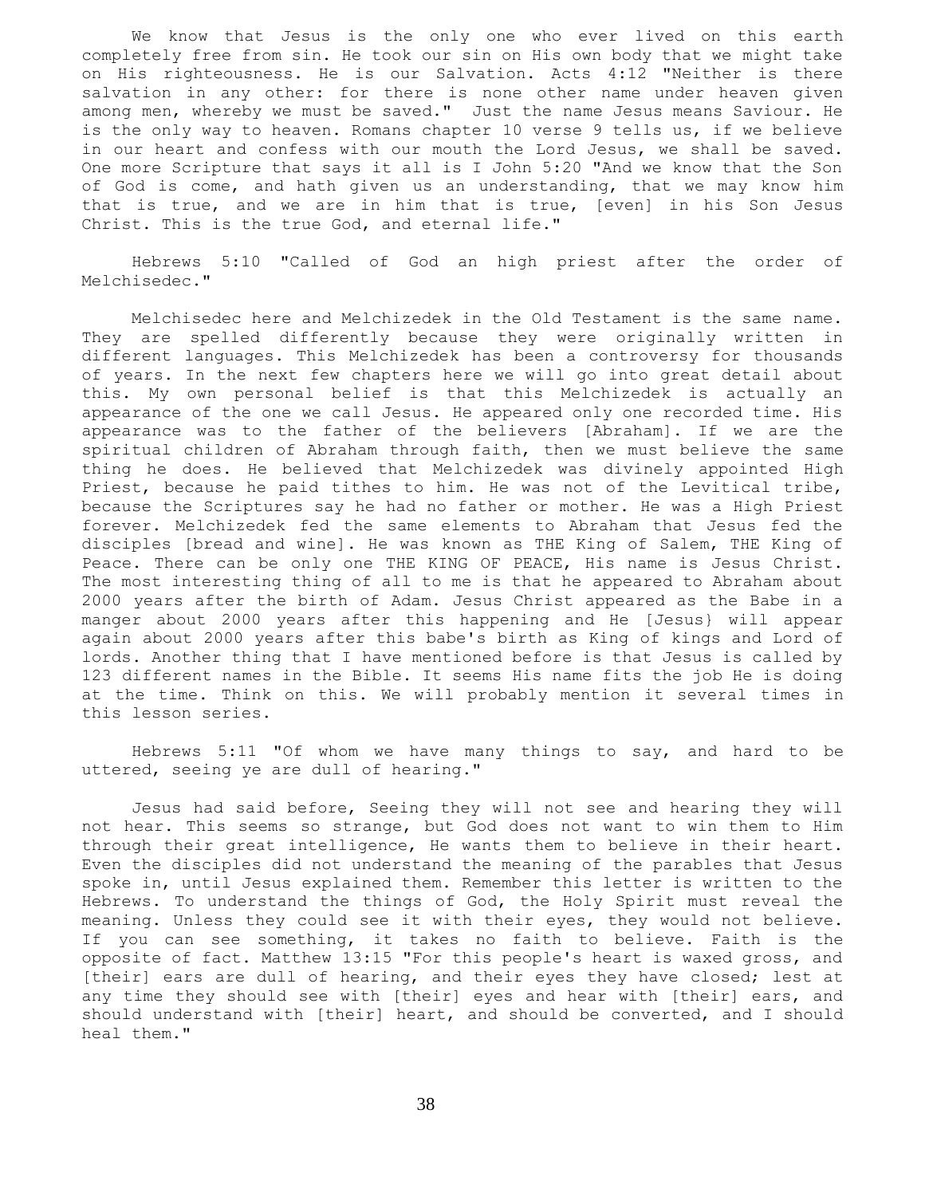We know that Jesus is the only one who ever lived on this earth completely free from sin. He took our sin on His own body that we might take on His righteousness. He is our Salvation. Acts 4:12 "Neither is there salvation in any other: for there is none other name under heaven given among men, whereby we must be saved." Just the name Jesus means Saviour. He is the only way to heaven. Romans chapter 10 verse 9 tells us, if we believe in our heart and confess with our mouth the Lord Jesus, we shall be saved. One more Scripture that says it all is I John 5:20 "And we know that the Son of God is come, and hath given us an understanding, that we may know him that is true, and we are in him that is true, [even] in his Son Jesus Christ. This is the true God, and eternal life."

Hebrews 5:10 "Called of God an high priest after the order of Melchisedec."

Melchisedec here and Melchizedek in the Old Testament is the same name. They are spelled differently because they were originally written in different languages. This Melchizedek has been a controversy for thousands of years. In the next few chapters here we will go into great detail about this. My own personal belief is that this Melchizedek is actually an appearance of the one we call Jesus. He appeared only one recorded time. His appearance was to the father of the believers [Abraham]. If we are the spiritual children of Abraham through faith, then we must believe the same thing he does. He believed that Melchizedek was divinely appointed High Priest, because he paid tithes to him. He was not of the Levitical tribe, because the Scriptures say he had no father or mother. He was a High Priest forever. Melchizedek fed the same elements to Abraham that Jesus fed the disciples [bread and wine]. He was known as THE King of Salem, THE King of Peace. There can be only one THE KING OF PEACE, His name is Jesus Christ. The most interesting thing of all to me is that he appeared to Abraham about 2000 years after the birth of Adam. Jesus Christ appeared as the Babe in a manger about 2000 years after this happening and He [Jesus} will appear again about 2000 years after this babe's birth as King of kings and Lord of lords. Another thing that I have mentioned before is that Jesus is called by 123 different names in the Bible. It seems His name fits the job He is doing at the time. Think on this. We will probably mention it several times in this lesson series.

Hebrews 5:11 "Of whom we have many things to say, and hard to be uttered, seeing ye are dull of hearing."

Jesus had said before, Seeing they will not see and hearing they will not hear. This seems so strange, but God does not want to win them to Him through their great intelligence, He wants them to believe in their heart. Even the disciples did not understand the meaning of the parables that Jesus spoke in, until Jesus explained them. Remember this letter is written to the Hebrews. To understand the things of God, the Holy Spirit must reveal the meaning. Unless they could see it with their eyes, they would not believe. If you can see something, it takes no faith to believe. Faith is the opposite of fact. Matthew 13:15 "For this people's heart is waxed gross, and [their] ears are dull of hearing, and their eyes they have closed; lest at any time they should see with [their] eyes and hear with [their] ears, and should understand with [their] heart, and should be converted, and I should heal them."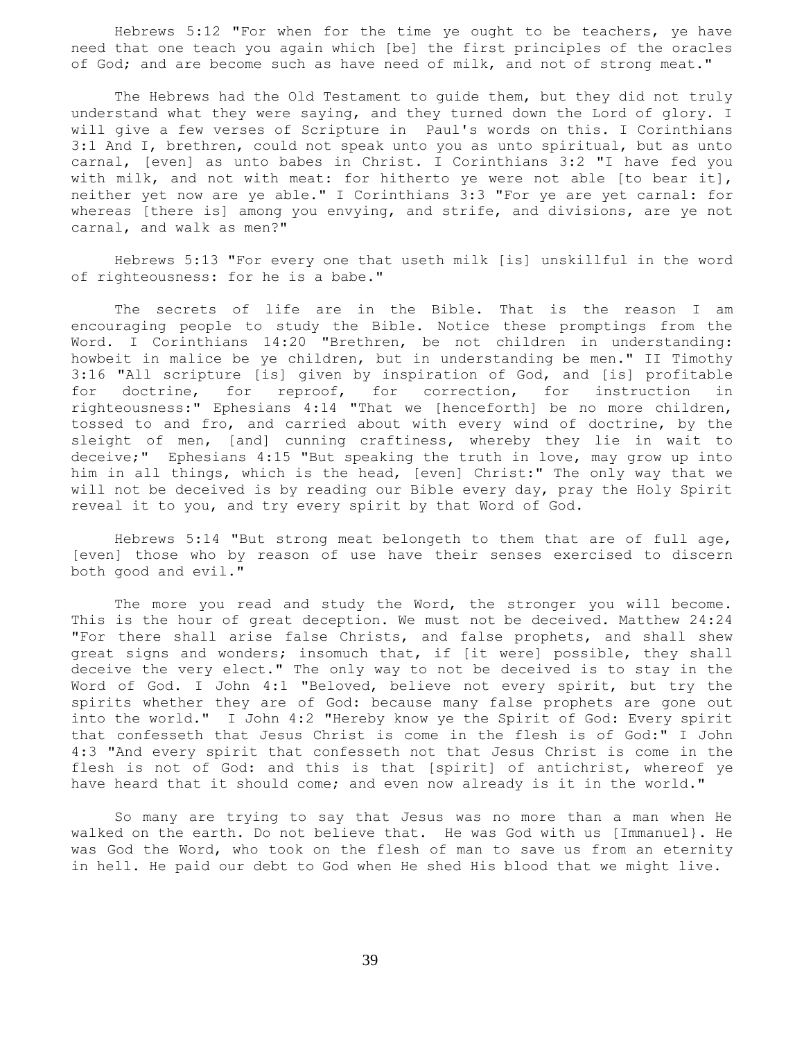Hebrews 5:12 "For when for the time ye ought to be teachers, ye have need that one teach you again which [be] the first principles of the oracles of God; and are become such as have need of milk, and not of strong meat."

The Hebrews had the Old Testament to guide them, but they did not truly understand what they were saying, and they turned down the Lord of glory. I will give a few verses of Scripture in Paul's words on this. I Corinthians 3:1 And I, brethren, could not speak unto you as unto spiritual, but as unto carnal, [even] as unto babes in Christ. I Corinthians 3:2 "I have fed you with milk, and not with meat: for hitherto ye were not able [to bear it], neither yet now are ye able." I Corinthians 3:3 "For ye are yet carnal: for whereas [there is] among you envying, and strife, and divisions, are ye not carnal, and walk as men?"

Hebrews 5:13 "For every one that useth milk [is] unskillful in the word of righteousness: for he is a babe."

The secrets of life are in the Bible. That is the reason I am encouraging people to study the Bible. Notice these promptings from the Word. I Corinthians 14:20 "Brethren, be not children in understanding: howbeit in malice be ye children, but in understanding be men." II Timothy 3:16 "All scripture [is] given by inspiration of God, and [is] profitable for doctrine, for reproof, for correction, for instruction in righteousness:" Ephesians 4:14 "That we [henceforth] be no more children, tossed to and fro, and carried about with every wind of doctrine, by the sleight of men, [and] cunning craftiness, whereby they lie in wait to deceive;" Ephesians 4:15 "But speaking the truth in love, may grow up into him in all things, which is the head, [even] Christ:" The only way that we will not be deceived is by reading our Bible every day, pray the Holy Spirit reveal it to you, and try every spirit by that Word of God.

Hebrews 5:14 "But strong meat belongeth to them that are of full age, [even] those who by reason of use have their senses exercised to discern both good and evil."

The more you read and study the Word, the stronger you will become. This is the hour of great deception. We must not be deceived. Matthew 24:24 "For there shall arise false Christs, and false prophets, and shall shew great signs and wonders; insomuch that, if [it were] possible, they shall deceive the very elect." The only way to not be deceived is to stay in the Word of God. I John 4:1 "Beloved, believe not every spirit, but try the spirits whether they are of God: because many false prophets are gone out into the world." I John 4:2 "Hereby know ye the Spirit of God: Every spirit that confesseth that Jesus Christ is come in the flesh is of God:" I John 4:3 "And every spirit that confesseth not that Jesus Christ is come in the flesh is not of God: and this is that [spirit] of antichrist, whereof ye have heard that it should come; and even now already is it in the world."

So many are trying to say that Jesus was no more than a man when He walked on the earth. Do not believe that. He was God with us [Immanuel}. He was God the Word, who took on the flesh of man to save us from an eternity in hell. He paid our debt to God when He shed His blood that we might live.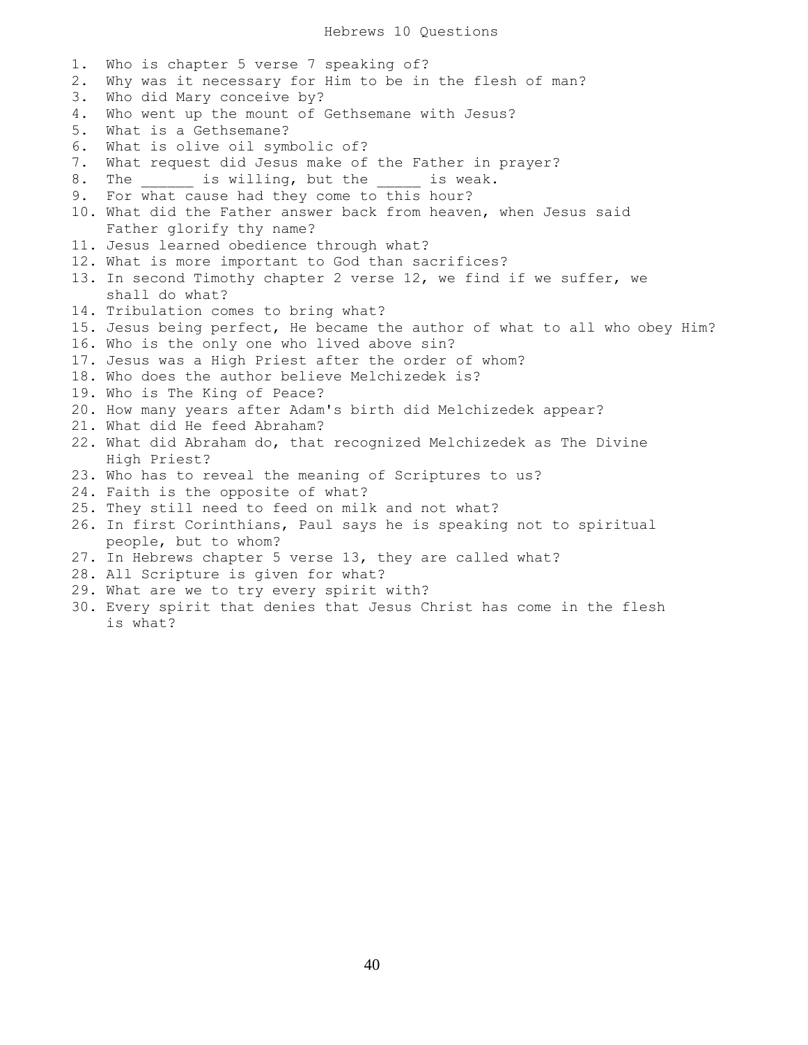# Hebrews 10 Questions

1. Who is chapter 5 verse 7 speaking of?
2. Why was it necessary for Him to be in the flesh of man?
3. Who did Mary conceive by?
4. Who went up the mount of Gethsemane with Jesus?
5. What is a Gethsemane?
6. What is olive oil symbolic of?
7. What request did Jesus make of the Father in prayer?
8. The ______ is willing, but the _____ is weak.
9. For what cause had they come to this hour?
10. What did the Father answer back from heaven, when Jesus said Father glorify thy name?
11. Jesus learned obedience through what?
12. What is more important to God than sacrifices?
13. In second Timothy chapter 2 verse 12, we find if we suffer, we shall do what?
14. Tribulation comes to bring what?
15. Jesus being perfect, He became the author of what to all who obey Him?
16. Who is the only one who lived above sin?
17. Jesus was a High Priest after the order of whom?
18. Who does the author believe Melchizedek is?
19. Who is The King of Peace?
20. How many years after Adam's birth did Melchizedek appear?
21. What did He feed Abraham?
22. What did Abraham do, that recognized Melchizedek as The Divine High Priest?
23. Who has to reveal the meaning of Scriptures to us?
24. Faith is the opposite of what?
25. They still need to feed on milk and not what?
26. In first Corinthians, Paul says he is speaking not to spiritual people, but to whom?
27. In Hebrews chapter 5 verse 13, they are called what?
28. All Scripture is given for what?
29. What are we to try every spirit with?
30. Every spirit that denies that Jesus Christ has come in the flesh is what?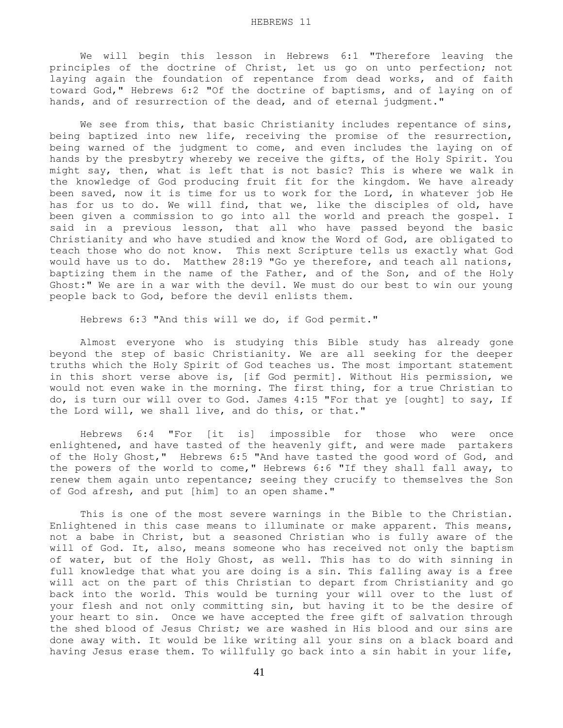# HEBREWS 11

We will begin this lesson in Hebrews 6:1 "Therefore leaving the principles of the doctrine of Christ, let us go on unto perfection; not laying again the foundation of repentance from dead works, and of faith toward God," Hebrews 6:2 "Of the doctrine of baptisms, and of laying on of hands, and of resurrection of the dead, and of eternal judgment."

We see from this, that basic Christianity includes repentance of sins, being baptized into new life, receiving the promise of the resurrection, being warned of the judgment to come, and even includes the laying on of hands by the presbytry whereby we receive the gifts, of the Holy Spirit. You might say, then, what is left that is not basic? This is where we walk in the knowledge of God producing fruit fit for the kingdom. We have already been saved, now it is time for us to work for the Lord, in whatever job He has for us to do. We will find, that we, like the disciples of old, have been given a commission to go into all the world and preach the gospel. I said in a previous lesson, that all who have passed beyond the basic Christianity and who have studied and know the Word of God, are obligated to teach those who do not know. This next Scripture tells us exactly what God would have us to do. Matthew 28:19 "Go ye therefore, and teach all nations, baptizing them in the name of the Father, and of the Son, and of the Holy Ghost:" We are in a war with the devil. We must do our best to win our young people back to God, before the devil enlists them.

Hebrews 6:3 "And this will we do, if God permit."

Almost everyone who is studying this Bible study has already gone beyond the step of basic Christianity. We are all seeking for the deeper truths which the Holy Spirit of God teaches us. The most important statement in this short verse above is, [if God permit]. Without His permission, we would not even wake in the morning. The first thing, for a true Christian to do, is turn our will over to God. James 4:15 "For that ye [ought] to say, If the Lord will, we shall live, and do this, or that."

Hebrews 6:4 "For [it is] impossible for those who were once enlightened, and have tasted of the heavenly gift, and were made partakers of the Holy Ghost," Hebrews 6:5 "And have tasted the good word of God, and the powers of the world to come," Hebrews 6:6 "If they shall fall away, to renew them again unto repentance; seeing they crucify to themselves the Son of God afresh, and put [him] to an open shame."

This is one of the most severe warnings in the Bible to the Christian. Enlightened in this case means to illuminate or make apparent. This means, not a babe in Christ, but a seasoned Christian who is fully aware of the will of God. It, also, means someone who has received not only the baptism of water, but of the Holy Ghost, as well. This has to do with sinning in full knowledge that what you are doing is a sin. This falling away is a free will act on the part of this Christian to depart from Christianity and go back into the world. This would be turning your will over to the lust of your flesh and not only committing sin, but having it to be the desire of your heart to sin. Once we have accepted the free gift of salvation through the shed blood of Jesus Christ; we are washed in His blood and our sins are done away with. It would be like writing all your sins on a black board and having Jesus erase them. To willfully go back into a sin habit in your life,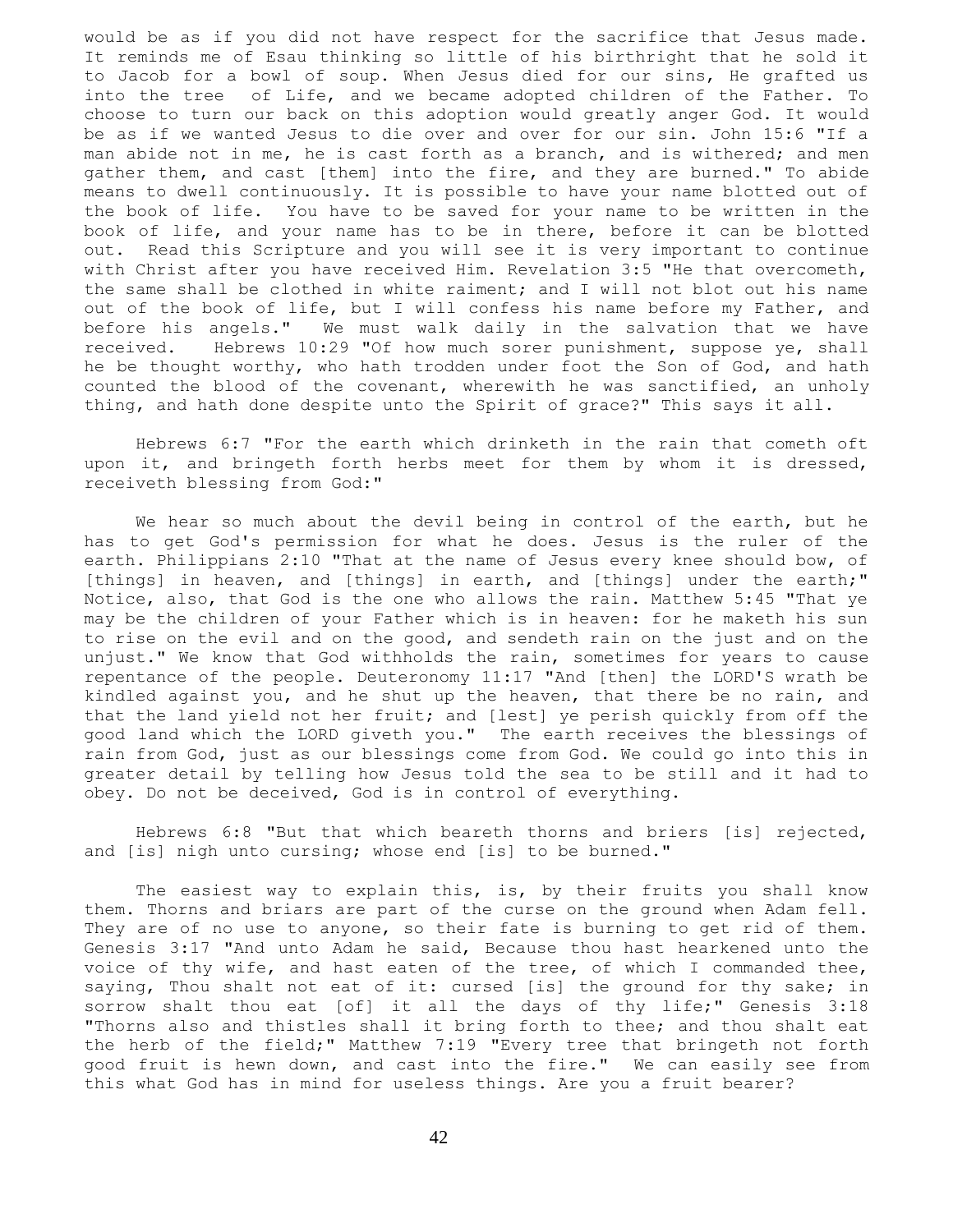would be as if you did not have respect for the sacrifice that Jesus made. It reminds me of Esau thinking so little of his birthright that he sold it to Jacob for a bowl of soup. When Jesus died for our sins, He grafted us into the tree of Life, and we became adopted children of the Father. To choose to turn our back on this adoption would greatly anger God. It would be as if we wanted Jesus to die over and over for our sin. John 15:6 "If a man abide not in me, he is cast forth as a branch, and is withered; and men gather them, and cast [them] into the fire, and they are burned." To abide means to dwell continuously. It is possible to have your name blotted out of the book of life. You have to be saved for your name to be written in the book of life, and your name has to be in there, before it can be blotted out. Read this Scripture and you will see it is very important to continue with Christ after you have received Him. Revelation 3:5 "He that overcometh, the same shall be clothed in white raiment; and I will not blot out his name out of the book of life, but I will confess his name before my Father, and before his angels." We must walk daily in the salvation that we have received. Hebrews 10:29 "Of how much sorer punishment, suppose ye, shall he be thought worthy, who hath trodden under foot the Son of God, and hath counted the blood of the covenant, wherewith he was sanctified, an unholy thing, and hath done despite unto the Spirit of grace?" This says it all.

Hebrews 6:7 "For the earth which drinketh in the rain that cometh oft upon it, and bringeth forth herbs meet for them by whom it is dressed, receiveth blessing from God:"

We hear so much about the devil being in control of the earth, but he has to get God's permission for what he does. Jesus is the ruler of the earth. Philippians 2:10 "That at the name of Jesus every knee should bow, of [things] in heaven, and [things] in earth, and [things] under the earth;" Notice, also, that God is the one who allows the rain. Matthew 5:45 "That ye may be the children of your Father which is in heaven: for he maketh his sun to rise on the evil and on the good, and sendeth rain on the just and on the unjust." We know that God withholds the rain, sometimes for years to cause repentance of the people. Deuteronomy 11:17 "And [then] the LORD'S wrath be kindled against you, and he shut up the heaven, that there be no rain, and that the land yield not her fruit; and [lest] ye perish quickly from off the good land which the LORD giveth you." The earth receives the blessings of rain from God, just as our blessings come from God. We could go into this in greater detail by telling how Jesus told the sea to be still and it had to obey. Do not be deceived, God is in control of everything.

Hebrews 6:8 "But that which beareth thorns and briers [is] rejected, and [is] nigh unto cursing; whose end [is] to be burned."

The easiest way to explain this, is, by their fruits you shall know them. Thorns and briars are part of the curse on the ground when Adam fell. They are of no use to anyone, so their fate is burning to get rid of them. Genesis 3:17 "And unto Adam he said, Because thou hast hearkened unto the voice of thy wife, and hast eaten of the tree, of which I commanded thee, saying, Thou shalt not eat of it: cursed [is] the ground for thy sake; in sorrow shalt thou eat [of] it all the days of thy life;" Genesis 3:18 "Thorns also and thistles shall it bring forth to thee; and thou shalt eat the herb of the field;" Matthew 7:19 "Every tree that bringeth not forth good fruit is hewn down, and cast into the fire." We can easily see from this what God has in mind for useless things. Are you a fruit bearer?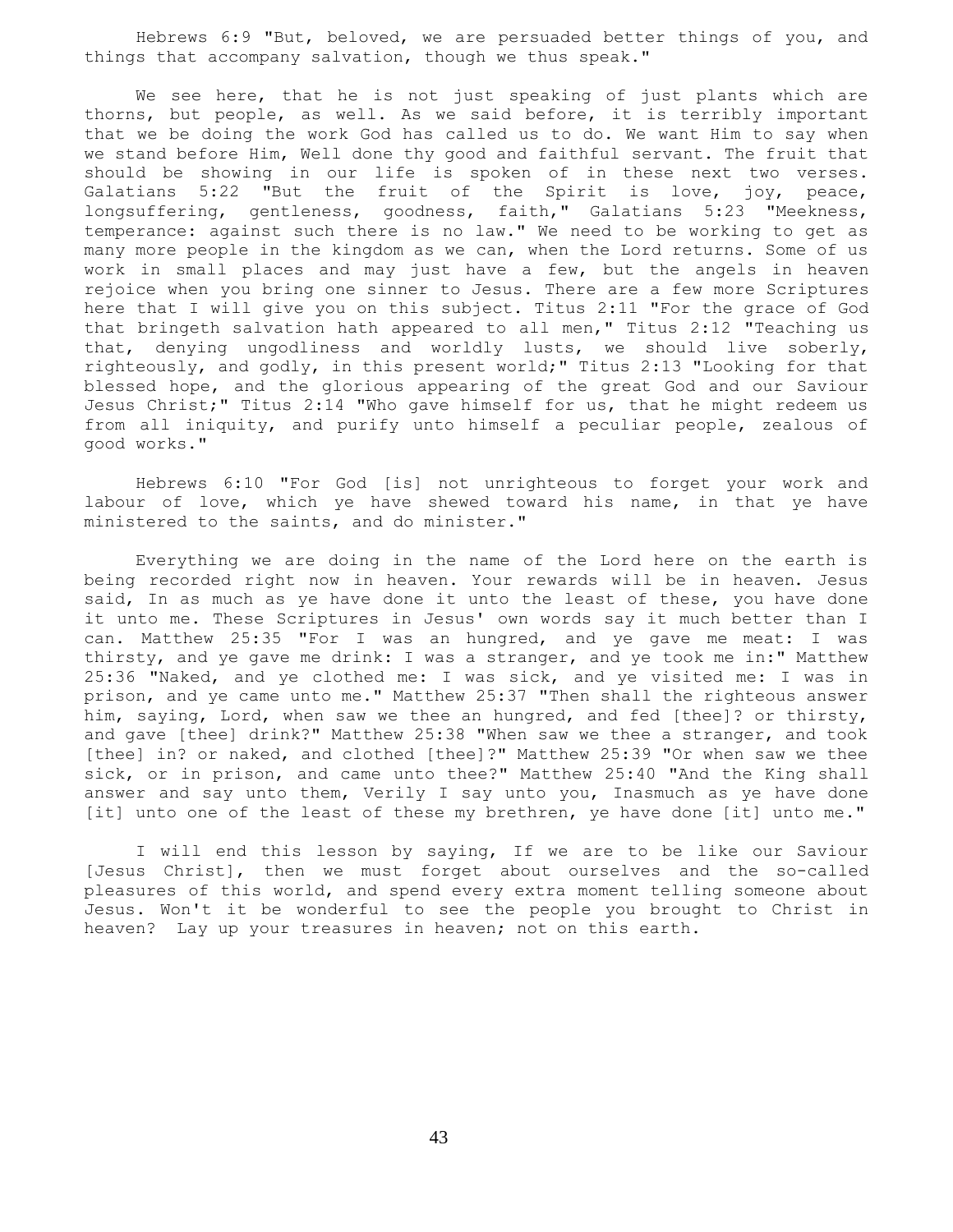Hebrews 6:9 "But, beloved, we are persuaded better things of you, and things that accompany salvation, though we thus speak."

We see here, that he is not just speaking of just plants which are thorns, but people, as well. As we said before, it is terribly important that we be doing the work God has called us to do. We want Him to say when we stand before Him, Well done thy good and faithful servant. The fruit that should be showing in our life is spoken of in these next two verses. Galatians 5:22 "But the fruit of the Spirit is love, joy, peace, longsuffering, gentleness, goodness, faith," Galatians 5:23 "Meekness, temperance: against such there is no law." We need to be working to get as many more people in the kingdom as we can, when the Lord returns. Some of us work in small places and may just have a few, but the angels in heaven rejoice when you bring one sinner to Jesus. There are a few more Scriptures here that I will give you on this subject. Titus 2:11 "For the grace of God that bringeth salvation hath appeared to all men," Titus 2:12 "Teaching us that, denying ungodliness and worldly lusts, we should live soberly, righteously, and godly, in this present world;" Titus 2:13 "Looking for that blessed hope, and the glorious appearing of the great God and our Saviour Jesus Christ;" Titus 2:14 "Who gave himself for us, that he might redeem us from all iniquity, and purify unto himself a peculiar people, zealous of good works."

Hebrews 6:10 "For God [is] not unrighteous to forget your work and labour of love, which ye have shewed toward his name, in that ye have ministered to the saints, and do minister."

Everything we are doing in the name of the Lord here on the earth is being recorded right now in heaven. Your rewards will be in heaven. Jesus said, In as much as ye have done it unto the least of these, you have done it unto me. These Scriptures in Jesus' own words say it much better than I can. Matthew 25:35 "For I was an hungred, and ye gave me meat: I was thirsty, and ye gave me drink: I was a stranger, and ye took me in:" Matthew 25:36 "Naked, and ye clothed me: I was sick, and ye visited me: I was in prison, and ye came unto me." Matthew 25:37 "Then shall the righteous answer him, saying, Lord, when saw we thee an hungred, and fed [thee]? or thirsty, and gave [thee] drink?" Matthew 25:38 "When saw we thee a stranger, and took [thee] in? or naked, and clothed [thee]?" Matthew 25:39 "Or when saw we thee sick, or in prison, and came unto thee?" Matthew 25:40 "And the King shall answer and say unto them, Verily I say unto you, Inasmuch as ye have done [it] unto one of the least of these my brethren, ye have done [it] unto me."

I will end this lesson by saying, If we are to be like our Saviour [Jesus Christ], then we must forget about ourselves and the so-called pleasures of this world, and spend every extra moment telling someone about Jesus. Won't it be wonderful to see the people you brought to Christ in heaven? Lay up your treasures in heaven; not on this earth.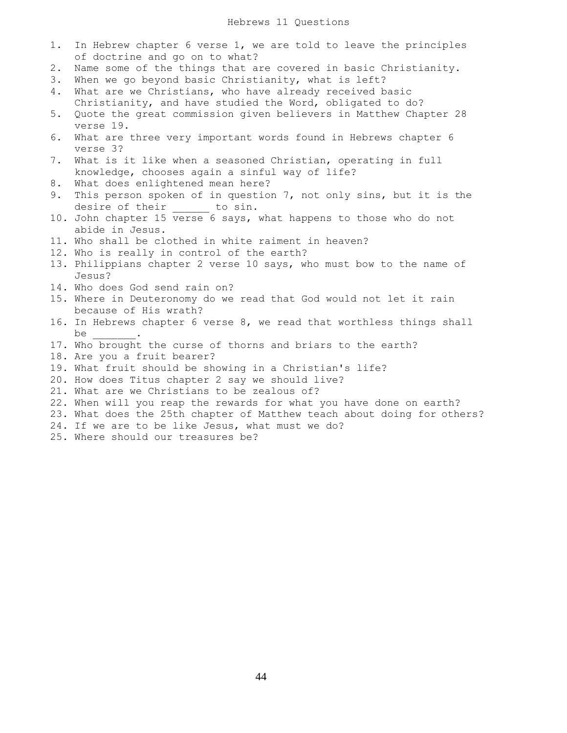# Hebrews 11 Questions

1. In Hebrew chapter 6 verse 1, we are told to leave the principles of doctrine and go on to what?
2. Name some of the things that are covered in basic Christianity.
3. When we go beyond basic Christianity, what is left?
4. What are we Christians, who have already received basic Christianity, and have studied the Word, obligated to do?
5. Quote the great commission given believers in Matthew Chapter 28 verse 19.
6. What are three very important words found in Hebrews chapter 6 verse 3?
7. What is it like when a seasoned Christian, operating in full knowledge, chooses again a sinful way of life?
8. What does enlightened mean here?
9. This person spoken of in question 7, not only sins, but it is the desire of their ______ to sin.
10. John chapter 15 verse 6 says, what happens to those who do not abide in Jesus.
11. Who shall be clothed in white raiment in heaven?
12. Who is really in control of the earth?
13. Philippians chapter 2 verse 10 says, who must bow to the name of Jesus?
14. Who does God send rain on?
15. Where in Deuteronomy do we read that God would not let it rain because of His wrath?
16. In Hebrews chapter 6 verse 8, we read that worthless things shall be _______.
17. Who brought the curse of thorns and briars to the earth?
18. Are you a fruit bearer?
19. What fruit should be showing in a Christian's life?
20. How does Titus chapter 2 say we should live?
21. What are we Christians to be zealous of?
22. When will you reap the rewards for what you have done on earth?
23. What does the 25th chapter of Matthew teach about doing for others?
24. If we are to be like Jesus, what must we do?
25. Where should our treasures be?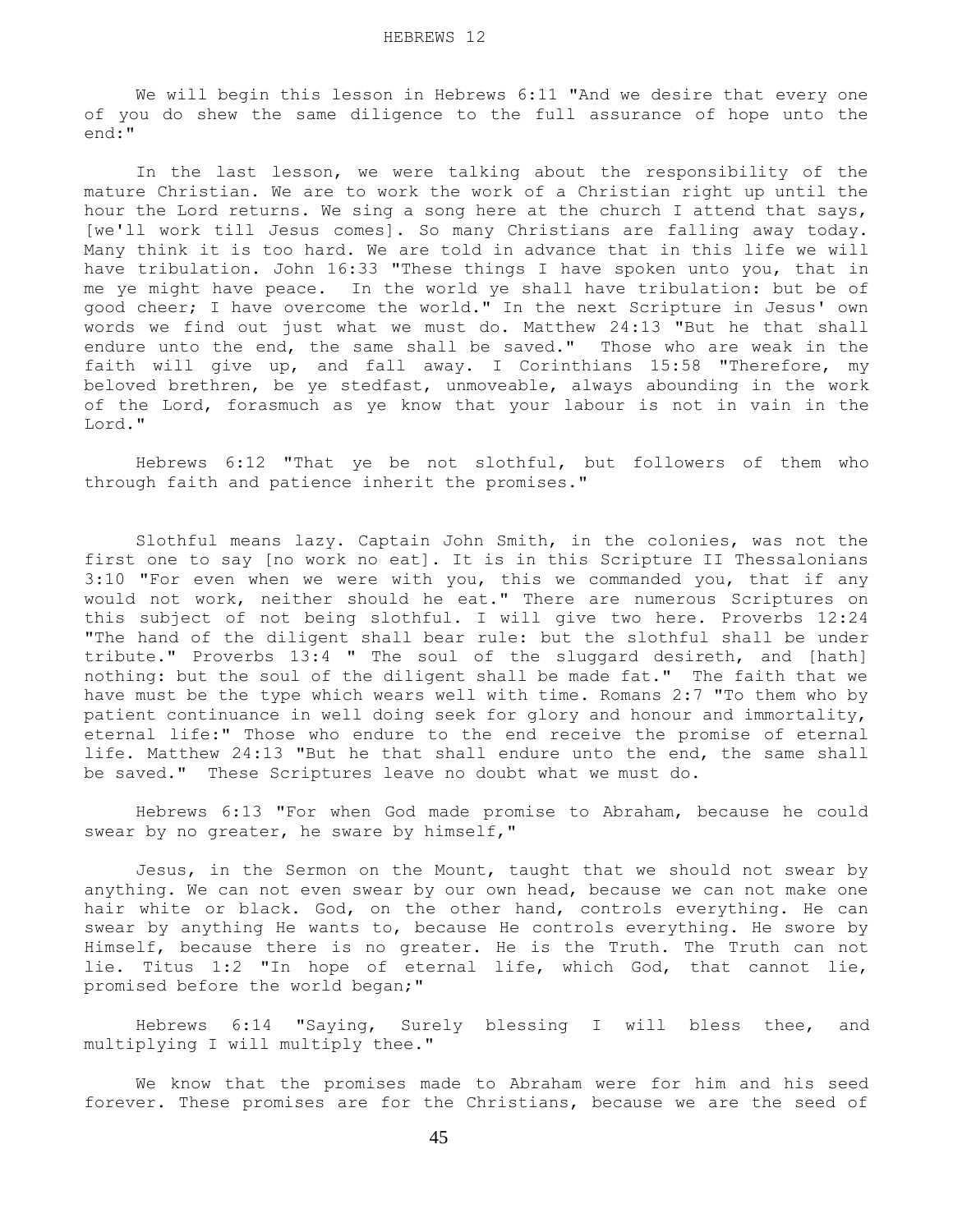# HEBREWS 12

We will begin this lesson in Hebrews 6:11 "And we desire that every one of you do shew the same diligence to the full assurance of hope unto the end:"

In the last lesson, we were talking about the responsibility of the mature Christian. We are to work the work of a Christian right up until the hour the Lord returns. We sing a song here at the church I attend that says, [we'll work till Jesus comes]. So many Christians are falling away today. Many think it is too hard. We are told in advance that in this life we will have tribulation. John 16:33 "These things I have spoken unto you, that in me ye might have peace. In the world ye shall have tribulation: but be of good cheer; I have overcome the world." In the next Scripture in Jesus' own words we find out just what we must do. Matthew 24:13 "But he that shall endure unto the end, the same shall be saved." Those who are weak in the faith will give up, and fall away. I Corinthians 15:58 "Therefore, my beloved brethren, be ye stedfast, unmoveable, always abounding in the work of the Lord, forasmuch as ye know that your labour is not in vain in the Lord."

Hebrews 6:12 "That ye be not slothful, but followers of them who through faith and patience inherit the promises."

Slothful means lazy. Captain John Smith, in the colonies, was not the first one to say [no work no eat]. It is in this Scripture II Thessalonians 3:10 "For even when we were with you, this we commanded you, that if any would not work, neither should he eat." There are numerous Scriptures on this subject of not being slothful. I will give two here. Proverbs 12:24 "The hand of the diligent shall bear rule: but the slothful shall be under tribute." Proverbs 13:4 " The soul of the sluggard desireth, and [hath] nothing: but the soul of the diligent shall be made fat." The faith that we have must be the type which wears well with time. Romans 2:7 "To them who by patient continuance in well doing seek for glory and honour and immortality, eternal life:" Those who endure to the end receive the promise of eternal life. Matthew 24:13 "But he that shall endure unto the end, the same shall be saved." These Scriptures leave no doubt what we must do.

Hebrews 6:13 "For when God made promise to Abraham, because he could swear by no greater, he sware by himself,"

Jesus, in the Sermon on the Mount, taught that we should not swear by anything. We can not even swear by our own head, because we can not make one hair white or black. God, on the other hand, controls everything. He can swear by anything He wants to, because He controls everything. He swore by Himself, because there is no greater. He is the Truth. The Truth can not lie. Titus 1:2 "In hope of eternal life, which God, that cannot lie, promised before the world began;"

Hebrews 6:14 "Saying, Surely blessing I will bless thee, and multiplying I will multiply thee."

We know that the promises made to Abraham were for him and his seed forever. These promises are for the Christians, because we are the seed of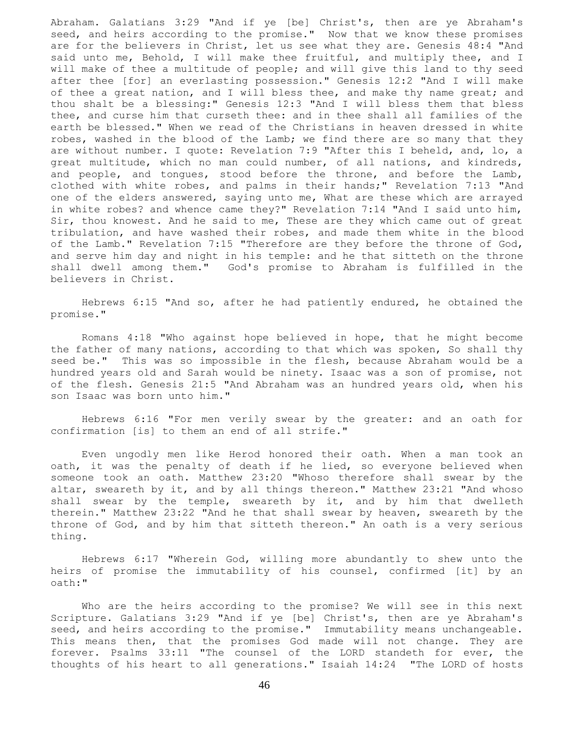Abraham. Galatians 3:29 "And if ye [be] Christ's, then are ye Abraham's seed, and heirs according to the promise." Now that we know these promises are for the believers in Christ, let us see what they are. Genesis 48:4 "And said unto me, Behold, I will make thee fruitful, and multiply thee, and I will make of thee a multitude of people; and will give this land to thy seed after thee [for] an everlasting possession." Genesis 12:2 "And I will make of thee a great nation, and I will bless thee, and make thy name great; and thou shalt be a blessing:" Genesis 12:3 "And I will bless them that bless thee, and curse him that curseth thee: and in thee shall all families of the earth be blessed." When we read of the Christians in heaven dressed in white robes, washed in the blood of the Lamb; we find there are so many that they are without number. I quote: Revelation 7:9 "After this I beheld, and, lo, a great multitude, which no man could number, of all nations, and kindreds, and people, and tongues, stood before the throne, and before the Lamb, clothed with white robes, and palms in their hands;" Revelation 7:13 "And one of the elders answered, saying unto me, What are these which are arrayed in white robes? and whence came they?" Revelation 7:14 "And I said unto him, Sir, thou knowest. And he said to me, These are they which came out of great tribulation, and have washed their robes, and made them white in the blood of the Lamb." Revelation 7:15 "Therefore are they before the throne of God, and serve him day and night in his temple: and he that sitteth on the throne shall dwell among them." God's promise to Abraham is fulfilled in the believers in Christ.

Hebrews 6:15 "And so, after he had patiently endured, he obtained the promise."

Romans 4:18 "Who against hope believed in hope, that he might become the father of many nations, according to that which was spoken, So shall thy seed be." This was so impossible in the flesh, because Abraham would be a hundred years old and Sarah would be ninety. Isaac was a son of promise, not of the flesh. Genesis 21:5 "And Abraham was an hundred years old, when his son Isaac was born unto him."

Hebrews 6:16 "For men verily swear by the greater: and an oath for confirmation [is] to them an end of all strife."

Even ungodly men like Herod honored their oath. When a man took an oath, it was the penalty of death if he lied, so everyone believed when someone took an oath. Matthew 23:20 "Whoso therefore shall swear by the altar, sweareth by it, and by all things thereon." Matthew 23:21 "And whoso shall swear by the temple, sweareth by it, and by him that dwelleth therein." Matthew 23:22 "And he that shall swear by heaven, sweareth by the throne of God, and by him that sitteth thereon." An oath is a very serious thing.

Hebrews 6:17 "Wherein God, willing more abundantly to shew unto the heirs of promise the immutability of his counsel, confirmed [it] by an oath:"

Who are the heirs according to the promise? We will see in this next Scripture. Galatians 3:29 "And if ye [be] Christ's, then are ye Abraham's seed, and heirs according to the promise." Immutability means unchangeable. This means then, that the promises God made will not change. They are forever. Psalms 33:11 "The counsel of the LORD standeth for ever, the thoughts of his heart to all generations." Isaiah 14:24 "The LORD of hosts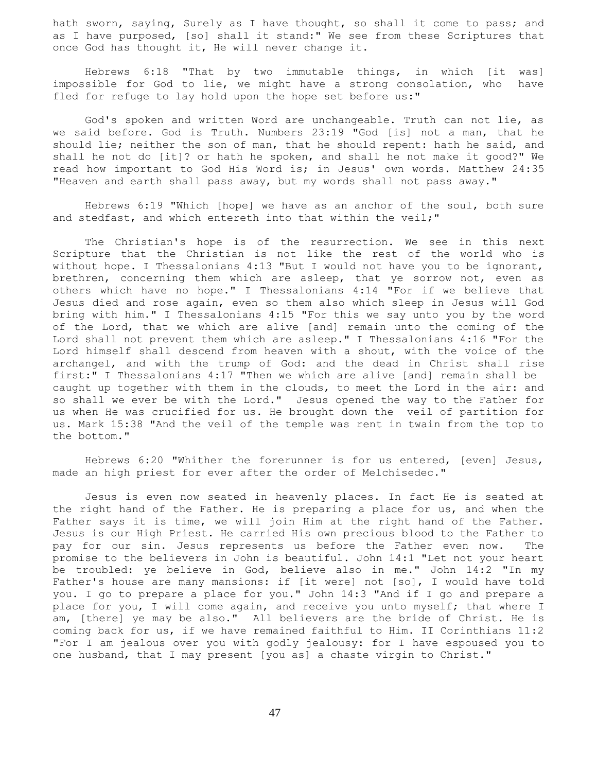hath sworn, saying, Surely as I have thought, so shall it come to pass; and as I have purposed, [so] shall it stand:" We see from these Scriptures that once God has thought it, He will never change it.

Hebrews 6:18 "That by two immutable things, in which [it was] impossible for God to lie, we might have a strong consolation, who have fled for refuge to lay hold upon the hope set before us:"

God's spoken and written Word are unchangeable. Truth can not lie, as we said before. God is Truth. Numbers 23:19 "God [is] not a man, that he should lie; neither the son of man, that he should repent: hath he said, and shall he not do [it]? or hath he spoken, and shall he not make it good?" We read how important to God His Word is; in Jesus' own words. Matthew 24:35 "Heaven and earth shall pass away, but my words shall not pass away."

Hebrews 6:19 "Which [hope] we have as an anchor of the soul, both sure and stedfast, and which entereth into that within the veil;"

The Christian's hope is of the resurrection. We see in this next Scripture that the Christian is not like the rest of the world who is without hope. I Thessalonians 4:13 "But I would not have you to be ignorant, brethren, concerning them which are asleep, that ye sorrow not, even as others which have no hope." I Thessalonians 4:14 "For if we believe that Jesus died and rose again, even so them also which sleep in Jesus will God bring with him." I Thessalonians 4:15 "For this we say unto you by the word of the Lord, that we which are alive [and] remain unto the coming of the Lord shall not prevent them which are asleep." I Thessalonians 4:16 "For the Lord himself shall descend from heaven with a shout, with the voice of the archangel, and with the trump of God: and the dead in Christ shall rise first:" I Thessalonians 4:17 "Then we which are alive [and] remain shall be caught up together with them in the clouds, to meet the Lord in the air: and so shall we ever be with the Lord." Jesus opened the way to the Father for us when He was crucified for us. He brought down the veil of partition for us. Mark 15:38 "And the veil of the temple was rent in twain from the top to the bottom."

Hebrews 6:20 "Whither the forerunner is for us entered, [even] Jesus, made an high priest for ever after the order of Melchisedec."

Jesus is even now seated in heavenly places. In fact He is seated at the right hand of the Father. He is preparing a place for us, and when the Father says it is time, we will join Him at the right hand of the Father. Jesus is our High Priest. He carried His own precious blood to the Father to pay for our sin. Jesus represents us before the Father even now. The promise to the believers in John is beautiful. John 14:1 "Let not your heart be troubled: ye believe in God, believe also in me." John 14:2 "In my Father's house are many mansions: if [it were] not [so], I would have told you. I go to prepare a place for you." John 14:3 "And if I go and prepare a place for you, I will come again, and receive you unto myself; that where I am, [there] ye may be also." All believers are the bride of Christ. He is coming back for us, if we have remained faithful to Him. II Corinthians 11:2 "For I am jealous over you with godly jealousy: for I have espoused you to one husband, that I may present [you as] a chaste virgin to Christ."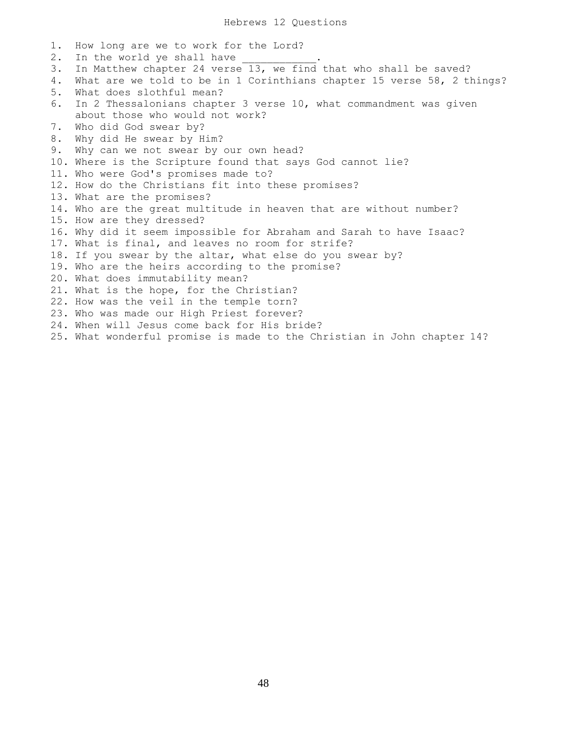# Hebrews 12 Questions

1. How long are we to work for the Lord?
2. In the world ye shall have ____________.
3. In Matthew chapter 24 verse 13, we find that who shall be saved?
4. What are we told to be in 1 Corinthians chapter 15 verse 58, 2 things?
5. What does slothful mean?
6. In 2 Thessalonians chapter 3 verse 10, what commandment was given about those who would not work?
7. Who did God swear by?
8. Why did He swear by Him?
9. Why can we not swear by our own head?
10. Where is the Scripture found that says God cannot lie?
11. Who were God's promises made to?
12. How do the Christians fit into these promises?
13. What are the promises?
14. Who are the great multitude in heaven that are without number?
15. How are they dressed?
16. Why did it seem impossible for Abraham and Sarah to have Isaac?
17. What is final, and leaves no room for strife?
18. If you swear by the altar, what else do you swear by?
19. Who are the heirs according to the promise?
20. What does immutability mean?
21. What is the hope, for the Christian?
22. How was the veil in the temple torn?
23. Who was made our High Priest forever?
24. When will Jesus come back for His bride?
25. What wonderful promise is made to the Christian in John chapter 14?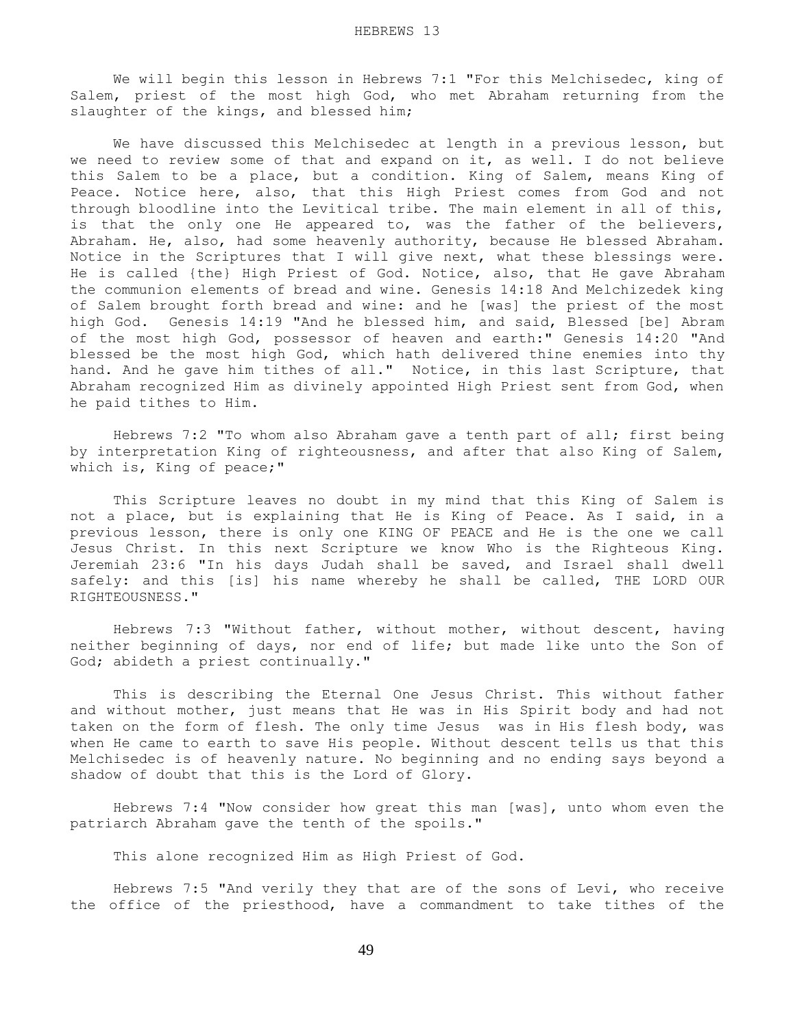We will begin this lesson in Hebrews 7:1 "For this Melchisedec, king of Salem, priest of the most high God, who met Abraham returning from the slaughter of the kings, and blessed him;

We have discussed this Melchisedec at length in a previous lesson, but we need to review some of that and expand on it, as well. I do not believe this Salem to be a place, but a condition. King of Salem, means King of Peace. Notice here, also, that this High Priest comes from God and not through bloodline into the Levitical tribe. The main element in all of this, is that the only one He appeared to, was the father of the believers, Abraham. He, also, had some heavenly authority, because He blessed Abraham. Notice in the Scriptures that I will give next, what these blessings were. He is called {the} High Priest of God. Notice, also, that He gave Abraham the communion elements of bread and wine. Genesis 14:18 And Melchizedek king of Salem brought forth bread and wine: and he [was] the priest of the most high God. Genesis 14:19 "And he blessed him, and said, Blessed [be] Abram of the most high God, possessor of heaven and earth:" Genesis 14:20 "And blessed be the most high God, which hath delivered thine enemies into thy hand. And he gave him tithes of all." Notice, in this last Scripture, that Abraham recognized Him as divinely appointed High Priest sent from God, when he paid tithes to Him.

Hebrews 7:2 "To whom also Abraham gave a tenth part of all; first being by interpretation King of righteousness, and after that also King of Salem, which is, King of peace;"

This Scripture leaves no doubt in my mind that this King of Salem is not a place, but is explaining that He is King of Peace. As I said, in a previous lesson, there is only one KING OF PEACE and He is the one we call Jesus Christ. In this next Scripture we know Who is the Righteous King. Jeremiah 23:6 "In his days Judah shall be saved, and Israel shall dwell safely: and this [is] his name whereby he shall be called, THE LORD OUR RIGHTEOUSNESS."

Hebrews 7:3 "Without father, without mother, without descent, having neither beginning of days, nor end of life; but made like unto the Son of God; abideth a priest continually."

This is describing the Eternal One Jesus Christ. This without father and without mother, just means that He was in His Spirit body and had not taken on the form of flesh. The only time Jesus was in His flesh body, was when He came to earth to save His people. Without descent tells us that this Melchisedec is of heavenly nature. No beginning and no ending says beyond a shadow of doubt that this is the Lord of Glory.

Hebrews 7:4 "Now consider how great this man [was], unto whom even the patriarch Abraham gave the tenth of the spoils."

This alone recognized Him as High Priest of God.

Hebrews 7:5 "And verily they that are of the sons of Levi, who receive the office of the priesthood, have a commandment to take tithes of the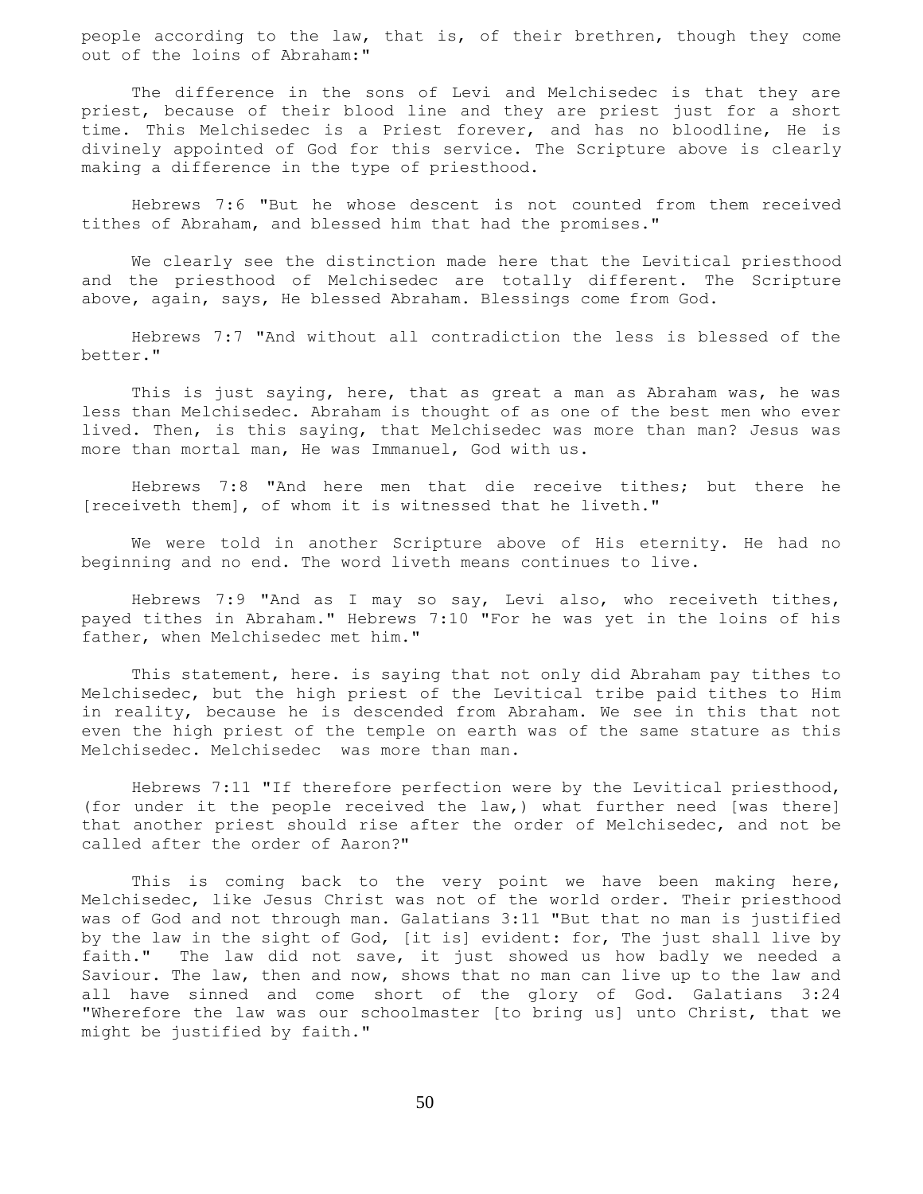people according to the law, that is, of their brethren, though they come out of the loins of Abraham:"

The difference in the sons of Levi and Melchisedec is that they are priest, because of their blood line and they are priest just for a short time. This Melchisedec is a Priest forever, and has no bloodline, He is divinely appointed of God for this service. The Scripture above is clearly making a difference in the type of priesthood.

Hebrews 7:6 "But he whose descent is not counted from them received tithes of Abraham, and blessed him that had the promises."

We clearly see the distinction made here that the Levitical priesthood and the priesthood of Melchisedec are totally different. The Scripture above, again, says, He blessed Abraham. Blessings come from God.

Hebrews 7:7 "And without all contradiction the less is blessed of the better."

This is just saying, here, that as great a man as Abraham was, he was less than Melchisedec. Abraham is thought of as one of the best men who ever lived. Then, is this saying, that Melchisedec was more than man? Jesus was more than mortal man, He was Immanuel, God with us.

Hebrews 7:8 "And here men that die receive tithes; but there he [receiveth them], of whom it is witnessed that he liveth."

We were told in another Scripture above of His eternity. He had no beginning and no end. The word liveth means continues to live.

Hebrews 7:9 "And as I may so say, Levi also, who receiveth tithes, payed tithes in Abraham." Hebrews 7:10 "For he was yet in the loins of his father, when Melchisedec met him."

This statement, here. is saying that not only did Abraham pay tithes to Melchisedec, but the high priest of the Levitical tribe paid tithes to Him in reality, because he is descended from Abraham. We see in this that not even the high priest of the temple on earth was of the same stature as this Melchisedec. Melchisedec was more than man.

Hebrews 7:11 "If therefore perfection were by the Levitical priesthood, (for under it the people received the law,) what further need [was there] that another priest should rise after the order of Melchisedec, and not be called after the order of Aaron?"

This is coming back to the very point we have been making here, Melchisedec, like Jesus Christ was not of the world order. Their priesthood was of God and not through man. Galatians 3:11 "But that no man is justified by the law in the sight of God, [it is] evident: for, The just shall live by faith." The law did not save, it just showed us how badly we needed a Saviour. The law, then and now, shows that no man can live up to the law and all have sinned and come short of the glory of God. Galatians 3:24 "Wherefore the law was our schoolmaster [to bring us] unto Christ, that we might be justified by faith."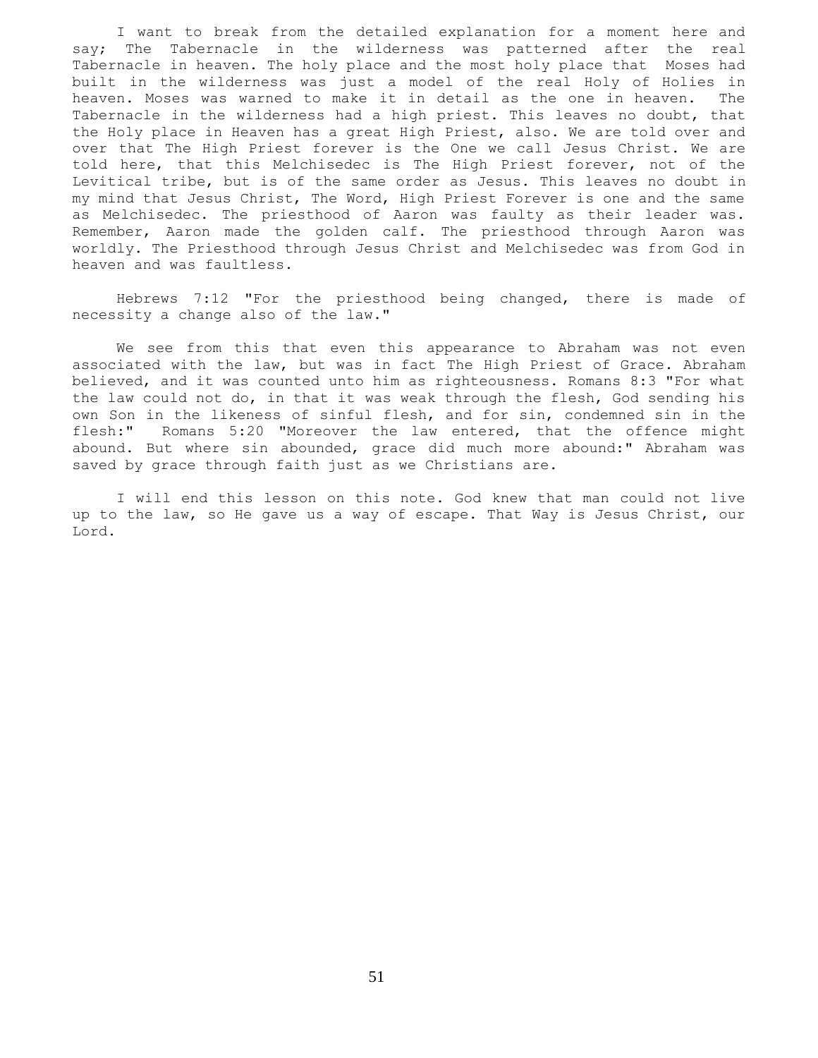I want to break from the detailed explanation for a moment here and say; The Tabernacle in the wilderness was patterned after the real Tabernacle in heaven. The holy place and the most holy place that Moses had built in the wilderness was just a model of the real Holy of Holies in heaven. Moses was warned to make it in detail as the one in heaven. The Tabernacle in the wilderness had a high priest. This leaves no doubt, that the Holy place in Heaven has a great High Priest, also. We are told over and over that The High Priest forever is the One we call Jesus Christ. We are told here, that this Melchisedec is The High Priest forever, not of the Levitical tribe, but is of the same order as Jesus. This leaves no doubt in my mind that Jesus Christ, The Word, High Priest Forever is one and the same as Melchisedec. The priesthood of Aaron was faulty as their leader was. Remember, Aaron made the golden calf. The priesthood through Aaron was worldly. The Priesthood through Jesus Christ and Melchisedec was from God in heaven and was faultless.

Hebrews 7:12 "For the priesthood being changed, there is made of necessity a change also of the law."

We see from this that even this appearance to Abraham was not even associated with the law, but was in fact The High Priest of Grace. Abraham believed, and it was counted unto him as righteousness. Romans 8:3 "For what the law could not do, in that it was weak through the flesh, God sending his own Son in the likeness of sinful flesh, and for sin, condemned sin in the flesh:" Romans 5:20 "Moreover the law entered, that the offence might abound. But where sin abounded, grace did much more abound:" Abraham was saved by grace through faith just as we Christians are.

I will end this lesson on this note. God knew that man could not live up to the law, so He gave us a way of escape. That Way is Jesus Christ, our Lord.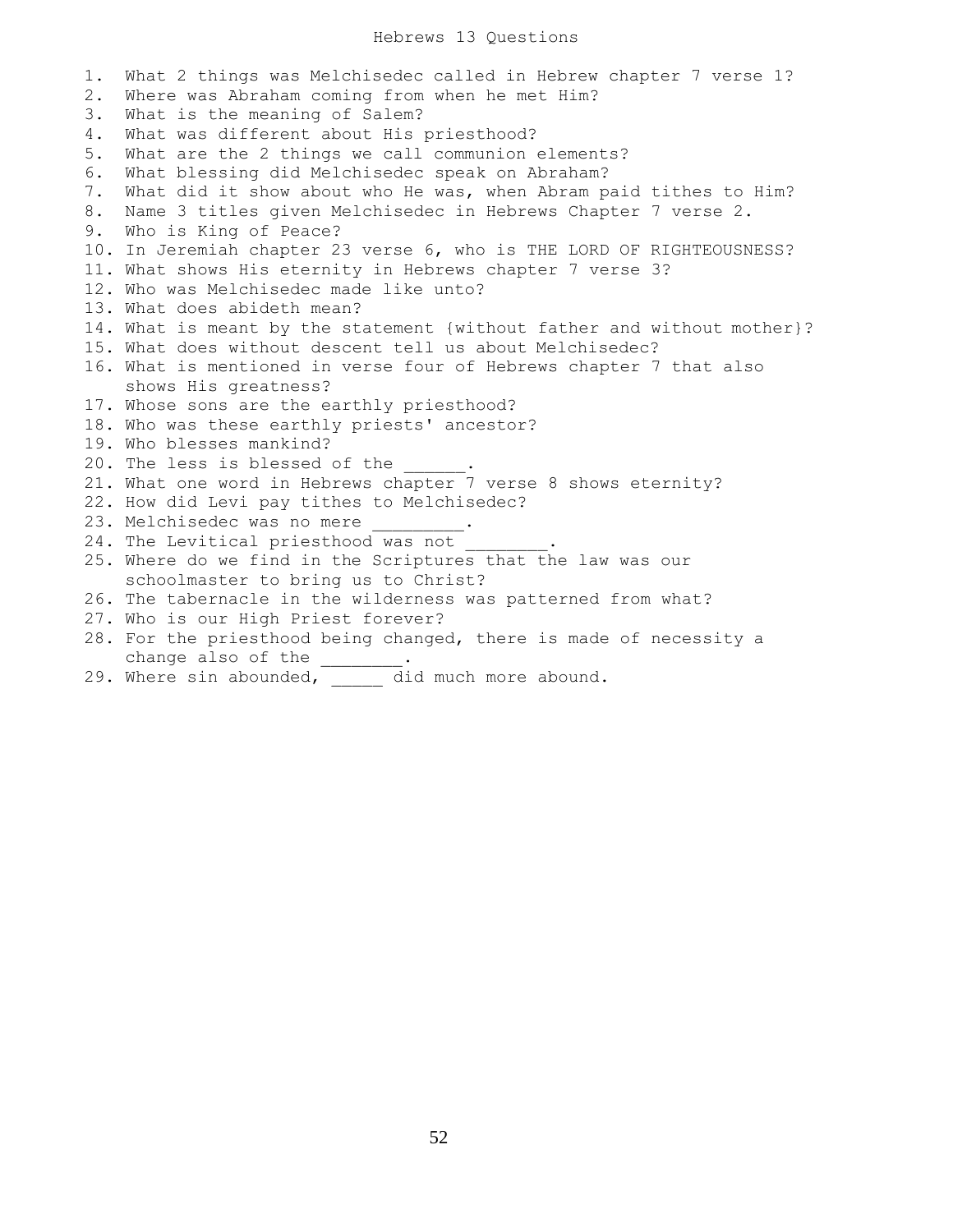# Hebrews 13 Questions

1. What 2 things was Melchisedec called in Hebrew chapter 7 verse 1?
2. Where was Abraham coming from when he met Him?
3. What is the meaning of Salem?
4. What was different about His priesthood?
5. What are the 2 things we call communion elements?
6. What blessing did Melchisedec speak on Abraham?
7. What did it show about who He was, when Abram paid tithes to Him?
8. Name 3 titles given Melchisedec in Hebrews Chapter 7 verse 2.
9. Who is King of Peace?
10. In Jeremiah chapter 23 verse 6, who is THE LORD OF RIGHTEOUSNESS?
11. What shows His eternity in Hebrews chapter 7 verse 3?
12. Who was Melchisedec made like unto?
13. What does abideth mean?
14. What is meant by the statement {without father and without mother}?
15. What does without descent tell us about Melchisedec?
16. What is mentioned in verse four of Hebrews chapter 7 that also shows His greatness?
17. Whose sons are the earthly priesthood?
18. Who was these earthly priests' ancestor?
19. Who blesses mankind?
20. The less is blessed of the ______.
21. What one word in Hebrews chapter 7 verse 8 shows eternity?
22. How did Levi pay tithes to Melchisedec?
23. Melchisedec was no mere _________.
24. The Levitical priesthood was not ________.
25. Where do we find in the Scriptures that the law was our schoolmaster to bring us to Christ?
26. The tabernacle in the wilderness was patterned from what?
27. Who is our High Priest forever?
28. For the priesthood being changed, there is made of necessity a change also of the ________.
29. Where sin abounded, _____ did much more abound.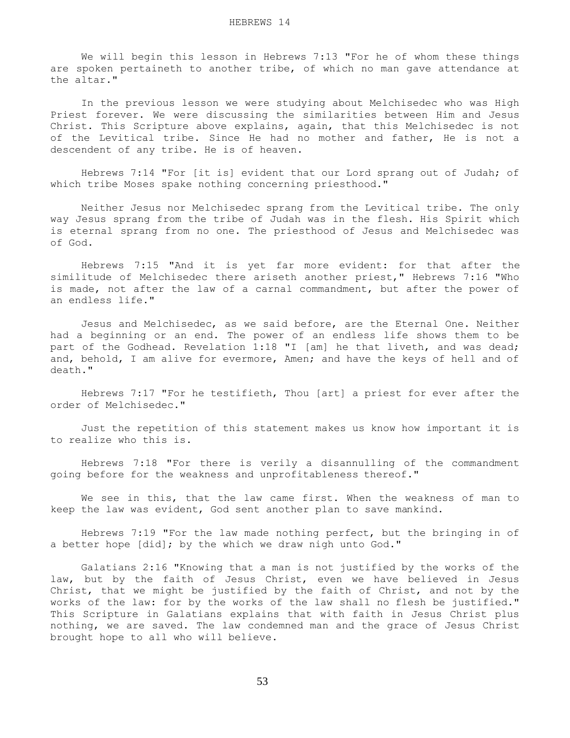# HEBREWS 14

We will begin this lesson in Hebrews 7:13 "For he of whom these things are spoken pertaineth to another tribe, of which no man gave attendance at the altar."

In the previous lesson we were studying about Melchisedec who was High Priest forever. We were discussing the similarities between Him and Jesus Christ. This Scripture above explains, again, that this Melchisedec is not of the Levitical tribe. Since He had no mother and father, He is not a descendent of any tribe. He is of heaven.

Hebrews 7:14 "For [it is] evident that our Lord sprang out of Judah; of which tribe Moses spake nothing concerning priesthood."

Neither Jesus nor Melchisedec sprang from the Levitical tribe. The only way Jesus sprang from the tribe of Judah was in the flesh. His Spirit which is eternal sprang from no one. The priesthood of Jesus and Melchisedec was of God.

Hebrews 7:15 "And it is yet far more evident: for that after the similitude of Melchisedec there ariseth another priest," Hebrews 7:16 "Who is made, not after the law of a carnal commandment, but after the power of an endless life."

Jesus and Melchisedec, as we said before, are the Eternal One. Neither had a beginning or an end. The power of an endless life shows them to be part of the Godhead. Revelation 1:18 "I [am] he that liveth, and was dead; and, behold, I am alive for evermore, Amen; and have the keys of hell and of death."

Hebrews 7:17 "For he testifieth, Thou [art] a priest for ever after the order of Melchisedec."

Just the repetition of this statement makes us know how important it is to realize who this is.

Hebrews 7:18 "For there is verily a disannulling of the commandment going before for the weakness and unprofitableness thereof."

We see in this, that the law came first. When the weakness of man to keep the law was evident, God sent another plan to save mankind.

Hebrews 7:19 "For the law made nothing perfect, but the bringing in of a better hope [did]; by the which we draw nigh unto God."

Galatians 2:16 "Knowing that a man is not justified by the works of the law, but by the faith of Jesus Christ, even we have believed in Jesus Christ, that we might be justified by the faith of Christ, and not by the works of the law: for by the works of the law shall no flesh be justified." This Scripture in Galatians explains that with faith in Jesus Christ plus nothing, we are saved. The law condemned man and the grace of Jesus Christ brought hope to all who will believe.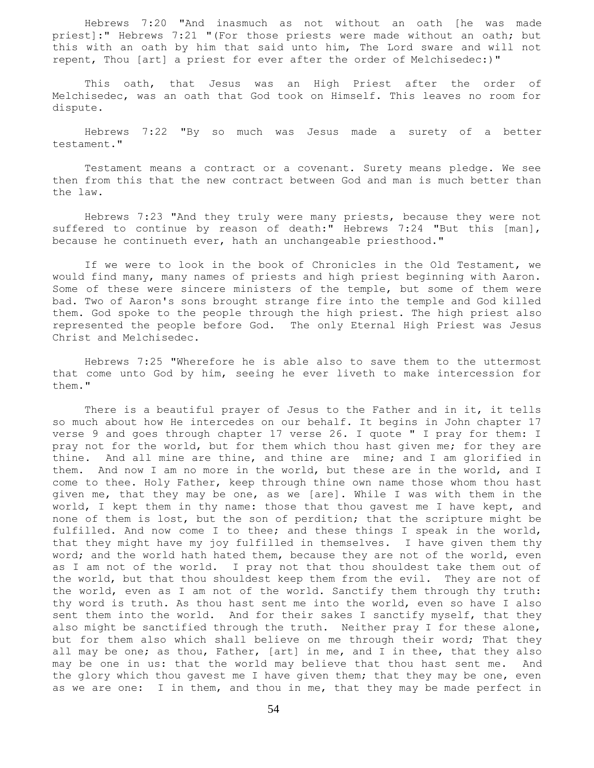Hebrews 7:20 "And inasmuch as not without an oath [he was made priest]:" Hebrews 7:21 "(For those priests were made without an oath; but this with an oath by him that said unto him, The Lord sware and will not repent, Thou [art] a priest for ever after the order of Melchisedec:)"

This oath, that Jesus was an High Priest after the order of Melchisedec, was an oath that God took on Himself. This leaves no room for dispute.

Hebrews 7:22 "By so much was Jesus made a surety of a better testament."

Testament means a contract or a covenant. Surety means pledge. We see then from this that the new contract between God and man is much better than the law.

Hebrews 7:23 "And they truly were many priests, because they were not suffered to continue by reason of death:" Hebrews 7:24 "But this [man], because he continueth ever, hath an unchangeable priesthood."

If we were to look in the book of Chronicles in the Old Testament, we would find many, many names of priests and high priest beginning with Aaron. Some of these were sincere ministers of the temple, but some of them were bad. Two of Aaron's sons brought strange fire into the temple and God killed them. God spoke to the people through the high priest. The high priest also represented the people before God. The only Eternal High Priest was Jesus Christ and Melchisedec.

Hebrews 7:25 "Wherefore he is able also to save them to the uttermost that come unto God by him, seeing he ever liveth to make intercession for them."

There is a beautiful prayer of Jesus to the Father and in it, it tells so much about how He intercedes on our behalf. It begins in John chapter 17 verse 9 and goes through chapter 17 verse 26. I quote " I pray for them: I pray not for the world, but for them which thou hast given me; for they are thine. And all mine are thine, and thine are mine; and I am glorified in them. And now I am no more in the world, but these are in the world, and I come to thee. Holy Father, keep through thine own name those whom thou hast given me, that they may be one, as we [are]. While I was with them in the world, I kept them in thy name: those that thou gavest me I have kept, and none of them is lost, but the son of perdition; that the scripture might be fulfilled. And now come I to thee; and these things I speak in the world, that they might have my joy fulfilled in themselves. I have given them thy word; and the world hath hated them, because they are not of the world, even as I am not of the world. I pray not that thou shouldest take them out of the world, but that thou shouldest keep them from the evil. They are not of the world, even as I am not of the world. Sanctify them through thy truth: thy word is truth. As thou hast sent me into the world, even so have I also sent them into the world. And for their sakes I sanctify myself, that they also might be sanctified through the truth. Neither pray I for these alone, but for them also which shall believe on me through their word; That they all may be one; as thou, Father, [art] in me, and I in thee, that they also may be one in us: that the world may believe that thou hast sent me. And the glory which thou gavest me I have given them; that they may be one, even as we are one: I in them, and thou in me, that they may be made perfect in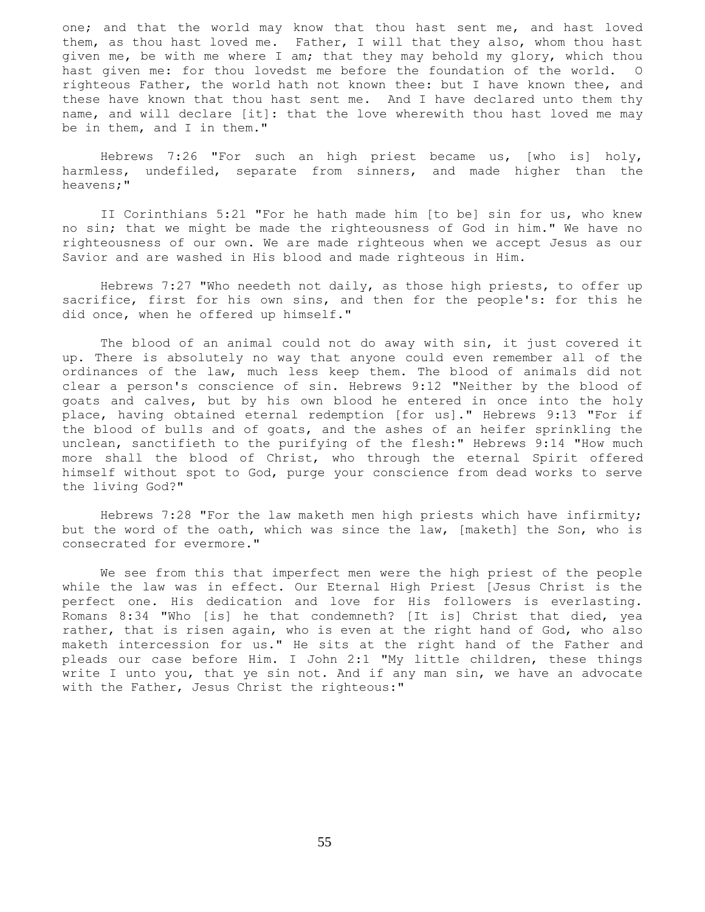one; and that the world may know that thou hast sent me, and hast loved them, as thou hast loved me. Father, I will that they also, whom thou hast given me, be with me where I am; that they may behold my glory, which thou hast given me: for thou lovedst me before the foundation of the world. O righteous Father, the world hath not known thee: but I have known thee, and these have known that thou hast sent me. And I have declared unto them thy name, and will declare [it]: that the love wherewith thou hast loved me may be in them, and I in them."

Hebrews 7:26 "For such an high priest became us, [who is] holy, harmless, undefiled, separate from sinners, and made higher than the heavens;"

II Corinthians 5:21 "For he hath made him [to be] sin for us, who knew no sin; that we might be made the righteousness of God in him." We have no righteousness of our own. We are made righteous when we accept Jesus as our Savior and are washed in His blood and made righteous in Him.

Hebrews 7:27 "Who needeth not daily, as those high priests, to offer up sacrifice, first for his own sins, and then for the people's: for this he did once, when he offered up himself."

The blood of an animal could not do away with sin, it just covered it up. There is absolutely no way that anyone could even remember all of the ordinances of the law, much less keep them. The blood of animals did not clear a person's conscience of sin. Hebrews 9:12 "Neither by the blood of goats and calves, but by his own blood he entered in once into the holy place, having obtained eternal redemption [for us]." Hebrews 9:13 "For if the blood of bulls and of goats, and the ashes of an heifer sprinkling the unclean, sanctifieth to the purifying of the flesh:" Hebrews 9:14 "How much more shall the blood of Christ, who through the eternal Spirit offered himself without spot to God, purge your conscience from dead works to serve the living God?"

Hebrews 7:28 "For the law maketh men high priests which have infirmity; but the word of the oath, which was since the law, [maketh] the Son, who is consecrated for evermore."

We see from this that imperfect men were the high priest of the people while the law was in effect. Our Eternal High Priest [Jesus Christ is the perfect one. His dedication and love for His followers is everlasting. Romans 8:34 "Who [is] he that condemneth? [It is] Christ that died, yea rather, that is risen again, who is even at the right hand of God, who also maketh intercession for us." He sits at the right hand of the Father and pleads our case before Him. I John 2:1 "My little children, these things write I unto you, that ye sin not. And if any man sin, we have an advocate with the Father, Jesus Christ the righteous:"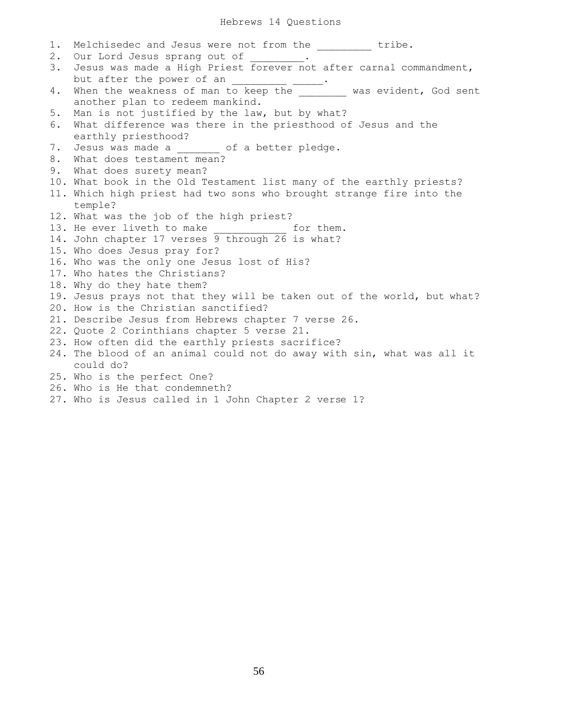# Hebrews 14 Questions

1. Melchisedec and Jesus were not from the _________ tribe.
2. Our Lord Jesus sprang out of _________.
3. Jesus was made a High Priest forever not after carnal commandment, but after the power of an _________ _____.
4. When the weakness of man to keep the ________ was evident, God sent another plan to redeem mankind.
5. Man is not justified by the law, but by what?
6. What difference was there in the priesthood of Jesus and the earthly priesthood?
7. Jesus was made a _______ of a better pledge.
8. What does testament mean?
9. What does surety mean?
10. What book in the Old Testament list many of the earthly priests?
11. Which high priest had two sons who brought strange fire into the temple?
12. What was the job of the high priest?
13. He ever liveth to make ____________ for them.
14. John chapter 17 verses 9 through 26 is what?
15. Who does Jesus pray for?
16. Who was the only one Jesus lost of His?
17. Who hates the Christians?
18. Why do they hate them?
19. Jesus prays not that they will be taken out of the world, but what?
20. How is the Christian sanctified?
21. Describe Jesus from Hebrews chapter 7 verse 26.
22. Quote 2 Corinthians chapter 5 verse 21.
23. How often did the earthly priests sacrifice?
24. The blood of an animal could not do away with sin, what was all it could do?
25. Who is the perfect One?
26. Who is He that condemneth?
27. Who is Jesus called in 1 John Chapter 2 verse 1?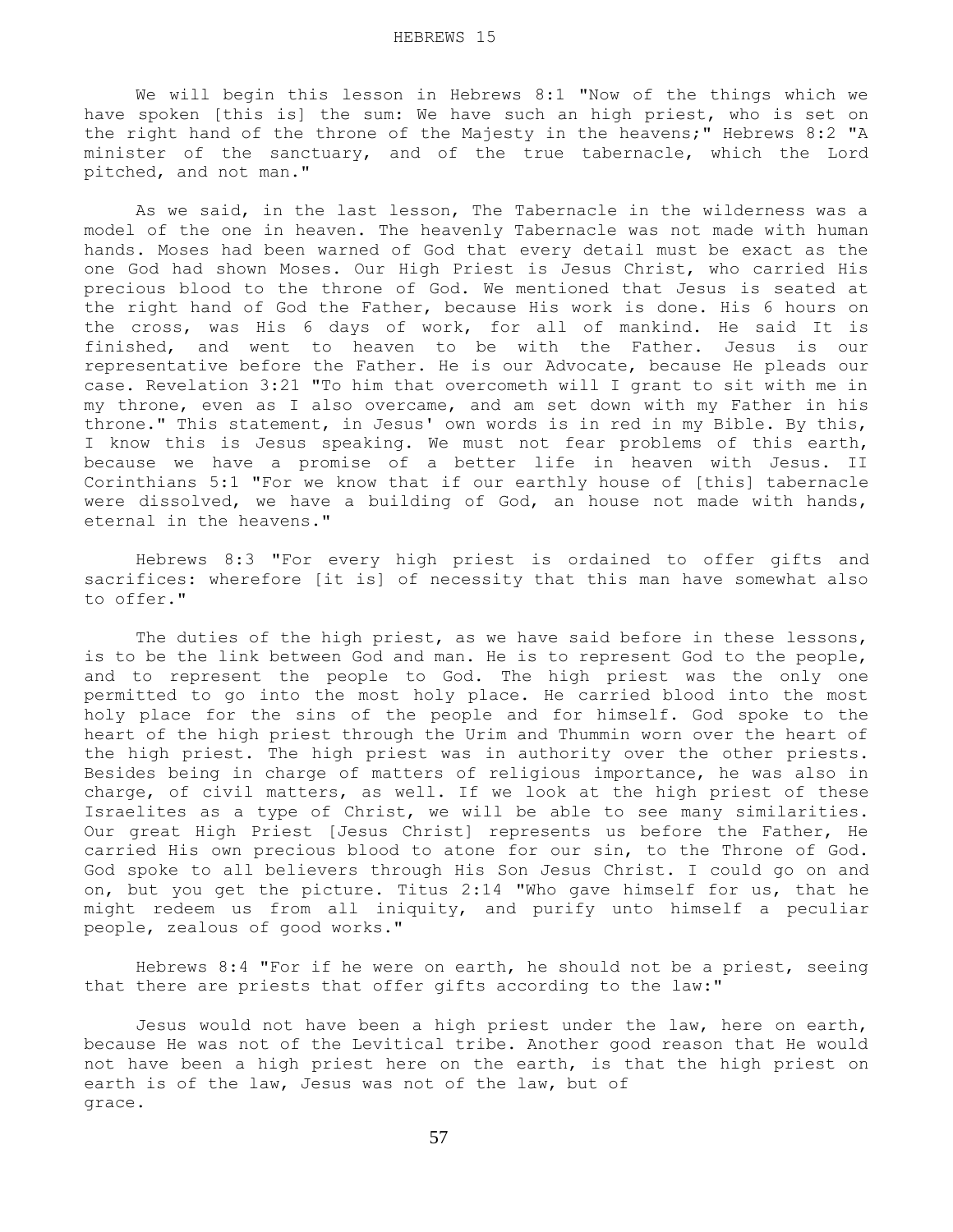We will begin this lesson in Hebrews 8:1 "Now of the things which we have spoken [this is] the sum: We have such an high priest, who is set on the right hand of the throne of the Majesty in the heavens;" Hebrews 8:2 "A minister of the sanctuary, and of the true tabernacle, which the Lord pitched, and not man."

As we said, in the last lesson, The Tabernacle in the wilderness was a model of the one in heaven. The heavenly Tabernacle was not made with human hands. Moses had been warned of God that every detail must be exact as the one God had shown Moses. Our High Priest is Jesus Christ, who carried His precious blood to the throne of God. We mentioned that Jesus is seated at the right hand of God the Father, because His work is done. His 6 hours on the cross, was His 6 days of work, for all of mankind. He said It is finished, and went to heaven to be with the Father. Jesus is our representative before the Father. He is our Advocate, because He pleads our case. Revelation 3:21 "To him that overcometh will I grant to sit with me in my throne, even as I also overcame, and am set down with my Father in his throne." This statement, in Jesus' own words is in red in my Bible. By this, I know this is Jesus speaking. We must not fear problems of this earth, because we have a promise of a better life in heaven with Jesus. II Corinthians 5:1 "For we know that if our earthly house of [this] tabernacle were dissolved, we have a building of God, an house not made with hands, eternal in the heavens."

Hebrews 8:3 "For every high priest is ordained to offer gifts and sacrifices: wherefore [it is] of necessity that this man have somewhat also to offer."

The duties of the high priest, as we have said before in these lessons, is to be the link between God and man. He is to represent God to the people, and to represent the people to God. The high priest was the only one permitted to go into the most holy place. He carried blood into the most holy place for the sins of the people and for himself. God spoke to the heart of the high priest through the Urim and Thummin worn over the heart of the high priest. The high priest was in authority over the other priests. Besides being in charge of matters of religious importance, he was also in charge, of civil matters, as well. If we look at the high priest of these Israelites as a type of Christ, we will be able to see many similarities. Our great High Priest [Jesus Christ] represents us before the Father, He carried His own precious blood to atone for our sin, to the Throne of God. God spoke to all believers through His Son Jesus Christ. I could go on and on, but you get the picture. Titus 2:14 "Who gave himself for us, that he might redeem us from all iniquity, and purify unto himself a peculiar people, zealous of good works."

Hebrews 8:4 "For if he were on earth, he should not be a priest, seeing that there are priests that offer gifts according to the law:"

Jesus would not have been a high priest under the law, here on earth, because He was not of the Levitical tribe. Another good reason that He would not have been a high priest here on the earth, is that the high priest on earth is of the law, Jesus was not of the law, but of grace.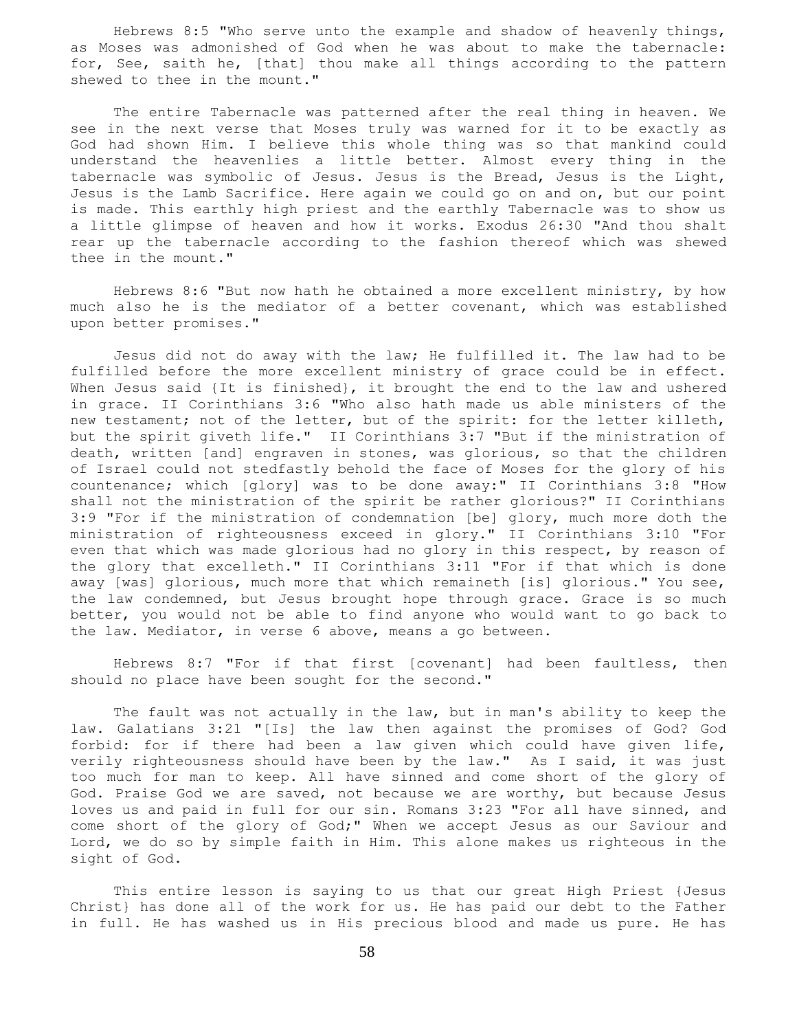Hebrews 8:5 "Who serve unto the example and shadow of heavenly things, as Moses was admonished of God when he was about to make the tabernacle: for, See, saith he, [that] thou make all things according to the pattern shewed to thee in the mount."

The entire Tabernacle was patterned after the real thing in heaven. We see in the next verse that Moses truly was warned for it to be exactly as God had shown Him. I believe this whole thing was so that mankind could understand the heavenlies a little better. Almost every thing in the tabernacle was symbolic of Jesus. Jesus is the Bread, Jesus is the Light, Jesus is the Lamb Sacrifice. Here again we could go on and on, but our point is made. This earthly high priest and the earthly Tabernacle was to show us a little glimpse of heaven and how it works. Exodus 26:30 "And thou shalt rear up the tabernacle according to the fashion thereof which was shewed thee in the mount."

Hebrews 8:6 "But now hath he obtained a more excellent ministry, by how much also he is the mediator of a better covenant, which was established upon better promises."

Jesus did not do away with the law; He fulfilled it. The law had to be fulfilled before the more excellent ministry of grace could be in effect. When Jesus said {It is finished}, it brought the end to the law and ushered in grace. II Corinthians 3:6 "Who also hath made us able ministers of the new testament; not of the letter, but of the spirit: for the letter killeth, but the spirit giveth life." II Corinthians 3:7 "But if the ministration of death, written [and] engraven in stones, was glorious, so that the children of Israel could not stedfastly behold the face of Moses for the glory of his countenance; which [glory] was to be done away:" II Corinthians 3:8 "How shall not the ministration of the spirit be rather glorious?" II Corinthians 3:9 "For if the ministration of condemnation [be] glory, much more doth the ministration of righteousness exceed in glory." II Corinthians 3:10 "For even that which was made glorious had no glory in this respect, by reason of the glory that excelleth." II Corinthians 3:11 "For if that which is done away [was] glorious, much more that which remaineth [is] glorious." You see, the law condemned, but Jesus brought hope through grace. Grace is so much better, you would not be able to find anyone who would want to go back to the law. Mediator, in verse 6 above, means a go between.

Hebrews 8:7 "For if that first [covenant] had been faultless, then should no place have been sought for the second."

The fault was not actually in the law, but in man's ability to keep the law. Galatians 3:21 "[Is] the law then against the promises of God? God forbid: for if there had been a law given which could have given life, verily righteousness should have been by the law." As I said, it was just too much for man to keep. All have sinned and come short of the glory of God. Praise God we are saved, not because we are worthy, but because Jesus loves us and paid in full for our sin. Romans 3:23 "For all have sinned, and come short of the glory of God;" When we accept Jesus as our Saviour and Lord, we do so by simple faith in Him. This alone makes us righteous in the sight of God.

This entire lesson is saying to us that our great High Priest {Jesus Christ} has done all of the work for us. He has paid our debt to the Father in full. He has washed us in His precious blood and made us pure. He has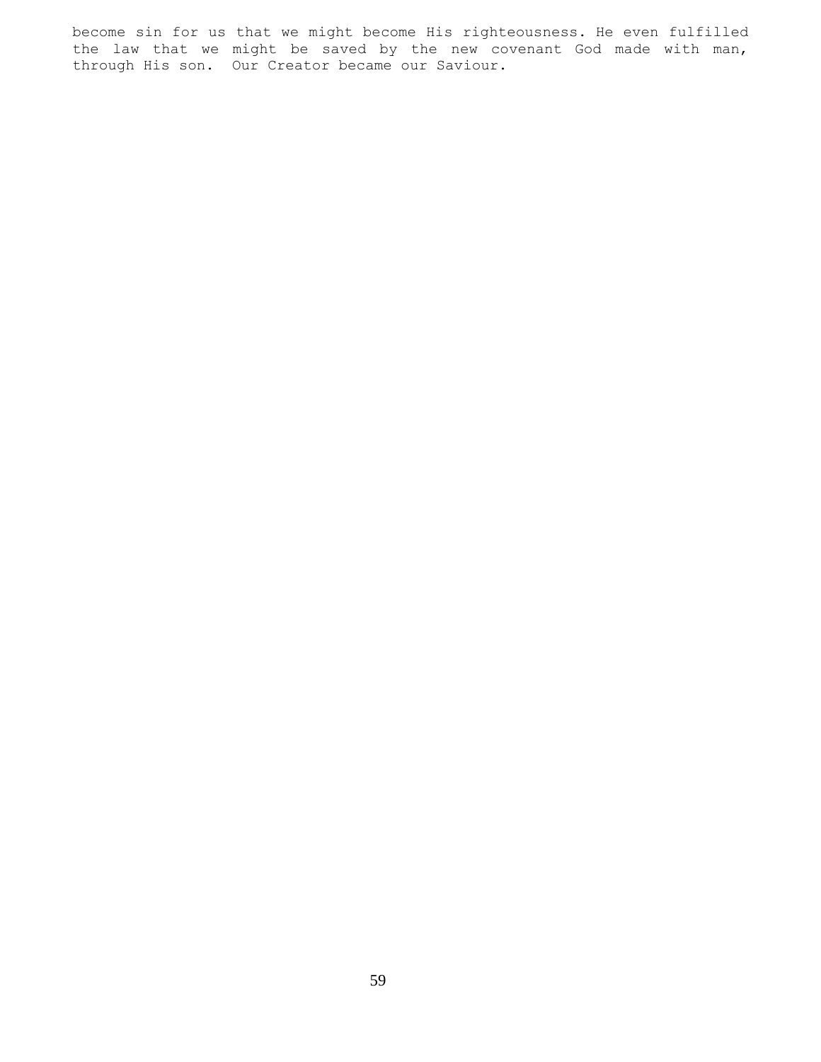become sin for us that we might become His righteousness. He even fulfilled the law that we might be saved by the new covenant God made with man, through His son. Our Creator became our Saviour.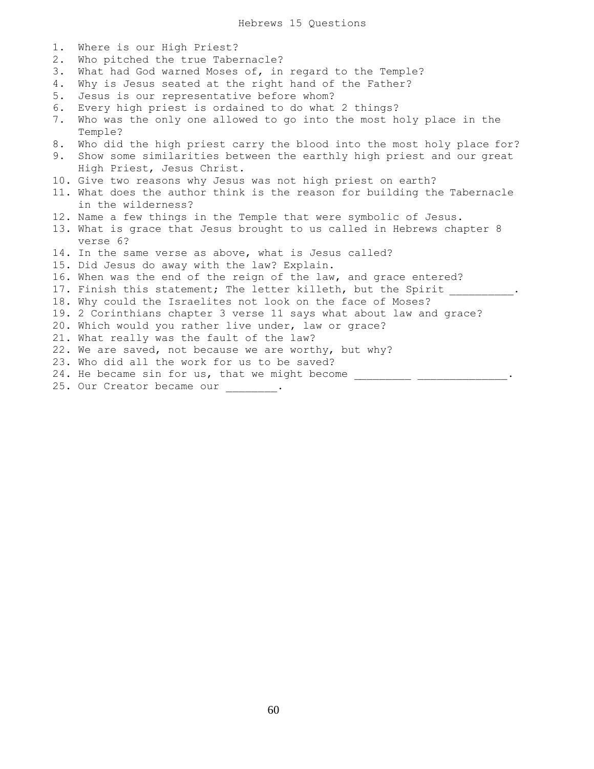# Hebrews 15 Questions

1. Where is our High Priest?
2. Who pitched the true Tabernacle?
3. What had God warned Moses of, in regard to the Temple?
4. Why is Jesus seated at the right hand of the Father?
5. Jesus is our representative before whom?
6. Every high priest is ordained to do what 2 things?
7. Who was the only one allowed to go into the most holy place in the Temple?
8. Who did the high priest carry the blood into the most holy place for?
9. Show some similarities between the earthly high priest and our great High Priest, Jesus Christ.
10. Give two reasons why Jesus was not high priest on earth?
11. What does the author think is the reason for building the Tabernacle in the wilderness?
12. Name a few things in the Temple that were symbolic of Jesus.
13. What is grace that Jesus brought to us called in Hebrews chapter 8 verse 6?
14. In the same verse as above, what is Jesus called?
15. Did Jesus do away with the law? Explain.
16. When was the end of the reign of the law, and grace entered?
17. Finish this statement; The letter killeth, but the Spirit __________.
18. Why could the Israelites not look on the face of Moses?
19. 2 Corinthians chapter 3 verse 11 says what about law and grace?
20. Which would you rather live under, law or grace?
21. What really was the fault of the law?
22. We are saved, not because we are worthy, but why?
23. Who did all the work for us to be saved?
24. He became sin for us, that we might become _________ ______________.
25. Our Creator became our ________.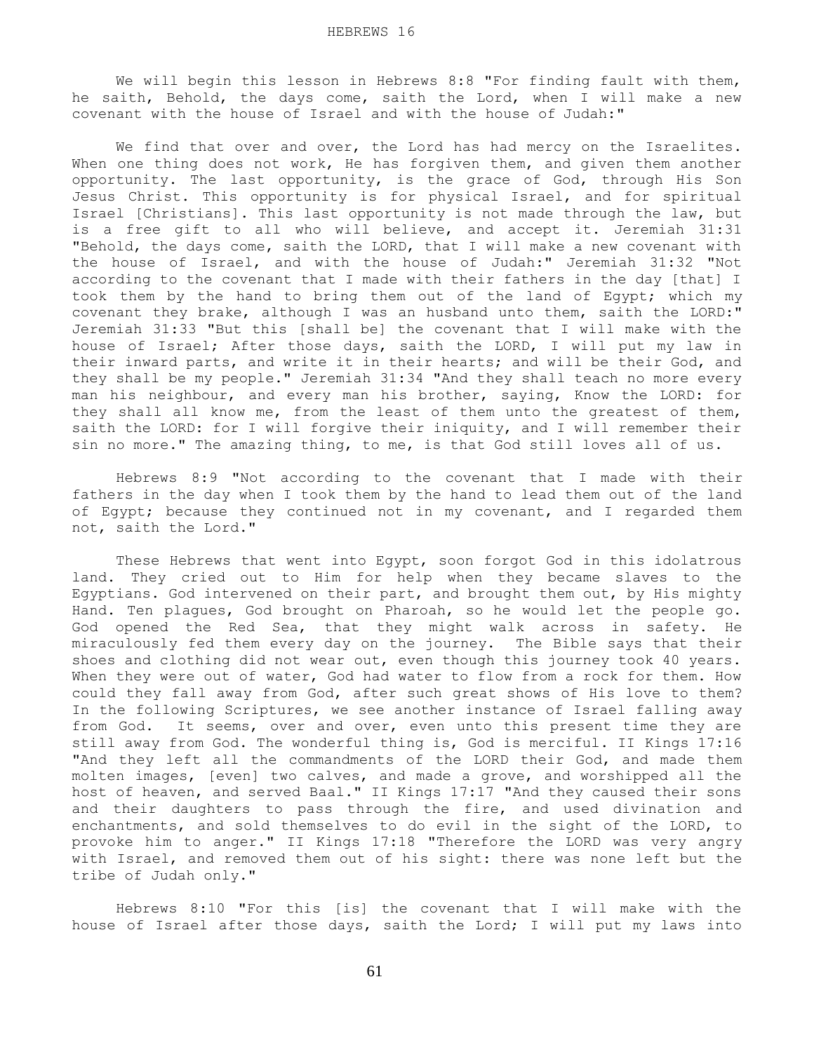# HEBREWS 16

We will begin this lesson in Hebrews 8:8 "For finding fault with them, he saith, Behold, the days come, saith the Lord, when I will make a new covenant with the house of Israel and with the house of Judah:"

We find that over and over, the Lord has had mercy on the Israelites. When one thing does not work, He has forgiven them, and given them another opportunity. The last opportunity, is the grace of God, through His Son Jesus Christ. This opportunity is for physical Israel, and for spiritual Israel [Christians]. This last opportunity is not made through the law, but is a free gift to all who will believe, and accept it. Jeremiah 31:31 "Behold, the days come, saith the LORD, that I will make a new covenant with the house of Israel, and with the house of Judah:" Jeremiah 31:32 "Not according to the covenant that I made with their fathers in the day [that] I took them by the hand to bring them out of the land of Egypt; which my covenant they brake, although I was an husband unto them, saith the LORD:" Jeremiah 31:33 "But this [shall be] the covenant that I will make with the house of Israel; After those days, saith the LORD, I will put my law in their inward parts, and write it in their hearts; and will be their God, and they shall be my people." Jeremiah 31:34 "And they shall teach no more every man his neighbour, and every man his brother, saying, Know the LORD: for they shall all know me, from the least of them unto the greatest of them, saith the LORD: for I will forgive their iniquity, and I will remember their sin no more." The amazing thing, to me, is that God still loves all of us.

Hebrews 8:9 "Not according to the covenant that I made with their fathers in the day when I took them by the hand to lead them out of the land of Egypt; because they continued not in my covenant, and I regarded them not, saith the Lord."

These Hebrews that went into Egypt, soon forgot God in this idolatrous land. They cried out to Him for help when they became slaves to the Egyptians. God intervened on their part, and brought them out, by His mighty Hand. Ten plagues, God brought on Pharoah, so he would let the people go. God opened the Red Sea, that they might walk across in safety. He miraculously fed them every day on the journey. The Bible says that their shoes and clothing did not wear out, even though this journey took 40 years. When they were out of water, God had water to flow from a rock for them. How could they fall away from God, after such great shows of His love to them? In the following Scriptures, we see another instance of Israel falling away from God. It seems, over and over, even unto this present time they are still away from God. The wonderful thing is, God is merciful. II Kings 17:16 "And they left all the commandments of the LORD their God, and made them molten images, [even] two calves, and made a grove, and worshipped all the host of heaven, and served Baal." II Kings 17:17 "And they caused their sons and their daughters to pass through the fire, and used divination and enchantments, and sold themselves to do evil in the sight of the LORD, to provoke him to anger." II Kings 17:18 "Therefore the LORD was very angry with Israel, and removed them out of his sight: there was none left but the tribe of Judah only."

Hebrews 8:10 "For this [is] the covenant that I will make with the house of Israel after those days, saith the Lord; I will put my laws into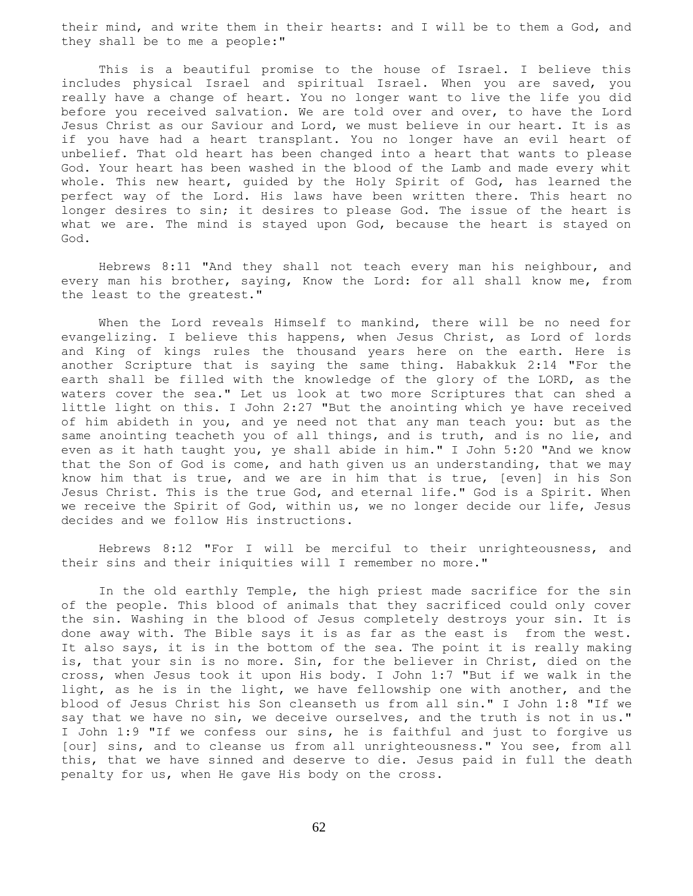their mind, and write them in their hearts: and I will be to them a God, and they shall be to me a people:"

This is a beautiful promise to the house of Israel. I believe this includes physical Israel and spiritual Israel. When you are saved, you really have a change of heart. You no longer want to live the life you did before you received salvation. We are told over and over, to have the Lord Jesus Christ as our Saviour and Lord, we must believe in our heart. It is as if you have had a heart transplant. You no longer have an evil heart of unbelief. That old heart has been changed into a heart that wants to please God. Your heart has been washed in the blood of the Lamb and made every whit whole. This new heart, guided by the Holy Spirit of God, has learned the perfect way of the Lord. His laws have been written there. This heart no longer desires to sin; it desires to please God. The issue of the heart is what we are. The mind is stayed upon God, because the heart is stayed on God.

Hebrews 8:11 "And they shall not teach every man his neighbour, and every man his brother, saying, Know the Lord: for all shall know me, from the least to the greatest."

When the Lord reveals Himself to mankind, there will be no need for evangelizing. I believe this happens, when Jesus Christ, as Lord of lords and King of kings rules the thousand years here on the earth. Here is another Scripture that is saying the same thing. Habakkuk 2:14 "For the earth shall be filled with the knowledge of the glory of the LORD, as the waters cover the sea." Let us look at two more Scriptures that can shed a little light on this. I John 2:27 "But the anointing which ye have received of him abideth in you, and ye need not that any man teach you: but as the same anointing teacheth you of all things, and is truth, and is no lie, and even as it hath taught you, ye shall abide in him." I John 5:20 "And we know that the Son of God is come, and hath given us an understanding, that we may know him that is true, and we are in him that is true, [even] in his Son Jesus Christ. This is the true God, and eternal life." God is a Spirit. When we receive the Spirit of God, within us, we no longer decide our life, Jesus decides and we follow His instructions.

Hebrews 8:12 "For I will be merciful to their unrighteousness, and their sins and their iniquities will I remember no more."

In the old earthly Temple, the high priest made sacrifice for the sin of the people. This blood of animals that they sacrificed could only cover the sin. Washing in the blood of Jesus completely destroys your sin. It is done away with. The Bible says it is as far as the east is from the west. It also says, it is in the bottom of the sea. The point it is really making is, that your sin is no more. Sin, for the believer in Christ, died on the cross, when Jesus took it upon His body. I John 1:7 "But if we walk in the light, as he is in the light, we have fellowship one with another, and the blood of Jesus Christ his Son cleanseth us from all sin." I John 1:8 "If we say that we have no sin, we deceive ourselves, and the truth is not in us." I John 1:9 "If we confess our sins, he is faithful and just to forgive us [our] sins, and to cleanse us from all unrighteousness." You see, from all this, that we have sinned and deserve to die. Jesus paid in full the death penalty for us, when He gave His body on the cross.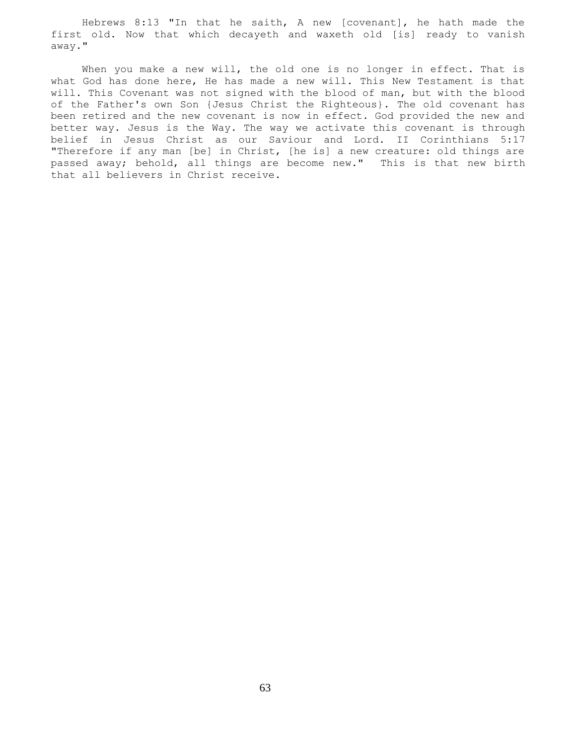Hebrews 8:13 "In that he saith, A new [covenant], he hath made the first old. Now that which decayeth and waxeth old [is] ready to vanish away."

When you make a new will, the old one is no longer in effect. That is what God has done here, He has made a new will. This New Testament is that will. This Covenant was not signed with the blood of man, but with the blood of the Father's own Son {Jesus Christ the Righteous}. The old covenant has been retired and the new covenant is now in effect. God provided the new and better way. Jesus is the Way. The way we activate this covenant is through belief in Jesus Christ as our Saviour and Lord. II Corinthians 5:17 "Therefore if any man [be] in Christ, [he is] a new creature: old things are passed away; behold, all things are become new." This is that new birth that all believers in Christ receive.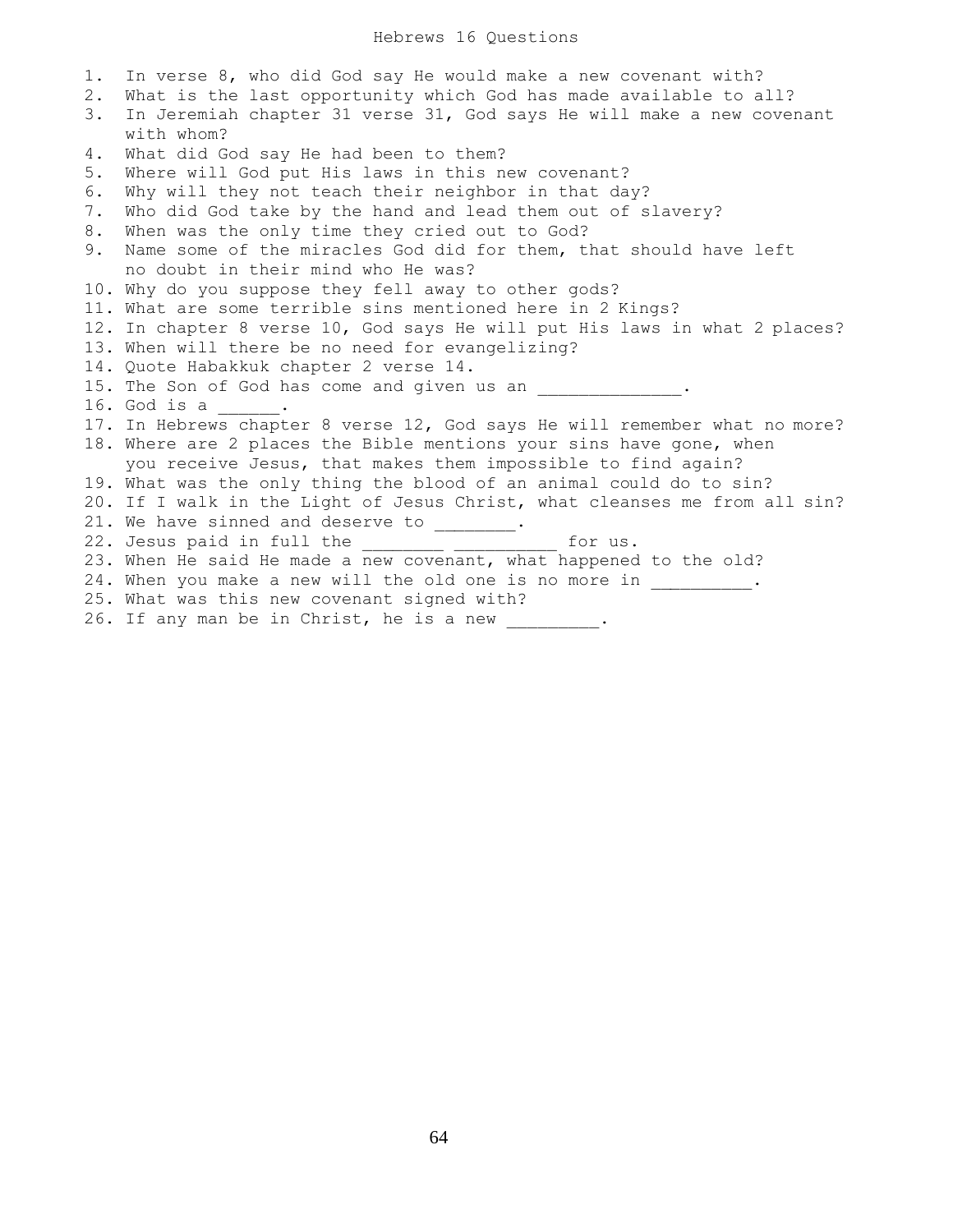# Hebrews 16 Questions

1. In verse 8, who did God say He would make a new covenant with?
2. What is the last opportunity which God has made available to all?
3. In Jeremiah chapter 31 verse 31, God says He will make a new covenant with whom?
4. What did God say He had been to them?
5. Where will God put His laws in this new covenant?
6. Why will they not teach their neighbor in that day?
7. Who did God take by the hand and lead them out of slavery?
8. When was the only time they cried out to God?
9. Name some of the miracles God did for them, that should have left no doubt in their mind who He was?
10. Why do you suppose they fell away to other gods?
11. What are some terrible sins mentioned here in 2 Kings?
12. In chapter 8 verse 10, God says He will put His laws in what 2 places?
13. When will there be no need for evangelizing?
14. Quote Habakkuk chapter 2 verse 14.
15. The Son of God has come and given us an ______________.
16. God is a ______.
17. In Hebrews chapter 8 verse 12, God says He will remember what no more?
18. Where are 2 places the Bible mentions your sins have gone, when you receive Jesus, that makes them impossible to find again?
19. What was the only thing the blood of an animal could do to sin?
20. If I walk in the Light of Jesus Christ, what cleanses me from all sin?
21. We have sinned and deserve to ________.
22. Jesus paid in full the ________ __________ for us.
23. When He said He made a new covenant, what happened to the old?
24. When you make a new will the old one is no more in __________.
25. What was this new covenant signed with?
26. If any man be in Christ, he is a new _________.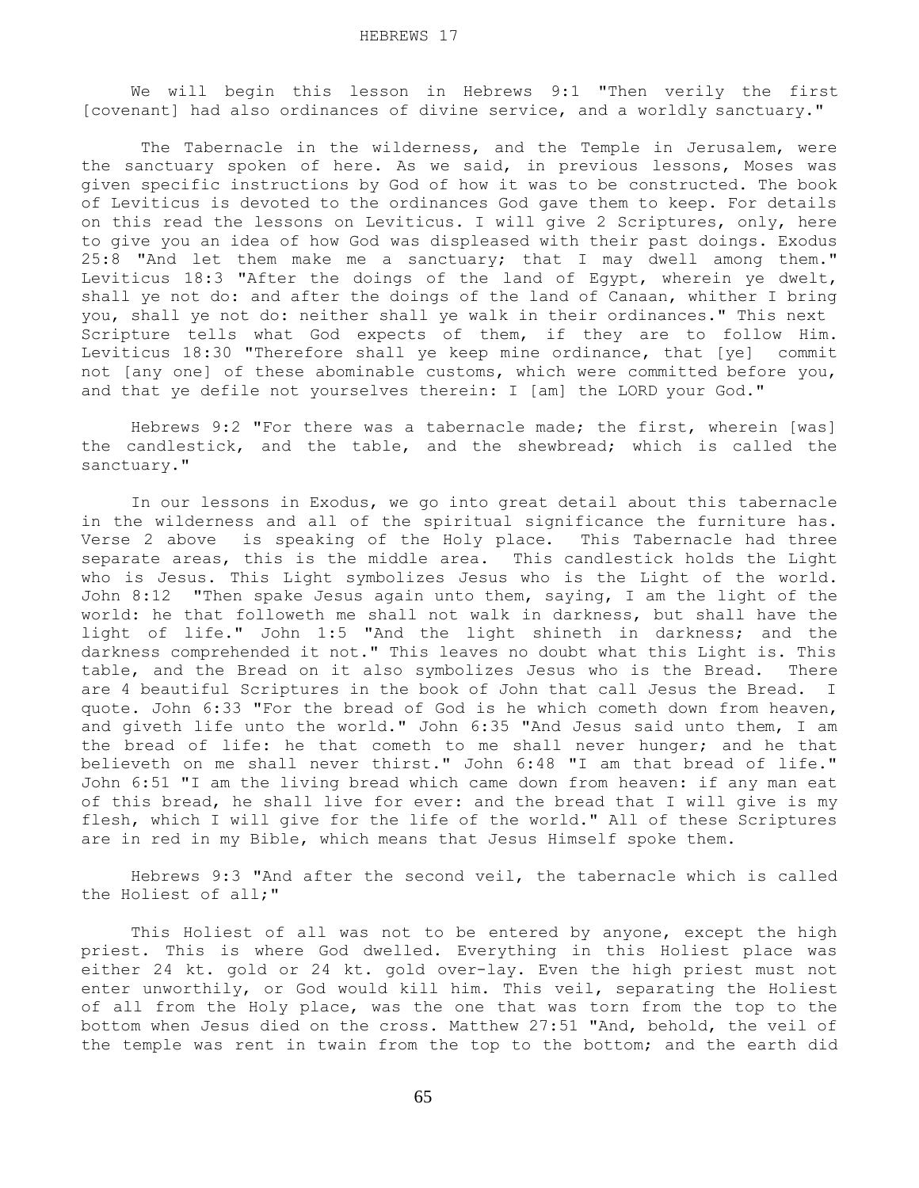We will begin this lesson in Hebrews 9:1 "Then verily the first [covenant] had also ordinances of divine service, and a worldly sanctuary."

The Tabernacle in the wilderness, and the Temple in Jerusalem, were the sanctuary spoken of here. As we said, in previous lessons, Moses was given specific instructions by God of how it was to be constructed. The book of Leviticus is devoted to the ordinances God gave them to keep. For details on this read the lessons on Leviticus. I will give 2 Scriptures, only, here to give you an idea of how God was displeased with their past doings. Exodus 25:8 "And let them make me a sanctuary; that I may dwell among them." Leviticus 18:3 "After the doings of the land of Egypt, wherein ye dwelt, shall ye not do: and after the doings of the land of Canaan, whither I bring you, shall ye not do: neither shall ye walk in their ordinances." This next Scripture tells what God expects of them, if they are to follow Him. Leviticus 18:30 "Therefore shall ye keep mine ordinance, that [ye] commit not [any one] of these abominable customs, which were committed before you, and that ye defile not yourselves therein: I [am] the LORD your God."

Hebrews 9:2 "For there was a tabernacle made; the first, wherein [was] the candlestick, and the table, and the shewbread; which is called the sanctuary."

In our lessons in Exodus, we go into great detail about this tabernacle in the wilderness and all of the spiritual significance the furniture has. Verse 2 above is speaking of the Holy place. This Tabernacle had three separate areas, this is the middle area. This candlestick holds the Light who is Jesus. This Light symbolizes Jesus who is the Light of the world. John 8:12 "Then spake Jesus again unto them, saying, I am the light of the world: he that followeth me shall not walk in darkness, but shall have the light of life." John 1:5 "And the light shineth in darkness; and the darkness comprehended it not." This leaves no doubt what this Light is. This table, and the Bread on it also symbolizes Jesus who is the Bread. There are 4 beautiful Scriptures in the book of John that call Jesus the Bread. I quote. John 6:33 "For the bread of God is he which cometh down from heaven, and giveth life unto the world." John 6:35 "And Jesus said unto them, I am the bread of life: he that cometh to me shall never hunger; and he that believeth on me shall never thirst." John 6:48 "I am that bread of life." John 6:51 "I am the living bread which came down from heaven: if any man eat of this bread, he shall live for ever: and the bread that I will give is my flesh, which I will give for the life of the world." All of these Scriptures are in red in my Bible, which means that Jesus Himself spoke them.

Hebrews 9:3 "And after the second veil, the tabernacle which is called the Holiest of all;"

This Holiest of all was not to be entered by anyone, except the high priest. This is where God dwelled. Everything in this Holiest place was either 24 kt. gold or 24 kt. gold over-lay. Even the high priest must not enter unworthily, or God would kill him. This veil, separating the Holiest of all from the Holy place, was the one that was torn from the top to the bottom when Jesus died on the cross. Matthew 27:51 "And, behold, the veil of the temple was rent in twain from the top to the bottom; and the earth did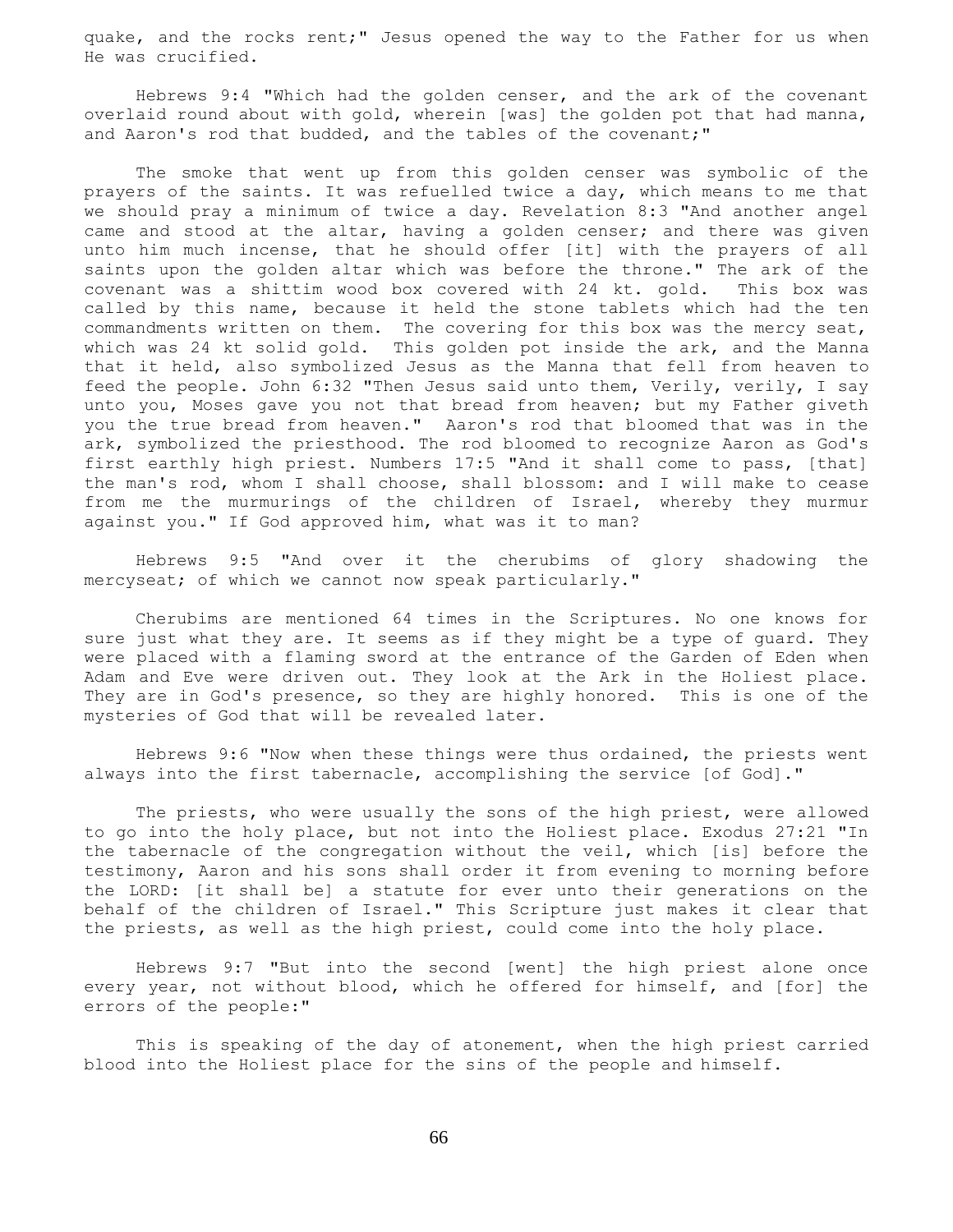quake, and the rocks rent;" Jesus opened the way to the Father for us when He was crucified.

Hebrews 9:4 "Which had the golden censer, and the ark of the covenant overlaid round about with gold, wherein [was] the golden pot that had manna, and Aaron's rod that budded, and the tables of the covenant;"

The smoke that went up from this golden censer was symbolic of the prayers of the saints. It was refuelled twice a day, which means to me that we should pray a minimum of twice a day. Revelation 8:3 "And another angel came and stood at the altar, having a golden censer; and there was given unto him much incense, that he should offer [it] with the prayers of all saints upon the golden altar which was before the throne." The ark of the covenant was a shittim wood box covered with 24 kt. gold. This box was called by this name, because it held the stone tablets which had the ten commandments written on them. The covering for this box was the mercy seat, which was 24 kt solid gold. This golden pot inside the ark, and the Manna that it held, also symbolized Jesus as the Manna that fell from heaven to feed the people. John 6:32 "Then Jesus said unto them, Verily, verily, I say unto you, Moses gave you not that bread from heaven; but my Father giveth you the true bread from heaven." Aaron's rod that bloomed that was in the ark, symbolized the priesthood. The rod bloomed to recognize Aaron as God's first earthly high priest. Numbers 17:5 "And it shall come to pass, [that] the man's rod, whom I shall choose, shall blossom: and I will make to cease from me the murmurings of the children of Israel, whereby they murmur against you." If God approved him, what was it to man?

Hebrews 9:5 "And over it the cherubims of glory shadowing the mercyseat; of which we cannot now speak particularly."

Cherubims are mentioned 64 times in the Scriptures. No one knows for sure just what they are. It seems as if they might be a type of guard. They were placed with a flaming sword at the entrance of the Garden of Eden when Adam and Eve were driven out. They look at the Ark in the Holiest place. They are in God's presence, so they are highly honored. This is one of the mysteries of God that will be revealed later.

Hebrews 9:6 "Now when these things were thus ordained, the priests went always into the first tabernacle, accomplishing the service [of God]."

The priests, who were usually the sons of the high priest, were allowed to go into the holy place, but not into the Holiest place. Exodus 27:21 "In the tabernacle of the congregation without the veil, which [is] before the testimony, Aaron and his sons shall order it from evening to morning before the LORD: [it shall be] a statute for ever unto their generations on the behalf of the children of Israel." This Scripture just makes it clear that the priests, as well as the high priest, could come into the holy place.

Hebrews 9:7 "But into the second [went] the high priest alone once every year, not without blood, which he offered for himself, and [for] the errors of the people:"

This is speaking of the day of atonement, when the high priest carried blood into the Holiest place for the sins of the people and himself.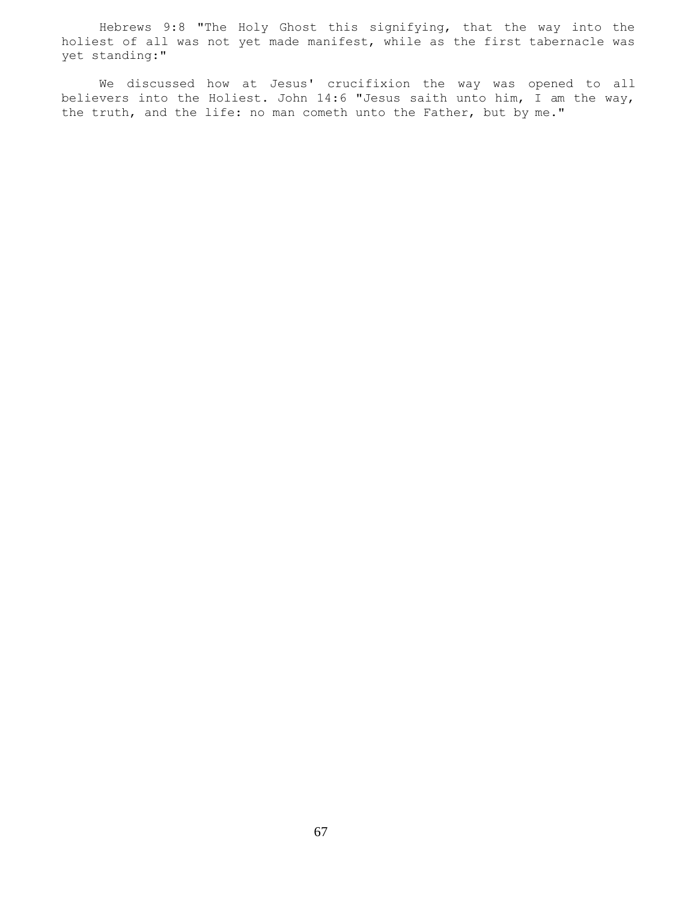Hebrews 9:8 "The Holy Ghost this signifying, that the way into the holiest of all was not yet made manifest, while as the first tabernacle was yet standing:"

We discussed how at Jesus' crucifixion the way was opened to all believers into the Holiest. John 14:6 "Jesus saith unto him, I am the way, the truth, and the life: no man cometh unto the Father, but by me."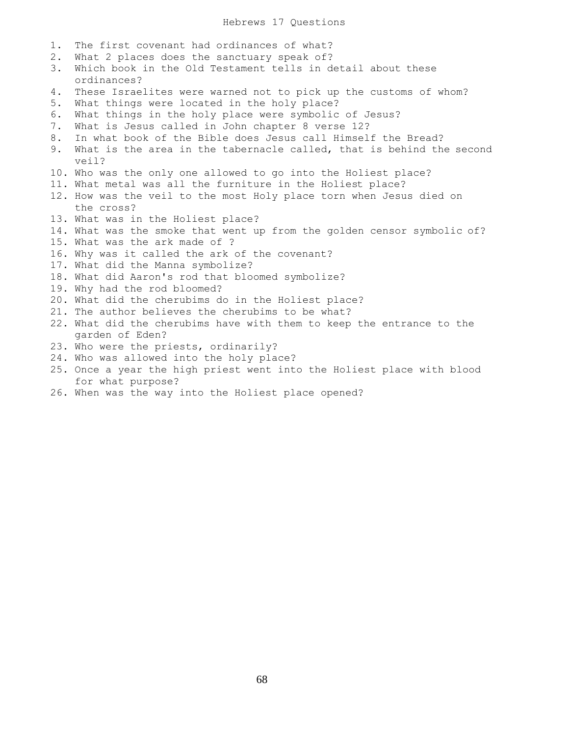# Hebrews 17 Questions

1. The first covenant had ordinances of what?
2. What 2 places does the sanctuary speak of?
3. Which book in the Old Testament tells in detail about these ordinances?
4. These Israelites were warned not to pick up the customs of whom?
5. What things were located in the holy place?
6. What things in the holy place were symbolic of Jesus?
7. What is Jesus called in John chapter 8 verse 12?
8. In what book of the Bible does Jesus call Himself the Bread?
9. What is the area in the tabernacle called, that is behind the second veil?
10. Who was the only one allowed to go into the Holiest place?
11. What metal was all the furniture in the Holiest place?
12. How was the veil to the most Holy place torn when Jesus died on the cross?
13. What was in the Holiest place?
14. What was the smoke that went up from the golden censor symbolic of?
15. What was the ark made of ?
16. Why was it called the ark of the covenant?
17. What did the Manna symbolize?
18. What did Aaron's rod that bloomed symbolize?
19. Why had the rod bloomed?
20. What did the cherubims do in the Holiest place?
21. The author believes the cherubims to be what?
22. What did the cherubims have with them to keep the entrance to the garden of Eden?
23. Who were the priests, ordinarily?
24. Who was allowed into the holy place?
25. Once a year the high priest went into the Holiest place with blood for what purpose?
26. When was the way into the Holiest place opened?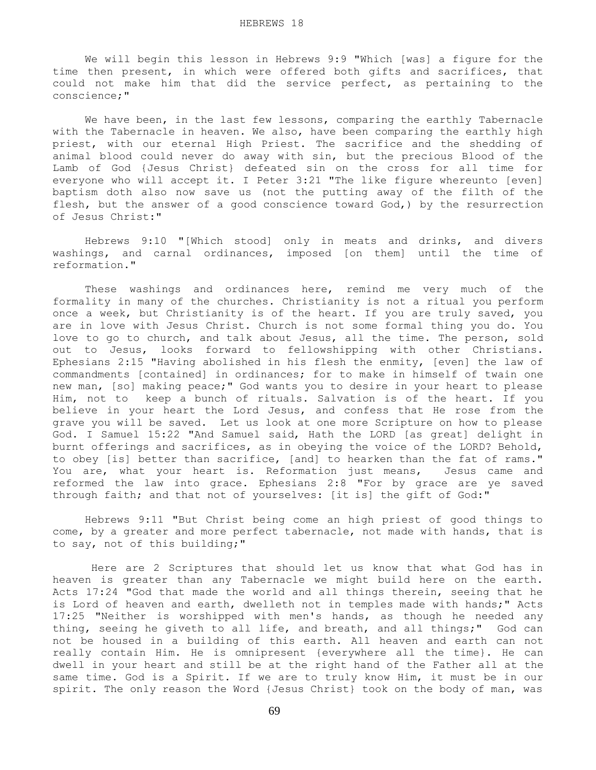We will begin this lesson in Hebrews 9:9 "Which [was] a figure for the time then present, in which were offered both gifts and sacrifices, that could not make him that did the service perfect, as pertaining to the conscience;"

We have been, in the last few lessons, comparing the earthly Tabernacle with the Tabernacle in heaven. We also, have been comparing the earthly high priest, with our eternal High Priest. The sacrifice and the shedding of animal blood could never do away with sin, but the precious Blood of the Lamb of God {Jesus Christ} defeated sin on the cross for all time for everyone who will accept it. I Peter 3:21 "The like figure whereunto [even] baptism doth also now save us (not the putting away of the filth of the flesh, but the answer of a good conscience toward God,) by the resurrection of Jesus Christ:"

Hebrews 9:10 "[Which stood] only in meats and drinks, and divers washings, and carnal ordinances, imposed [on them] until the time of reformation."

These washings and ordinances here, remind me very much of the formality in many of the churches. Christianity is not a ritual you perform once a week, but Christianity is of the heart. If you are truly saved, you are in love with Jesus Christ. Church is not some formal thing you do. You love to go to church, and talk about Jesus, all the time. The person, sold out to Jesus, looks forward to fellowshipping with other Christians. Ephesians 2:15 "Having abolished in his flesh the enmity, [even] the law of commandments [contained] in ordinances; for to make in himself of twain one new man, [so] making peace;" God wants you to desire in your heart to please Him, not to keep a bunch of rituals. Salvation is of the heart. If you believe in your heart the Lord Jesus, and confess that He rose from the grave you will be saved. Let us look at one more Scripture on how to please God. I Samuel 15:22 "And Samuel said, Hath the LORD [as great] delight in burnt offerings and sacrifices, as in obeying the voice of the LORD? Behold, to obey [is] better than sacrifice, [and] to hearken than the fat of rams." You are, what your heart is. Reformation just means, Jesus came and reformed the law into grace. Ephesians 2:8 "For by grace are ye saved through faith; and that not of yourselves: [it is] the gift of God:"

Hebrews 9:11 "But Christ being come an high priest of good things to come, by a greater and more perfect tabernacle, not made with hands, that is to say, not of this building;"

Here are 2 Scriptures that should let us know that what God has in heaven is greater than any Tabernacle we might build here on the earth. Acts 17:24 "God that made the world and all things therein, seeing that he is Lord of heaven and earth, dwelleth not in temples made with hands;" Acts 17:25 "Neither is worshipped with men's hands, as though he needed any thing, seeing he giveth to all life, and breath, and all things;" God can not be housed in a building of this earth. All heaven and earth can not really contain Him. He is omnipresent {everywhere all the time}. He can dwell in your heart and still be at the right hand of the Father all at the same time. God is a Spirit. If we are to truly know Him, it must be in our spirit. The only reason the Word {Jesus Christ} took on the body of man, was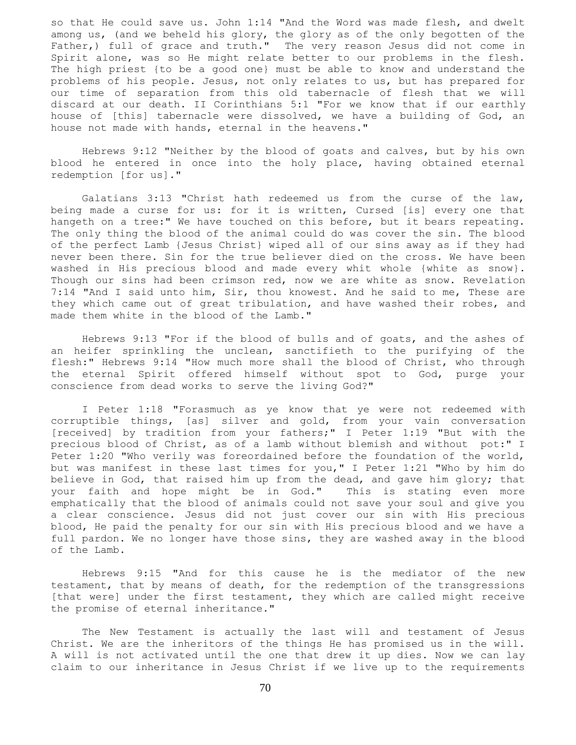so that He could save us. John 1:14 "And the Word was made flesh, and dwelt among us, (and we beheld his glory, the glory as of the only begotten of the Father,) full of grace and truth." The very reason Jesus did not come in Spirit alone, was so He might relate better to our problems in the flesh. The high priest {to be a good one} must be able to know and understand the problems of his people. Jesus, not only relates to us, but has prepared for our time of separation from this old tabernacle of flesh that we will discard at our death. II Corinthians 5:1 "For we know that if our earthly house of [this] tabernacle were dissolved, we have a building of God, an house not made with hands, eternal in the heavens."

Hebrews 9:12 "Neither by the blood of goats and calves, but by his own blood he entered in once into the holy place, having obtained eternal redemption [for us]."

Galatians 3:13 "Christ hath redeemed us from the curse of the law, being made a curse for us: for it is written, Cursed [is] every one that hangeth on a tree:" We have touched on this before, but it bears repeating. The only thing the blood of the animal could do was cover the sin. The blood of the perfect Lamb {Jesus Christ} wiped all of our sins away as if they had never been there. Sin for the true believer died on the cross. We have been washed in His precious blood and made every whit whole {white as snow}. Though our sins had been crimson red, now we are white as snow. Revelation 7:14 "And I said unto him, Sir, thou knowest. And he said to me, These are they which came out of great tribulation, and have washed their robes, and made them white in the blood of the Lamb."

Hebrews 9:13 "For if the blood of bulls and of goats, and the ashes of an heifer sprinkling the unclean, sanctifieth to the purifying of the flesh:" Hebrews 9:14 "How much more shall the blood of Christ, who through the eternal Spirit offered himself without spot to God, purge your conscience from dead works to serve the living God?"

I Peter 1:18 "Forasmuch as ye know that ye were not redeemed with corruptible things, [as] silver and gold, from your vain conversation [received] by tradition from your fathers;" I Peter 1:19 "But with the precious blood of Christ, as of a lamb without blemish and without pot:" I Peter 1:20 "Who verily was foreordained before the foundation of the world, but was manifest in these last times for you," I Peter 1:21 "Who by him do believe in God, that raised him up from the dead, and gave him glory; that your faith and hope might be in God." This is stating even more emphatically that the blood of animals could not save your soul and give you a clear conscience. Jesus did not just cover our sin with His precious blood, He paid the penalty for our sin with His precious blood and we have a full pardon. We no longer have those sins, they are washed away in the blood of the Lamb.

Hebrews 9:15 "And for this cause he is the mediator of the new testament, that by means of death, for the redemption of the transgressions [that were] under the first testament, they which are called might receive the promise of eternal inheritance."

The New Testament is actually the last will and testament of Jesus Christ. We are the inheritors of the things He has promised us in the will. A will is not activated until the one that drew it up dies. Now we can lay claim to our inheritance in Jesus Christ if we live up to the requirements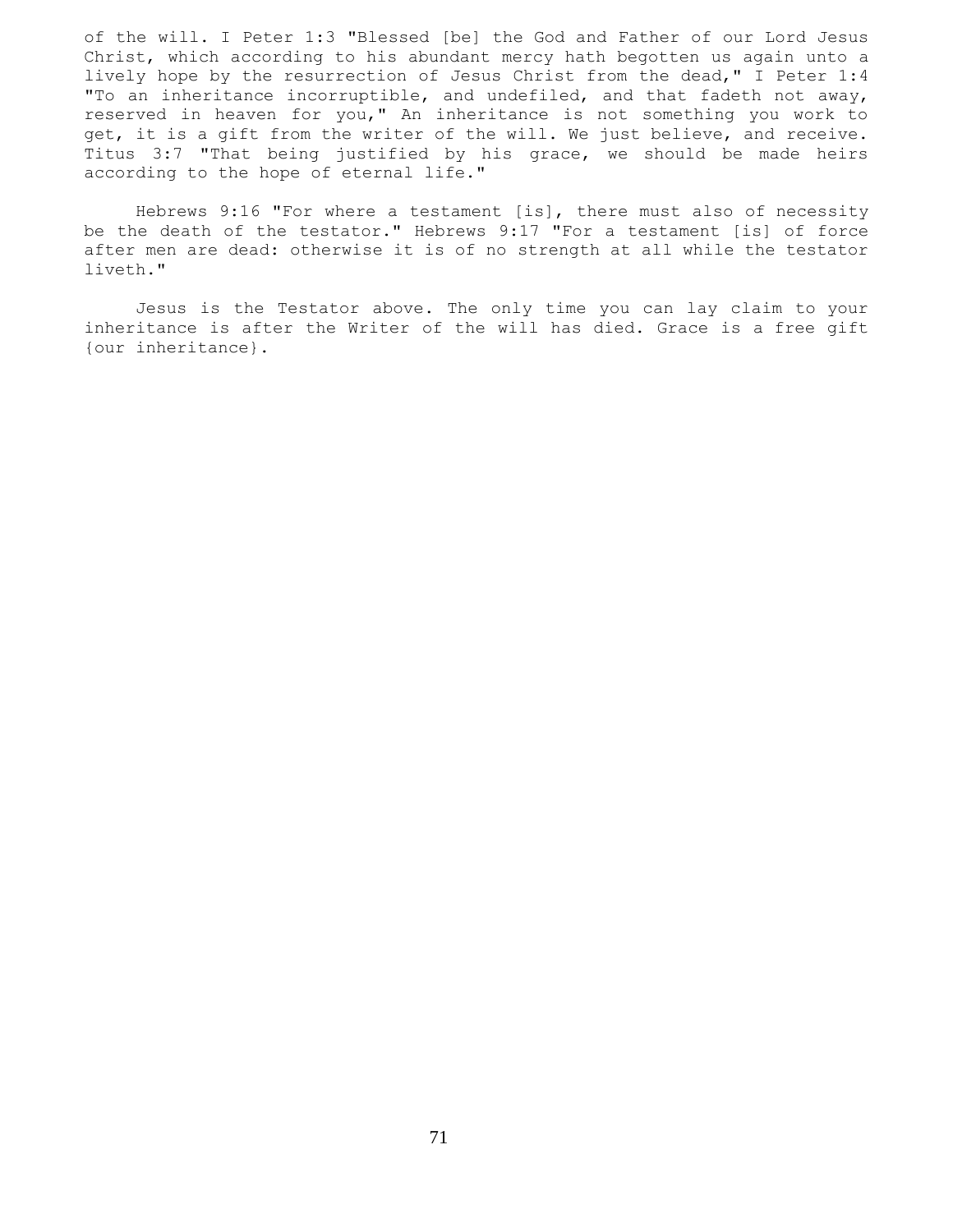of the will. I Peter 1:3 "Blessed [be] the God and Father of our Lord Jesus Christ, which according to his abundant mercy hath begotten us again unto a lively hope by the resurrection of Jesus Christ from the dead," I Peter 1:4 "To an inheritance incorruptible, and undefiled, and that fadeth not away, reserved in heaven for you," An inheritance is not something you work to get, it is a gift from the writer of the will. We just believe, and receive. Titus 3:7 "That being justified by his grace, we should be made heirs according to the hope of eternal life."

Hebrews 9:16 "For where a testament [is], there must also of necessity be the death of the testator." Hebrews 9:17 "For a testament [is] of force after men are dead: otherwise it is of no strength at all while the testator liveth."

Jesus is the Testator above. The only time you can lay claim to your inheritance is after the Writer of the will has died. Grace is a free gift {our inheritance}.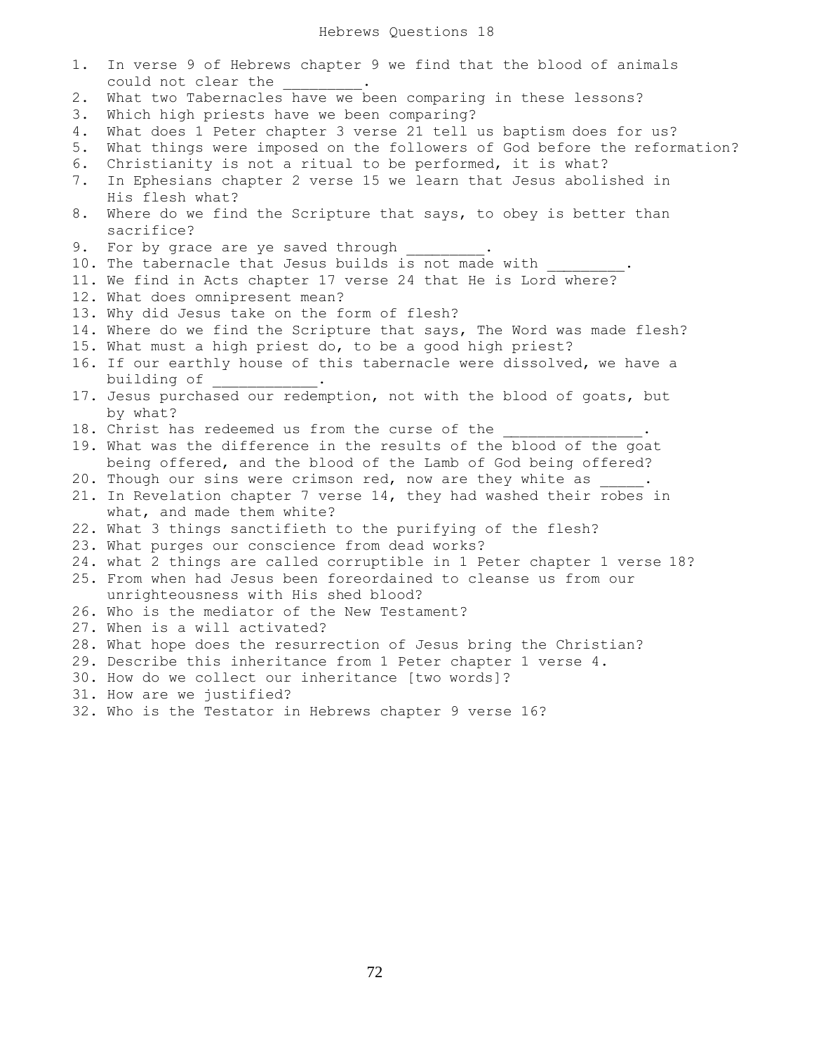# Hebrews Questions 18

1. In verse 9 of Hebrews chapter 9 we find that the blood of animals could not clear the _________.
2. What two Tabernacles have we been comparing in these lessons?
3. Which high priests have we been comparing?
4. What does 1 Peter chapter 3 verse 21 tell us baptism does for us?
5. What things were imposed on the followers of God before the reformation?
6. Christianity is not a ritual to be performed, it is what?
7. In Ephesians chapter 2 verse 15 we learn that Jesus abolished in His flesh what?
8. Where do we find the Scripture that says, to obey is better than sacrifice?
9. For by grace are ye saved through _________.
10. The tabernacle that Jesus builds is not made with _________.
11. We find in Acts chapter 17 verse 24 that He is Lord where?
12. What does omnipresent mean?
13. Why did Jesus take on the form of flesh?
14. Where do we find the Scripture that says, The Word was made flesh?
15. What must a high priest do, to be a good high priest?
16. If our earthly house of this tabernacle were dissolved, we have a building of ____________.
17. Jesus purchased our redemption, not with the blood of goats, but by what?
18. Christ has redeemed us from the curse of the ________________.
19. What was the difference in the results of the blood of the goat being offered, and the blood of the Lamb of God being offered?
20. Though our sins were crimson red, now are they white as _____.
21. In Revelation chapter 7 verse 14, they had washed their robes in what, and made them white?
22. What 3 things sanctifieth to the purifying of the flesh?
23. What purges our conscience from dead works?
24. what 2 things are called corruptible in 1 Peter chapter 1 verse 18?
25. From when had Jesus been foreordained to cleanse us from our unrighteousness with His shed blood?
26. Who is the mediator of the New Testament?
27. When is a will activated?
28. What hope does the resurrection of Jesus bring the Christian?
29. Describe this inheritance from 1 Peter chapter 1 verse 4.
30. How do we collect our inheritance [two words]?
31. How are we justified?
32. Who is the Testator in Hebrews chapter 9 verse 16?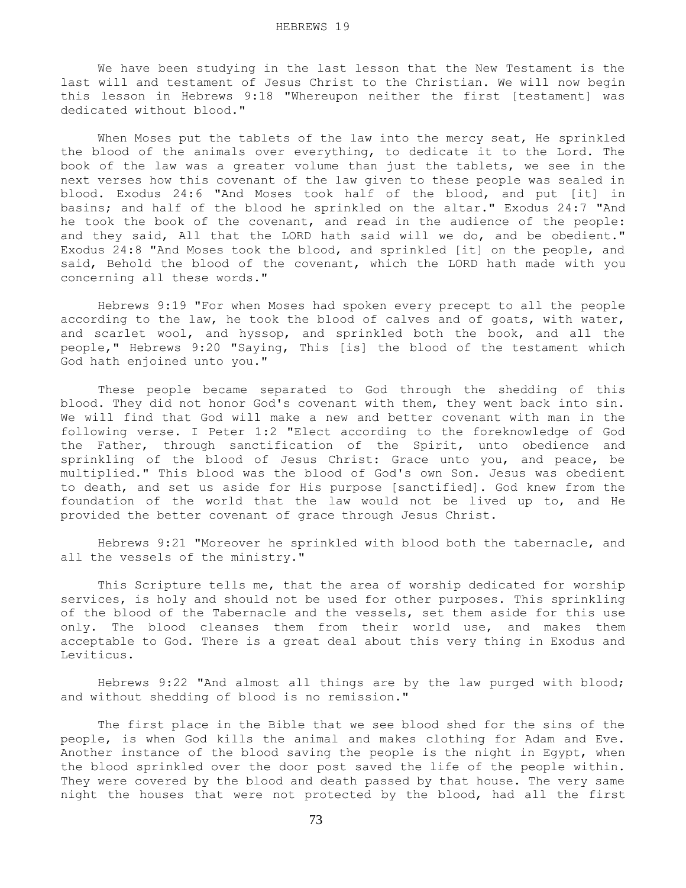# HEBREWS 19

We have been studying in the last lesson that the New Testament is the last will and testament of Jesus Christ to the Christian. We will now begin this lesson in Hebrews 9:18 "Whereupon neither the first [testament] was dedicated without blood."

When Moses put the tablets of the law into the mercy seat, He sprinkled the blood of the animals over everything, to dedicate it to the Lord. The book of the law was a greater volume than just the tablets, we see in the next verses how this covenant of the law given to these people was sealed in blood. Exodus 24:6 "And Moses took half of the blood, and put [it] in basins; and half of the blood he sprinkled on the altar." Exodus 24:7 "And he took the book of the covenant, and read in the audience of the people: and they said, All that the LORD hath said will we do, and be obedient." Exodus 24:8 "And Moses took the blood, and sprinkled [it] on the people, and said, Behold the blood of the covenant, which the LORD hath made with you concerning all these words."

Hebrews 9:19 "For when Moses had spoken every precept to all the people according to the law, he took the blood of calves and of goats, with water, and scarlet wool, and hyssop, and sprinkled both the book, and all the people," Hebrews 9:20 "Saying, This [is] the blood of the testament which God hath enjoined unto you."

These people became separated to God through the shedding of this blood. They did not honor God's covenant with them, they went back into sin. We will find that God will make a new and better covenant with man in the following verse. I Peter 1:2 "Elect according to the foreknowledge of God the Father, through sanctification of the Spirit, unto obedience and sprinkling of the blood of Jesus Christ: Grace unto you, and peace, be multiplied." This blood was the blood of God's own Son. Jesus was obedient to death, and set us aside for His purpose [sanctified]. God knew from the foundation of the world that the law would not be lived up to, and He provided the better covenant of grace through Jesus Christ.

Hebrews 9:21 "Moreover he sprinkled with blood both the tabernacle, and all the vessels of the ministry."

This Scripture tells me, that the area of worship dedicated for worship services, is holy and should not be used for other purposes. This sprinkling of the blood of the Tabernacle and the vessels, set them aside for this use only. The blood cleanses them from their world use, and makes them acceptable to God. There is a great deal about this very thing in Exodus and Leviticus.

Hebrews 9:22 "And almost all things are by the law purged with blood; and without shedding of blood is no remission."

The first place in the Bible that we see blood shed for the sins of the people, is when God kills the animal and makes clothing for Adam and Eve. Another instance of the blood saving the people is the night in Egypt, when the blood sprinkled over the door post saved the life of the people within. They were covered by the blood and death passed by that house. The very same night the houses that were not protected by the blood, had all the first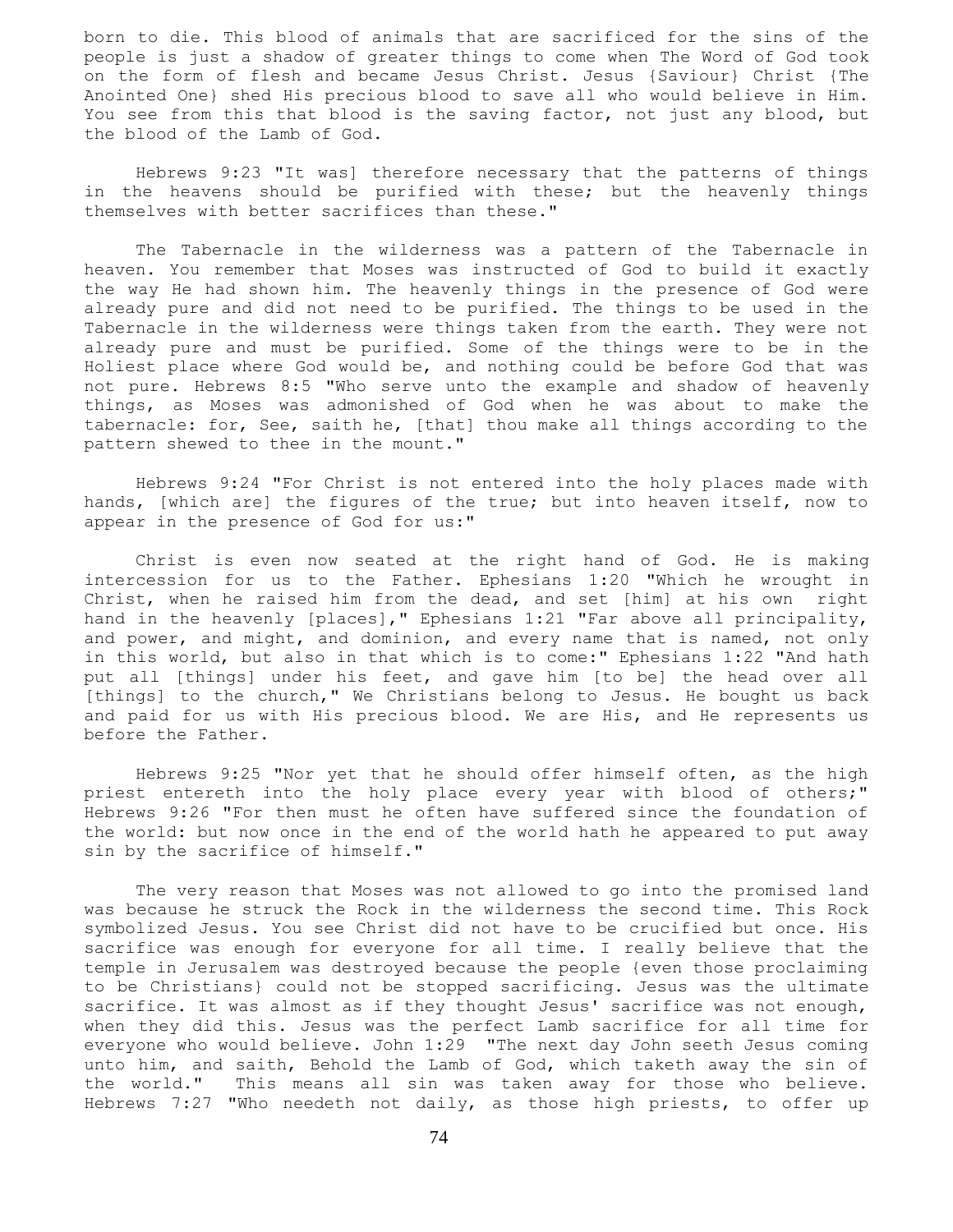born to die. This blood of animals that are sacrificed for the sins of the people is just a shadow of greater things to come when The Word of God took on the form of flesh and became Jesus Christ. Jesus {Saviour} Christ {The Anointed One} shed His precious blood to save all who would believe in Him. You see from this that blood is the saving factor, not just any blood, but the blood of the Lamb of God.

Hebrews 9:23 "It was] therefore necessary that the patterns of things in the heavens should be purified with these; but the heavenly things themselves with better sacrifices than these."

The Tabernacle in the wilderness was a pattern of the Tabernacle in heaven. You remember that Moses was instructed of God to build it exactly the way He had shown him. The heavenly things in the presence of God were already pure and did not need to be purified. The things to be used in the Tabernacle in the wilderness were things taken from the earth. They were not already pure and must be purified. Some of the things were to be in the Holiest place where God would be, and nothing could be before God that was not pure. Hebrews 8:5 "Who serve unto the example and shadow of heavenly things, as Moses was admonished of God when he was about to make the tabernacle: for, See, saith he, [that] thou make all things according to the pattern shewed to thee in the mount."

Hebrews 9:24 "For Christ is not entered into the holy places made with hands, [which are] the figures of the true; but into heaven itself, now to appear in the presence of God for us:"

Christ is even now seated at the right hand of God. He is making intercession for us to the Father. Ephesians 1:20 "Which he wrought in Christ, when he raised him from the dead, and set [him] at his own right hand in the heavenly [places]," Ephesians 1:21 "Far above all principality, and power, and might, and dominion, and every name that is named, not only in this world, but also in that which is to come:" Ephesians 1:22 "And hath put all [things] under his feet, and gave him [to be] the head over all [things] to the church," We Christians belong to Jesus. He bought us back and paid for us with His precious blood. We are His, and He represents us before the Father.

Hebrews 9:25 "Nor yet that he should offer himself often, as the high priest entereth into the holy place every year with blood of others;" Hebrews 9:26 "For then must he often have suffered since the foundation of the world: but now once in the end of the world hath he appeared to put away sin by the sacrifice of himself."

The very reason that Moses was not allowed to go into the promised land was because he struck the Rock in the wilderness the second time. This Rock symbolized Jesus. You see Christ did not have to be crucified but once. His sacrifice was enough for everyone for all time. I really believe that the temple in Jerusalem was destroyed because the people {even those proclaiming to be Christians} could not be stopped sacrificing. Jesus was the ultimate sacrifice. It was almost as if they thought Jesus' sacrifice was not enough, when they did this. Jesus was the perfect Lamb sacrifice for all time for everyone who would believe. John 1:29 "The next day John seeth Jesus coming unto him, and saith, Behold the Lamb of God, which taketh away the sin of the world." This means all sin was taken away for those who believe. Hebrews 7:27 "Who needeth not daily, as those high priests, to offer up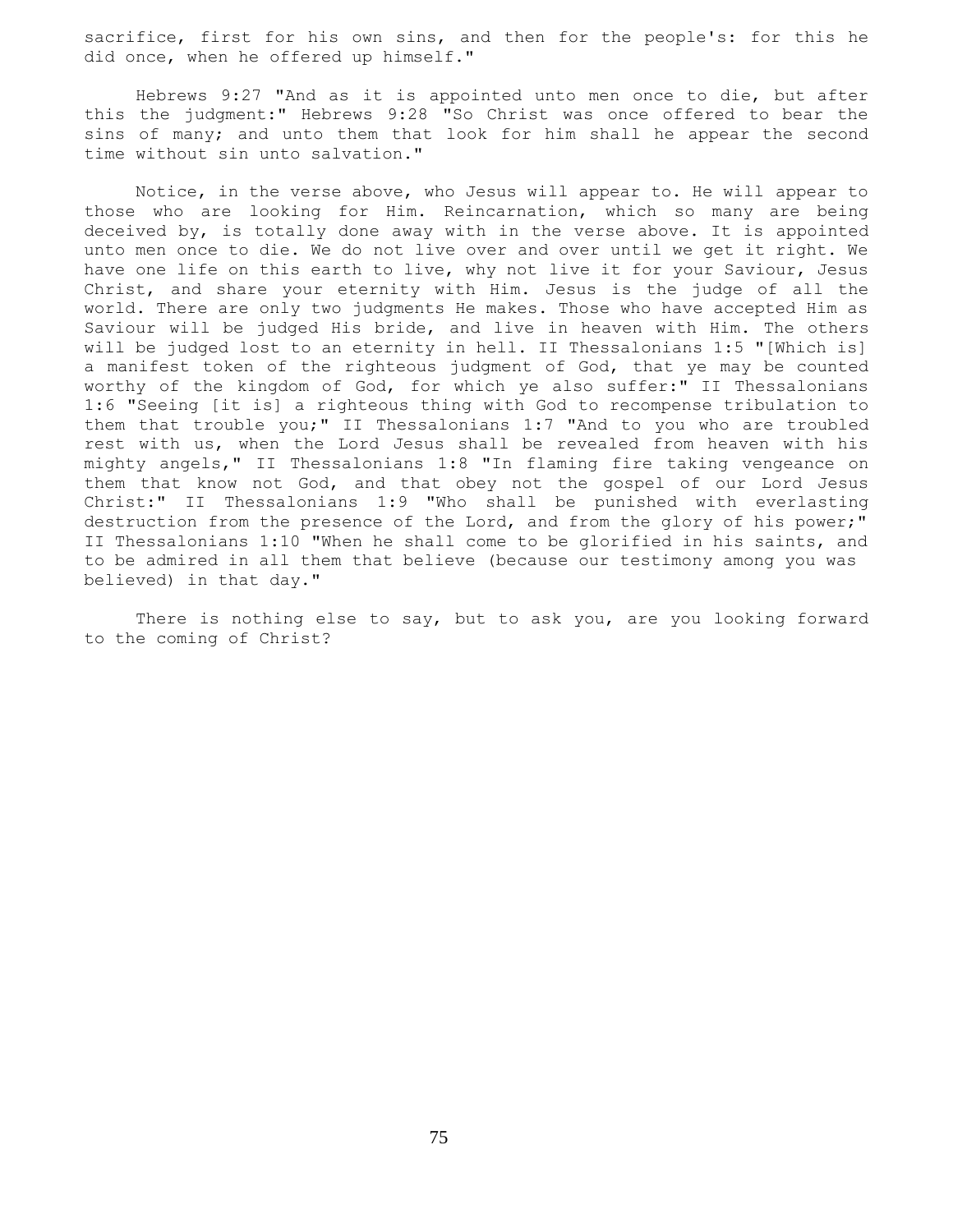sacrifice, first for his own sins, and then for the people's: for this he did once, when he offered up himself."

Hebrews 9:27 "And as it is appointed unto men once to die, but after this the judgment:" Hebrews 9:28 "So Christ was once offered to bear the sins of many; and unto them that look for him shall he appear the second time without sin unto salvation."

Notice, in the verse above, who Jesus will appear to. He will appear to those who are looking for Him. Reincarnation, which so many are being deceived by, is totally done away with in the verse above. It is appointed unto men once to die. We do not live over and over until we get it right. We have one life on this earth to live, why not live it for your Saviour, Jesus Christ, and share your eternity with Him. Jesus is the judge of all the world. There are only two judgments He makes. Those who have accepted Him as Saviour will be judged His bride, and live in heaven with Him. The others will be judged lost to an eternity in hell. II Thessalonians 1:5 "[Which is] a manifest token of the righteous judgment of God, that ye may be counted worthy of the kingdom of God, for which ye also suffer:" II Thessalonians 1:6 "Seeing [it is] a righteous thing with God to recompense tribulation to them that trouble you;" II Thessalonians 1:7 "And to you who are troubled rest with us, when the Lord Jesus shall be revealed from heaven with his mighty angels," II Thessalonians 1:8 "In flaming fire taking vengeance on them that know not God, and that obey not the gospel of our Lord Jesus Christ:" II Thessalonians 1:9 "Who shall be punished with everlasting destruction from the presence of the Lord, and from the glory of his power;" II Thessalonians 1:10 "When he shall come to be glorified in his saints, and to be admired in all them that believe (because our testimony among you was believed) in that day."

There is nothing else to say, but to ask you, are you looking forward to the coming of Christ?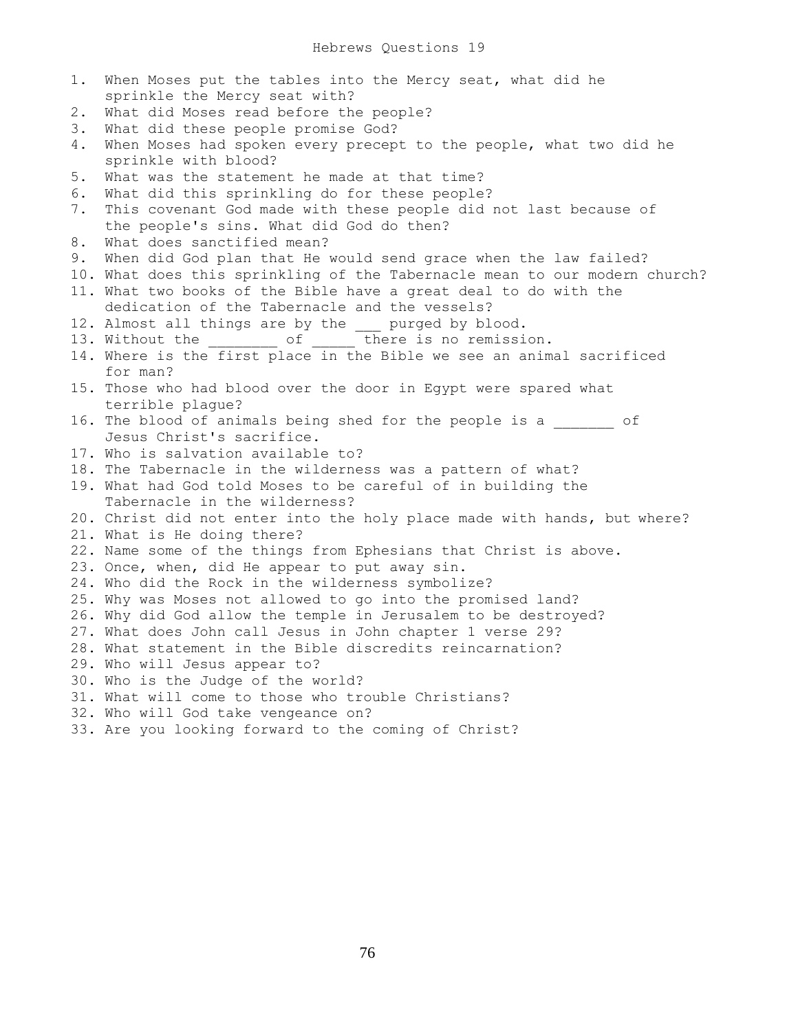# Hebrews Questions 19

1. When Moses put the tables into the Mercy seat, what did he sprinkle the Mercy seat with?
2. What did Moses read before the people?
3. What did these people promise God?
4. When Moses had spoken every precept to the people, what two did he sprinkle with blood?
5. What was the statement he made at that time?
6. What did this sprinkling do for these people?
7. This covenant God made with these people did not last because of the people's sins. What did God do then?
8. What does sanctified mean?
9. When did God plan that He would send grace when the law failed?
10. What does this sprinkling of the Tabernacle mean to our modern church?
11. What two books of the Bible have a great deal to do with the dedication of the Tabernacle and the vessels?
12. Almost all things are by the ___ purged by blood.
13. Without the ________ of _____ there is no remission.
14. Where is the first place in the Bible we see an animal sacrificed for man?
15. Those who had blood over the door in Egypt were spared what terrible plague?
16. The blood of animals being shed for the people is a _______ of Jesus Christ's sacrifice.
17. Who is salvation available to?
18. The Tabernacle in the wilderness was a pattern of what?
19. What had God told Moses to be careful of in building the Tabernacle in the wilderness?
20. Christ did not enter into the holy place made with hands, but where?
21. What is He doing there?
22. Name some of the things from Ephesians that Christ is above.
23. Once, when, did He appear to put away sin.
24. Who did the Rock in the wilderness symbolize?
25. Why was Moses not allowed to go into the promised land?
26. Why did God allow the temple in Jerusalem to be destroyed?
27. What does John call Jesus in John chapter 1 verse 29?
28. What statement in the Bible discredits reincarnation?
29. Who will Jesus appear to?
30. Who is the Judge of the world?
31. What will come to those who trouble Christians?
32. Who will God take vengeance on?
33. Are you looking forward to the coming of Christ?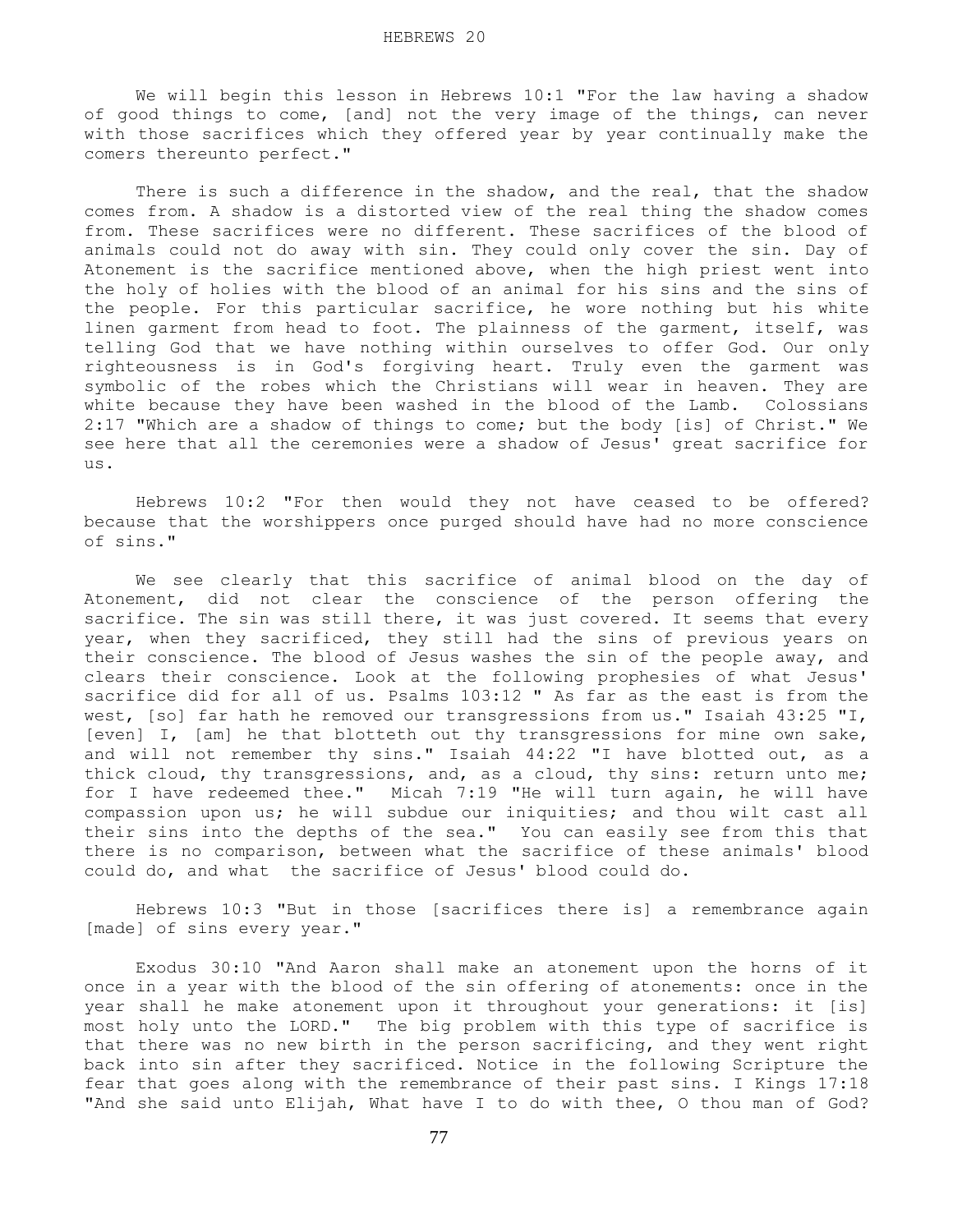# HEBREWS 20

We will begin this lesson in Hebrews 10:1 "For the law having a shadow of good things to come, [and] not the very image of the things, can never with those sacrifices which they offered year by year continually make the comers thereunto perfect."

There is such a difference in the shadow, and the real, that the shadow comes from. A shadow is a distorted view of the real thing the shadow comes from. These sacrifices were no different. These sacrifices of the blood of animals could not do away with sin. They could only cover the sin. Day of Atonement is the sacrifice mentioned above, when the high priest went into the holy of holies with the blood of an animal for his sins and the sins of the people. For this particular sacrifice, he wore nothing but his white linen garment from head to foot. The plainness of the garment, itself, was telling God that we have nothing within ourselves to offer God. Our only righteousness is in God's forgiving heart. Truly even the garment was symbolic of the robes which the Christians will wear in heaven. They are white because they have been washed in the blood of the Lamb. Colossians 2:17 "Which are a shadow of things to come; but the body [is] of Christ." We see here that all the ceremonies were a shadow of Jesus' great sacrifice for us.

Hebrews 10:2 "For then would they not have ceased to be offered? because that the worshippers once purged should have had no more conscience of sins."

We see clearly that this sacrifice of animal blood on the day of Atonement, did not clear the conscience of the person offering the sacrifice. The sin was still there, it was just covered. It seems that every year, when they sacrificed, they still had the sins of previous years on their conscience. The blood of Jesus washes the sin of the people away, and clears their conscience. Look at the following prophesies of what Jesus' sacrifice did for all of us. Psalms 103:12 " As far as the east is from the west, [so] far hath he removed our transgressions from us." Isaiah 43:25 "I, [even] I, [am] he that blotteth out thy transgressions for mine own sake, and will not remember thy sins." Isaiah 44:22 "I have blotted out, as a thick cloud, thy transgressions, and, as a cloud, thy sins: return unto me; for I have redeemed thee." Micah 7:19 "He will turn again, he will have compassion upon us; he will subdue our iniquities; and thou wilt cast all their sins into the depths of the sea." You can easily see from this that there is no comparison, between what the sacrifice of these animals' blood could do, and what the sacrifice of Jesus' blood could do.

Hebrews 10:3 "But in those [sacrifices there is] a remembrance again [made] of sins every year."

Exodus 30:10 "And Aaron shall make an atonement upon the horns of it once in a year with the blood of the sin offering of atonements: once in the year shall he make atonement upon it throughout your generations: it [is] most holy unto the LORD." The big problem with this type of sacrifice is that there was no new birth in the person sacrificing, and they went right back into sin after they sacrificed. Notice in the following Scripture the fear that goes along with the remembrance of their past sins. I Kings 17:18 "And she said unto Elijah, What have I to do with thee, O thou man of God?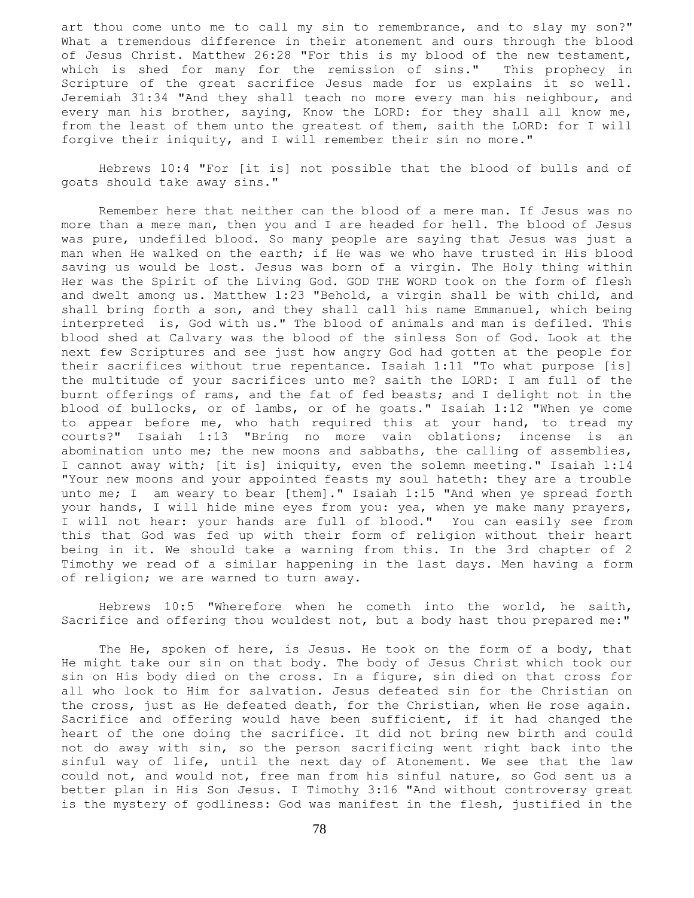art thou come unto me to call my sin to remembrance, and to slay my son?" What a tremendous difference in their atonement and ours through the blood of Jesus Christ. Matthew 26:28 "For this is my blood of the new testament, which is shed for many for the remission of sins." This prophecy in Scripture of the great sacrifice Jesus made for us explains it so well. Jeremiah 31:34 "And they shall teach no more every man his neighbour, and every man his brother, saying, Know the LORD: for they shall all know me, from the least of them unto the greatest of them, saith the LORD: for I will forgive their iniquity, and I will remember their sin no more."

Hebrews 10:4 "For [it is] not possible that the blood of bulls and of goats should take away sins."

Remember here that neither can the blood of a mere man. If Jesus was no more than a mere man, then you and I are headed for hell. The blood of Jesus was pure, undefiled blood. So many people are saying that Jesus was just a man when He walked on the earth; if He was we who have trusted in His blood saving us would be lost. Jesus was born of a virgin. The Holy thing within Her was the Spirit of the Living God. GOD THE WORD took on the form of flesh and dwelt among us. Matthew 1:23 "Behold, a virgin shall be with child, and shall bring forth a son, and they shall call his name Emmanuel, which being interpreted is, God with us." The blood of animals and man is defiled. This blood shed at Calvary was the blood of the sinless Son of God. Look at the next few Scriptures and see just how angry God had gotten at the people for their sacrifices without true repentance. Isaiah 1:11 "To what purpose [is] the multitude of your sacrifices unto me? saith the LORD: I am full of the burnt offerings of rams, and the fat of fed beasts; and I delight not in the blood of bullocks, or of lambs, or of he goats." Isaiah 1:12 "When ye come to appear before me, who hath required this at your hand, to tread my courts?" Isaiah 1:13 "Bring no more vain oblations; incense is an abomination unto me; the new moons and sabbaths, the calling of assemblies, I cannot away with; [it is] iniquity, even the solemn meeting." Isaiah 1:14 "Your new moons and your appointed feasts my soul hateth: they are a trouble unto me; I am weary to bear [them]." Isaiah 1:15 "And when ye spread forth your hands, I will hide mine eyes from you: yea, when ye make many prayers, I will not hear: your hands are full of blood." You can easily see from this that God was fed up with their form of religion without their heart being in it. We should take a warning from this. In the 3rd chapter of 2 Timothy we read of a similar happening in the last days. Men having a form of religion; we are warned to turn away.

Hebrews 10:5 "Wherefore when he cometh into the world, he saith, Sacrifice and offering thou wouldest not, but a body hast thou prepared me:"

The He, spoken of here, is Jesus. He took on the form of a body, that He might take our sin on that body. The body of Jesus Christ which took our sin on His body died on the cross. In a figure, sin died on that cross for all who look to Him for salvation. Jesus defeated sin for the Christian on the cross, just as He defeated death, for the Christian, when He rose again. Sacrifice and offering would have been sufficient, if it had changed the heart of the one doing the sacrifice. It did not bring new birth and could not do away with sin, so the person sacrificing went right back into the sinful way of life, until the next day of Atonement. We see that the law could not, and would not, free man from his sinful nature, so God sent us a better plan in His Son Jesus. I Timothy 3:16 "And without controversy great is the mystery of godliness: God was manifest in the flesh, justified in the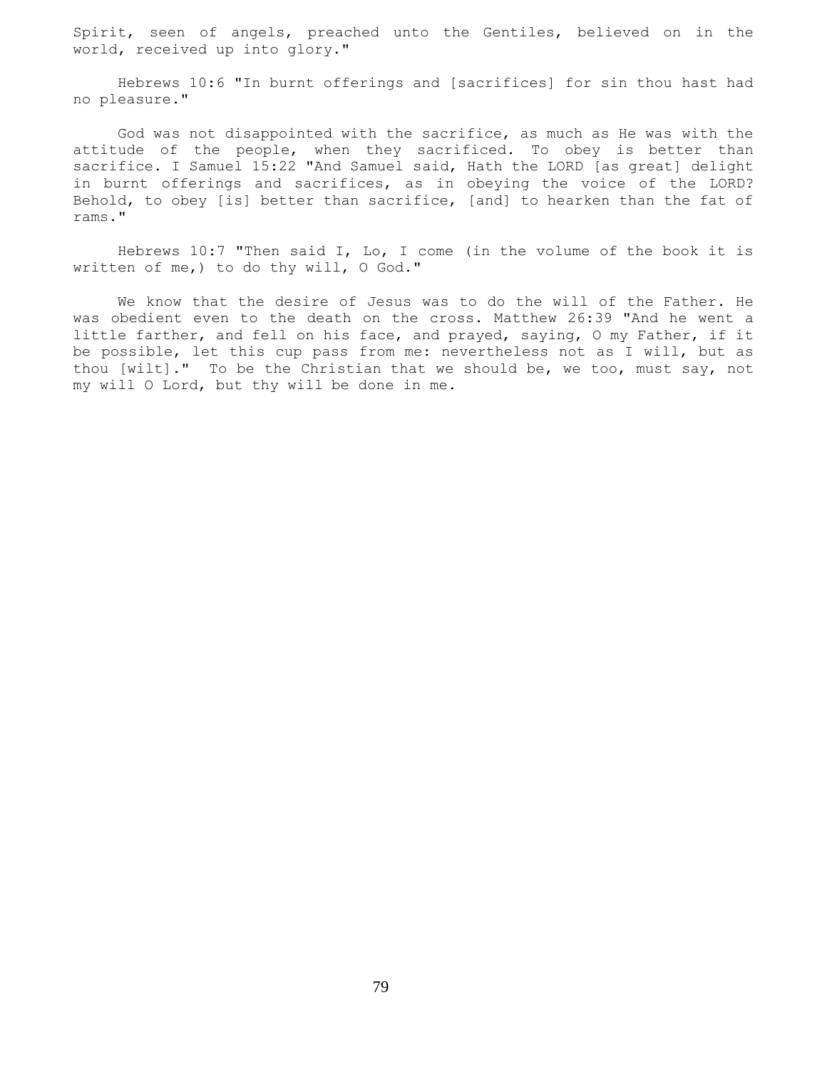Spirit, seen of angels, preached unto the Gentiles, believed on in the world, received up into glory."

Hebrews 10:6 "In burnt offerings and [sacrifices] for sin thou hast had no pleasure."

God was not disappointed with the sacrifice, as much as He was with the attitude of the people, when they sacrificed. To obey is better than sacrifice. I Samuel 15:22 "And Samuel said, Hath the LORD [as great] delight in burnt offerings and sacrifices, as in obeying the voice of the LORD? Behold, to obey [is] better than sacrifice, [and] to hearken than the fat of rams."

Hebrews 10:7 "Then said I, Lo, I come (in the volume of the book it is written of me,) to do thy will, O God."

We know that the desire of Jesus was to do the will of the Father. He was obedient even to the death on the cross. Matthew 26:39 "And he went a little farther, and fell on his face, and prayed, saying, O my Father, if it be possible, let this cup pass from me: nevertheless not as I will, but as thou [wilt]." To be the Christian that we should be, we too, must say, not my will O Lord, but thy will be done in me.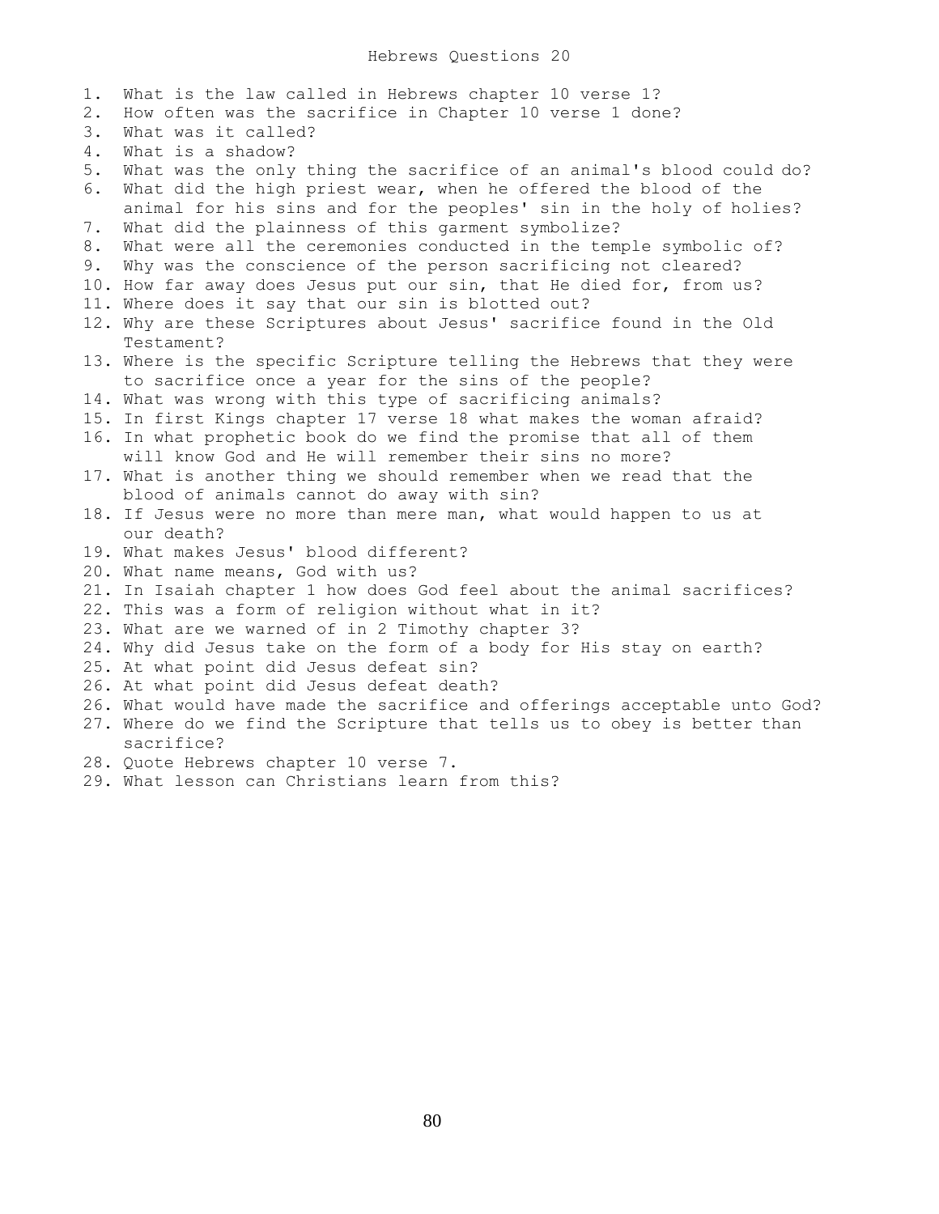# Hebrews Questions 20

1. What is the law called in Hebrews chapter 10 verse 1?
2. How often was the sacrifice in Chapter 10 verse 1 done?
3. What was it called?
4. What is a shadow?
5. What was the only thing the sacrifice of an animal's blood could do?
6. What did the high priest wear, when he offered the blood of the animal for his sins and for the peoples' sin in the holy of holies?
7. What did the plainness of this garment symbolize?
8. What were all the ceremonies conducted in the temple symbolic of?
9. Why was the conscience of the person sacrificing not cleared?
10. How far away does Jesus put our sin, that He died for, from us?
11. Where does it say that our sin is blotted out?
12. Why are these Scriptures about Jesus' sacrifice found in the Old Testament?
13. Where is the specific Scripture telling the Hebrews that they were to sacrifice once a year for the sins of the people?
14. What was wrong with this type of sacrificing animals?
15. In first Kings chapter 17 verse 18 what makes the woman afraid?
16. In what prophetic book do we find the promise that all of them will know God and He will remember their sins no more?
17. What is another thing we should remember when we read that the blood of animals cannot do away with sin?
18. If Jesus were no more than mere man, what would happen to us at our death?
19. What makes Jesus' blood different?
20. What name means, God with us?
21. In Isaiah chapter 1 how does God feel about the animal sacrifices?
22. This was a form of religion without what in it?
23. What are we warned of in 2 Timothy chapter 3?
24. Why did Jesus take on the form of a body for His stay on earth?
25. At what point did Jesus defeat sin?
26. At what point did Jesus defeat death?
26. What would have made the sacrifice and offerings acceptable unto God?
27. Where do we find the Scripture that tells us to obey is better than sacrifice?
28. Quote Hebrews chapter 10 verse 7.
29. What lesson can Christians learn from this?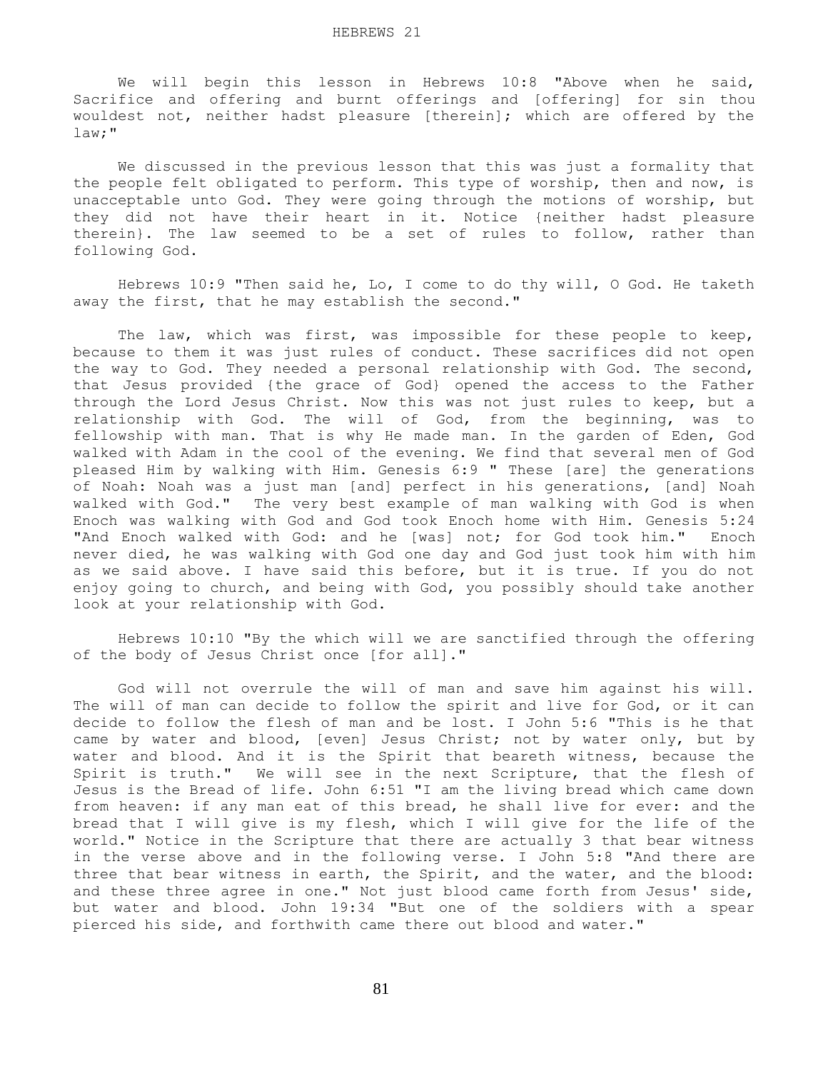HEBREWS 21

We will begin this lesson in Hebrews 10:8 "Above when he said, Sacrifice and offering and burnt offerings and [offering] for sin thou wouldest not, neither hadst pleasure [therein]; which are offered by the law;"

We discussed in the previous lesson that this was just a formality that the people felt obligated to perform. This type of worship, then and now, is unacceptable unto God. They were going through the motions of worship, but they did not have their heart in it. Notice {neither hadst pleasure therein}. The law seemed to be a set of rules to follow, rather than following God.

Hebrews 10:9 "Then said he, Lo, I come to do thy will, O God. He taketh away the first, that he may establish the second."

The law, which was first, was impossible for these people to keep, because to them it was just rules of conduct. These sacrifices did not open the way to God. They needed a personal relationship with God. The second, that Jesus provided {the grace of God} opened the access to the Father through the Lord Jesus Christ. Now this was not just rules to keep, but a relationship with God. The will of God, from the beginning, was to fellowship with man. That is why He made man. In the garden of Eden, God walked with Adam in the cool of the evening. We find that several men of God pleased Him by walking with Him. Genesis 6:9 " These [are] the generations of Noah: Noah was a just man [and] perfect in his generations, [and] Noah walked with God." The very best example of man walking with God is when Enoch was walking with God and God took Enoch home with Him. Genesis 5:24 "And Enoch walked with God: and he [was] not; for God took him." Enoch never died, he was walking with God one day and God just took him with him as we said above. I have said this before, but it is true. If you do not enjoy going to church, and being with God, you possibly should take another look at your relationship with God.

Hebrews 10:10 "By the which will we are sanctified through the offering of the body of Jesus Christ once [for all]."

God will not overrule the will of man and save him against his will. The will of man can decide to follow the spirit and live for God, or it can decide to follow the flesh of man and be lost. I John 5:6 "This is he that came by water and blood, [even] Jesus Christ; not by water only, but by water and blood. And it is the Spirit that beareth witness, because the Spirit is truth." We will see in the next Scripture, that the flesh of Jesus is the Bread of life. John 6:51 "I am the living bread which came down from heaven: if any man eat of this bread, he shall live for ever: and the bread that I will give is my flesh, which I will give for the life of the world." Notice in the Scripture that there are actually 3 that bear witness in the verse above and in the following verse. I John 5:8 "And there are three that bear witness in earth, the Spirit, and the water, and the blood: and these three agree in one." Not just blood came forth from Jesus' side, but water and blood. John 19:34 "But one of the soldiers with a spear pierced his side, and forthwith came there out blood and water."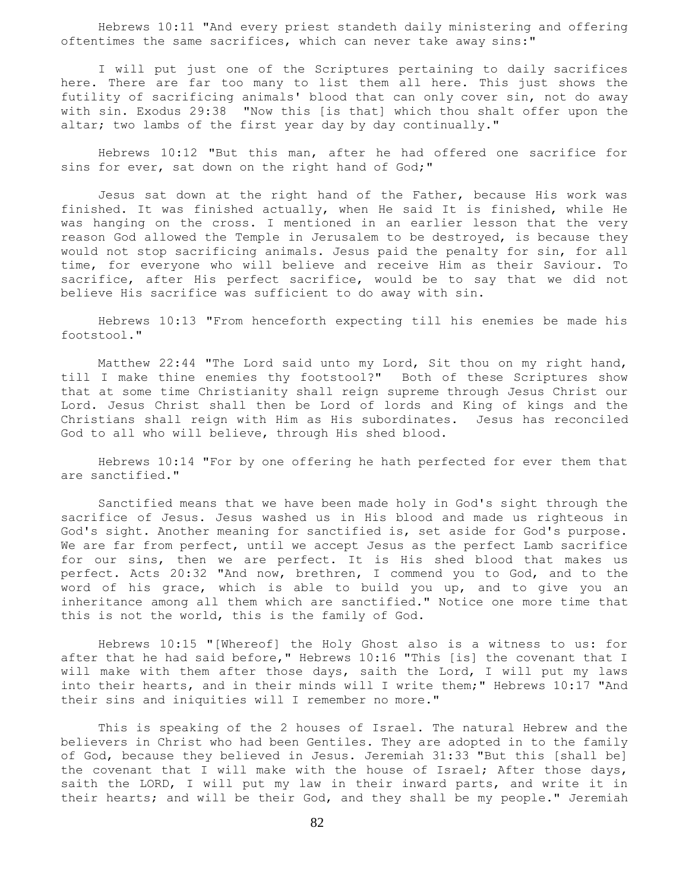Hebrews 10:11 "And every priest standeth daily ministering and offering oftentimes the same sacrifices, which can never take away sins:"

I will put just one of the Scriptures pertaining to daily sacrifices here. There are far too many to list them all here. This just shows the futility of sacrificing animals' blood that can only cover sin, not do away with sin. Exodus 29:38 "Now this [is that] which thou shalt offer upon the altar; two lambs of the first year day by day continually."

Hebrews 10:12 "But this man, after he had offered one sacrifice for sins for ever, sat down on the right hand of God;"

Jesus sat down at the right hand of the Father, because His work was finished. It was finished actually, when He said It is finished, while He was hanging on the cross. I mentioned in an earlier lesson that the very reason God allowed the Temple in Jerusalem to be destroyed, is because they would not stop sacrificing animals. Jesus paid the penalty for sin, for all time, for everyone who will believe and receive Him as their Saviour. To sacrifice, after His perfect sacrifice, would be to say that we did not believe His sacrifice was sufficient to do away with sin.

Hebrews 10:13 "From henceforth expecting till his enemies be made his footstool."

Matthew 22:44 "The Lord said unto my Lord, Sit thou on my right hand, till I make thine enemies thy footstool?" Both of these Scriptures show that at some time Christianity shall reign supreme through Jesus Christ our Lord. Jesus Christ shall then be Lord of lords and King of kings and the Christians shall reign with Him as His subordinates. Jesus has reconciled God to all who will believe, through His shed blood.

Hebrews 10:14 "For by one offering he hath perfected for ever them that are sanctified."

Sanctified means that we have been made holy in God's sight through the sacrifice of Jesus. Jesus washed us in His blood and made us righteous in God's sight. Another meaning for sanctified is, set aside for God's purpose. We are far from perfect, until we accept Jesus as the perfect Lamb sacrifice for our sins, then we are perfect. It is His shed blood that makes us perfect. Acts 20:32 "And now, brethren, I commend you to God, and to the word of his grace, which is able to build you up, and to give you an inheritance among all them which are sanctified." Notice one more time that this is not the world, this is the family of God.

Hebrews 10:15 "[Whereof] the Holy Ghost also is a witness to us: for after that he had said before," Hebrews 10:16 "This [is] the covenant that I will make with them after those days, saith the Lord, I will put my laws into their hearts, and in their minds will I write them;" Hebrews 10:17 "And their sins and iniquities will I remember no more."

This is speaking of the 2 houses of Israel. The natural Hebrew and the believers in Christ who had been Gentiles. They are adopted in to the family of God, because they believed in Jesus. Jeremiah 31:33 "But this [shall be] the covenant that I will make with the house of Israel; After those days, saith the LORD, I will put my law in their inward parts, and write it in their hearts; and will be their God, and they shall be my people." Jeremiah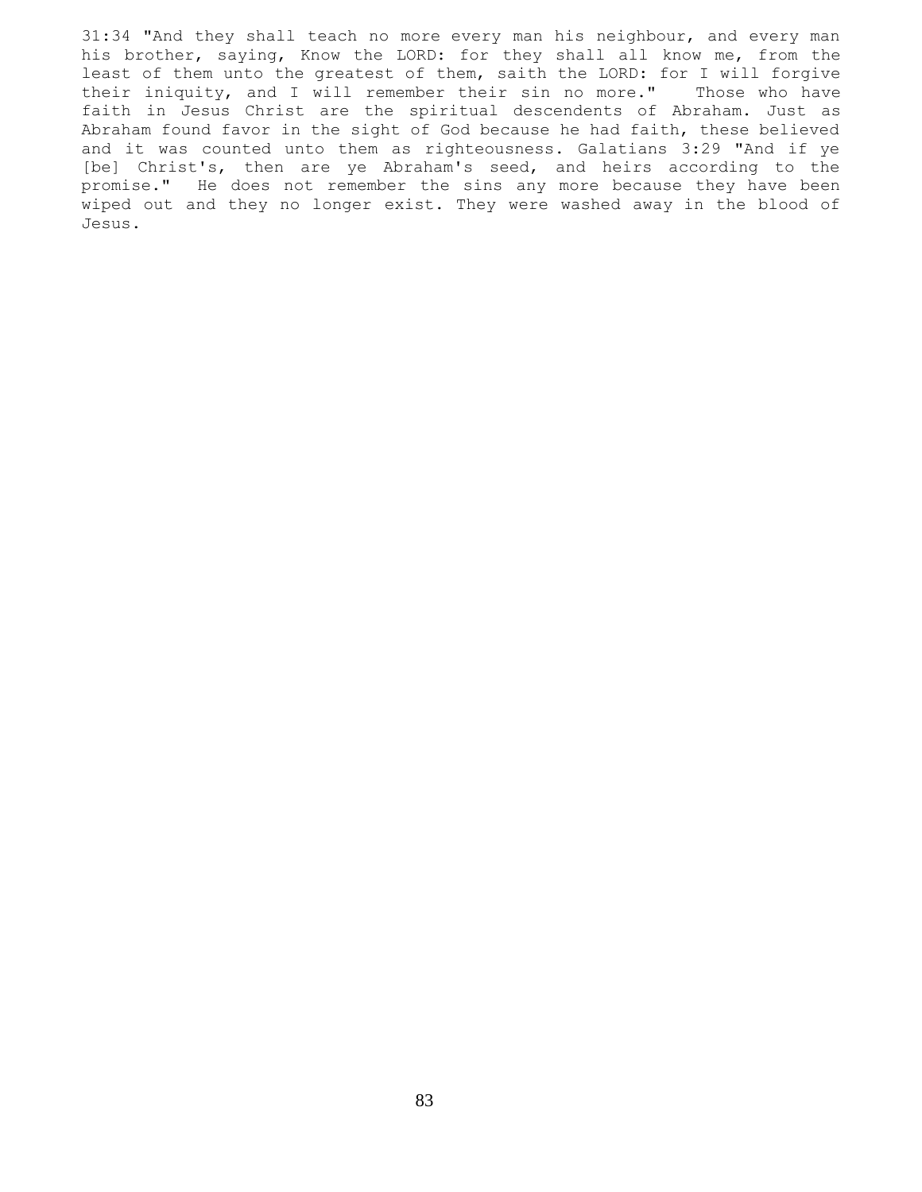31:34 "And they shall teach no more every man his neighbour, and every man his brother, saying, Know the LORD: for they shall all know me, from the least of them unto the greatest of them, saith the LORD: for I will forgive their iniquity, and I will remember their sin no more."   Those who have faith in Jesus Christ are the spiritual descendents of Abraham. Just as Abraham found favor in the sight of God because he had faith, these believed and it was counted unto them as righteousness. Galatians 3:29 "And if ye [be] Christ's, then are ye Abraham's seed, and heirs according to the promise."  He does not remember the sins any more because they have been wiped out and they no longer exist. They were washed away in the blood of Jesus.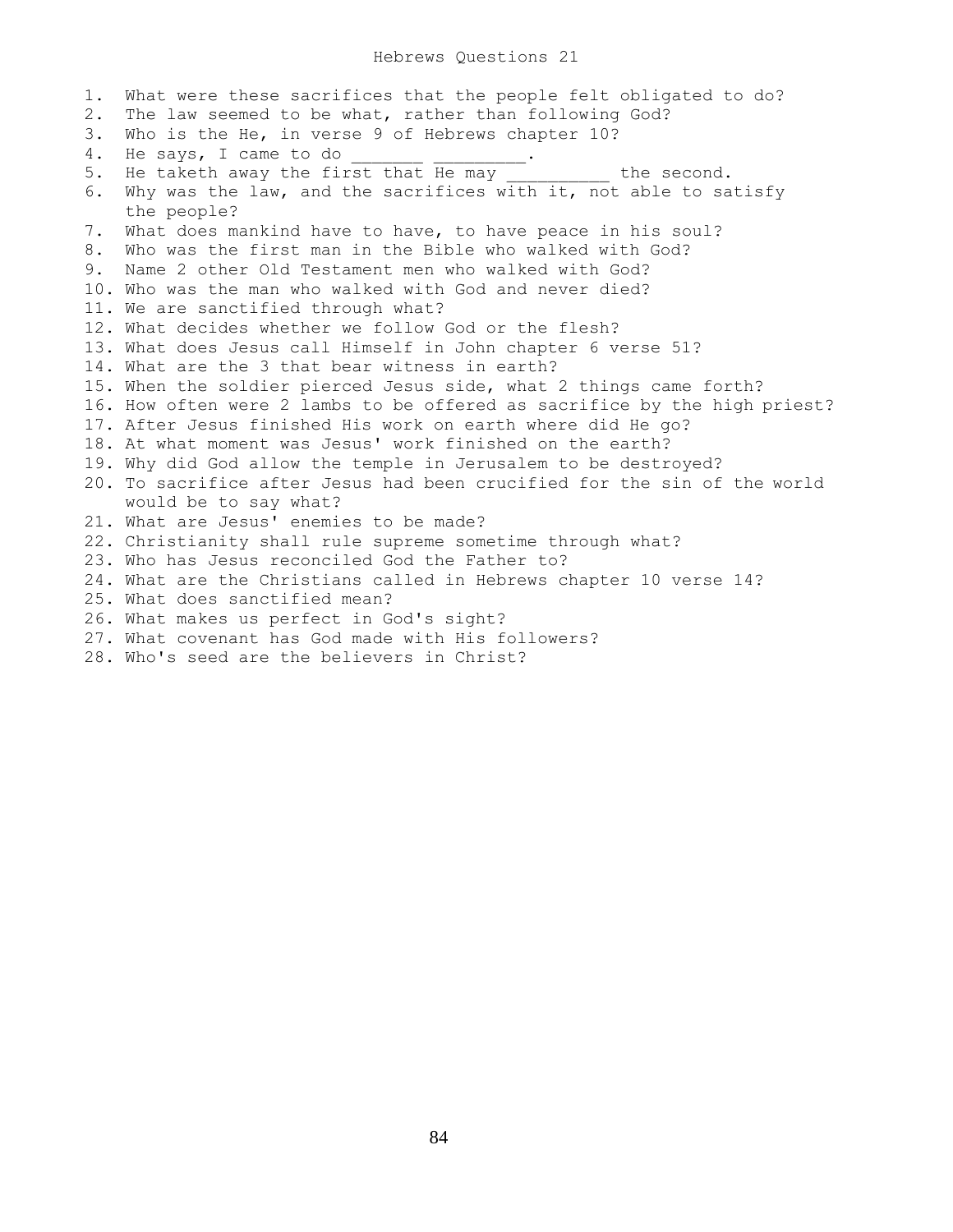# Hebrews Questions 21

1. What were these sacrifices that the people felt obligated to do?
2. The law seemed to be what, rather than following God?
3. Who is the He, in verse 9 of Hebrews chapter 10?
4. He says, I came to do _______ _________.
5. He taketh away the first that He may __________ the second.
6. Why was the law, and the sacrifices with it, not able to satisfy the people?
7. What does mankind have to have, to have peace in his soul?
8. Who was the first man in the Bible who walked with God?
9. Name 2 other Old Testament men who walked with God?
10. Who was the man who walked with God and never died?
11. We are sanctified through what?
12. What decides whether we follow God or the flesh?
13. What does Jesus call Himself in John chapter 6 verse 51?
14. What are the 3 that bear witness in earth?
15. When the soldier pierced Jesus side, what 2 things came forth?
16. How often were 2 lambs to be offered as sacrifice by the high priest?
17. After Jesus finished His work on earth where did He go?
18. At what moment was Jesus' work finished on the earth?
19. Why did God allow the temple in Jerusalem to be destroyed?
20. To sacrifice after Jesus had been crucified for the sin of the world would be to say what?
21. What are Jesus' enemies to be made?
22. Christianity shall rule supreme sometime through what?
23. Who has Jesus reconciled God the Father to?
24. What are the Christians called in Hebrews chapter 10 verse 14?
25. What does sanctified mean?
26. What makes us perfect in God's sight?
27. What covenant has God made with His followers?
28. Who's seed are the believers in Christ?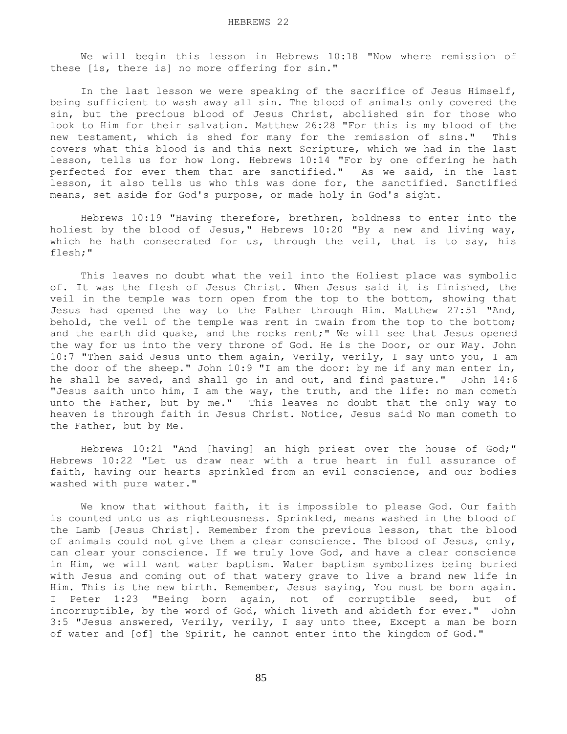# HEBREWS 22

We will begin this lesson in Hebrews 10:18 "Now where remission of these [is, there is] no more offering for sin."

In the last lesson we were speaking of the sacrifice of Jesus Himself, being sufficient to wash away all sin. The blood of animals only covered the sin, but the precious blood of Jesus Christ, abolished sin for those who look to Him for their salvation. Matthew 26:28 "For this is my blood of the new testament, which is shed for many for the remission of sins." This covers what this blood is and this next Scripture, which we had in the last lesson, tells us for how long. Hebrews 10:14 "For by one offering he hath perfected for ever them that are sanctified." As we said, in the last lesson, it also tells us who this was done for, the sanctified. Sanctified means, set aside for God's purpose, or made holy in God's sight.

Hebrews 10:19 "Having therefore, brethren, boldness to enter into the holiest by the blood of Jesus," Hebrews 10:20 "By a new and living way, which he hath consecrated for us, through the veil, that is to say, his flesh;"

This leaves no doubt what the veil into the Holiest place was symbolic of. It was the flesh of Jesus Christ. When Jesus said it is finished, the veil in the temple was torn open from the top to the bottom, showing that Jesus had opened the way to the Father through Him. Matthew 27:51 "And, behold, the veil of the temple was rent in twain from the top to the bottom; and the earth did quake, and the rocks rent;" We will see that Jesus opened the way for us into the very throne of God. He is the Door, or our Way. John 10:7 "Then said Jesus unto them again, Verily, verily, I say unto you, I am the door of the sheep." John 10:9 "I am the door: by me if any man enter in, he shall be saved, and shall go in and out, and find pasture." John 14:6 "Jesus saith unto him, I am the way, the truth, and the life: no man cometh unto the Father, but by me." This leaves no doubt that the only way to heaven is through faith in Jesus Christ. Notice, Jesus said No man cometh to the Father, but by Me.

Hebrews 10:21 "And [having] an high priest over the house of God;" Hebrews 10:22 "Let us draw near with a true heart in full assurance of faith, having our hearts sprinkled from an evil conscience, and our bodies washed with pure water."

We know that without faith, it is impossible to please God. Our faith is counted unto us as righteousness. Sprinkled, means washed in the blood of the Lamb [Jesus Christ]. Remember from the previous lesson, that the blood of animals could not give them a clear conscience. The blood of Jesus, only, can clear your conscience. If we truly love God, and have a clear conscience in Him, we will want water baptism. Water baptism symbolizes being buried with Jesus and coming out of that watery grave to live a brand new life in Him. This is the new birth. Remember, Jesus saying, You must be born again. I Peter 1:23 "Being born again, not of corruptible seed, but of incorruptible, by the word of God, which liveth and abideth for ever." John 3:5 "Jesus answered, Verily, verily, I say unto thee, Except a man be born of water and [of] the Spirit, he cannot enter into the kingdom of God."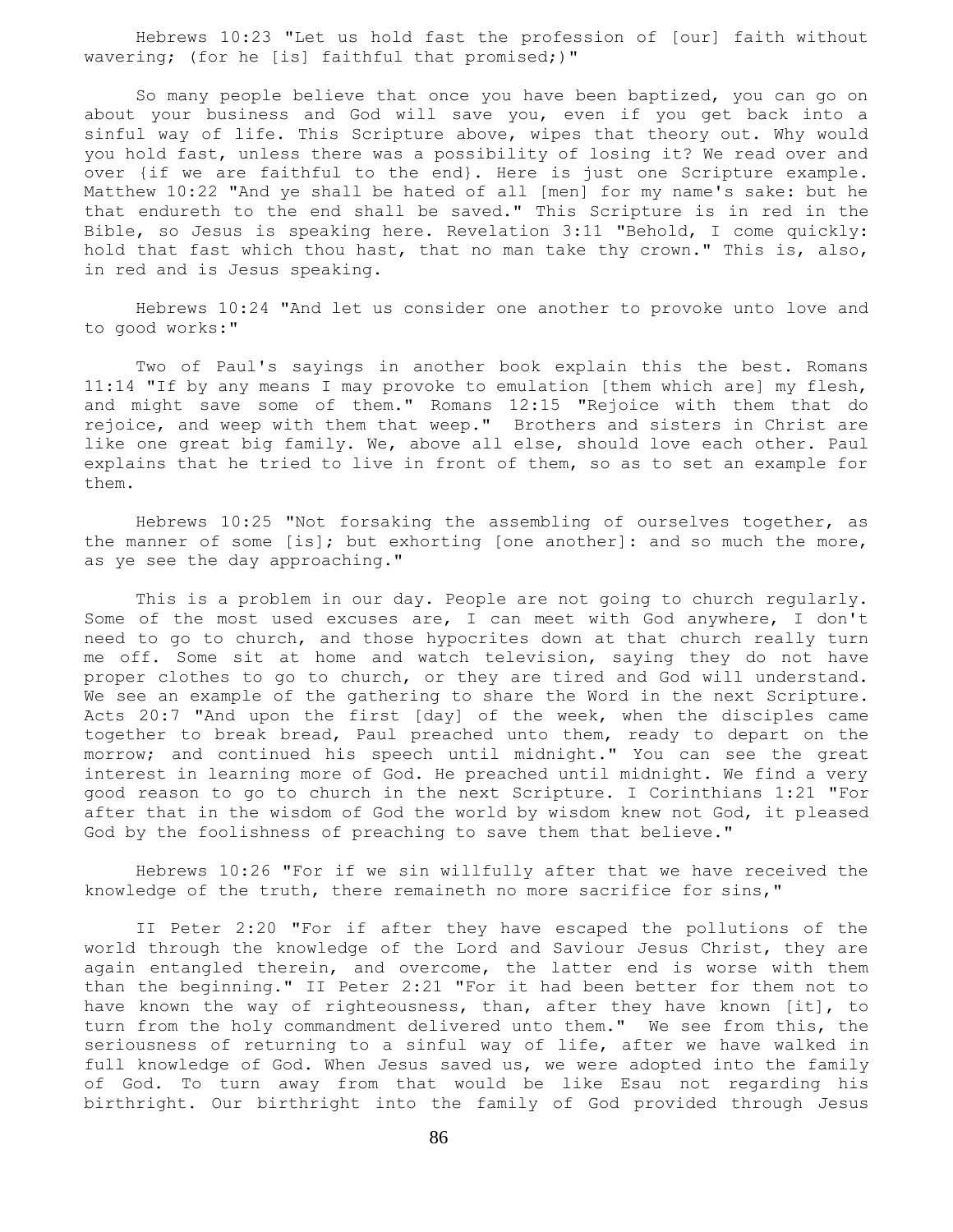Hebrews 10:23 "Let us hold fast the profession of [our] faith without wavering; (for he [is] faithful that promised;)"

So many people believe that once you have been baptized, you can go on about your business and God will save you, even if you get back into a sinful way of life. This Scripture above, wipes that theory out. Why would you hold fast, unless there was a possibility of losing it? We read over and over {if we are faithful to the end}. Here is just one Scripture example. Matthew 10:22 "And ye shall be hated of all [men] for my name's sake: but he that endureth to the end shall be saved." This Scripture is in red in the Bible, so Jesus is speaking here. Revelation 3:11 "Behold, I come quickly: hold that fast which thou hast, that no man take thy crown." This is, also, in red and is Jesus speaking.

Hebrews 10:24 "And let us consider one another to provoke unto love and to good works:"

Two of Paul's sayings in another book explain this the best. Romans 11:14 "If by any means I may provoke to emulation [them which are] my flesh, and might save some of them." Romans 12:15 "Rejoice with them that do rejoice, and weep with them that weep." Brothers and sisters in Christ are like one great big family. We, above all else, should love each other. Paul explains that he tried to live in front of them, so as to set an example for them.

Hebrews 10:25 "Not forsaking the assembling of ourselves together, as the manner of some [is]; but exhorting [one another]: and so much the more, as ye see the day approaching."

This is a problem in our day. People are not going to church regularly. Some of the most used excuses are, I can meet with God anywhere, I don't need to go to church, and those hypocrites down at that church really turn me off. Some sit at home and watch television, saying they do not have proper clothes to go to church, or they are tired and God will understand. We see an example of the gathering to share the Word in the next Scripture. Acts 20:7 "And upon the first [day] of the week, when the disciples came together to break bread, Paul preached unto them, ready to depart on the morrow; and continued his speech until midnight." You can see the great interest in learning more of God. He preached until midnight. We find a very good reason to go to church in the next Scripture. I Corinthians 1:21 "For after that in the wisdom of God the world by wisdom knew not God, it pleased God by the foolishness of preaching to save them that believe."

Hebrews 10:26 "For if we sin willfully after that we have received the knowledge of the truth, there remaineth no more sacrifice for sins,"

II Peter 2:20 "For if after they have escaped the pollutions of the world through the knowledge of the Lord and Saviour Jesus Christ, they are again entangled therein, and overcome, the latter end is worse with them than the beginning." II Peter 2:21 "For it had been better for them not to have known the way of righteousness, than, after they have known [it], to turn from the holy commandment delivered unto them." We see from this, the seriousness of returning to a sinful way of life, after we have walked in full knowledge of God. When Jesus saved us, we were adopted into the family of God. To turn away from that would be like Esau not regarding his birthright. Our birthright into the family of God provided through Jesus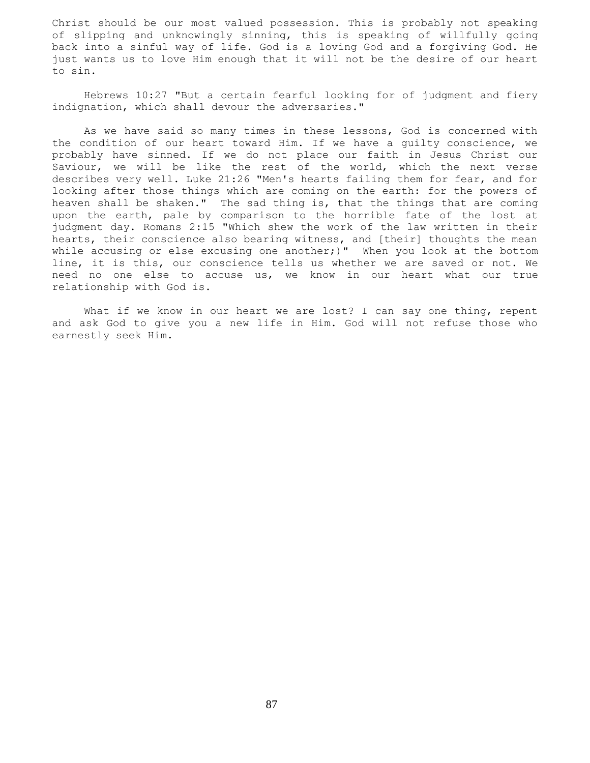Christ should be our most valued possession. This is probably not speaking of slipping and unknowingly sinning, this is speaking of willfully going back into a sinful way of life. God is a loving God and a forgiving God. He just wants us to love Him enough that it will not be the desire of our heart to sin.

Hebrews 10:27 "But a certain fearful looking for of judgment and fiery indignation, which shall devour the adversaries."

As we have said so many times in these lessons, God is concerned with the condition of our heart toward Him. If we have a guilty conscience, we probably have sinned. If we do not place our faith in Jesus Christ our Saviour, we will be like the rest of the world, which the next verse describes very well. Luke 21:26 "Men's hearts failing them for fear, and for looking after those things which are coming on the earth: for the powers of heaven shall be shaken." The sad thing is, that the things that are coming upon the earth, pale by comparison to the horrible fate of the lost at judgment day. Romans 2:15 "Which shew the work of the law written in their hearts, their conscience also bearing witness, and [their] thoughts the mean while accusing or else excusing one another;)" When you look at the bottom line, it is this, our conscience tells us whether we are saved or not. We need no one else to accuse us, we know in our heart what our true relationship with God is.

What if we know in our heart we are lost? I can say one thing, repent and ask God to give you a new life in Him. God will not refuse those who earnestly seek Him.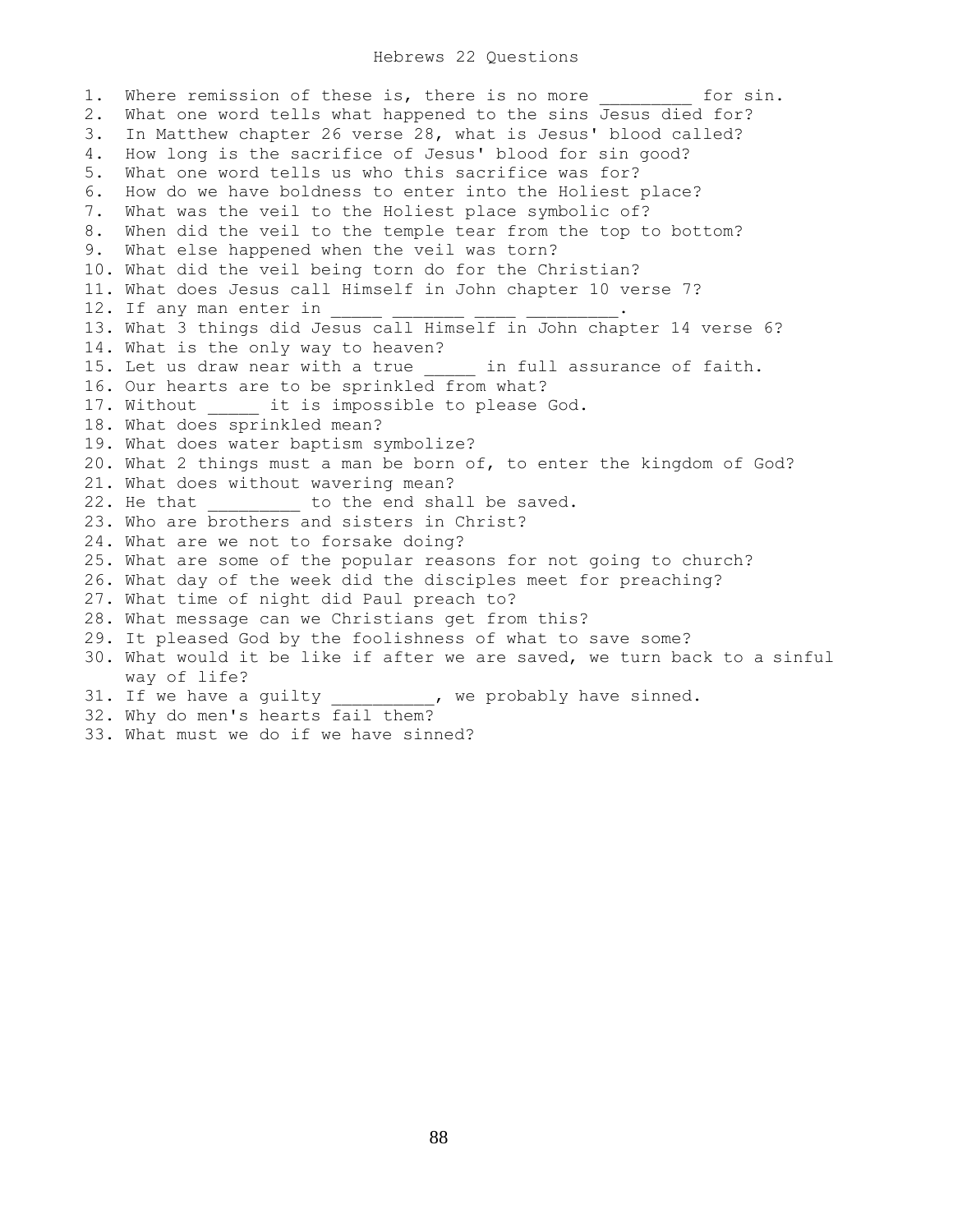# Hebrews 22 Questions

1. Where remission of these is, there is no more _________ for sin.
2. What one word tells what happened to the sins Jesus died for?
3. In Matthew chapter 26 verse 28, what is Jesus' blood called?
4. How long is the sacrifice of Jesus' blood for sin good?
5. What one word tells us who this sacrifice was for?
6. How do we have boldness to enter into the Holiest place?
7. What was the veil to the Holiest place symbolic of?
8. When did the veil to the temple tear from the top to bottom?
9. What else happened when the veil was torn?
10. What did the veil being torn do for the Christian?
11. What does Jesus call Himself in John chapter 10 verse 7?
12. If any man enter in _____ _______ ____ _________.
13. What 3 things did Jesus call Himself in John chapter 14 verse 6?
14. What is the only way to heaven?
15. Let us draw near with a true _____ in full assurance of faith.
16. Our hearts are to be sprinkled from what?
17. Without _____ it is impossible to please God.
18. What does sprinkled mean?
19. What does water baptism symbolize?
20. What 2 things must a man be born of, to enter the kingdom of God?
21. What does without wavering mean?
22. He that _________ to the end shall be saved.
23. Who are brothers and sisters in Christ?
24. What are we not to forsake doing?
25. What are some of the popular reasons for not going to church?
26. What day of the week did the disciples meet for preaching?
27. What time of night did Paul preach to?
28. What message can we Christians get from this?
29. It pleased God by the foolishness of what to save some?
30. What would it be like if after we are saved, we turn back to a sinful way of life?
31. If we have a guilty __________, we probably have sinned.
32. Why do men's hearts fail them?
33. What must we do if we have sinned?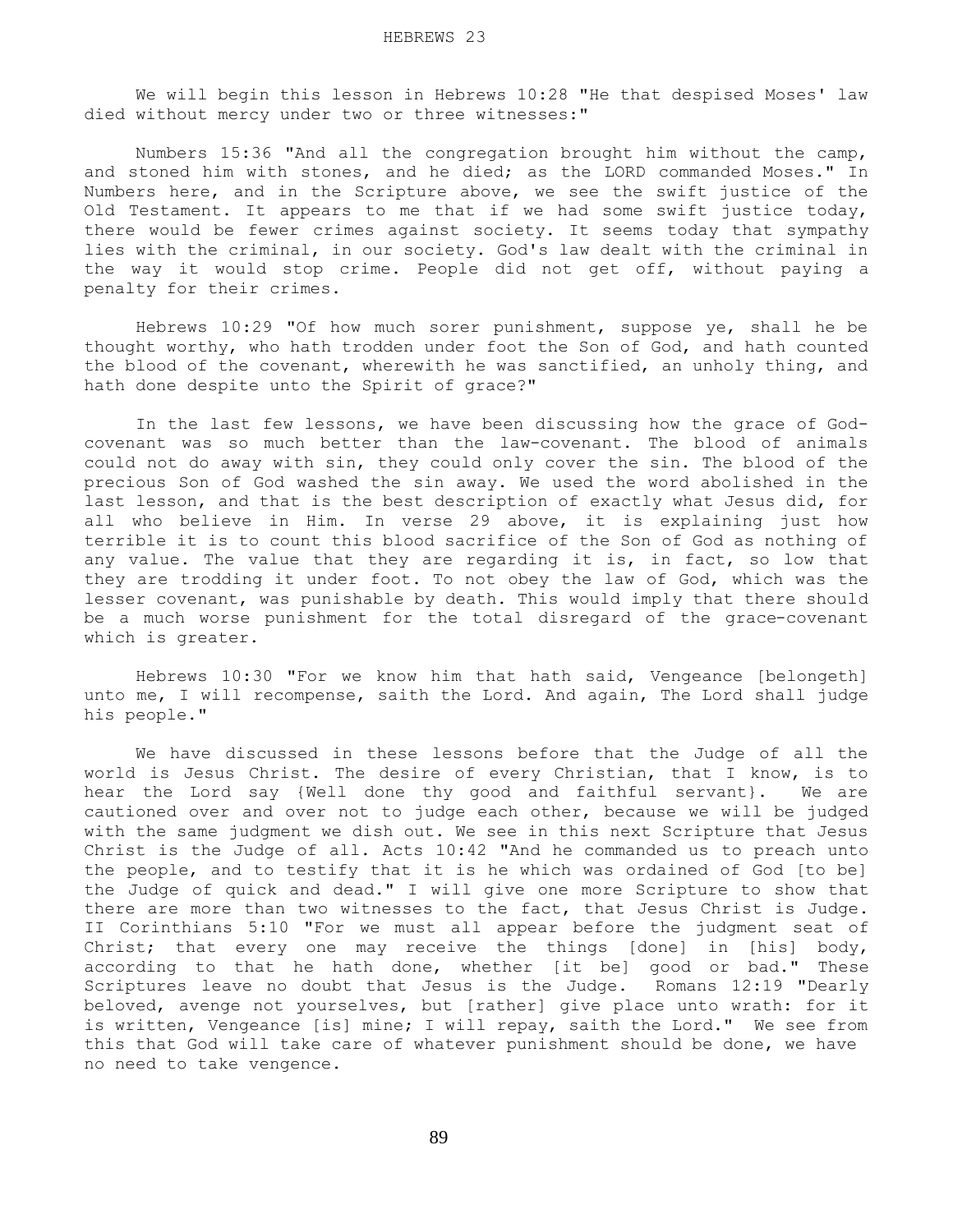We will begin this lesson in Hebrews 10:28 "He that despised Moses' law died without mercy under two or three witnesses:"

Numbers 15:36 "And all the congregation brought him without the camp, and stoned him with stones, and he died; as the LORD commanded Moses." In Numbers here, and in the Scripture above, we see the swift justice of the Old Testament. It appears to me that if we had some swift justice today, there would be fewer crimes against society. It seems today that sympathy lies with the criminal, in our society. God's law dealt with the criminal in the way it would stop crime. People did not get off, without paying a penalty for their crimes.

Hebrews 10:29 "Of how much sorer punishment, suppose ye, shall he be thought worthy, who hath trodden under foot the Son of God, and hath counted the blood of the covenant, wherewith he was sanctified, an unholy thing, and hath done despite unto the Spirit of grace?"

In the last few lessons, we have been discussing how the grace of God-covenant was so much better than the law-covenant. The blood of animals could not do away with sin, they could only cover the sin. The blood of the precious Son of God washed the sin away. We used the word abolished in the last lesson, and that is the best description of exactly what Jesus did, for all who believe in Him. In verse 29 above, it is explaining just how terrible it is to count this blood sacrifice of the Son of God as nothing of any value. The value that they are regarding it is, in fact, so low that they are trodding it under foot. To not obey the law of God, which was the lesser covenant, was punishable by death. This would imply that there should be a much worse punishment for the total disregard of the grace-covenant which is greater.

Hebrews 10:30 "For we know him that hath said, Vengeance [belongeth] unto me, I will recompense, saith the Lord. And again, The Lord shall judge his people."

We have discussed in these lessons before that the Judge of all the world is Jesus Christ. The desire of every Christian, that I know, is to hear the Lord say {Well done thy good and faithful servant}. We are cautioned over and over not to judge each other, because we will be judged with the same judgment we dish out. We see in this next Scripture that Jesus Christ is the Judge of all. Acts 10:42 "And he commanded us to preach unto the people, and to testify that it is he which was ordained of God [to be] the Judge of quick and dead." I will give one more Scripture to show that there are more than two witnesses to the fact, that Jesus Christ is Judge. II Corinthians 5:10 "For we must all appear before the judgment seat of Christ; that every one may receive the things [done] in [his] body, according to that he hath done, whether [it be] good or bad." These Scriptures leave no doubt that Jesus is the Judge. Romans 12:19 "Dearly beloved, avenge not yourselves, but [rather] give place unto wrath: for it is written, Vengeance [is] mine; I will repay, saith the Lord." We see from this that God will take care of whatever punishment should be done, we have no need to take vengence.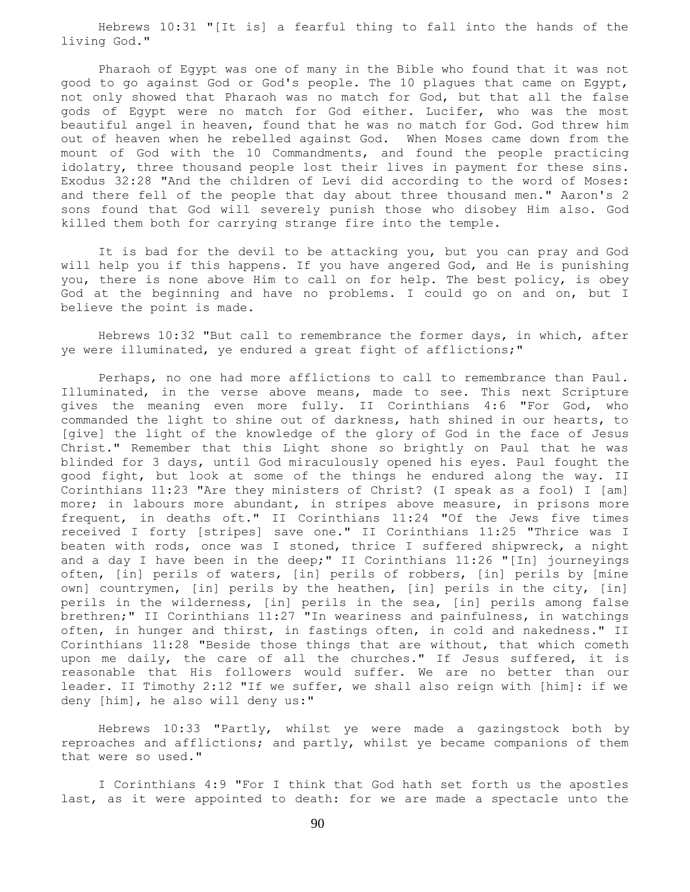Hebrews 10:31 "[It is] a fearful thing to fall into the hands of the living God."

Pharaoh of Egypt was one of many in the Bible who found that it was not good to go against God or God's people. The 10 plagues that came on Egypt, not only showed that Pharaoh was no match for God, but that all the false gods of Egypt were no match for God either. Lucifer, who was the most beautiful angel in heaven, found that he was no match for God. God threw him out of heaven when he rebelled against God. When Moses came down from the mount of God with the 10 Commandments, and found the people practicing idolatry, three thousand people lost their lives in payment for these sins. Exodus 32:28 "And the children of Levi did according to the word of Moses: and there fell of the people that day about three thousand men." Aaron's 2 sons found that God will severely punish those who disobey Him also. God killed them both for carrying strange fire into the temple.

It is bad for the devil to be attacking you, but you can pray and God will help you if this happens. If you have angered God, and He is punishing you, there is none above Him to call on for help. The best policy, is obey God at the beginning and have no problems. I could go on and on, but I believe the point is made.

Hebrews 10:32 "But call to remembrance the former days, in which, after ye were illuminated, ye endured a great fight of afflictions;"

Perhaps, no one had more afflictions to call to remembrance than Paul. Illuminated, in the verse above means, made to see. This next Scripture gives the meaning even more fully. II Corinthians 4:6 "For God, who commanded the light to shine out of darkness, hath shined in our hearts, to [give] the light of the knowledge of the glory of God in the face of Jesus Christ." Remember that this Light shone so brightly on Paul that he was blinded for 3 days, until God miraculously opened his eyes. Paul fought the good fight, but look at some of the things he endured along the way. II Corinthians 11:23 "Are they ministers of Christ? (I speak as a fool) I [am] more; in labours more abundant, in stripes above measure, in prisons more frequent, in deaths oft." II Corinthians 11:24 "Of the Jews five times received I forty [stripes] save one." II Corinthians 11:25 "Thrice was I beaten with rods, once was I stoned, thrice I suffered shipwreck, a night and a day I have been in the deep;" II Corinthians 11:26 "[In] journeyings often, [in] perils of waters, [in] perils of robbers, [in] perils by [mine own] countrymen, [in] perils by the heathen, [in] perils in the city, [in] perils in the wilderness, [in] perils in the sea, [in] perils among false brethren;" II Corinthians 11:27 "In weariness and painfulness, in watchings often, in hunger and thirst, in fastings often, in cold and nakedness." II Corinthians 11:28 "Beside those things that are without, that which cometh upon me daily, the care of all the churches." If Jesus suffered, it is reasonable that His followers would suffer. We are no better than our leader. II Timothy 2:12 "If we suffer, we shall also reign with [him]: if we deny [him], he also will deny us:"

Hebrews 10:33 "Partly, whilst ye were made a gazingstock both by reproaches and afflictions; and partly, whilst ye became companions of them that were so used."

I Corinthians 4:9 "For I think that God hath set forth us the apostles last, as it were appointed to death: for we are made a spectacle unto the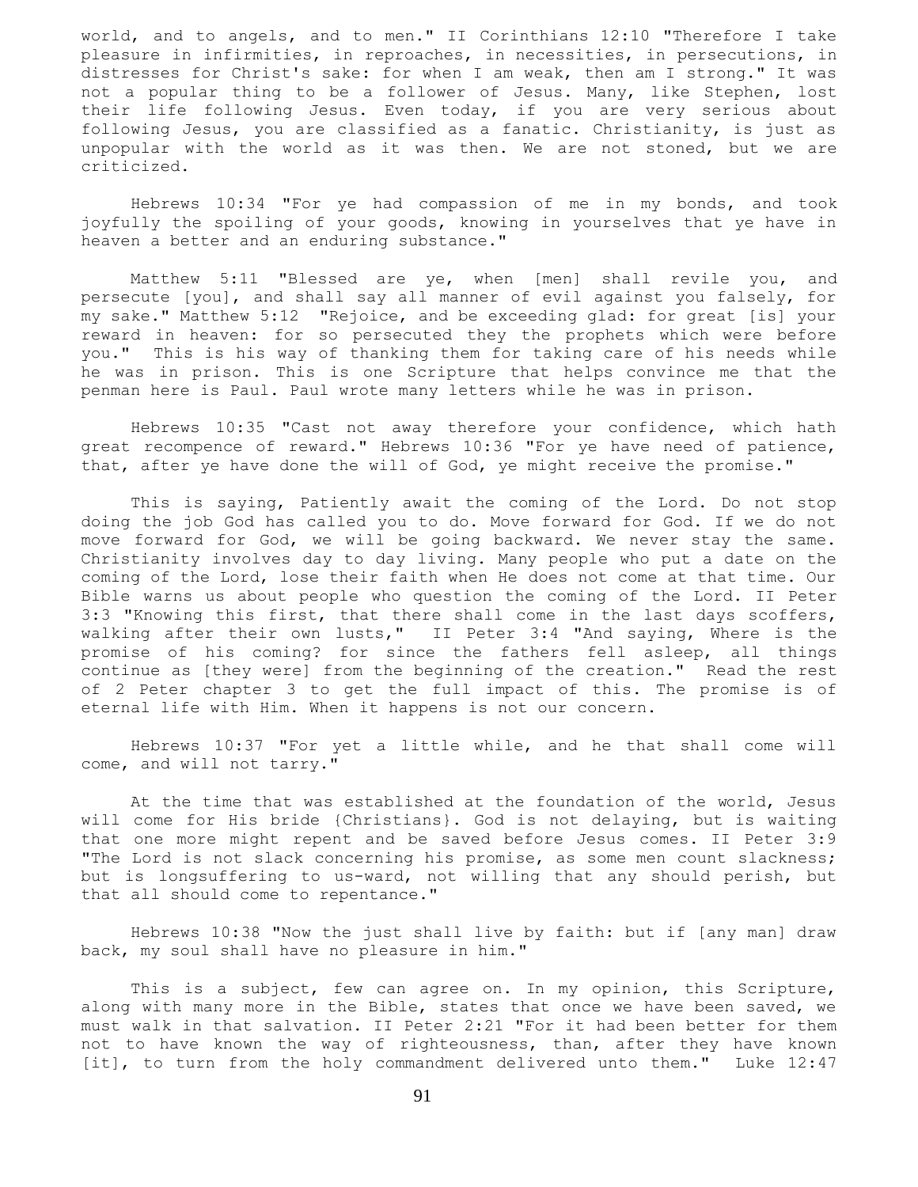world, and to angels, and to men." II Corinthians 12:10 "Therefore I take pleasure in infirmities, in reproaches, in necessities, in persecutions, in distresses for Christ's sake: for when I am weak, then am I strong." It was not a popular thing to be a follower of Jesus. Many, like Stephen, lost their life following Jesus. Even today, if you are very serious about following Jesus, you are classified as a fanatic. Christianity, is just as unpopular with the world as it was then. We are not stoned, but we are criticized.

Hebrews 10:34 "For ye had compassion of me in my bonds, and took joyfully the spoiling of your goods, knowing in yourselves that ye have in heaven a better and an enduring substance."

Matthew 5:11 "Blessed are ye, when [men] shall revile you, and persecute [you], and shall say all manner of evil against you falsely, for my sake." Matthew 5:12 "Rejoice, and be exceeding glad: for great [is] your reward in heaven: for so persecuted they the prophets which were before you." This is his way of thanking them for taking care of his needs while he was in prison. This is one Scripture that helps convince me that the penman here is Paul. Paul wrote many letters while he was in prison.

Hebrews 10:35 "Cast not away therefore your confidence, which hath great recompence of reward." Hebrews 10:36 "For ye have need of patience, that, after ye have done the will of God, ye might receive the promise."

This is saying, Patiently await the coming of the Lord. Do not stop doing the job God has called you to do. Move forward for God. If we do not move forward for God, we will be going backward. We never stay the same. Christianity involves day to day living. Many people who put a date on the coming of the Lord, lose their faith when He does not come at that time. Our Bible warns us about people who question the coming of the Lord. II Peter 3:3 "Knowing this first, that there shall come in the last days scoffers, walking after their own lusts," II Peter 3:4 "And saying, Where is the promise of his coming? for since the fathers fell asleep, all things continue as [they were] from the beginning of the creation." Read the rest of 2 Peter chapter 3 to get the full impact of this. The promise is of eternal life with Him. When it happens is not our concern.

Hebrews 10:37 "For yet a little while, and he that shall come will come, and will not tarry."

At the time that was established at the foundation of the world, Jesus will come for His bride {Christians}. God is not delaying, but is waiting that one more might repent and be saved before Jesus comes. II Peter 3:9 "The Lord is not slack concerning his promise, as some men count slackness; but is longsuffering to us-ward, not willing that any should perish, but that all should come to repentance."

Hebrews 10:38 "Now the just shall live by faith: but if [any man] draw back, my soul shall have no pleasure in him."

This is a subject, few can agree on. In my opinion, this Scripture, along with many more in the Bible, states that once we have been saved, we must walk in that salvation. II Peter 2:21 "For it had been better for them not to have known the way of righteousness, than, after they have known [it], to turn from the holy commandment delivered unto them." Luke 12:47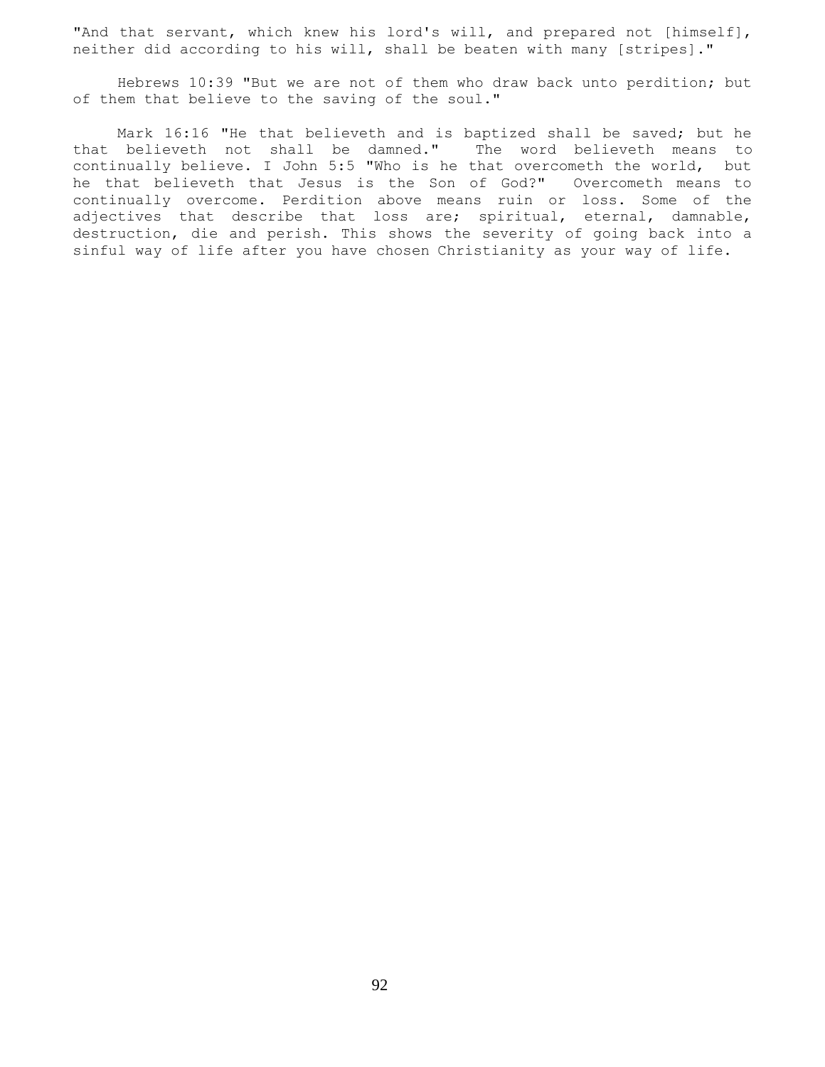"And that servant, which knew his lord's will, and prepared not [himself], neither did according to his will, shall be beaten with many [stripes]."

Hebrews 10:39 "But we are not of them who draw back unto perdition; but of them that believe to the saving of the soul."

Mark 16:16 "He that believeth and is baptized shall be saved; but he that believeth not shall be damned." The word believeth means to continually believe. I John 5:5 "Who is he that overcometh the world, but he that believeth that Jesus is the Son of God?" Overcometh means to continually overcome. Perdition above means ruin or loss. Some of the adjectives that describe that loss are; spiritual, eternal, damnable, destruction, die and perish. This shows the severity of going back into a sinful way of life after you have chosen Christianity as your way of life.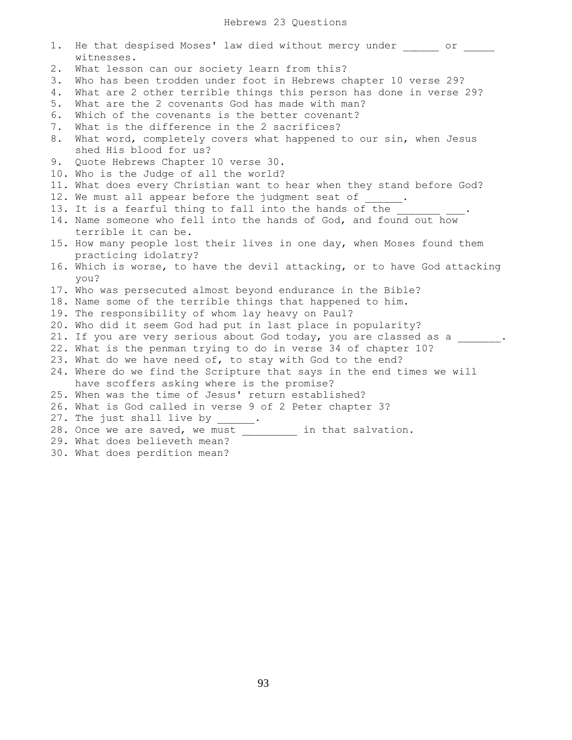# Hebrews 23 Questions

1. He that despised Moses' law died without mercy under ______ or _____ witnesses.
2. What lesson can our society learn from this?
3. Who has been trodden under foot in Hebrews chapter 10 verse 29?
4. What are 2 other terrible things this person has done in verse 29?
5. What are the 2 covenants God has made with man?
6. Which of the covenants is the better covenant?
7. What is the difference in the 2 sacrifices?
8. What word, completely covers what happened to our sin, when Jesus shed His blood for us?
9. Quote Hebrews Chapter 10 verse 30.
10. Who is the Judge of all the world?
11. What does every Christian want to hear when they stand before God?
12. We must all appear before the judgment seat of ______.
13. It is a fearful thing to fall into the hands of the _______ ___.
14. Name someone who fell into the hands of God, and found out how terrible it can be.
15. How many people lost their lives in one day, when Moses found them practicing idolatry?
16. Which is worse, to have the devil attacking, or to have God attacking you?
17. Who was persecuted almost beyond endurance in the Bible?
18. Name some of the terrible things that happened to him.
19. The responsibility of whom lay heavy on Paul?
20. Who did it seem God had put in last place in popularity?
21. If you are very serious about God today, you are classed as a _______.
22. What is the penman trying to do in verse 34 of chapter 10?
23. What do we have need of, to stay with God to the end?
24. Where do we find the Scripture that says in the end times we will have scoffers asking where is the promise?
25. When was the time of Jesus' return established?
26. What is God called in verse 9 of 2 Peter chapter 3?
27. The just shall live by ______.
28. Once we are saved, we must _________ in that salvation.
29. What does believeth mean?
30. What does perdition mean?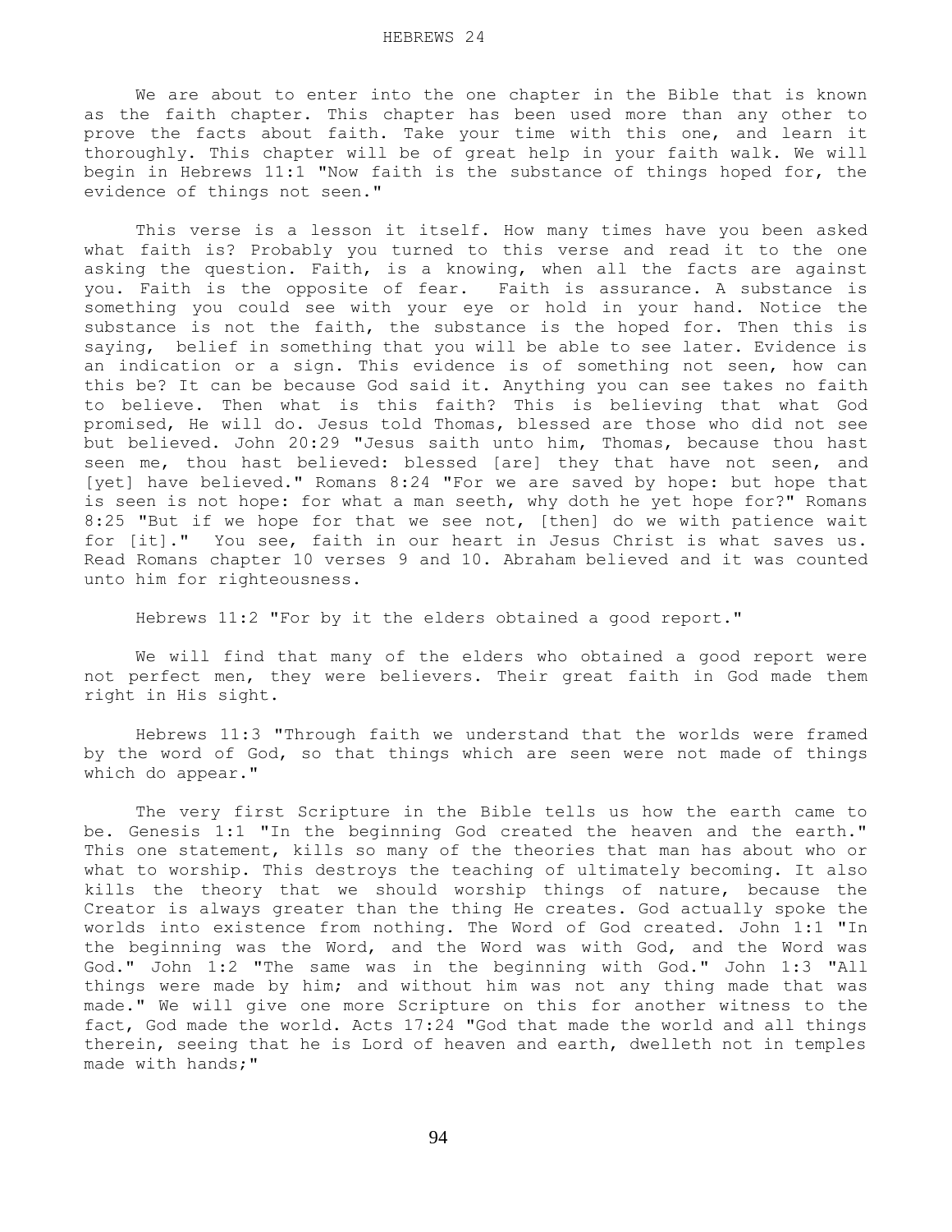# HEBREWS 24

We are about to enter into the one chapter in the Bible that is known as the faith chapter. This chapter has been used more than any other to prove the facts about faith. Take your time with this one, and learn it thoroughly. This chapter will be of great help in your faith walk. We will begin in Hebrews 11:1 "Now faith is the substance of things hoped for, the evidence of things not seen."

This verse is a lesson it itself. How many times have you been asked what faith is? Probably you turned to this verse and read it to the one asking the question. Faith, is a knowing, when all the facts are against you. Faith is the opposite of fear. Faith is assurance. A substance is something you could see with your eye or hold in your hand. Notice the substance is not the faith, the substance is the hoped for. Then this is saying, belief in something that you will be able to see later. Evidence is an indication or a sign. This evidence is of something not seen, how can this be? It can be because God said it. Anything you can see takes no faith to believe. Then what is this faith? This is believing that what God promised, He will do. Jesus told Thomas, blessed are those who did not see but believed. John 20:29 "Jesus saith unto him, Thomas, because thou hast seen me, thou hast believed: blessed [are] they that have not seen, and [yet] have believed." Romans 8:24 "For we are saved by hope: but hope that is seen is not hope: for what a man seeth, why doth he yet hope for?" Romans 8:25 "But if we hope for that we see not, [then] do we with patience wait for [it]." You see, faith in our heart in Jesus Christ is what saves us. Read Romans chapter 10 verses 9 and 10. Abraham believed and it was counted unto him for righteousness.

Hebrews 11:2 "For by it the elders obtained a good report."

We will find that many of the elders who obtained a good report were not perfect men, they were believers. Their great faith in God made them right in His sight.

Hebrews 11:3 "Through faith we understand that the worlds were framed by the word of God, so that things which are seen were not made of things which do appear."

The very first Scripture in the Bible tells us how the earth came to be. Genesis 1:1 "In the beginning God created the heaven and the earth." This one statement, kills so many of the theories that man has about who or what to worship. This destroys the teaching of ultimately becoming. It also kills the theory that we should worship things of nature, because the Creator is always greater than the thing He creates. God actually spoke the worlds into existence from nothing. The Word of God created. John 1:1 "In the beginning was the Word, and the Word was with God, and the Word was God." John 1:2 "The same was in the beginning with God." John 1:3 "All things were made by him; and without him was not any thing made that was made." We will give one more Scripture on this for another witness to the fact, God made the world. Acts 17:24 "God that made the world and all things therein, seeing that he is Lord of heaven and earth, dwelleth not in temples made with hands;"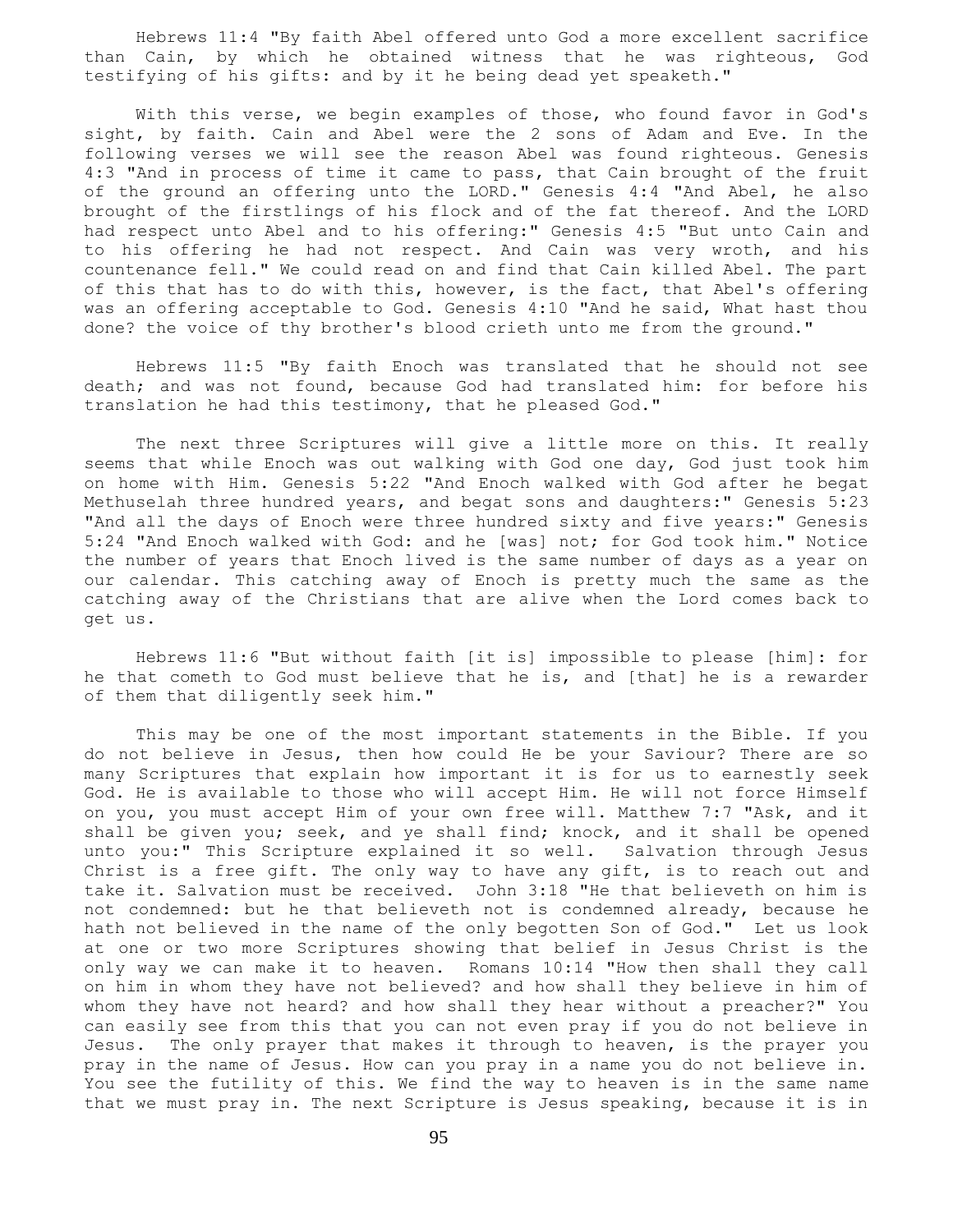Hebrews 11:4 "By faith Abel offered unto God a more excellent sacrifice than Cain, by which he obtained witness that he was righteous, God testifying of his gifts: and by it he being dead yet speaketh."

With this verse, we begin examples of those, who found favor in God's sight, by faith. Cain and Abel were the 2 sons of Adam and Eve. In the following verses we will see the reason Abel was found righteous. Genesis 4:3 "And in process of time it came to pass, that Cain brought of the fruit of the ground an offering unto the LORD." Genesis 4:4 "And Abel, he also brought of the firstlings of his flock and of the fat thereof. And the LORD had respect unto Abel and to his offering:" Genesis 4:5 "But unto Cain and to his offering he had not respect. And Cain was very wroth, and his countenance fell." We could read on and find that Cain killed Abel. The part of this that has to do with this, however, is the fact, that Abel's offering was an offering acceptable to God. Genesis 4:10 "And he said, What hast thou done? the voice of thy brother's blood crieth unto me from the ground."

Hebrews 11:5 "By faith Enoch was translated that he should not see death; and was not found, because God had translated him: for before his translation he had this testimony, that he pleased God."

The next three Scriptures will give a little more on this. It really seems that while Enoch was out walking with God one day, God just took him on home with Him. Genesis 5:22 "And Enoch walked with God after he begat Methuselah three hundred years, and begat sons and daughters:" Genesis 5:23 "And all the days of Enoch were three hundred sixty and five years:" Genesis 5:24 "And Enoch walked with God: and he [was] not; for God took him." Notice the number of years that Enoch lived is the same number of days as a year on our calendar. This catching away of Enoch is pretty much the same as the catching away of the Christians that are alive when the Lord comes back to get us.

Hebrews 11:6 "But without faith [it is] impossible to please [him]: for he that cometh to God must believe that he is, and [that] he is a rewarder of them that diligently seek him."

This may be one of the most important statements in the Bible. If you do not believe in Jesus, then how could He be your Saviour? There are so many Scriptures that explain how important it is for us to earnestly seek God. He is available to those who will accept Him. He will not force Himself on you, you must accept Him of your own free will. Matthew 7:7 "Ask, and it shall be given you; seek, and ye shall find; knock, and it shall be opened unto you:" This Scripture explained it so well. Salvation through Jesus Christ is a free gift. The only way to have any gift, is to reach out and take it. Salvation must be received. John 3:18 "He that believeth on him is not condemned: but he that believeth not is condemned already, because he hath not believed in the name of the only begotten Son of God." Let us look at one or two more Scriptures showing that belief in Jesus Christ is the only way we can make it to heaven. Romans 10:14 "How then shall they call on him in whom they have not believed? and how shall they believe in him of whom they have not heard? and how shall they hear without a preacher?" You can easily see from this that you can not even pray if you do not believe in Jesus. The only prayer that makes it through to heaven, is the prayer you pray in the name of Jesus. How can you pray in a name you do not believe in. You see the futility of this. We find the way to heaven is in the same name that we must pray in. The next Scripture is Jesus speaking, because it is in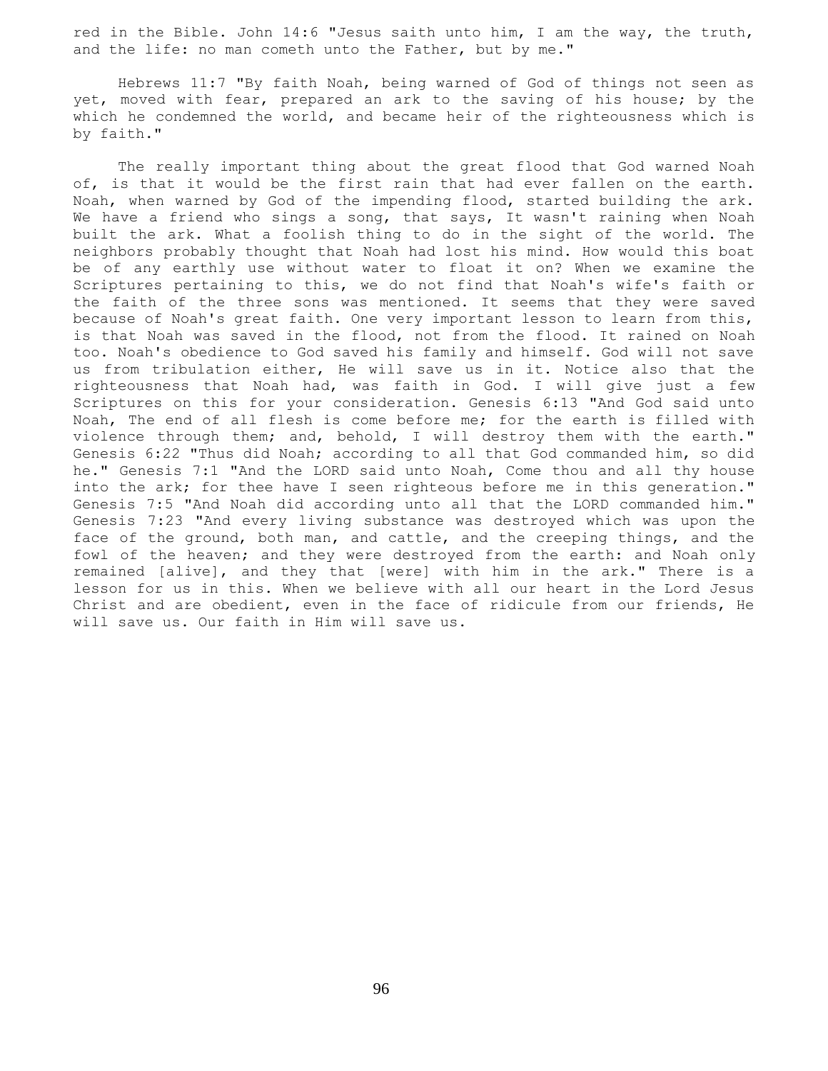red in the Bible. John 14:6 "Jesus saith unto him, I am the way, the truth, and the life: no man cometh unto the Father, but by me."

Hebrews 11:7 "By faith Noah, being warned of God of things not seen as yet, moved with fear, prepared an ark to the saving of his house; by the which he condemned the world, and became heir of the righteousness which is by faith."

The really important thing about the great flood that God warned Noah of, is that it would be the first rain that had ever fallen on the earth. Noah, when warned by God of the impending flood, started building the ark. We have a friend who sings a song, that says, It wasn't raining when Noah built the ark. What a foolish thing to do in the sight of the world. The neighbors probably thought that Noah had lost his mind. How would this boat be of any earthly use without water to float it on? When we examine the Scriptures pertaining to this, we do not find that Noah's wife's faith or the faith of the three sons was mentioned. It seems that they were saved because of Noah's great faith. One very important lesson to learn from this, is that Noah was saved in the flood, not from the flood. It rained on Noah too. Noah's obedience to God saved his family and himself. God will not save us from tribulation either, He will save us in it. Notice also that the righteousness that Noah had, was faith in God. I will give just a few Scriptures on this for your consideration. Genesis 6:13 "And God said unto Noah, The end of all flesh is come before me; for the earth is filled with violence through them; and, behold, I will destroy them with the earth." Genesis 6:22 "Thus did Noah; according to all that God commanded him, so did he." Genesis 7:1 "And the LORD said unto Noah, Come thou and all thy house into the ark; for thee have I seen righteous before me in this generation." Genesis 7:5 "And Noah did according unto all that the LORD commanded him." Genesis 7:23 "And every living substance was destroyed which was upon the face of the ground, both man, and cattle, and the creeping things, and the fowl of the heaven; and they were destroyed from the earth: and Noah only remained [alive], and they that [were] with him in the ark." There is a lesson for us in this. When we believe with all our heart in the Lord Jesus Christ and are obedient, even in the face of ridicule from our friends, He will save us. Our faith in Him will save us.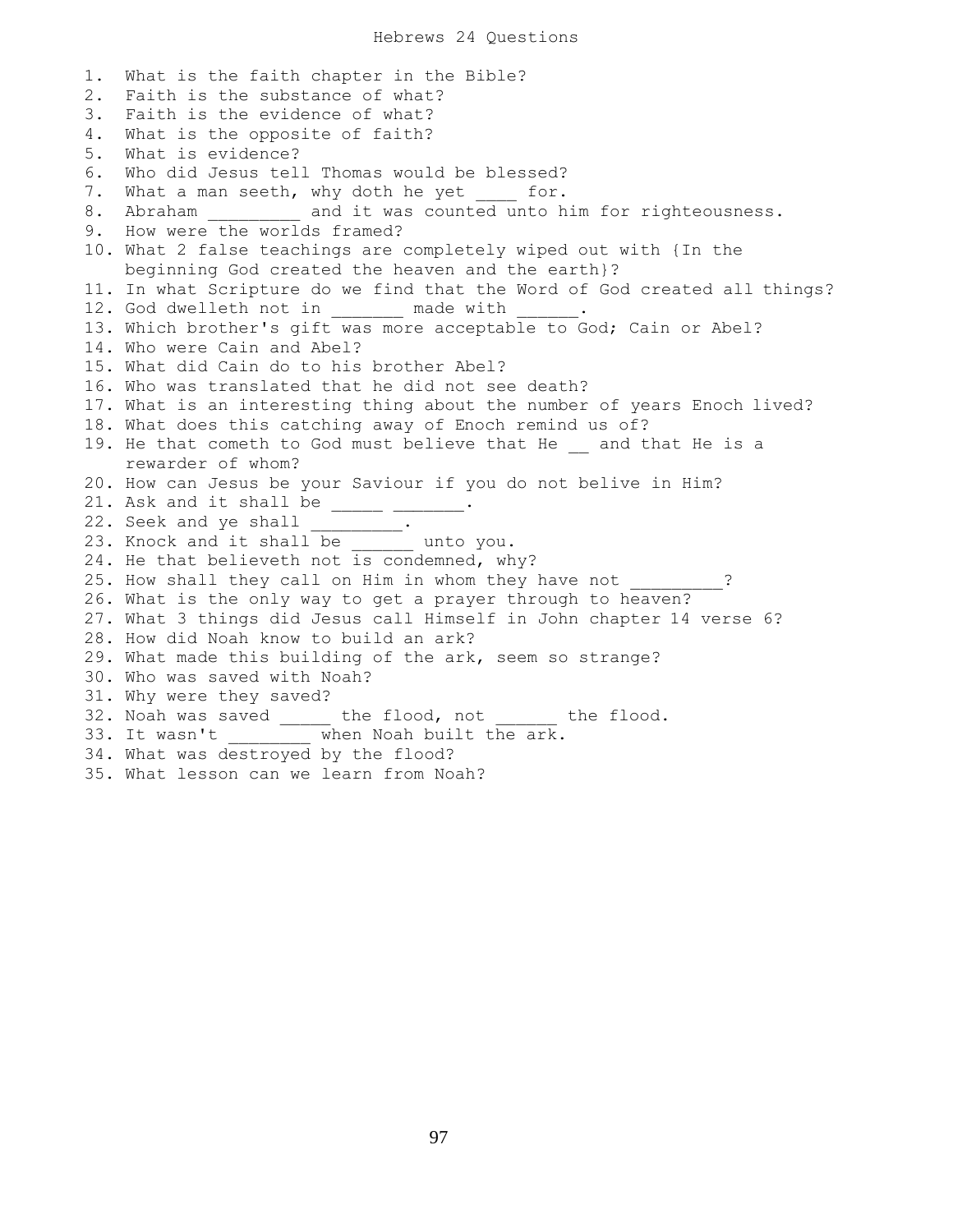# Hebrews 24 Questions

1. What is the faith chapter in the Bible?
2. Faith is the substance of what?
3. Faith is the evidence of what?
4. What is the opposite of faith?
5. What is evidence?
6. Who did Jesus tell Thomas would be blessed?
7. What a man seeth, why doth he yet ____ for.
8. Abraham _________ and it was counted unto him for righteousness.
9. How were the worlds framed?
10. What 2 false teachings are completely wiped out with {In the beginning God created the heaven and the earth}?
11. In what Scripture do we find that the Word of God created all things?
12. God dwelleth not in _______ made with ______.
13. Which brother's gift was more acceptable to God; Cain or Abel?
14. Who were Cain and Abel?
15. What did Cain do to his brother Abel?
16. Who was translated that he did not see death?
17. What is an interesting thing about the number of years Enoch lived?
18. What does this catching away of Enoch remind us of?
19. He that cometh to God must believe that He __ and that He is a rewarder of whom?
20. How can Jesus be your Saviour if you do not belive in Him?
21. Ask and it shall be _____ _______.
22. Seek and ye shall _________.
23. Knock and it shall be ______ unto you.
24. He that believeth not is condemned, why?
25. How shall they call on Him in whom they have not _________?
26. What is the only way to get a prayer through to heaven?
27. What 3 things did Jesus call Himself in John chapter 14 verse 6?
28. How did Noah know to build an ark?
29. What made this building of the ark, seem so strange?
30. Who was saved with Noah?
31. Why were they saved?
32. Noah was saved _____ the flood, not ______ the flood.
33. It wasn't ________ when Noah built the ark.
34. What was destroyed by the flood?
35. What lesson can we learn from Noah?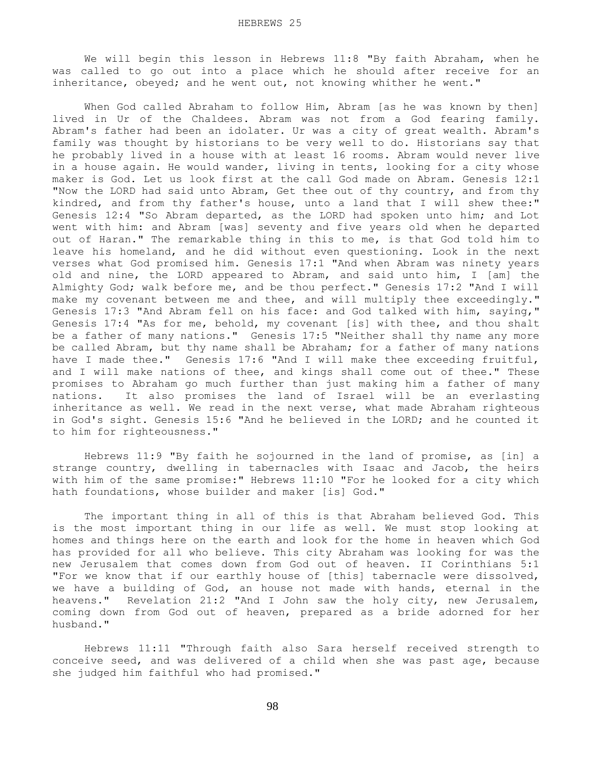# HEBREWS 25

We will begin this lesson in Hebrews 11:8 "By faith Abraham, when he was called to go out into a place which he should after receive for an inheritance, obeyed; and he went out, not knowing whither he went."

When God called Abraham to follow Him, Abram [as he was known by then] lived in Ur of the Chaldees. Abram was not from a God fearing family. Abram's father had been an idolater. Ur was a city of great wealth. Abram's family was thought by historians to be very well to do. Historians say that he probably lived in a house with at least 16 rooms. Abram would never live in a house again. He would wander, living in tents, looking for a city whose maker is God. Let us look first at the call God made on Abram. Genesis 12:1 "Now the LORD had said unto Abram, Get thee out of thy country, and from thy kindred, and from thy father's house, unto a land that I will shew thee:" Genesis 12:4 "So Abram departed, as the LORD had spoken unto him; and Lot went with him: and Abram [was] seventy and five years old when he departed out of Haran." The remarkable thing in this to me, is that God told him to leave his homeland, and he did without even questioning. Look in the next verses what God promised him. Genesis 17:1 "And when Abram was ninety years old and nine, the LORD appeared to Abram, and said unto him, I [am] the Almighty God; walk before me, and be thou perfect." Genesis 17:2 "And I will make my covenant between me and thee, and will multiply thee exceedingly." Genesis 17:3 "And Abram fell on his face: and God talked with him, saying," Genesis 17:4 "As for me, behold, my covenant [is] with thee, and thou shalt be a father of many nations." Genesis 17:5 "Neither shall thy name any more be called Abram, but thy name shall be Abraham; for a father of many nations have I made thee." Genesis 17:6 "And I will make thee exceeding fruitful, and I will make nations of thee, and kings shall come out of thee." These promises to Abraham go much further than just making him a father of many nations. It also promises the land of Israel will be an everlasting inheritance as well. We read in the next verse, what made Abraham righteous in God's sight. Genesis 15:6 "And he believed in the LORD; and he counted it to him for righteousness."

Hebrews 11:9 "By faith he sojourned in the land of promise, as [in] a strange country, dwelling in tabernacles with Isaac and Jacob, the heirs with him of the same promise:" Hebrews 11:10 "For he looked for a city which hath foundations, whose builder and maker [is] God."

The important thing in all of this is that Abraham believed God. This is the most important thing in our life as well. We must stop looking at homes and things here on the earth and look for the home in heaven which God has provided for all who believe. This city Abraham was looking for was the new Jerusalem that comes down from God out of heaven. II Corinthians 5:1 "For we know that if our earthly house of [this] tabernacle were dissolved, we have a building of God, an house not made with hands, eternal in the heavens." Revelation 21:2 "And I John saw the holy city, new Jerusalem, coming down from God out of heaven, prepared as a bride adorned for her husband."

Hebrews 11:11 "Through faith also Sara herself received strength to conceive seed, and was delivered of a child when she was past age, because she judged him faithful who had promised."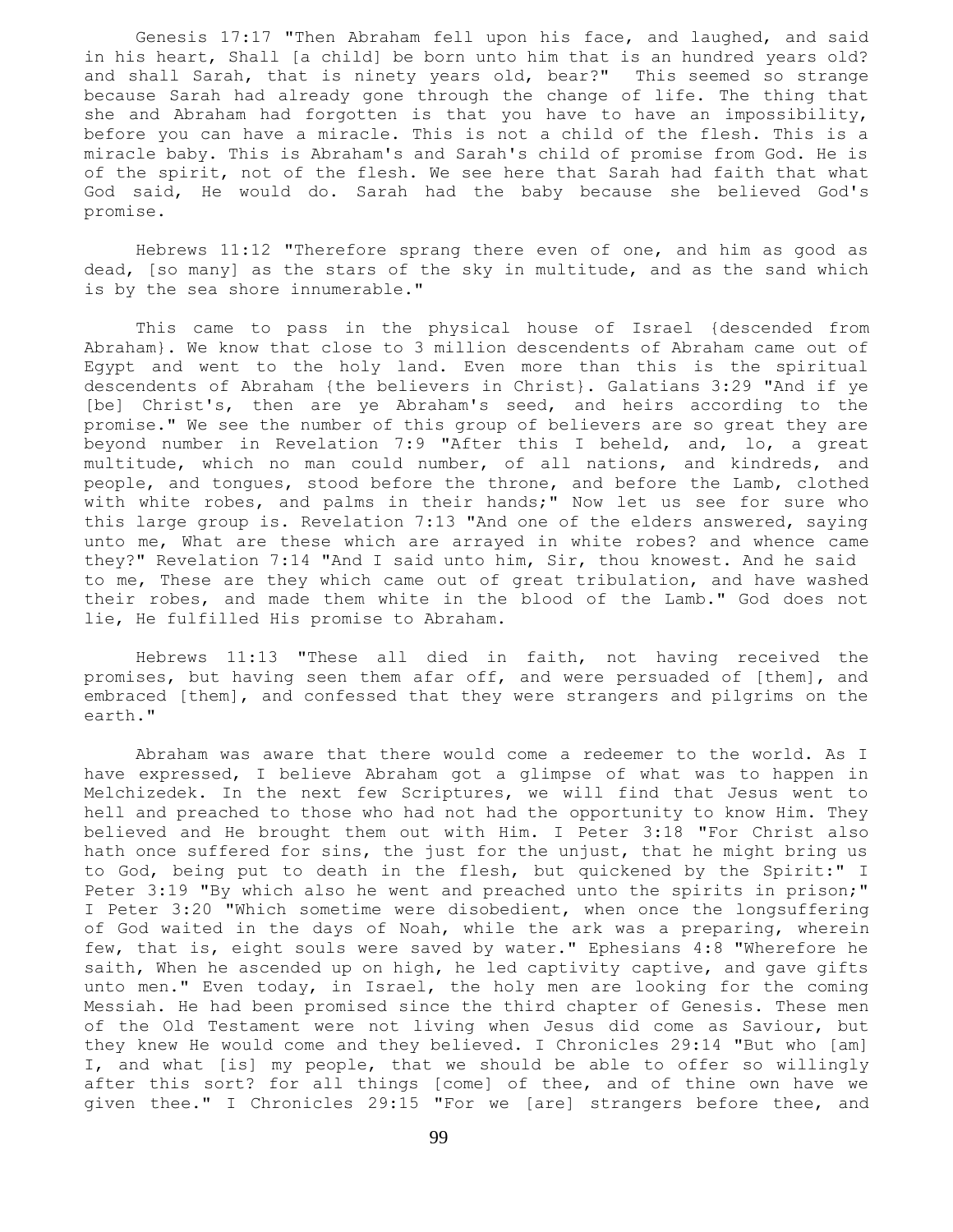Genesis 17:17 "Then Abraham fell upon his face, and laughed, and said in his heart, Shall [a child] be born unto him that is an hundred years old? and shall Sarah, that is ninety years old, bear?" This seemed so strange because Sarah had already gone through the change of life. The thing that she and Abraham had forgotten is that you have to have an impossibility, before you can have a miracle. This is not a child of the flesh. This is a miracle baby. This is Abraham's and Sarah's child of promise from God. He is of the spirit, not of the flesh. We see here that Sarah had faith that what God said, He would do. Sarah had the baby because she believed God's promise.

Hebrews 11:12 "Therefore sprang there even of one, and him as good as dead, [so many] as the stars of the sky in multitude, and as the sand which is by the sea shore innumerable."

This came to pass in the physical house of Israel {descended from Abraham}. We know that close to 3 million descendents of Abraham came out of Egypt and went to the holy land. Even more than this is the spiritual descendents of Abraham {the believers in Christ}. Galatians 3:29 "And if ye [be] Christ's, then are ye Abraham's seed, and heirs according to the promise." We see the number of this group of believers are so great they are beyond number in Revelation 7:9 "After this I beheld, and, lo, a great multitude, which no man could number, of all nations, and kindreds, and people, and tongues, stood before the throne, and before the Lamb, clothed with white robes, and palms in their hands;" Now let us see for sure who this large group is. Revelation 7:13 "And one of the elders answered, saying unto me, What are these which are arrayed in white robes? and whence came they?" Revelation 7:14 "And I said unto him, Sir, thou knowest. And he said to me, These are they which came out of great tribulation, and have washed their robes, and made them white in the blood of the Lamb." God does not lie, He fulfilled His promise to Abraham.

Hebrews 11:13 "These all died in faith, not having received the promises, but having seen them afar off, and were persuaded of [them], and embraced [them], and confessed that they were strangers and pilgrims on the earth."

Abraham was aware that there would come a redeemer to the world. As I have expressed, I believe Abraham got a glimpse of what was to happen in Melchizedek. In the next few Scriptures, we will find that Jesus went to hell and preached to those who had not had the opportunity to know Him. They believed and He brought them out with Him. I Peter 3:18 "For Christ also hath once suffered for sins, the just for the unjust, that he might bring us to God, being put to death in the flesh, but quickened by the Spirit:" I Peter 3:19 "By which also he went and preached unto the spirits in prison;" I Peter 3:20 "Which sometime were disobedient, when once the longsuffering of God waited in the days of Noah, while the ark was a preparing, wherein few, that is, eight souls were saved by water." Ephesians 4:8 "Wherefore he saith, When he ascended up on high, he led captivity captive, and gave gifts unto men." Even today, in Israel, the holy men are looking for the coming Messiah. He had been promised since the third chapter of Genesis. These men of the Old Testament were not living when Jesus did come as Saviour, but they knew He would come and they believed. I Chronicles 29:14 "But who [am] I, and what [is] my people, that we should be able to offer so willingly after this sort? for all things [come] of thee, and of thine own have we given thee." I Chronicles 29:15 "For we [are] strangers before thee, and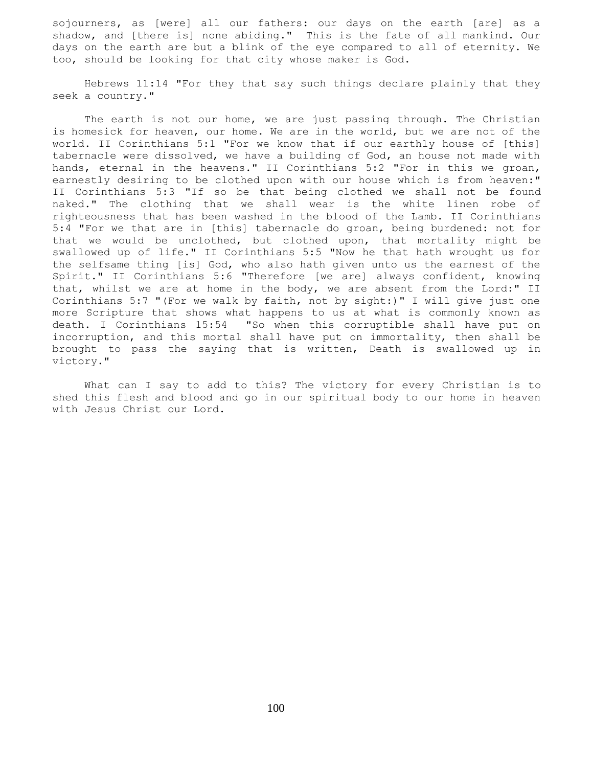sojourners, as [were] all our fathers: our days on the earth [are] as a shadow, and [there is] none abiding." This is the fate of all mankind. Our days on the earth are but a blink of the eye compared to all of eternity. We too, should be looking for that city whose maker is God.

Hebrews 11:14 "For they that say such things declare plainly that they seek a country."

The earth is not our home, we are just passing through. The Christian is homesick for heaven, our home. We are in the world, but we are not of the world. II Corinthians 5:1 "For we know that if our earthly house of [this] tabernacle were dissolved, we have a building of God, an house not made with hands, eternal in the heavens." II Corinthians 5:2 "For in this we groan, earnestly desiring to be clothed upon with our house which is from heaven:" II Corinthians 5:3 "If so be that being clothed we shall not be found naked." The clothing that we shall wear is the white linen robe of righteousness that has been washed in the blood of the Lamb. II Corinthians 5:4 "For we that are in [this] tabernacle do groan, being burdened: not for that we would be unclothed, but clothed upon, that mortality might be swallowed up of life." II Corinthians 5:5 "Now he that hath wrought us for the selfsame thing [is] God, who also hath given unto us the earnest of the Spirit." II Corinthians 5:6 "Therefore [we are] always confident, knowing that, whilst we are at home in the body, we are absent from the Lord:" II Corinthians 5:7 "(For we walk by faith, not by sight:)" I will give just one more Scripture that shows what happens to us at what is commonly known as death. I Corinthians 15:54 "So when this corruptible shall have put on incorruption, and this mortal shall have put on immortality, then shall be brought to pass the saying that is written, Death is swallowed up in victory."

What can I say to add to this? The victory for every Christian is to shed this flesh and blood and go in our spiritual body to our home in heaven with Jesus Christ our Lord.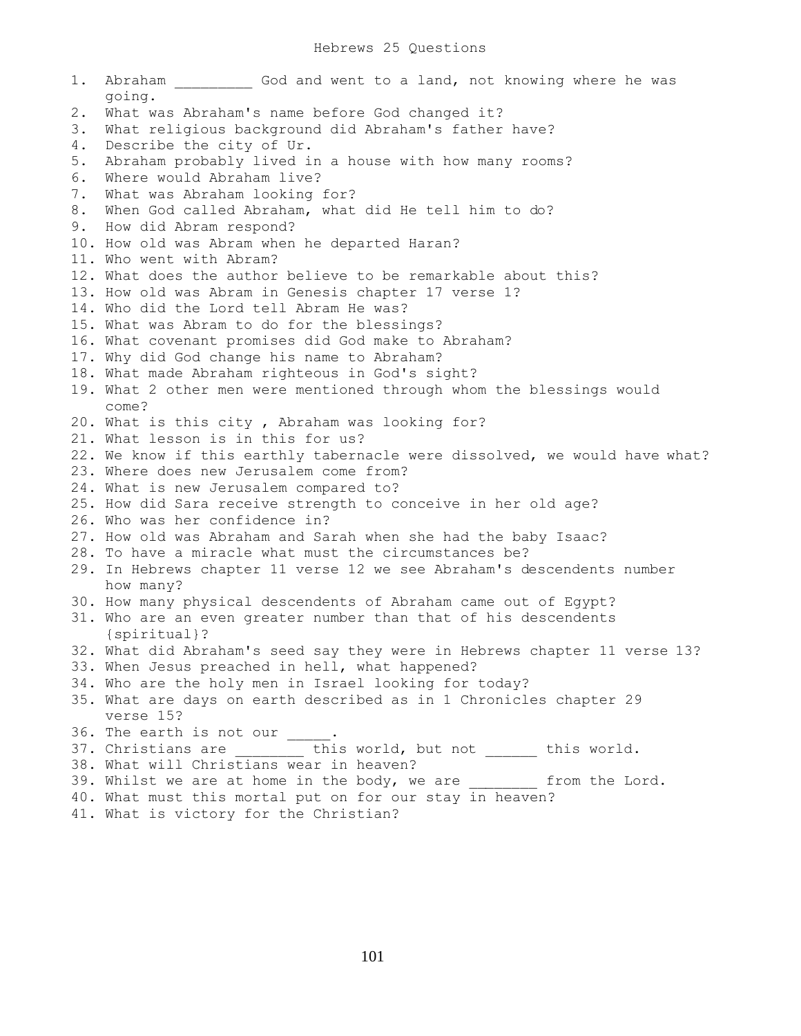# Hebrews 25 Questions

1. Abraham _________ God and went to a land, not knowing where he was going.
2. What was Abraham's name before God changed it?
3. What religious background did Abraham's father have?
4. Describe the city of Ur.
5. Abraham probably lived in a house with how many rooms?
6. Where would Abraham live?
7. What was Abraham looking for?
8. When God called Abraham, what did He tell him to do?
9. How did Abram respond?
10. How old was Abram when he departed Haran?
11. Who went with Abram?
12. What does the author believe to be remarkable about this?
13. How old was Abram in Genesis chapter 17 verse 1?
14. Who did the Lord tell Abram He was?
15. What was Abram to do for the blessings?
16. What covenant promises did God make to Abraham?
17. Why did God change his name to Abraham?
18. What made Abraham righteous in God's sight?
19. What 2 other men were mentioned through whom the blessings would come?
20. What is this city , Abraham was looking for?
21. What lesson is in this for us?
22. We know if this earthly tabernacle were dissolved, we would have what?
23. Where does new Jerusalem come from?
24. What is new Jerusalem compared to?
25. How did Sara receive strength to conceive in her old age?
26. Who was her confidence in?
27. How old was Abraham and Sarah when she had the baby Isaac?
28. To have a miracle what must the circumstances be?
29. In Hebrews chapter 11 verse 12 we see Abraham's descendents number how many?
30. How many physical descendents of Abraham came out of Egypt?
31. Who are an even greater number than that of his descendents {spiritual}?
32. What did Abraham's seed say they were in Hebrews chapter 11 verse 13?
33. When Jesus preached in hell, what happened?
34. Who are the holy men in Israel looking for today?
35. What are days on earth described as in 1 Chronicles chapter 29 verse 15?
36. The earth is not our _____.
37. Christians are ________ this world, but not ______ this world.
38. What will Christians wear in heaven?
39. Whilst we are at home in the body, we are ________ from the Lord.
40. What must this mortal put on for our stay in heaven?
41. What is victory for the Christian?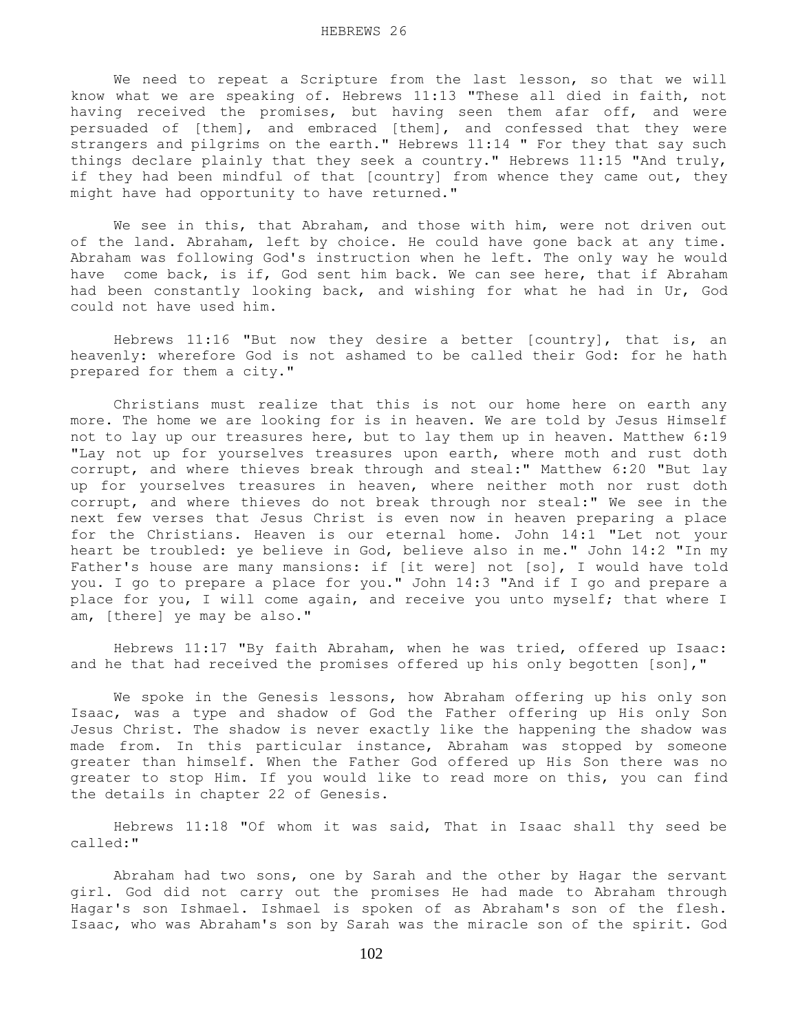HEBREWS 26

We need to repeat a Scripture from the last lesson, so that we will know what we are speaking of. Hebrews 11:13 "These all died in faith, not having received the promises, but having seen them afar off, and were persuaded of [them], and embraced [them], and confessed that they were strangers and pilgrims on the earth." Hebrews 11:14 " For they that say such things declare plainly that they seek a country." Hebrews 11:15 "And truly, if they had been mindful of that [country] from whence they came out, they might have had opportunity to have returned."

We see in this, that Abraham, and those with him, were not driven out of the land. Abraham, left by choice. He could have gone back at any time. Abraham was following God's instruction when he left. The only way he would have come back, is if, God sent him back. We can see here, that if Abraham had been constantly looking back, and wishing for what he had in Ur, God could not have used him.

Hebrews 11:16 "But now they desire a better [country], that is, an heavenly: wherefore God is not ashamed to be called their God: for he hath prepared for them a city."

Christians must realize that this is not our home here on earth any more. The home we are looking for is in heaven. We are told by Jesus Himself not to lay up our treasures here, but to lay them up in heaven. Matthew 6:19 "Lay not up for yourselves treasures upon earth, where moth and rust doth corrupt, and where thieves break through and steal:" Matthew 6:20 "But lay up for yourselves treasures in heaven, where neither moth nor rust doth corrupt, and where thieves do not break through nor steal:" We see in the next few verses that Jesus Christ is even now in heaven preparing a place for the Christians. Heaven is our eternal home. John 14:1 "Let not your heart be troubled: ye believe in God, believe also in me." John 14:2 "In my Father's house are many mansions: if [it were] not [so], I would have told you. I go to prepare a place for you." John 14:3 "And if I go and prepare a place for you, I will come again, and receive you unto myself; that where I am, [there] ye may be also."

Hebrews 11:17 "By faith Abraham, when he was tried, offered up Isaac: and he that had received the promises offered up his only begotten [son],"

We spoke in the Genesis lessons, how Abraham offering up his only son Isaac, was a type and shadow of God the Father offering up His only Son Jesus Christ. The shadow is never exactly like the happening the shadow was made from. In this particular instance, Abraham was stopped by someone greater than himself. When the Father God offered up His Son there was no greater to stop Him. If you would like to read more on this, you can find the details in chapter 22 of Genesis.

Hebrews 11:18 "Of whom it was said, That in Isaac shall thy seed be called:"

Abraham had two sons, one by Sarah and the other by Hagar the servant girl. God did not carry out the promises He had made to Abraham through Hagar's son Ishmael. Ishmael is spoken of as Abraham's son of the flesh. Isaac, who was Abraham's son by Sarah was the miracle son of the spirit. God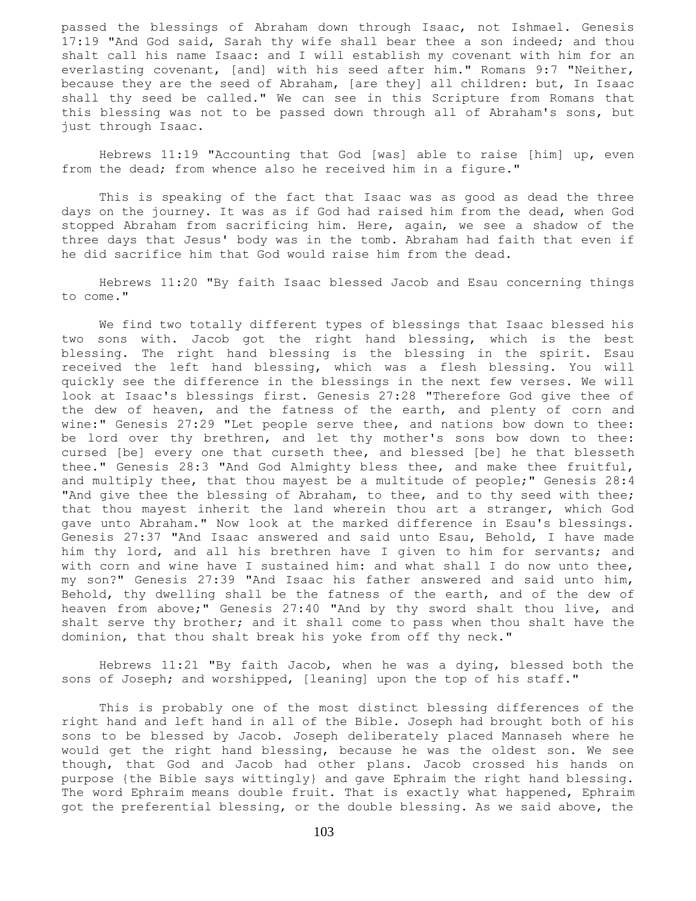passed the blessings of Abraham down through Isaac, not Ishmael. Genesis 17:19 "And God said, Sarah thy wife shall bear thee a son indeed; and thou shalt call his name Isaac: and I will establish my covenant with him for an everlasting covenant, [and] with his seed after him." Romans 9:7 "Neither, because they are the seed of Abraham, [are they] all children: but, In Isaac shall thy seed be called." We can see in this Scripture from Romans that this blessing was not to be passed down through all of Abraham's sons, but just through Isaac.

Hebrews 11:19 "Accounting that God [was] able to raise [him] up, even from the dead; from whence also he received him in a figure."

This is speaking of the fact that Isaac was as good as dead the three days on the journey. It was as if God had raised him from the dead, when God stopped Abraham from sacrificing him. Here, again, we see a shadow of the three days that Jesus' body was in the tomb. Abraham had faith that even if he did sacrifice him that God would raise him from the dead.

Hebrews 11:20 "By faith Isaac blessed Jacob and Esau concerning things to come."

We find two totally different types of blessings that Isaac blessed his two sons with. Jacob got the right hand blessing, which is the best blessing. The right hand blessing is the blessing in the spirit. Esau received the left hand blessing, which was a flesh blessing. You will quickly see the difference in the blessings in the next few verses. We will look at Isaac's blessings first. Genesis 27:28 "Therefore God give thee of the dew of heaven, and the fatness of the earth, and plenty of corn and wine:" Genesis 27:29 "Let people serve thee, and nations bow down to thee: be lord over thy brethren, and let thy mother's sons bow down to thee: cursed [be] every one that curseth thee, and blessed [be] he that blesseth thee." Genesis 28:3 "And God Almighty bless thee, and make thee fruitful, and multiply thee, that thou mayest be a multitude of people;" Genesis 28:4 "And give thee the blessing of Abraham, to thee, and to thy seed with thee; that thou mayest inherit the land wherein thou art a stranger, which God gave unto Abraham." Now look at the marked difference in Esau's blessings. Genesis 27:37 "And Isaac answered and said unto Esau, Behold, I have made him thy lord, and all his brethren have I given to him for servants; and with corn and wine have I sustained him: and what shall I do now unto thee, my son?" Genesis 27:39 "And Isaac his father answered and said unto him, Behold, thy dwelling shall be the fatness of the earth, and of the dew of heaven from above;" Genesis 27:40 "And by thy sword shalt thou live, and shalt serve thy brother; and it shall come to pass when thou shalt have the dominion, that thou shalt break his yoke from off thy neck."

Hebrews 11:21 "By faith Jacob, when he was a dying, blessed both the sons of Joseph; and worshipped, [leaning] upon the top of his staff."

This is probably one of the most distinct blessing differences of the right hand and left hand in all of the Bible. Joseph had brought both of his sons to be blessed by Jacob. Joseph deliberately placed Mannaseh where he would get the right hand blessing, because he was the oldest son. We see though, that God and Jacob had other plans. Jacob crossed his hands on purpose {the Bible says wittingly} and gave Ephraim the right hand blessing. The word Ephraim means double fruit. That is exactly what happened, Ephraim got the preferential blessing, or the double blessing. As we said above, the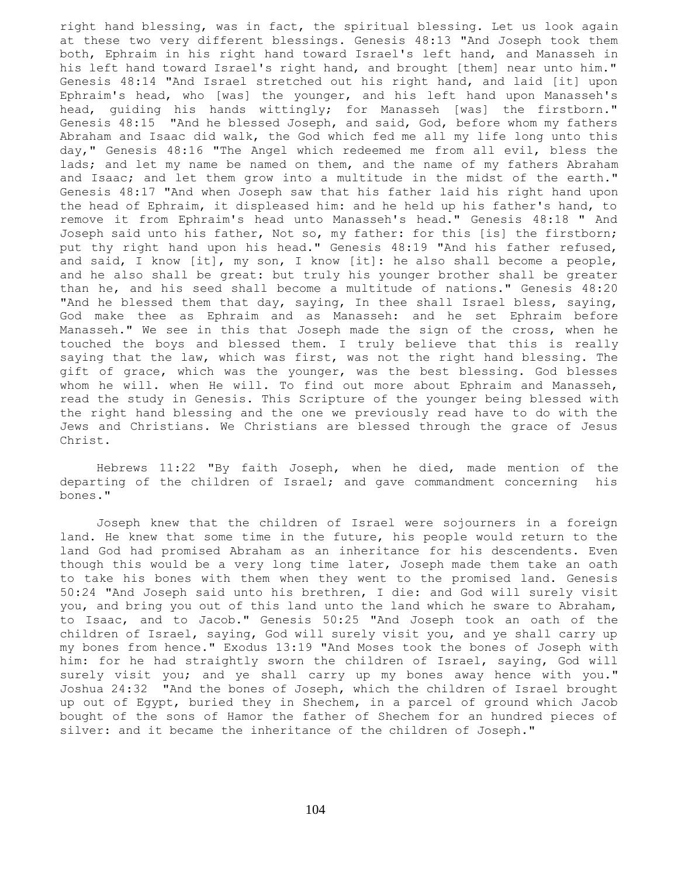right hand blessing, was in fact, the spiritual blessing. Let us look again at these two very different blessings. Genesis 48:13 "And Joseph took them both, Ephraim in his right hand toward Israel's left hand, and Manasseh in his left hand toward Israel's right hand, and brought [them] near unto him." Genesis 48:14 "And Israel stretched out his right hand, and laid [it] upon Ephraim's head, who [was] the younger, and his left hand upon Manasseh's head, guiding his hands wittingly; for Manasseh [was] the firstborn." Genesis 48:15 "And he blessed Joseph, and said, God, before whom my fathers Abraham and Isaac did walk, the God which fed me all my life long unto this day," Genesis 48:16 "The Angel which redeemed me from all evil, bless the lads; and let my name be named on them, and the name of my fathers Abraham and Isaac; and let them grow into a multitude in the midst of the earth." Genesis 48:17 "And when Joseph saw that his father laid his right hand upon the head of Ephraim, it displeased him: and he held up his father's hand, to remove it from Ephraim's head unto Manasseh's head." Genesis 48:18 " And Joseph said unto his father, Not so, my father: for this [is] the firstborn; put thy right hand upon his head." Genesis 48:19 "And his father refused, and said, I know [it], my son, I know [it]: he also shall become a people, and he also shall be great: but truly his younger brother shall be greater than he, and his seed shall become a multitude of nations." Genesis 48:20 "And he blessed them that day, saying, In thee shall Israel bless, saying, God make thee as Ephraim and as Manasseh: and he set Ephraim before Manasseh." We see in this that Joseph made the sign of the cross, when he touched the boys and blessed them. I truly believe that this is really saying that the law, which was first, was not the right hand blessing. The gift of grace, which was the younger, was the best blessing. God blesses whom he will. when He will. To find out more about Ephraim and Manasseh, read the study in Genesis. This Scripture of the younger being blessed with the right hand blessing and the one we previously read have to do with the Jews and Christians. We Christians are blessed through the grace of Jesus Christ.

Hebrews 11:22 "By faith Joseph, when he died, made mention of the departing of the children of Israel; and gave commandment concerning his bones."

Joseph knew that the children of Israel were sojourners in a foreign land. He knew that some time in the future, his people would return to the land God had promised Abraham as an inheritance for his descendents. Even though this would be a very long time later, Joseph made them take an oath to take his bones with them when they went to the promised land. Genesis 50:24 "And Joseph said unto his brethren, I die: and God will surely visit you, and bring you out of this land unto the land which he sware to Abraham, to Isaac, and to Jacob." Genesis 50:25 "And Joseph took an oath of the children of Israel, saying, God will surely visit you, and ye shall carry up my bones from hence." Exodus 13:19 "And Moses took the bones of Joseph with him: for he had straightly sworn the children of Israel, saying, God will surely visit you; and ye shall carry up my bones away hence with you." Joshua 24:32 "And the bones of Joseph, which the children of Israel brought up out of Egypt, buried they in Shechem, in a parcel of ground which Jacob bought of the sons of Hamor the father of Shechem for an hundred pieces of silver: and it became the inheritance of the children of Joseph."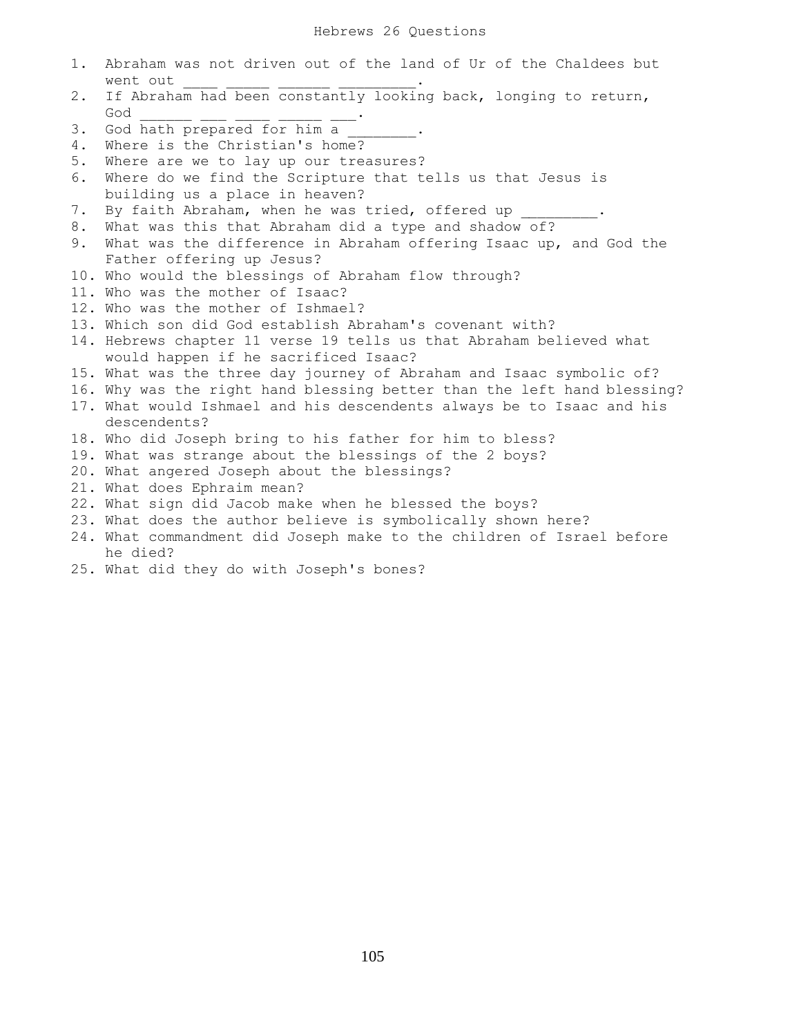# Hebrews 26 Questions

1. Abraham was not driven out of the land of Ur of the Chaldees but went out ____ _____ ______ _________.
2. If Abraham had been constantly looking back, longing to return, God ______ ___ ____ _____ ___.
3. God hath prepared for him a ________.
4. Where is the Christian's home?
5. Where are we to lay up our treasures?
6. Where do we find the Scripture that tells us that Jesus is building us a place in heaven?
7. By faith Abraham, when he was tried, offered up _________.
8. What was this that Abraham did a type and shadow of?
9. What was the difference in Abraham offering Isaac up, and God the Father offering up Jesus?
10. Who would the blessings of Abraham flow through?
11. Who was the mother of Isaac?
12. Who was the mother of Ishmael?
13. Which son did God establish Abraham's covenant with?
14. Hebrews chapter 11 verse 19 tells us that Abraham believed what would happen if he sacrificed Isaac?
15. What was the three day journey of Abraham and Isaac symbolic of?
16. Why was the right hand blessing better than the left hand blessing?
17. What would Ishmael and his descendents always be to Isaac and his descendents?
18. Who did Joseph bring to his father for him to bless?
19. What was strange about the blessings of the 2 boys?
20. What angered Joseph about the blessings?
21. What does Ephraim mean?
22. What sign did Jacob make when he blessed the boys?
23. What does the author believe is symbolically shown here?
24. What commandment did Joseph make to the children of Israel before he died?
25. What did they do with Joseph's bones?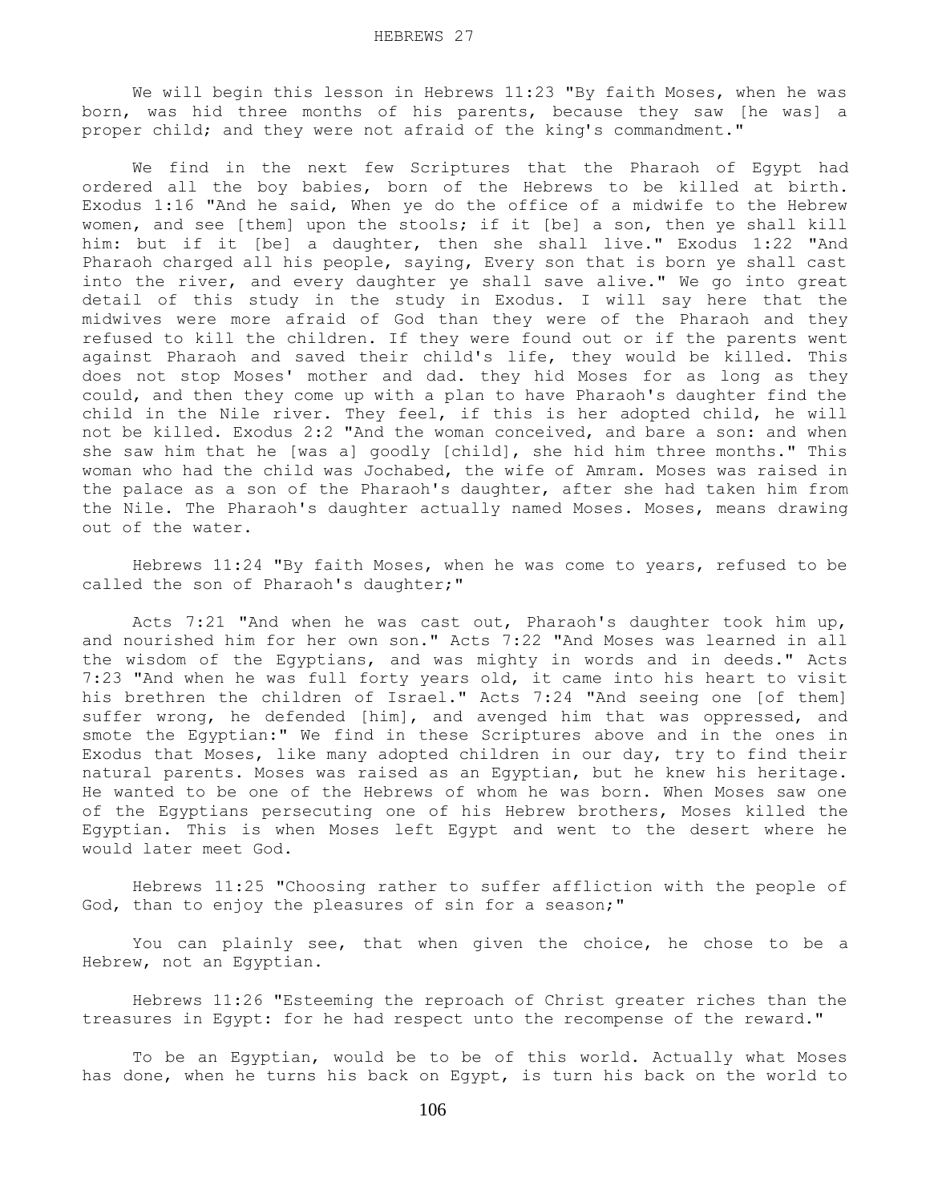We will begin this lesson in Hebrews 11:23 "By faith Moses, when he was born, was hid three months of his parents, because they saw [he was] a proper child; and they were not afraid of the king's commandment."

We find in the next few Scriptures that the Pharaoh of Egypt had ordered all the boy babies, born of the Hebrews to be killed at birth. Exodus 1:16 "And he said, When ye do the office of a midwife to the Hebrew women, and see [them] upon the stools; if it [be] a son, then ye shall kill him: but if it [be] a daughter, then she shall live." Exodus 1:22 "And Pharaoh charged all his people, saying, Every son that is born ye shall cast into the river, and every daughter ye shall save alive." We go into great detail of this study in the study in Exodus. I will say here that the midwives were more afraid of God than they were of the Pharaoh and they refused to kill the children. If they were found out or if the parents went against Pharaoh and saved their child's life, they would be killed. This does not stop Moses' mother and dad. they hid Moses for as long as they could, and then they come up with a plan to have Pharaoh's daughter find the child in the Nile river. They feel, if this is her adopted child, he will not be killed. Exodus 2:2 "And the woman conceived, and bare a son: and when she saw him that he [was a] goodly [child], she hid him three months." This woman who had the child was Jochabed, the wife of Amram. Moses was raised in the palace as a son of the Pharaoh's daughter, after she had taken him from the Nile. The Pharaoh's daughter actually named Moses. Moses, means drawing out of the water.

Hebrews 11:24 "By faith Moses, when he was come to years, refused to be called the son of Pharaoh's daughter;"

Acts 7:21 "And when he was cast out, Pharaoh's daughter took him up, and nourished him for her own son." Acts 7:22 "And Moses was learned in all the wisdom of the Egyptians, and was mighty in words and in deeds." Acts 7:23 "And when he was full forty years old, it came into his heart to visit his brethren the children of Israel." Acts 7:24 "And seeing one [of them] suffer wrong, he defended [him], and avenged him that was oppressed, and smote the Egyptian:" We find in these Scriptures above and in the ones in Exodus that Moses, like many adopted children in our day, try to find their natural parents. Moses was raised as an Egyptian, but he knew his heritage. He wanted to be one of the Hebrews of whom he was born. When Moses saw one of the Egyptians persecuting one of his Hebrew brothers, Moses killed the Egyptian. This is when Moses left Egypt and went to the desert where he would later meet God.

Hebrews 11:25 "Choosing rather to suffer affliction with the people of God, than to enjoy the pleasures of sin for a season;"

You can plainly see, that when given the choice, he chose to be a Hebrew, not an Egyptian.

Hebrews 11:26 "Esteeming the reproach of Christ greater riches than the treasures in Egypt: for he had respect unto the recompense of the reward."

To be an Egyptian, would be to be of this world. Actually what Moses has done, when he turns his back on Egypt, is turn his back on the world to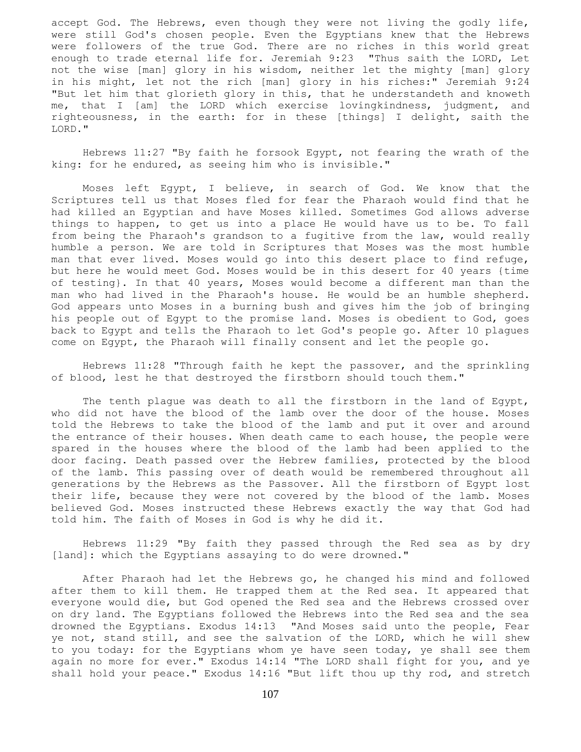accept God. The Hebrews, even though they were not living the godly life, were still God's chosen people. Even the Egyptians knew that the Hebrews were followers of the true God. There are no riches in this world great enough to trade eternal life for. Jeremiah 9:23 "Thus saith the LORD, Let not the wise [man] glory in his wisdom, neither let the mighty [man] glory in his might, let not the rich [man] glory in his riches:" Jeremiah 9:24 "But let him that glorieth glory in this, that he understandeth and knoweth me, that I [am] the LORD which exercise lovingkindness, judgment, and righteousness, in the earth: for in these [things] I delight, saith the LORD."

Hebrews 11:27 "By faith he forsook Egypt, not fearing the wrath of the king: for he endured, as seeing him who is invisible."

Moses left Egypt, I believe, in search of God. We know that the Scriptures tell us that Moses fled for fear the Pharaoh would find that he had killed an Egyptian and have Moses killed. Sometimes God allows adverse things to happen, to get us into a place He would have us to be. To fall from being the Pharaoh's grandson to a fugitive from the law, would really humble a person. We are told in Scriptures that Moses was the most humble man that ever lived. Moses would go into this desert place to find refuge, but here he would meet God. Moses would be in this desert for 40 years {time of testing}. In that 40 years, Moses would become a different man than the man who had lived in the Pharaoh's house. He would be an humble shepherd. God appears unto Moses in a burning bush and gives him the job of bringing his people out of Egypt to the promise land. Moses is obedient to God, goes back to Egypt and tells the Pharaoh to let God's people go. After 10 plagues come on Egypt, the Pharaoh will finally consent and let the people go.

Hebrews 11:28 "Through faith he kept the passover, and the sprinkling of blood, lest he that destroyed the firstborn should touch them."

The tenth plague was death to all the firstborn in the land of Egypt, who did not have the blood of the lamb over the door of the house. Moses told the Hebrews to take the blood of the lamb and put it over and around the entrance of their houses. When death came to each house, the people were spared in the houses where the blood of the lamb had been applied to the door facing. Death passed over the Hebrew families, protected by the blood of the lamb. This passing over of death would be remembered throughout all generations by the Hebrews as the Passover. All the firstborn of Egypt lost their life, because they were not covered by the blood of the lamb. Moses believed God. Moses instructed these Hebrews exactly the way that God had told him. The faith of Moses in God is why he did it.

Hebrews 11:29 "By faith they passed through the Red sea as by dry [land]: which the Egyptians assaying to do were drowned."

After Pharaoh had let the Hebrews go, he changed his mind and followed after them to kill them. He trapped them at the Red sea. It appeared that everyone would die, but God opened the Red sea and the Hebrews crossed over on dry land. The Egyptians followed the Hebrews into the Red sea and the sea drowned the Egyptians. Exodus 14:13 "And Moses said unto the people, Fear ye not, stand still, and see the salvation of the LORD, which he will shew to you today: for the Egyptians whom ye have seen today, ye shall see them again no more for ever." Exodus 14:14 "The LORD shall fight for you, and ye shall hold your peace." Exodus 14:16 "But lift thou up thy rod, and stretch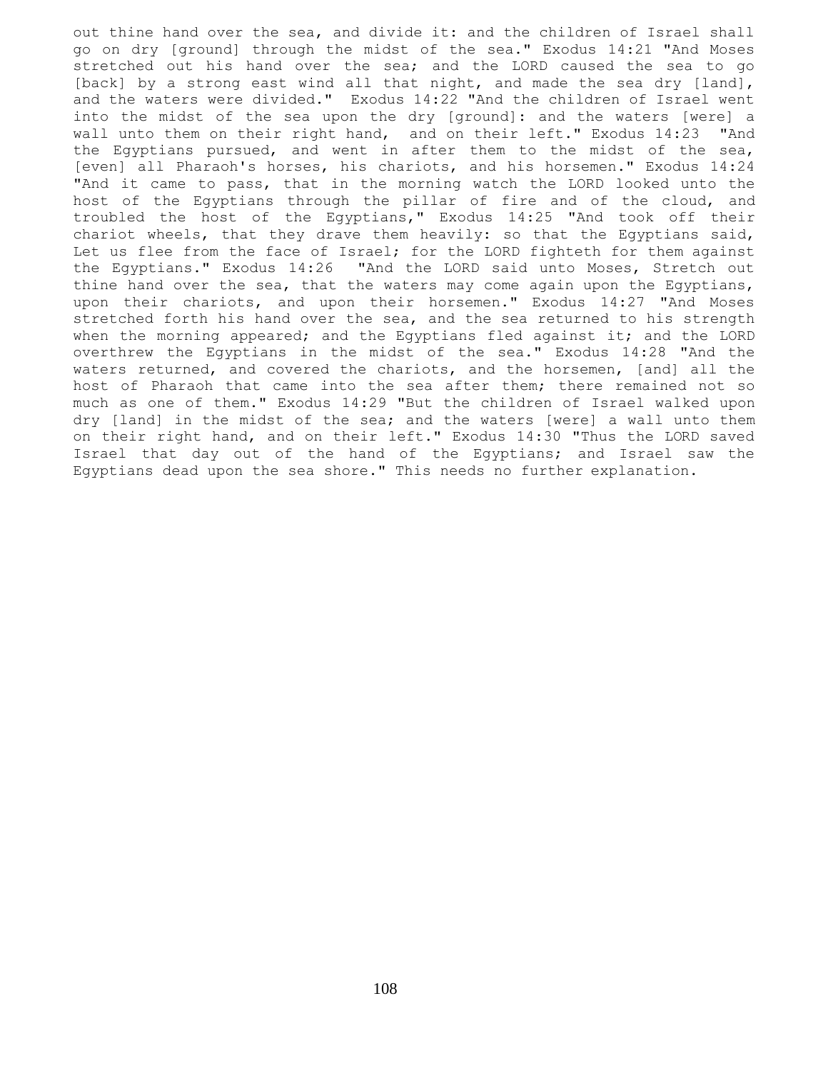out thine hand over the sea, and divide it: and the children of Israel shall go on dry [ground] through the midst of the sea." Exodus 14:21 "And Moses stretched out his hand over the sea; and the LORD caused the sea to go [back] by a strong east wind all that night, and made the sea dry [land], and the waters were divided." Exodus 14:22 "And the children of Israel went into the midst of the sea upon the dry [ground]: and the waters [were] a wall unto them on their right hand, and on their left." Exodus 14:23 "And the Egyptians pursued, and went in after them to the midst of the sea, [even] all Pharaoh's horses, his chariots, and his horsemen." Exodus 14:24 "And it came to pass, that in the morning watch the LORD looked unto the host of the Egyptians through the pillar of fire and of the cloud, and troubled the host of the Egyptians," Exodus 14:25 "And took off their chariot wheels, that they drave them heavily: so that the Egyptians said, Let us flee from the face of Israel; for the LORD fighteth for them against the Egyptians." Exodus 14:26 "And the LORD said unto Moses, Stretch out thine hand over the sea, that the waters may come again upon the Egyptians, upon their chariots, and upon their horsemen." Exodus 14:27 "And Moses stretched forth his hand over the sea, and the sea returned to his strength when the morning appeared; and the Egyptians fled against it; and the LORD overthrew the Egyptians in the midst of the sea." Exodus 14:28 "And the waters returned, and covered the chariots, and the horsemen, [and] all the host of Pharaoh that came into the sea after them; there remained not so much as one of them." Exodus 14:29 "But the children of Israel walked upon dry [land] in the midst of the sea; and the waters [were] a wall unto them on their right hand, and on their left." Exodus 14:30 "Thus the LORD saved Israel that day out of the hand of the Egyptians; and Israel saw the Egyptians dead upon the sea shore." This needs no further explanation.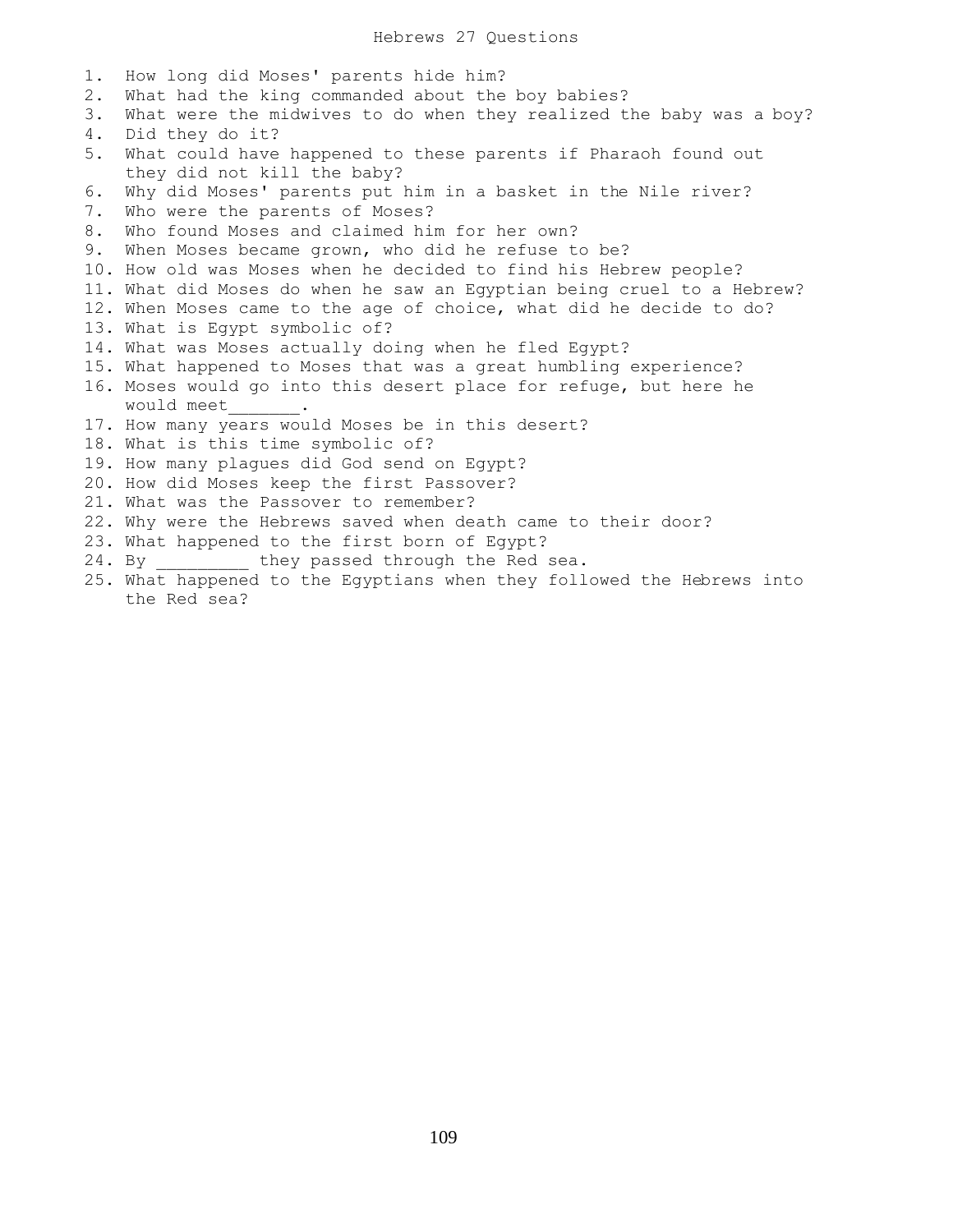# Hebrews 27 Questions

1. How long did Moses' parents hide him?
2. What had the king commanded about the boy babies?
3. What were the midwives to do when they realized the baby was a boy?
4. Did they do it?
5. What could have happened to these parents if Pharaoh found out they did not kill the baby?
6. Why did Moses' parents put him in a basket in the Nile river?
7. Who were the parents of Moses?
8. Who found Moses and claimed him for her own?
9. When Moses became grown, who did he refuse to be?
10. How old was Moses when he decided to find his Hebrew people?
11. What did Moses do when he saw an Egyptian being cruel to a Hebrew?
12. When Moses came to the age of choice, what did he decide to do?
13. What is Egypt symbolic of?
14. What was Moses actually doing when he fled Egypt?
15. What happened to Moses that was a great humbling experience?
16. Moses would go into this desert place for refuge, but here he would meet_______.
17. How many years would Moses be in this desert?
18. What is this time symbolic of?
19. How many plagues did God send on Egypt?
20. How did Moses keep the first Passover?
21. What was the Passover to remember?
22. Why were the Hebrews saved when death came to their door?
23. What happened to the first born of Egypt?
24. By _________ they passed through the Red sea.
25. What happened to the Egyptians when they followed the Hebrews into the Red sea?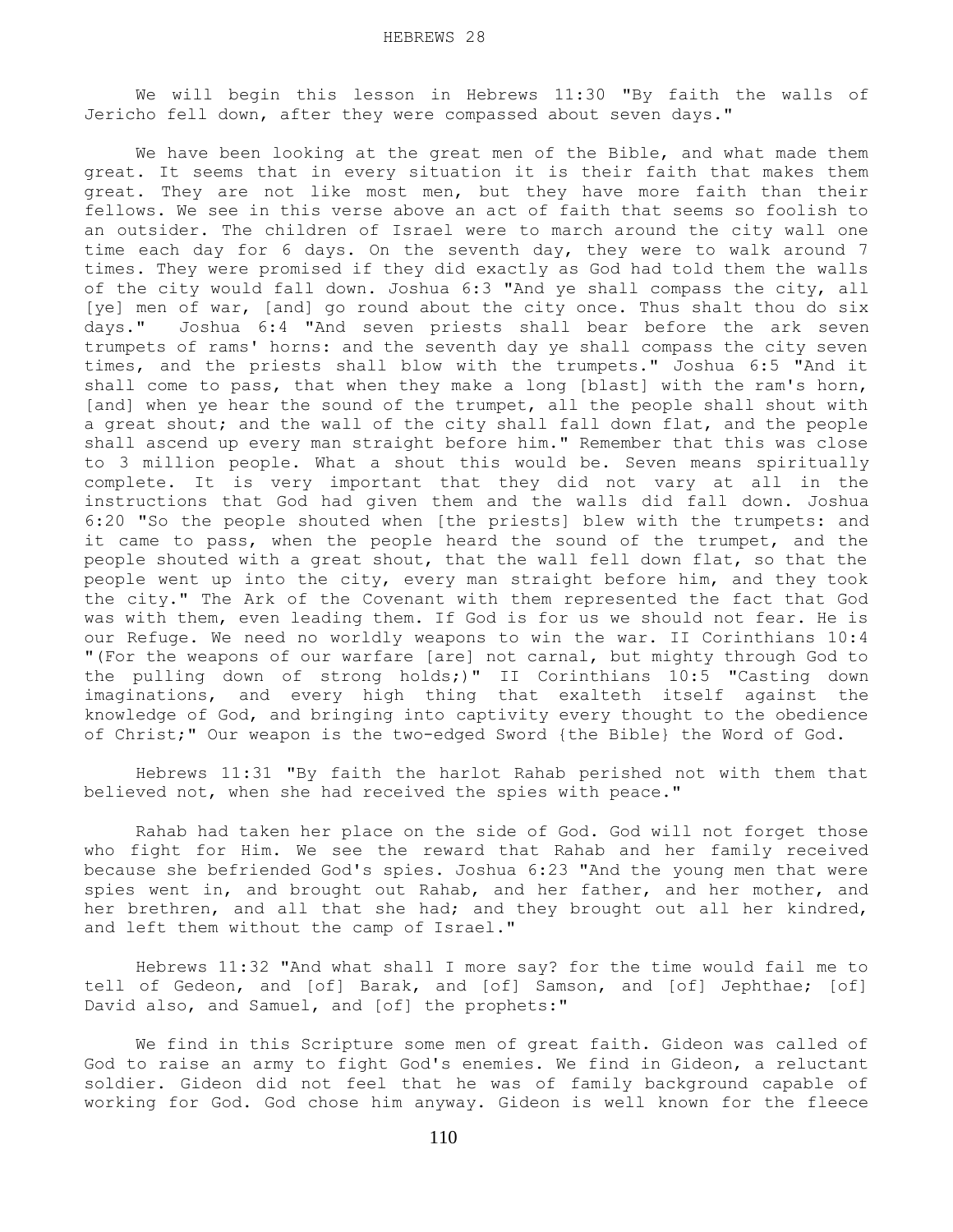We will begin this lesson in Hebrews 11:30 "By faith the walls of Jericho fell down, after they were compassed about seven days."

We have been looking at the great men of the Bible, and what made them great. It seems that in every situation it is their faith that makes them great. They are not like most men, but they have more faith than their fellows. We see in this verse above an act of faith that seems so foolish to an outsider. The children of Israel were to march around the city wall one time each day for 6 days. On the seventh day, they were to walk around 7 times. They were promised if they did exactly as God had told them the walls of the city would fall down. Joshua 6:3 "And ye shall compass the city, all [ye] men of war, [and] go round about the city once. Thus shalt thou do six days." Joshua 6:4 "And seven priests shall bear before the ark seven trumpets of rams' horns: and the seventh day ye shall compass the city seven times, and the priests shall blow with the trumpets." Joshua 6:5 "And it shall come to pass, that when they make a long [blast] with the ram's horn, [and] when ye hear the sound of the trumpet, all the people shall shout with a great shout; and the wall of the city shall fall down flat, and the people shall ascend up every man straight before him." Remember that this was close to 3 million people. What a shout this would be. Seven means spiritually complete. It is very important that they did not vary at all in the instructions that God had given them and the walls did fall down. Joshua 6:20 "So the people shouted when [the priests] blew with the trumpets: and it came to pass, when the people heard the sound of the trumpet, and the people shouted with a great shout, that the wall fell down flat, so that the people went up into the city, every man straight before him, and they took the city." The Ark of the Covenant with them represented the fact that God was with them, even leading them. If God is for us we should not fear. He is our Refuge. We need no worldly weapons to win the war. II Corinthians 10:4 "(For the weapons of our warfare [are] not carnal, but mighty through God to the pulling down of strong holds;)" II Corinthians 10:5 "Casting down imaginations, and every high thing that exalteth itself against the knowledge of God, and bringing into captivity every thought to the obedience of Christ;" Our weapon is the two-edged Sword {the Bible} the Word of God.

Hebrews 11:31 "By faith the harlot Rahab perished not with them that believed not, when she had received the spies with peace."

Rahab had taken her place on the side of God. God will not forget those who fight for Him. We see the reward that Rahab and her family received because she befriended God's spies. Joshua 6:23 "And the young men that were spies went in, and brought out Rahab, and her father, and her mother, and her brethren, and all that she had; and they brought out all her kindred, and left them without the camp of Israel."

Hebrews 11:32 "And what shall I more say? for the time would fail me to tell of Gedeon, and [of] Barak, and [of] Samson, and [of] Jephthae; [of] David also, and Samuel, and [of] the prophets:"

We find in this Scripture some men of great faith. Gideon was called of God to raise an army to fight God's enemies. We find in Gideon, a reluctant soldier. Gideon did not feel that he was of family background capable of working for God. God chose him anyway. Gideon is well known for the fleece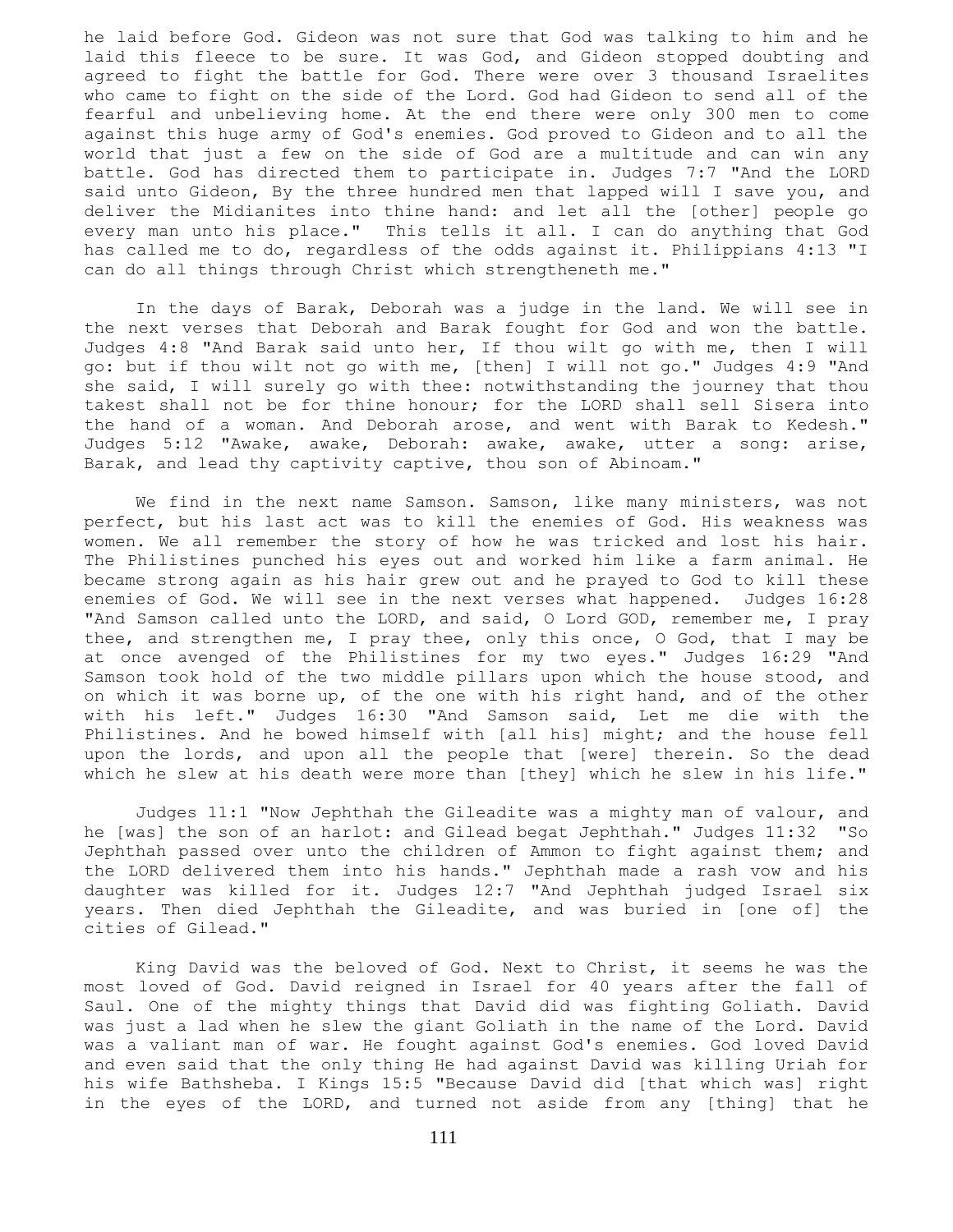he laid before God. Gideon was not sure that God was talking to him and he laid this fleece to be sure. It was God, and Gideon stopped doubting and agreed to fight the battle for God. There were over 3 thousand Israelites who came to fight on the side of the Lord. God had Gideon to send all of the fearful and unbelieving home. At the end there were only 300 men to come against this huge army of God's enemies. God proved to Gideon and to all the world that just a few on the side of God are a multitude and can win any battle. God has directed them to participate in. Judges 7:7 "And the LORD said unto Gideon, By the three hundred men that lapped will I save you, and deliver the Midianites into thine hand: and let all the [other] people go every man unto his place." This tells it all. I can do anything that God has called me to do, regardless of the odds against it. Philippians 4:13 "I can do all things through Christ which strengtheneth me."

In the days of Barak, Deborah was a judge in the land. We will see in the next verses that Deborah and Barak fought for God and won the battle. Judges 4:8 "And Barak said unto her, If thou wilt go with me, then I will go: but if thou wilt not go with me, [then] I will not go." Judges 4:9 "And she said, I will surely go with thee: notwithstanding the journey that thou takest shall not be for thine honour; for the LORD shall sell Sisera into the hand of a woman. And Deborah arose, and went with Barak to Kedesh." Judges 5:12 "Awake, awake, Deborah: awake, awake, utter a song: arise, Barak, and lead thy captivity captive, thou son of Abinoam."

We find in the next name Samson. Samson, like many ministers, was not perfect, but his last act was to kill the enemies of God. His weakness was women. We all remember the story of how he was tricked and lost his hair. The Philistines punched his eyes out and worked him like a farm animal. He became strong again as his hair grew out and he prayed to God to kill these enemies of God. We will see in the next verses what happened. Judges 16:28 "And Samson called unto the LORD, and said, O Lord GOD, remember me, I pray thee, and strengthen me, I pray thee, only this once, O God, that I may be at once avenged of the Philistines for my two eyes." Judges 16:29 "And Samson took hold of the two middle pillars upon which the house stood, and on which it was borne up, of the one with his right hand, and of the other with his left." Judges 16:30 "And Samson said, Let me die with the Philistines. And he bowed himself with [all his] might; and the house fell upon the lords, and upon all the people that [were] therein. So the dead which he slew at his death were more than [they] which he slew in his life."

Judges 11:1 "Now Jephthah the Gileadite was a mighty man of valour, and he [was] the son of an harlot: and Gilead begat Jephthah." Judges 11:32 "So Jephthah passed over unto the children of Ammon to fight against them; and the LORD delivered them into his hands." Jephthah made a rash vow and his daughter was killed for it. Judges 12:7 "And Jephthah judged Israel six years. Then died Jephthah the Gileadite, and was buried in [one of] the cities of Gilead."

King David was the beloved of God. Next to Christ, it seems he was the most loved of God. David reigned in Israel for 40 years after the fall of Saul. One of the mighty things that David did was fighting Goliath. David was just a lad when he slew the giant Goliath in the name of the Lord. David was a valiant man of war. He fought against God's enemies. God loved David and even said that the only thing He had against David was killing Uriah for his wife Bathsheba. I Kings 15:5 "Because David did [that which was] right in the eyes of the LORD, and turned not aside from any [thing] that he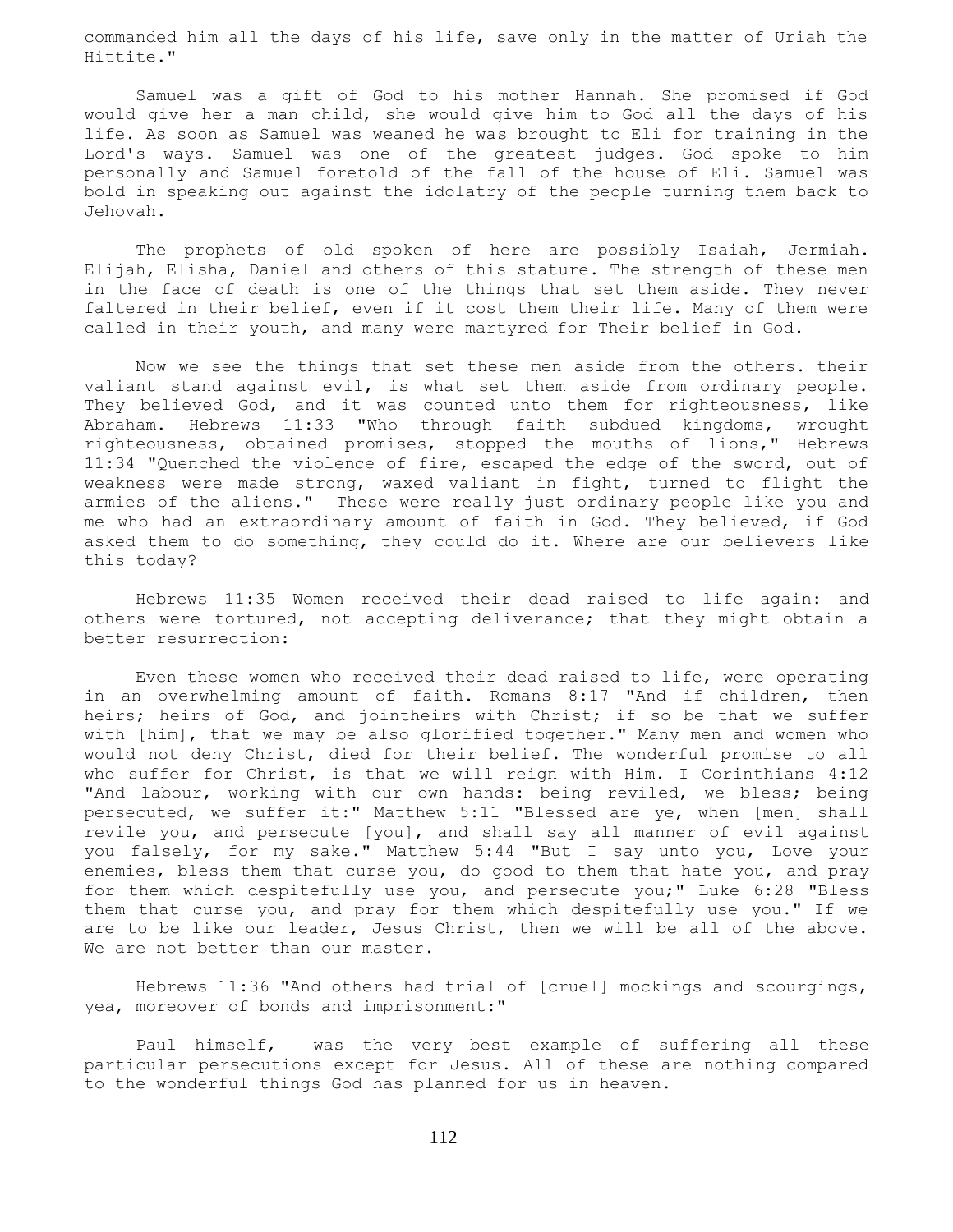commanded him all the days of his life, save only in the matter of Uriah the Hittite."

Samuel was a gift of God to his mother Hannah. She promised if God would give her a man child, she would give him to God all the days of his life. As soon as Samuel was weaned he was brought to Eli for training in the Lord's ways. Samuel was one of the greatest judges. God spoke to him personally and Samuel foretold of the fall of the house of Eli. Samuel was bold in speaking out against the idolatry of the people turning them back to Jehovah.

The prophets of old spoken of here are possibly Isaiah, Jermiah. Elijah, Elisha, Daniel and others of this stature. The strength of these men in the face of death is one of the things that set them aside. They never faltered in their belief, even if it cost them their life. Many of them were called in their youth, and many were martyred for Their belief in God.

Now we see the things that set these men aside from the others. their valiant stand against evil, is what set them aside from ordinary people. They believed God, and it was counted unto them for righteousness, like Abraham. Hebrews 11:33 "Who through faith subdued kingdoms, wrought righteousness, obtained promises, stopped the mouths of lions," Hebrews 11:34 "Quenched the violence of fire, escaped the edge of the sword, out of weakness were made strong, waxed valiant in fight, turned to flight the armies of the aliens." These were really just ordinary people like you and me who had an extraordinary amount of faith in God. They believed, if God asked them to do something, they could do it. Where are our believers like this today?

Hebrews 11:35 Women received their dead raised to life again: and others were tortured, not accepting deliverance; that they might obtain a better resurrection:

Even these women who received their dead raised to life, were operating in an overwhelming amount of faith. Romans 8:17 "And if children, then heirs; heirs of God, and jointheirs with Christ; if so be that we suffer with [him], that we may be also glorified together." Many men and women who would not deny Christ, died for their belief. The wonderful promise to all who suffer for Christ, is that we will reign with Him. I Corinthians 4:12 "And labour, working with our own hands: being reviled, we bless; being persecuted, we suffer it:" Matthew 5:11 "Blessed are ye, when [men] shall revile you, and persecute [you], and shall say all manner of evil against you falsely, for my sake." Matthew 5:44 "But I say unto you, Love your enemies, bless them that curse you, do good to them that hate you, and pray for them which despitefully use you, and persecute you;" Luke 6:28 "Bless them that curse you, and pray for them which despitefully use you." If we are to be like our leader, Jesus Christ, then we will be all of the above. We are not better than our master.

Hebrews 11:36 "And others had trial of [cruel] mockings and scourgings, yea, moreover of bonds and imprisonment:"

Paul himself, was the very best example of suffering all these particular persecutions except for Jesus. All of these are nothing compared to the wonderful things God has planned for us in heaven.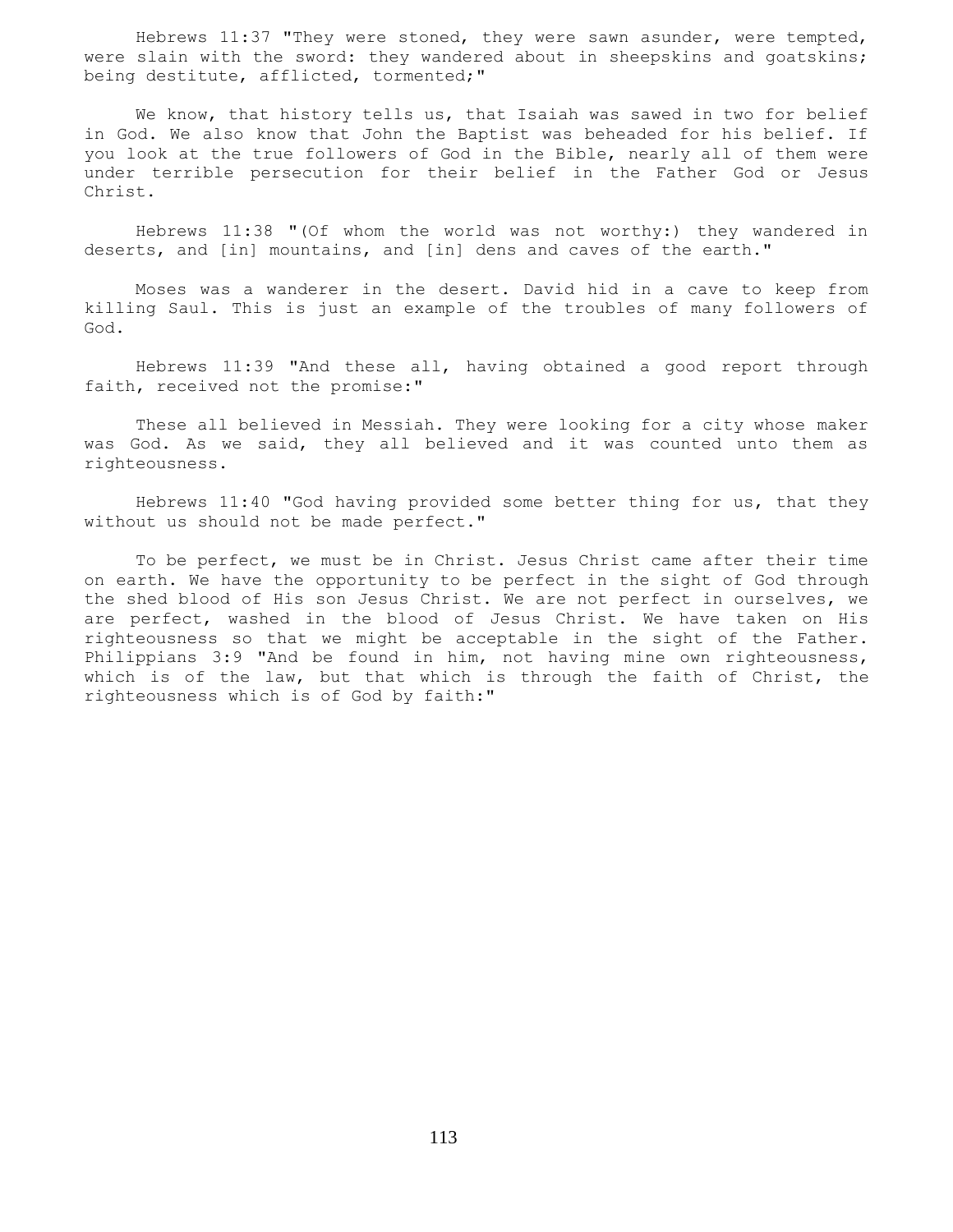Hebrews 11:37 "They were stoned, they were sawn asunder, were tempted, were slain with the sword: they wandered about in sheepskins and goatskins; being destitute, afflicted, tormented;"

We know, that history tells us, that Isaiah was sawed in two for belief in God. We also know that John the Baptist was beheaded for his belief. If you look at the true followers of God in the Bible, nearly all of them were under terrible persecution for their belief in the Father God or Jesus Christ.

Hebrews 11:38 "(Of whom the world was not worthy:) they wandered in deserts, and [in] mountains, and [in] dens and caves of the earth."

Moses was a wanderer in the desert. David hid in a cave to keep from killing Saul. This is just an example of the troubles of many followers of God.

Hebrews 11:39 "And these all, having obtained a good report through faith, received not the promise:"

These all believed in Messiah. They were looking for a city whose maker was God. As we said, they all believed and it was counted unto them as righteousness.

Hebrews 11:40 "God having provided some better thing for us, that they without us should not be made perfect."

To be perfect, we must be in Christ. Jesus Christ came after their time on earth. We have the opportunity to be perfect in the sight of God through the shed blood of His son Jesus Christ. We are not perfect in ourselves, we are perfect, washed in the blood of Jesus Christ. We have taken on His righteousness so that we might be acceptable in the sight of the Father. Philippians 3:9 "And be found in him, not having mine own righteousness, which is of the law, but that which is through the faith of Christ, the righteousness which is of God by faith:"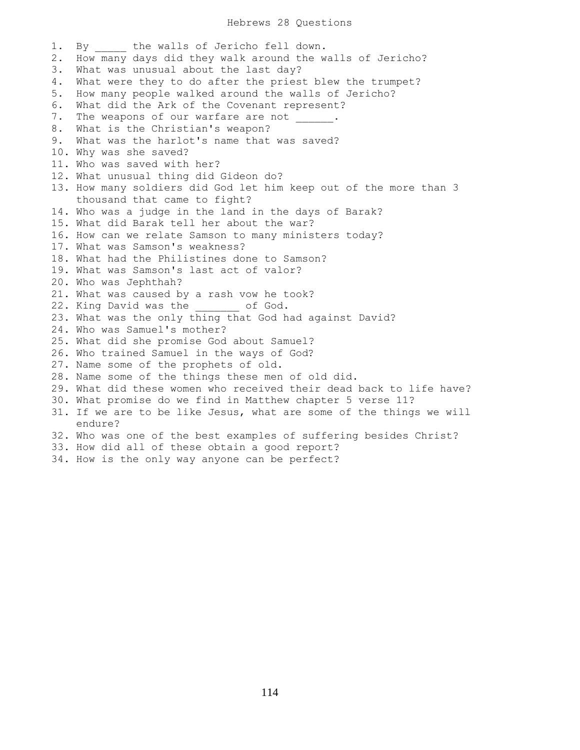# Hebrews 28 Questions

1. By _____ the walls of Jericho fell down.
2. How many days did they walk around the walls of Jericho?
3. What was unusual about the last day?
4. What were they to do after the priest blew the trumpet?
5. How many people walked around the walls of Jericho?
6. What did the Ark of the Covenant represent?
7. The weapons of our warfare are not ______.
8. What is the Christian's weapon?
9. What was the harlot's name that was saved?
10. Why was she saved?
11. Who was saved with her?
12. What unusual thing did Gideon do?
13. How many soldiers did God let him keep out of the more than 3 thousand that came to fight?
14. Who was a judge in the land in the days of Barak?
15. What did Barak tell her about the war?
16. How can we relate Samson to many ministers today?
17. What was Samson's weakness?
18. What had the Philistines done to Samson?
19. What was Samson's last act of valor?
20. Who was Jephthah?
21. What was caused by a rash vow he took?
22. King David was the _______ of God.
23. What was the only thing that God had against David?
24. Who was Samuel's mother?
25. What did she promise God about Samuel?
26. Who trained Samuel in the ways of God?
27. Name some of the prophets of old.
28. Name some of the things these men of old did.
29. What did these women who received their dead back to life have?
30. What promise do we find in Matthew chapter 5 verse 11?
31. If we are to be like Jesus, what are some of the things we will endure?
32. Who was one of the best examples of suffering besides Christ?
33. How did all of these obtain a good report?
34. How is the only way anyone can be perfect?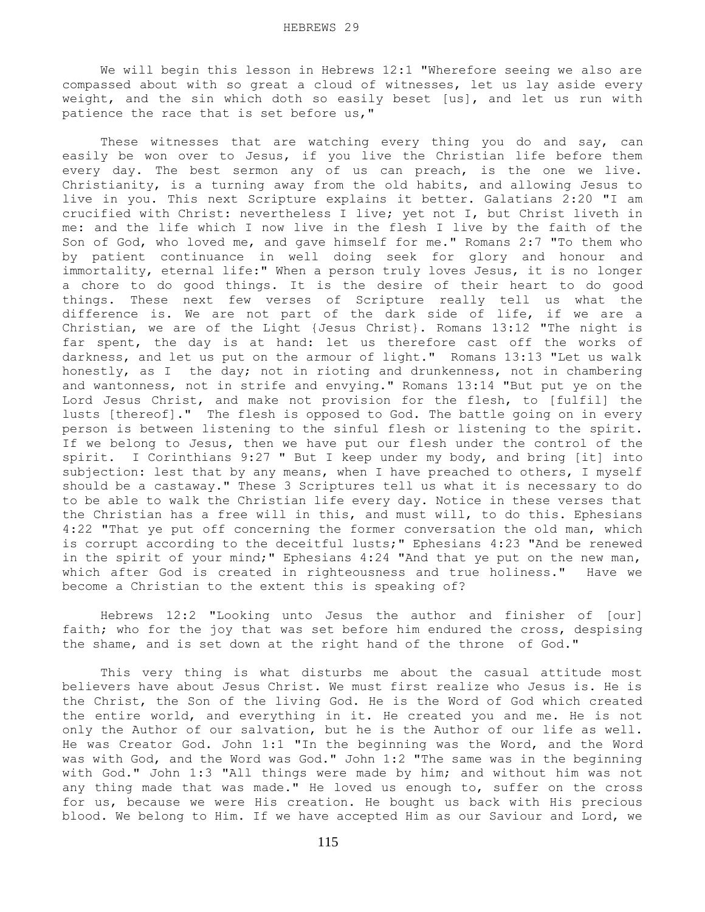# HEBREWS 29

We will begin this lesson in Hebrews 12:1 "Wherefore seeing we also are compassed about with so great a cloud of witnesses, let us lay aside every weight, and the sin which doth so easily beset [us], and let us run with patience the race that is set before us,"

These witnesses that are watching every thing you do and say, can easily be won over to Jesus, if you live the Christian life before them every day. The best sermon any of us can preach, is the one we live. Christianity, is a turning away from the old habits, and allowing Jesus to live in you. This next Scripture explains it better. Galatians 2:20 "I am crucified with Christ: nevertheless I live; yet not I, but Christ liveth in me: and the life which I now live in the flesh I live by the faith of the Son of God, who loved me, and gave himself for me." Romans 2:7 "To them who by patient continuance in well doing seek for glory and honour and immortality, eternal life:" When a person truly loves Jesus, it is no longer a chore to do good things. It is the desire of their heart to do good things. These next few verses of Scripture really tell us what the difference is. We are not part of the dark side of life, if we are a Christian, we are of the Light {Jesus Christ}. Romans 13:12 "The night is far spent, the day is at hand: let us therefore cast off the works of darkness, and let us put on the armour of light." Romans 13:13 "Let us walk honestly, as I the day; not in rioting and drunkenness, not in chambering and wantonness, not in strife and envying." Romans 13:14 "But put ye on the Lord Jesus Christ, and make not provision for the flesh, to [fulfil] the lusts [thereof]." The flesh is opposed to God. The battle going on in every person is between listening to the sinful flesh or listening to the spirit. If we belong to Jesus, then we have put our flesh under the control of the spirit. I Corinthians 9:27 " But I keep under my body, and bring [it] into subjection: lest that by any means, when I have preached to others, I myself should be a castaway." These 3 Scriptures tell us what it is necessary to do to be able to walk the Christian life every day. Notice in these verses that the Christian has a free will in this, and must will, to do this. Ephesians 4:22 "That ye put off concerning the former conversation the old man, which is corrupt according to the deceitful lusts;" Ephesians 4:23 "And be renewed in the spirit of your mind;" Ephesians 4:24 "And that ye put on the new man, which after God is created in righteousness and true holiness." Have we become a Christian to the extent this is speaking of?

Hebrews 12:2 "Looking unto Jesus the author and finisher of [our] faith; who for the joy that was set before him endured the cross, despising the shame, and is set down at the right hand of the throne of God."

This very thing is what disturbs me about the casual attitude most believers have about Jesus Christ. We must first realize who Jesus is. He is the Christ, the Son of the living God. He is the Word of God which created the entire world, and everything in it. He created you and me. He is not only the Author of our salvation, but he is the Author of our life as well. He was Creator God. John 1:1 "In the beginning was the Word, and the Word was with God, and the Word was God." John 1:2 "The same was in the beginning with God." John 1:3 "All things were made by him; and without him was not any thing made that was made." He loved us enough to, suffer on the cross for us, because we were His creation. He bought us back with His precious blood. We belong to Him. If we have accepted Him as our Saviour and Lord, we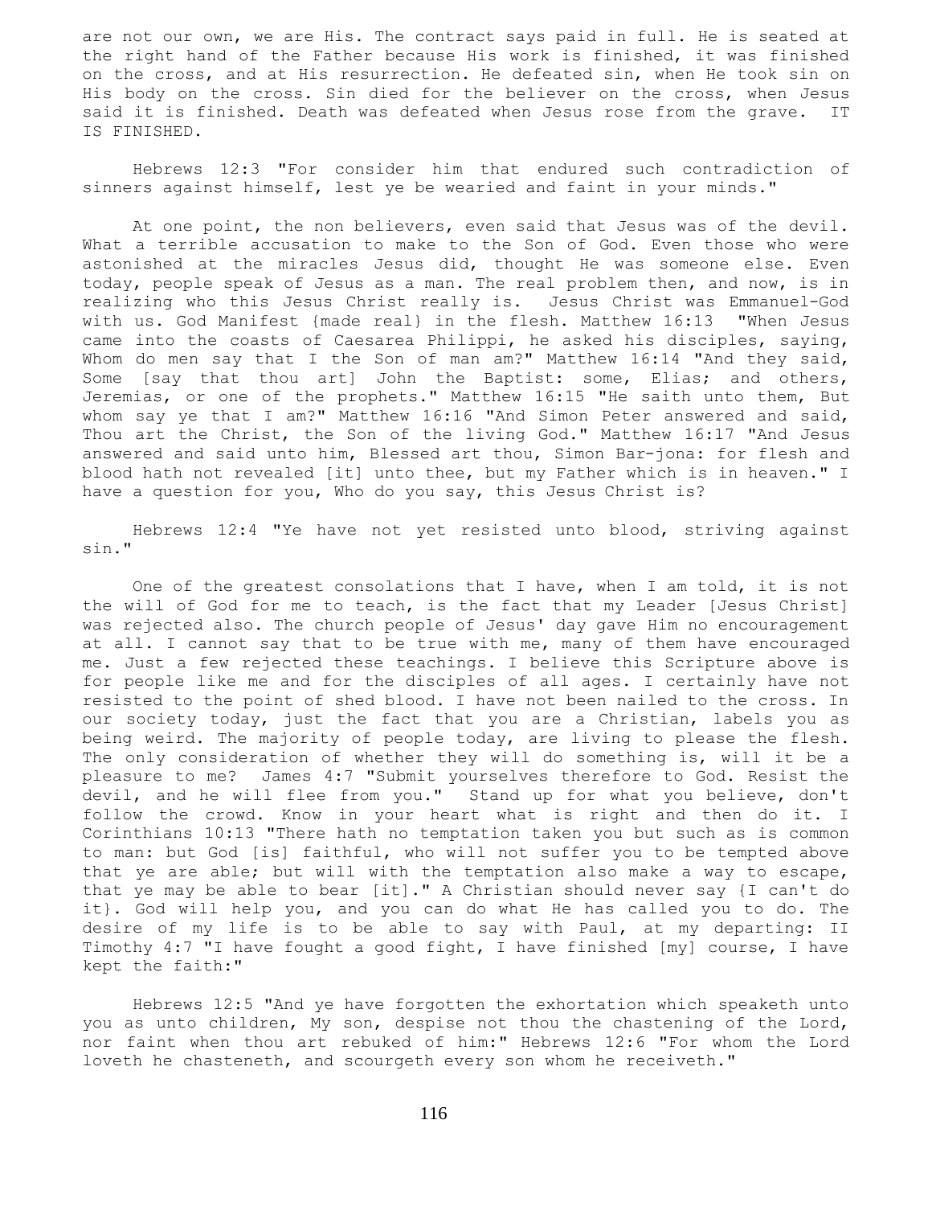are not our own, we are His. The contract says paid in full. He is seated at the right hand of the Father because His work is finished, it was finished on the cross, and at His resurrection. He defeated sin, when He took sin on His body on the cross. Sin died for the believer on the cross, when Jesus said it is finished. Death was defeated when Jesus rose from the grave. IT IS FINISHED.

Hebrews 12:3 "For consider him that endured such contradiction of sinners against himself, lest ye be wearied and faint in your minds."

At one point, the non believers, even said that Jesus was of the devil. What a terrible accusation to make to the Son of God. Even those who were astonished at the miracles Jesus did, thought He was someone else. Even today, people speak of Jesus as a man. The real problem then, and now, is in realizing who this Jesus Christ really is. Jesus Christ was Emmanuel-God with us. God Manifest {made real} in the flesh. Matthew 16:13 "When Jesus came into the coasts of Caesarea Philippi, he asked his disciples, saying, Whom do men say that I the Son of man am?" Matthew 16:14 "And they said, Some [say that thou art] John the Baptist: some, Elias; and others, Jeremias, or one of the prophets." Matthew 16:15 "He saith unto them, But whom say ye that I am?" Matthew 16:16 "And Simon Peter answered and said, Thou art the Christ, the Son of the living God." Matthew 16:17 "And Jesus answered and said unto him, Blessed art thou, Simon Bar-jona: for flesh and blood hath not revealed [it] unto thee, but my Father which is in heaven." I have a question for you, Who do you say, this Jesus Christ is?

Hebrews 12:4 "Ye have not yet resisted unto blood, striving against sin."

One of the greatest consolations that I have, when I am told, it is not the will of God for me to teach, is the fact that my Leader [Jesus Christ] was rejected also. The church people of Jesus' day gave Him no encouragement at all. I cannot say that to be true with me, many of them have encouraged me. Just a few rejected these teachings. I believe this Scripture above is for people like me and for the disciples of all ages. I certainly have not resisted to the point of shed blood. I have not been nailed to the cross. In our society today, just the fact that you are a Christian, labels you as being weird. The majority of people today, are living to please the flesh. The only consideration of whether they will do something is, will it be a pleasure to me? James 4:7 "Submit yourselves therefore to God. Resist the devil, and he will flee from you." Stand up for what you believe, don't follow the crowd. Know in your heart what is right and then do it. I Corinthians 10:13 "There hath no temptation taken you but such as is common to man: but God [is] faithful, who will not suffer you to be tempted above that ye are able; but will with the temptation also make a way to escape, that ye may be able to bear [it]." A Christian should never say {I can't do it}. God will help you, and you can do what He has called you to do. The desire of my life is to be able to say with Paul, at my departing: II Timothy 4:7 "I have fought a good fight, I have finished [my] course, I have kept the faith:"

Hebrews 12:5 "And ye have forgotten the exhortation which speaketh unto you as unto children, My son, despise not thou the chastening of the Lord, nor faint when thou art rebuked of him:" Hebrews 12:6 "For whom the Lord loveth he chasteneth, and scourgeth every son whom he receiveth."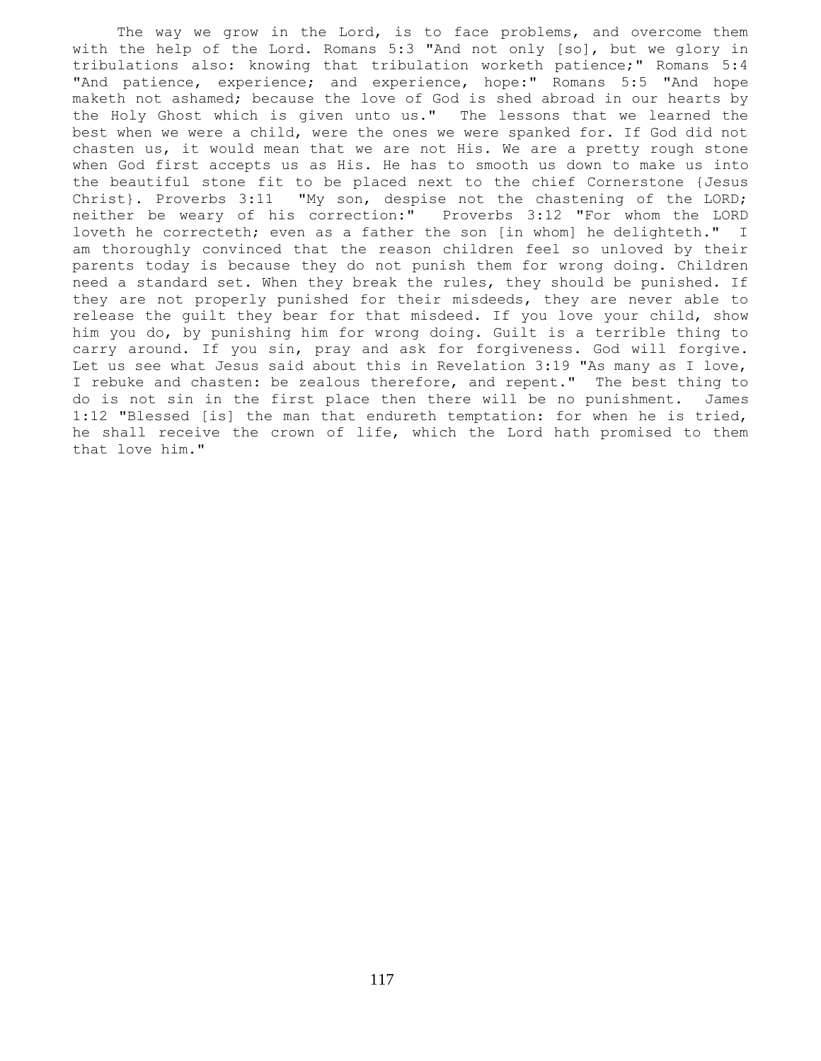The way we grow in the Lord, is to face problems, and overcome them with the help of the Lord. Romans 5:3 "And not only [so], but we glory in tribulations also: knowing that tribulation worketh patience;" Romans 5:4 "And patience, experience; and experience, hope:" Romans 5:5 "And hope maketh not ashamed; because the love of God is shed abroad in our hearts by the Holy Ghost which is given unto us." The lessons that we learned the best when we were a child, were the ones we were spanked for. If God did not chasten us, it would mean that we are not His. We are a pretty rough stone when God first accepts us as His. He has to smooth us down to make us into the beautiful stone fit to be placed next to the chief Cornerstone {Jesus Christ}. Proverbs 3:11 "My son, despise not the chastening of the LORD; neither be weary of his correction:" Proverbs 3:12 "For whom the LORD loveth he correcteth; even as a father the son [in whom] he delighteth." I am thoroughly convinced that the reason children feel so unloved by their parents today is because they do not punish them for wrong doing. Children need a standard set. When they break the rules, they should be punished. If they are not properly punished for their misdeeds, they are never able to release the guilt they bear for that misdeed. If you love your child, show him you do, by punishing him for wrong doing. Guilt is a terrible thing to carry around. If you sin, pray and ask for forgiveness. God will forgive. Let us see what Jesus said about this in Revelation 3:19 "As many as I love, I rebuke and chasten: be zealous therefore, and repent." The best thing to do is not sin in the first place then there will be no punishment. James 1:12 "Blessed [is] the man that endureth temptation: for when he is tried, he shall receive the crown of life, which the Lord hath promised to them that love him."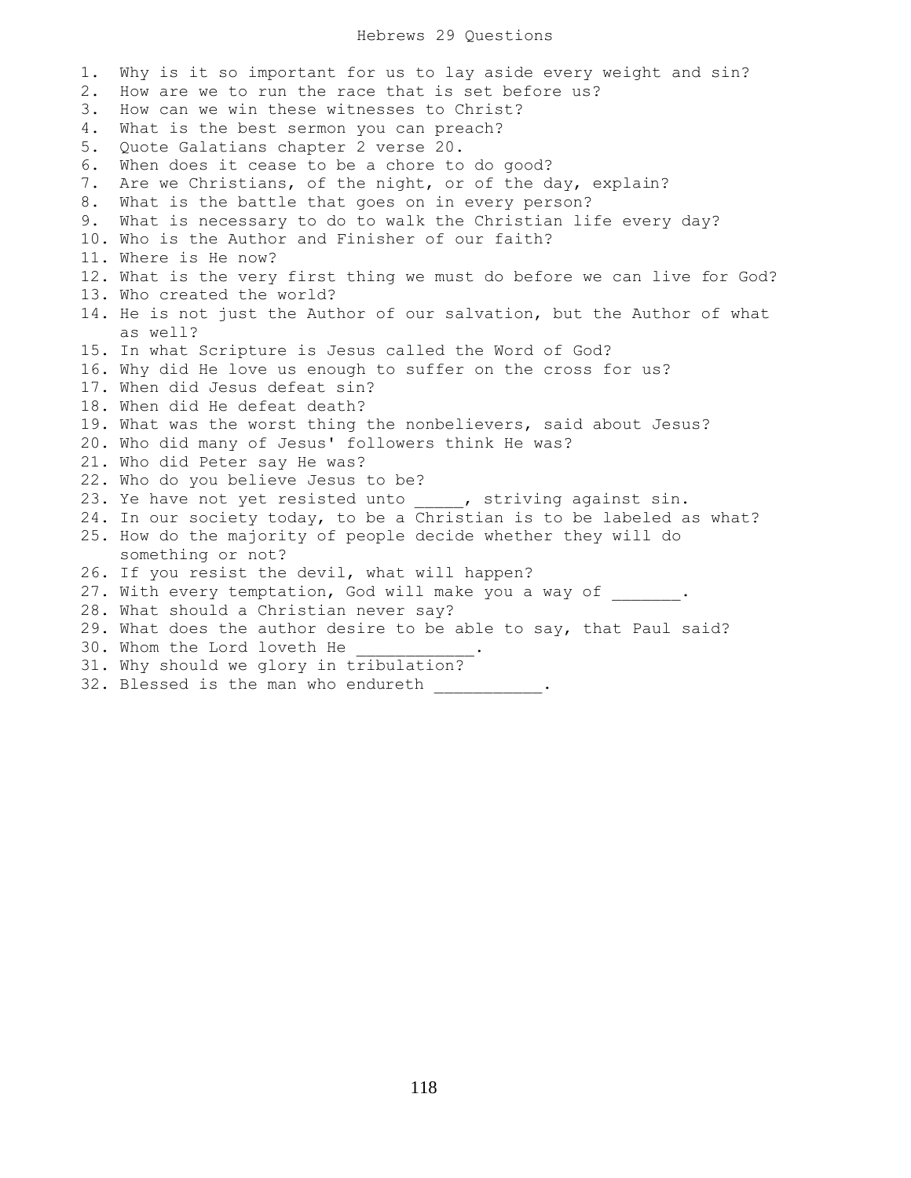# Hebrews 29 Questions

1. Why is it so important for us to lay aside every weight and sin?
2. How are we to run the race that is set before us?
3. How can we win these witnesses to Christ?
4. What is the best sermon you can preach?
5. Quote Galatians chapter 2 verse 20.
6. When does it cease to be a chore to do good?
7. Are we Christians, of the night, or of the day, explain?
8. What is the battle that goes on in every person?
9. What is necessary to do to walk the Christian life every day?
10. Who is the Author and Finisher of our faith?
11. Where is He now?
12. What is the very first thing we must do before we can live for God?
13. Who created the world?
14. He is not just the Author of our salvation, but the Author of what as well?
15. In what Scripture is Jesus called the Word of God?
16. Why did He love us enough to suffer on the cross for us?
17. When did Jesus defeat sin?
18. When did He defeat death?
19. What was the worst thing the nonbelievers, said about Jesus?
20. Who did many of Jesus' followers think He was?
21. Who did Peter say He was?
22. Who do you believe Jesus to be?
23. Ye have not yet resisted unto _____, striving against sin.
24. In our society today, to be a Christian is to be labeled as what?
25. How do the majority of people decide whether they will do something or not?
26. If you resist the devil, what will happen?
27. With every temptation, God will make you a way of _______.
28. What should a Christian never say?
29. What does the author desire to be able to say, that Paul said?
30. Whom the Lord loveth He ____________.
31. Why should we glory in tribulation?
32. Blessed is the man who endureth ___________.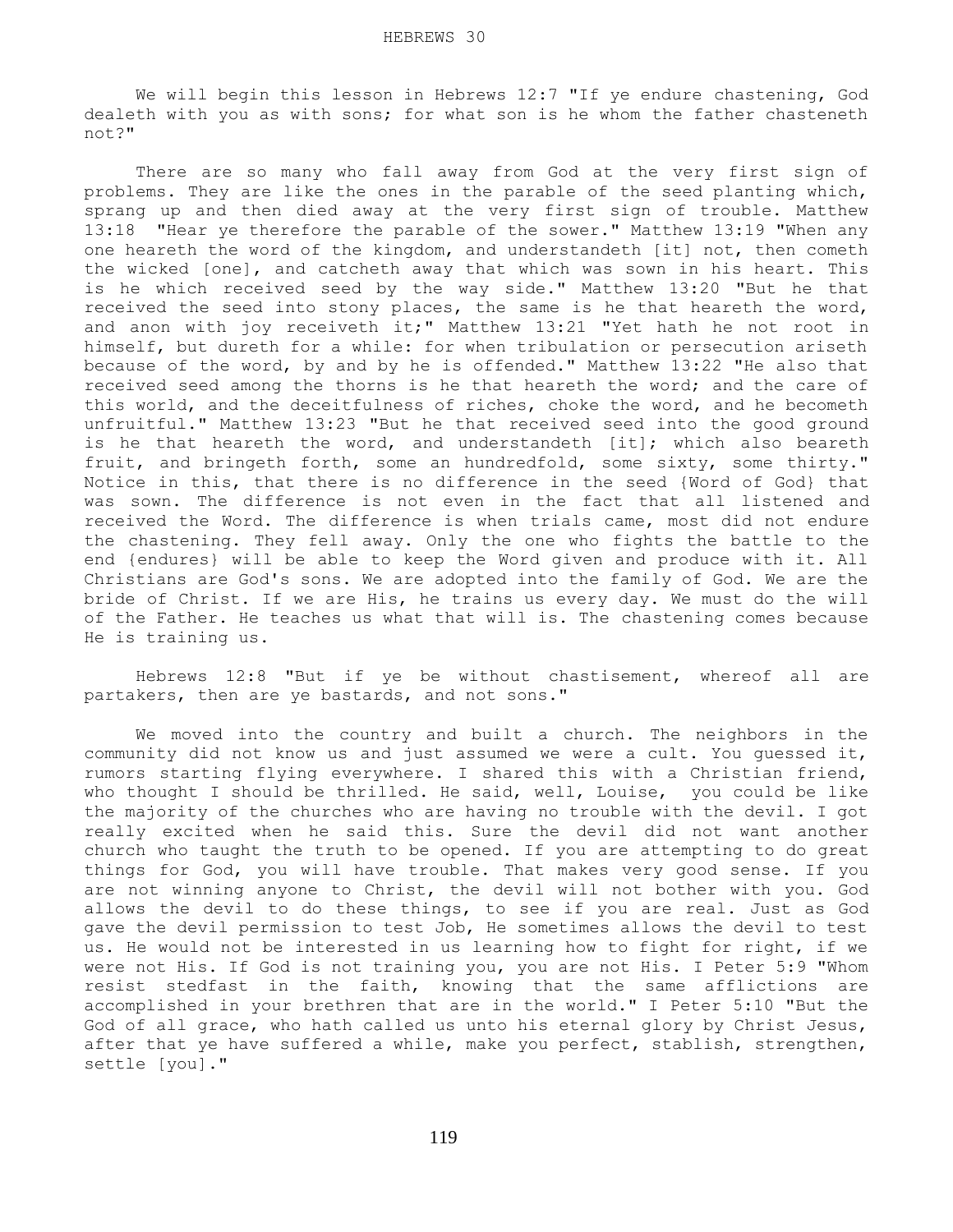We will begin this lesson in Hebrews 12:7 "If ye endure chastening, God dealeth with you as with sons; for what son is he whom the father chasteneth not?"

There are so many who fall away from God at the very first sign of problems. They are like the ones in the parable of the seed planting which, sprang up and then died away at the very first sign of trouble. Matthew 13:18 "Hear ye therefore the parable of the sower." Matthew 13:19 "When any one heareth the word of the kingdom, and understandeth [it] not, then cometh the wicked [one], and catcheth away that which was sown in his heart. This is he which received seed by the way side." Matthew 13:20 "But he that received the seed into stony places, the same is he that heareth the word, and anon with joy receiveth it;" Matthew 13:21 "Yet hath he not root in himself, but dureth for a while: for when tribulation or persecution ariseth because of the word, by and by he is offended." Matthew 13:22 "He also that received seed among the thorns is he that heareth the word; and the care of this world, and the deceitfulness of riches, choke the word, and he becometh unfruitful." Matthew 13:23 "But he that received seed into the good ground is he that heareth the word, and understandeth [it]; which also beareth fruit, and bringeth forth, some an hundredfold, some sixty, some thirty." Notice in this, that there is no difference in the seed {Word of God} that was sown. The difference is not even in the fact that all listened and received the Word. The difference is when trials came, most did not endure the chastening. They fell away. Only the one who fights the battle to the end {endures} will be able to keep the Word given and produce with it. All Christians are God's sons. We are adopted into the family of God. We are the bride of Christ. If we are His, he trains us every day. We must do the will of the Father. He teaches us what that will is. The chastening comes because He is training us.

Hebrews 12:8 "But if ye be without chastisement, whereof all are partakers, then are ye bastards, and not sons."

We moved into the country and built a church. The neighbors in the community did not know us and just assumed we were a cult. You guessed it, rumors starting flying everywhere. I shared this with a Christian friend, who thought I should be thrilled. He said, well, Louise, you could be like the majority of the churches who are having no trouble with the devil. I got really excited when he said this. Sure the devil did not want another church who taught the truth to be opened. If you are attempting to do great things for God, you will have trouble. That makes very good sense. If you are not winning anyone to Christ, the devil will not bother with you. God allows the devil to do these things, to see if you are real. Just as God gave the devil permission to test Job, He sometimes allows the devil to test us. He would not be interested in us learning how to fight for right, if we were not His. If God is not training you, you are not His. I Peter 5:9 "Whom resist stedfast in the faith, knowing that the same afflictions are accomplished in your brethren that are in the world." I Peter 5:10 "But the God of all grace, who hath called us unto his eternal glory by Christ Jesus, after that ye have suffered a while, make you perfect, stablish, strengthen, settle [you]."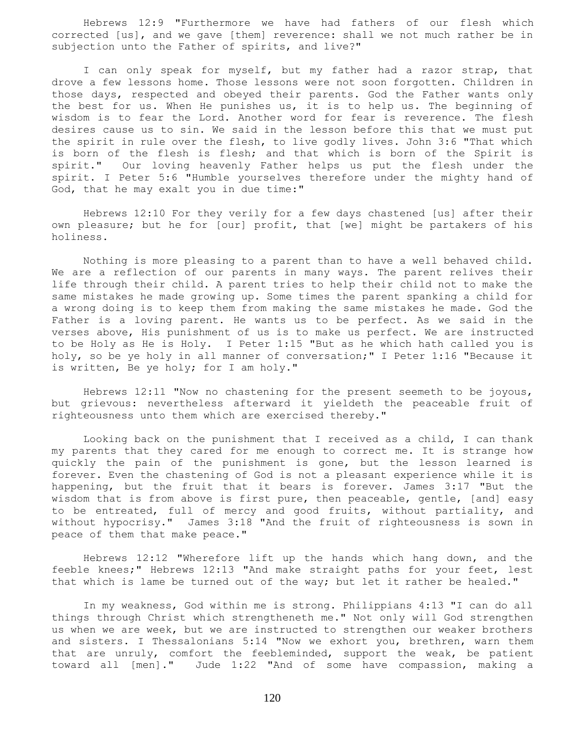Hebrews 12:9 "Furthermore we have had fathers of our flesh which corrected [us], and we gave [them] reverence: shall we not much rather be in subjection unto the Father of spirits, and live?"

I can only speak for myself, but my father had a razor strap, that drove a few lessons home. Those lessons were not soon forgotten. Children in those days, respected and obeyed their parents. God the Father wants only the best for us. When He punishes us, it is to help us. The beginning of wisdom is to fear the Lord. Another word for fear is reverence. The flesh desires cause us to sin. We said in the lesson before this that we must put the spirit in rule over the flesh, to live godly lives. John 3:6 "That which is born of the flesh is flesh; and that which is born of the Spirit is spirit." Our loving heavenly Father helps us put the flesh under the spirit. I Peter 5:6 "Humble yourselves therefore under the mighty hand of God, that he may exalt you in due time:"

Hebrews 12:10 For they verily for a few days chastened [us] after their own pleasure; but he for [our] profit, that [we] might be partakers of his holiness.

Nothing is more pleasing to a parent than to have a well behaved child. We are a reflection of our parents in many ways. The parent relives their life through their child. A parent tries to help their child not to make the same mistakes he made growing up. Some times the parent spanking a child for a wrong doing is to keep them from making the same mistakes he made. God the Father is a loving parent. He wants us to be perfect. As we said in the verses above, His punishment of us is to make us perfect. We are instructed to be Holy as He is Holy. I Peter 1:15 "But as he which hath called you is holy, so be ye holy in all manner of conversation;" I Peter 1:16 "Because it is written, Be ye holy; for I am holy."

Hebrews 12:11 "Now no chastening for the present seemeth to be joyous, but grievous: nevertheless afterward it yieldeth the peaceable fruit of righteousness unto them which are exercised thereby."

Looking back on the punishment that I received as a child, I can thank my parents that they cared for me enough to correct me. It is strange how quickly the pain of the punishment is gone, but the lesson learned is forever. Even the chastening of God is not a pleasant experience while it is happening, but the fruit that it bears is forever. James 3:17 "But the wisdom that is from above is first pure, then peaceable, gentle, [and] easy to be entreated, full of mercy and good fruits, without partiality, and without hypocrisy." James 3:18 "And the fruit of righteousness is sown in peace of them that make peace."

Hebrews 12:12 "Wherefore lift up the hands which hang down, and the feeble knees;" Hebrews 12:13 "And make straight paths for your feet, lest that which is lame be turned out of the way; but let it rather be healed."

In my weakness, God within me is strong. Philippians 4:13 "I can do all things through Christ which strengtheneth me." Not only will God strengthen us when we are week, but we are instructed to strengthen our weaker brothers and sisters. I Thessalonians 5:14 "Now we exhort you, brethren, warn them that are unruly, comfort the feebleminded, support the weak, be patient toward all [men]." Jude 1:22 "And of some have compassion, making a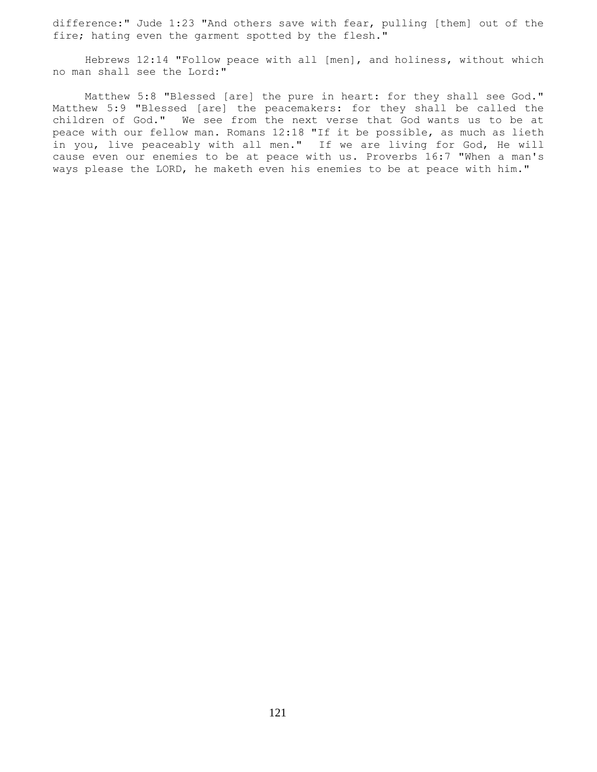difference:" Jude 1:23 "And others save with fear, pulling [them] out of the fire; hating even the garment spotted by the flesh."

Hebrews 12:14 "Follow peace with all [men], and holiness, without which no man shall see the Lord:"

Matthew 5:8 "Blessed [are] the pure in heart: for they shall see God." Matthew 5:9 "Blessed [are] the peacemakers: for they shall be called the children of God." We see from the next verse that God wants us to be at peace with our fellow man. Romans 12:18 "If it be possible, as much as lieth in you, live peaceably with all men." If we are living for God, He will cause even our enemies to be at peace with us. Proverbs 16:7 "When a man's ways please the LORD, he maketh even his enemies to be at peace with him."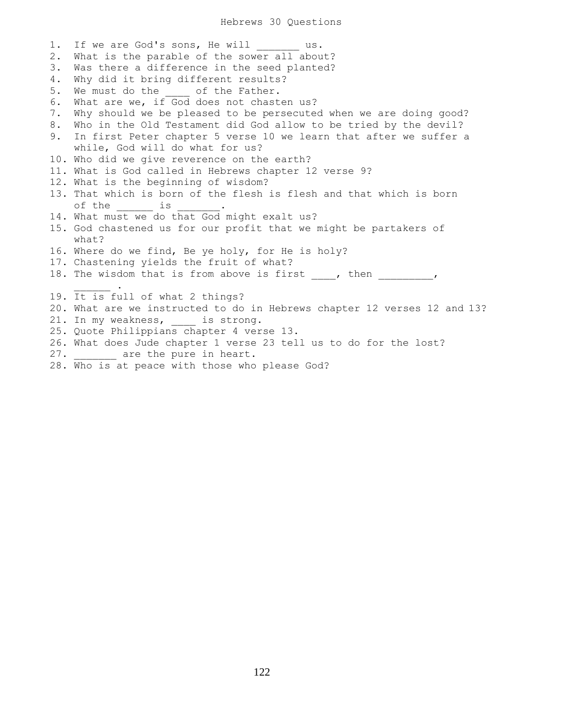# Hebrews 30 Questions

1. If we are God's sons, He will _______ us.
2. What is the parable of the sower all about?
3. Was there a difference in the seed planted?
4. Why did it bring different results?
5. We must do the ____ of the Father.
6. What are we, if God does not chasten us?
7. Why should we be pleased to be persecuted when we are doing good?
8. Who in the Old Testament did God allow to be tried by the devil?
9. In first Peter chapter 5 verse 10 we learn that after we suffer a while, God will do what for us?
10. Who did we give reverence on the earth?
11. What is God called in Hebrews chapter 12 verse 9?
12. What is the beginning of wisdom?
13. That which is born of the flesh is flesh and that which is born of the ______ is _______.
14. What must we do that God might exalt us?
15. God chastened us for our profit that we might be partakers of what?
16. Where do we find, Be ye holy, for He is holy?
17. Chastening yields the fruit of what?
18. The wisdom that is from above is first ____, then _________, ______ .
19. It is full of what 2 things?
20. What are we instructed to do in Hebrews chapter 12 verses 12 and 13?
21. In my weakness, ____ is strong.

25. Quote Philippians chapter 4 verse 13.
26. What does Jude chapter 1 verse 23 tell us to do for the lost?
27. _______ are the pure in heart.
28. Who is at peace with those who please God?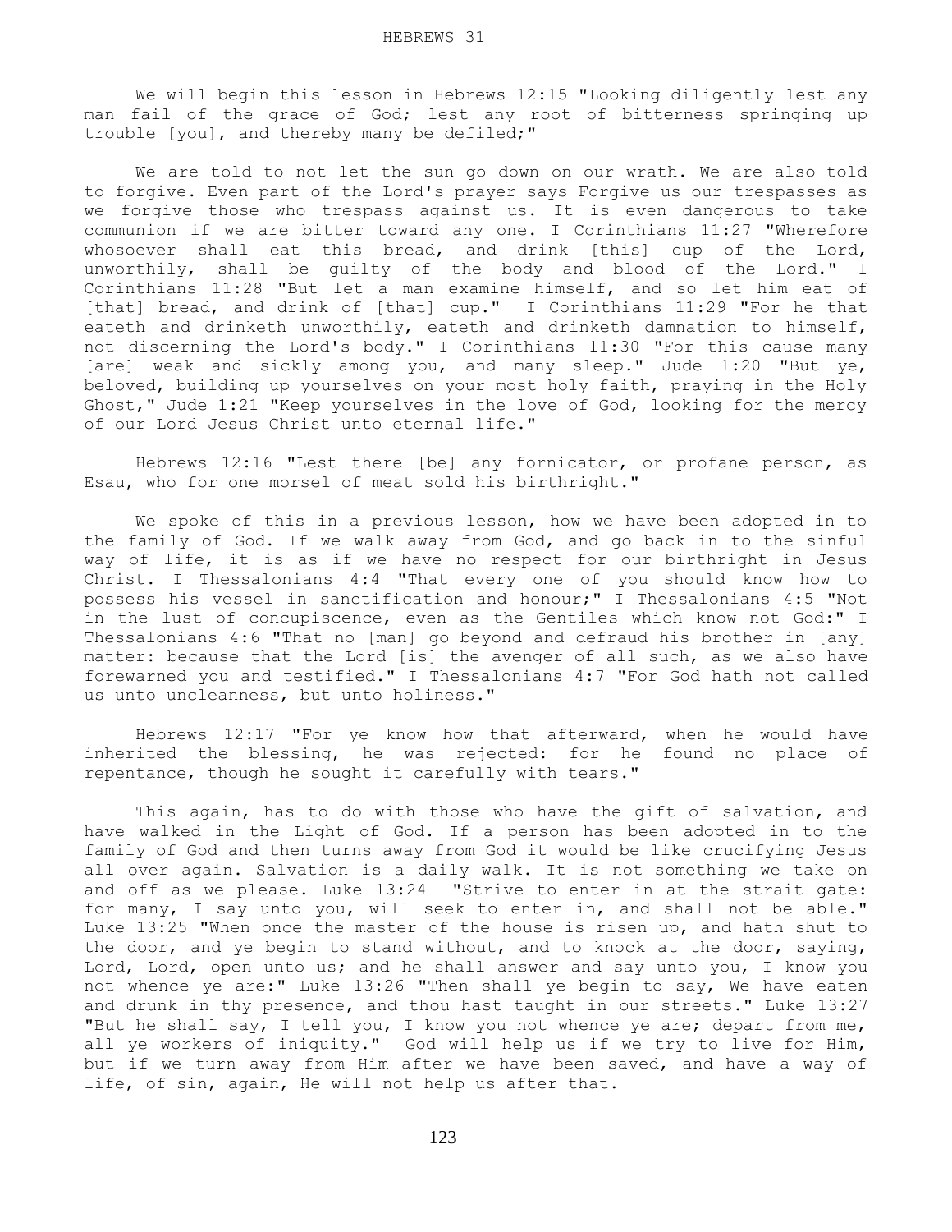# HEBREWS 31

We will begin this lesson in Hebrews 12:15 "Looking diligently lest any man fail of the grace of God; lest any root of bitterness springing up trouble [you], and thereby many be defiled;"

We are told to not let the sun go down on our wrath. We are also told to forgive. Even part of the Lord's prayer says Forgive us our trespasses as we forgive those who trespass against us. It is even dangerous to take communion if we are bitter toward any one. I Corinthians 11:27 "Wherefore whosoever shall eat this bread, and drink [this] cup of the Lord, unworthily, shall be guilty of the body and blood of the Lord." I Corinthians 11:28 "But let a man examine himself, and so let him eat of [that] bread, and drink of [that] cup." I Corinthians 11:29 "For he that eateth and drinketh unworthily, eateth and drinketh damnation to himself, not discerning the Lord's body." I Corinthians 11:30 "For this cause many [are] weak and sickly among you, and many sleep." Jude 1:20 "But ye, beloved, building up yourselves on your most holy faith, praying in the Holy Ghost," Jude 1:21 "Keep yourselves in the love of God, looking for the mercy of our Lord Jesus Christ unto eternal life."

Hebrews 12:16 "Lest there [be] any fornicator, or profane person, as Esau, who for one morsel of meat sold his birthright."

We spoke of this in a previous lesson, how we have been adopted in to the family of God. If we walk away from God, and go back in to the sinful way of life, it is as if we have no respect for our birthright in Jesus Christ. I Thessalonians 4:4 "That every one of you should know how to possess his vessel in sanctification and honour;" I Thessalonians 4:5 "Not in the lust of concupiscence, even as the Gentiles which know not God:" I Thessalonians 4:6 "That no [man] go beyond and defraud his brother in [any] matter: because that the Lord [is] the avenger of all such, as we also have forewarned you and testified." I Thessalonians 4:7 "For God hath not called us unto uncleanness, but unto holiness."

Hebrews 12:17 "For ye know how that afterward, when he would have inherited the blessing, he was rejected: for he found no place of repentance, though he sought it carefully with tears."

This again, has to do with those who have the gift of salvation, and have walked in the Light of God. If a person has been adopted in to the family of God and then turns away from God it would be like crucifying Jesus all over again. Salvation is a daily walk. It is not something we take on and off as we please. Luke 13:24 "Strive to enter in at the strait gate: for many, I say unto you, will seek to enter in, and shall not be able." Luke 13:25 "When once the master of the house is risen up, and hath shut to the door, and ye begin to stand without, and to knock at the door, saying, Lord, Lord, open unto us; and he shall answer and say unto you, I know you not whence ye are:" Luke 13:26 "Then shall ye begin to say, We have eaten and drunk in thy presence, and thou hast taught in our streets." Luke 13:27 "But he shall say, I tell you, I know you not whence ye are; depart from me, all ye workers of iniquity." God will help us if we try to live for Him, but if we turn away from Him after we have been saved, and have a way of life, of sin, again, He will not help us after that.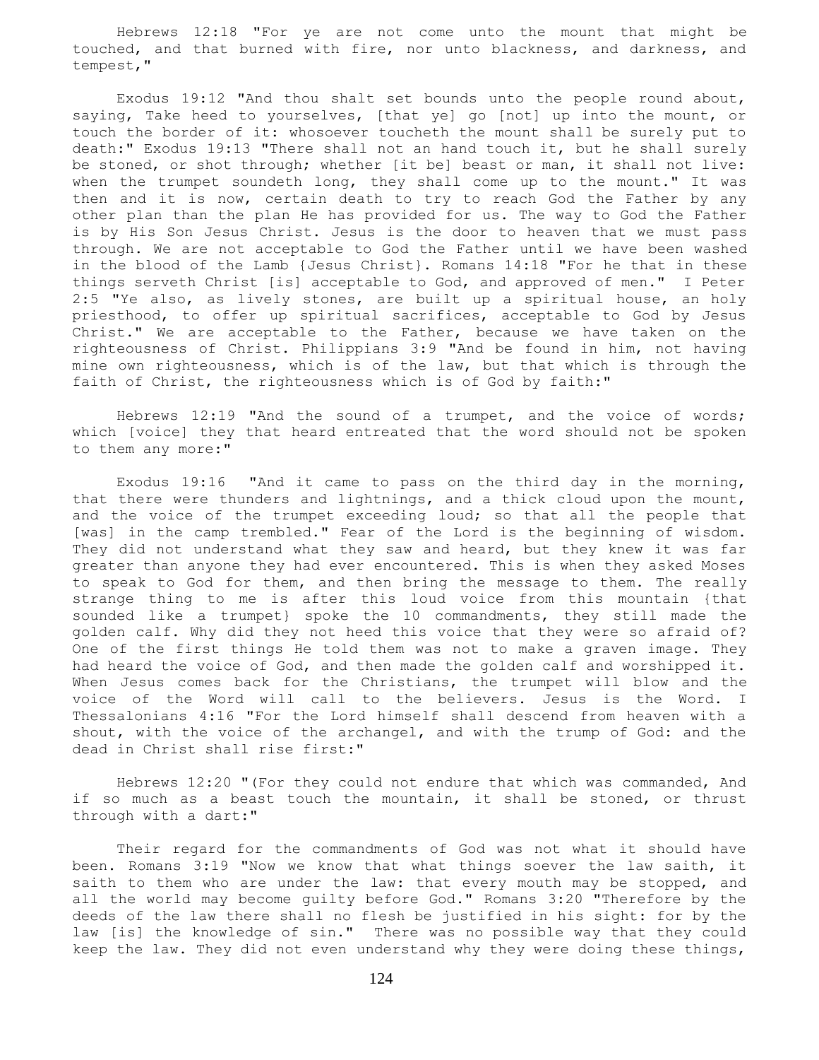Hebrews 12:18 "For ye are not come unto the mount that might be touched, and that burned with fire, nor unto blackness, and darkness, and tempest,"

Exodus 19:12 "And thou shalt set bounds unto the people round about, saying, Take heed to yourselves, [that ye] go [not] up into the mount, or touch the border of it: whosoever toucheth the mount shall be surely put to death:" Exodus 19:13 "There shall not an hand touch it, but he shall surely be stoned, or shot through; whether [it be] beast or man, it shall not live: when the trumpet soundeth long, they shall come up to the mount." It was then and it is now, certain death to try to reach God the Father by any other plan than the plan He has provided for us. The way to God the Father is by His Son Jesus Christ. Jesus is the door to heaven that we must pass through. We are not acceptable to God the Father until we have been washed in the blood of the Lamb {Jesus Christ}. Romans 14:18 "For he that in these things serveth Christ [is] acceptable to God, and approved of men." I Peter 2:5 "Ye also, as lively stones, are built up a spiritual house, an holy priesthood, to offer up spiritual sacrifices, acceptable to God by Jesus Christ." We are acceptable to the Father, because we have taken on the righteousness of Christ. Philippians 3:9 "And be found in him, not having mine own righteousness, which is of the law, but that which is through the faith of Christ, the righteousness which is of God by faith:"

Hebrews 12:19 "And the sound of a trumpet, and the voice of words; which [voice] they that heard entreated that the word should not be spoken to them any more:"

Exodus 19:16 "And it came to pass on the third day in the morning, that there were thunders and lightnings, and a thick cloud upon the mount, and the voice of the trumpet exceeding loud; so that all the people that [was] in the camp trembled." Fear of the Lord is the beginning of wisdom. They did not understand what they saw and heard, but they knew it was far greater than anyone they had ever encountered. This is when they asked Moses to speak to God for them, and then bring the message to them. The really strange thing to me is after this loud voice from this mountain {that sounded like a trumpet} spoke the 10 commandments, they still made the golden calf. Why did they not heed this voice that they were so afraid of? One of the first things He told them was not to make a graven image. They had heard the voice of God, and then made the golden calf and worshipped it. When Jesus comes back for the Christians, the trumpet will blow and the voice of the Word will call to the believers. Jesus is the Word. I Thessalonians 4:16 "For the Lord himself shall descend from heaven with a shout, with the voice of the archangel, and with the trump of God: and the dead in Christ shall rise first:"

Hebrews 12:20 "(For they could not endure that which was commanded, And if so much as a beast touch the mountain, it shall be stoned, or thrust through with a dart:"

Their regard for the commandments of God was not what it should have been. Romans 3:19 "Now we know that what things soever the law saith, it saith to them who are under the law: that every mouth may be stopped, and all the world may become guilty before God." Romans 3:20 "Therefore by the deeds of the law there shall no flesh be justified in his sight: for by the law [is] the knowledge of sin." There was no possible way that they could keep the law. They did not even understand why they were doing these things,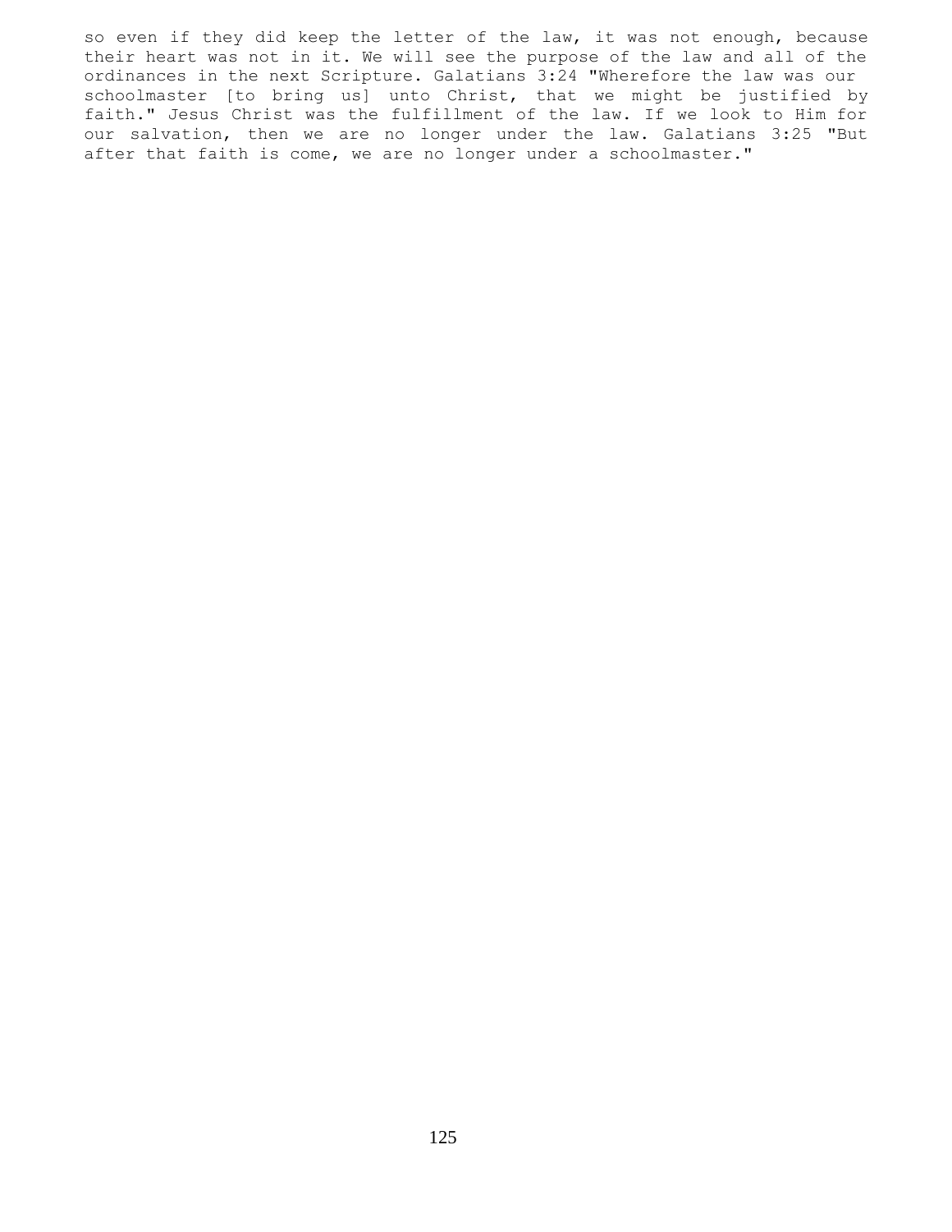so even if they did keep the letter of the law, it was not enough, because their heart was not in it. We will see the purpose of the law and all of the ordinances in the next Scripture. Galatians 3:24 "Wherefore the law was our schoolmaster [to bring us] unto Christ, that we might be justified by faith." Jesus Christ was the fulfillment of the law. If we look to Him for our salvation, then we are no longer under the law. Galatians 3:25 "But after that faith is come, we are no longer under a schoolmaster."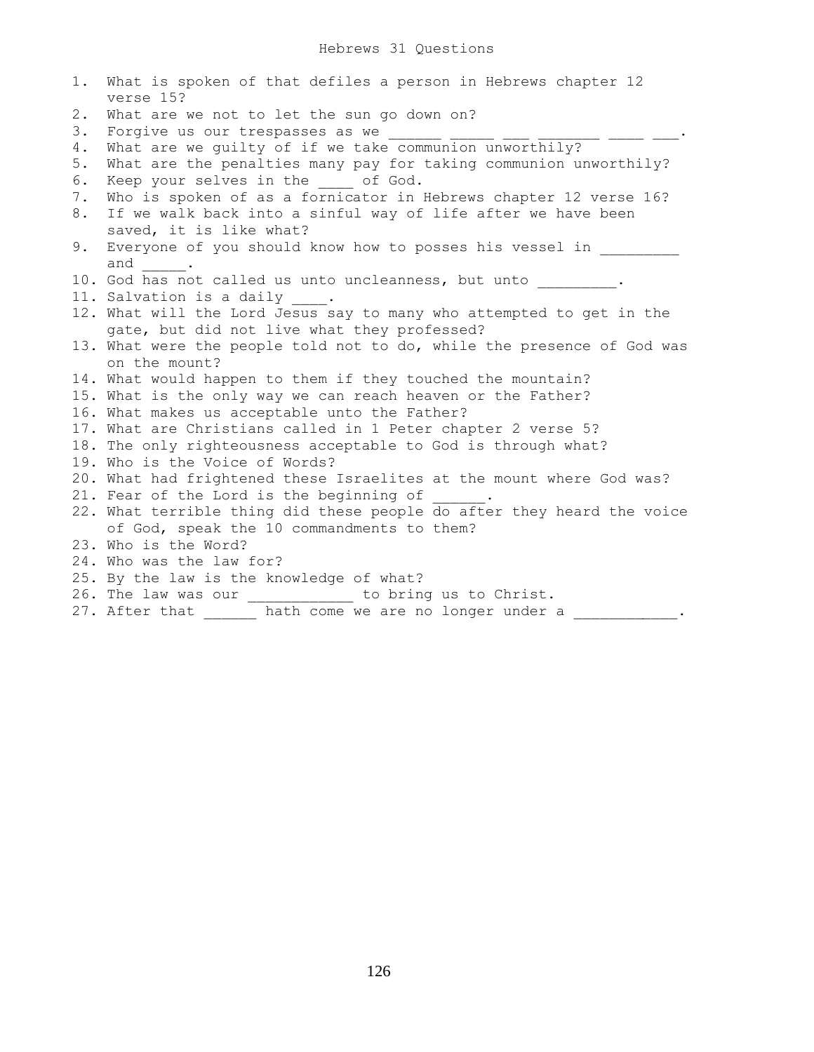# Hebrews 31 Questions

1. What is spoken of that defiles a person in Hebrews chapter 12 verse 15?
2. What are we not to let the sun go down on?
3. Forgive us our trespasses as we ______ _____ ___ _______ ____ ___.
4. What are we guilty of if we take communion unworthily?
5. What are the penalties many pay for taking communion unworthily?
6. Keep your selves in the ____ of God.
7. Who is spoken of as a fornicator in Hebrews chapter 12 verse 16?
8. If we walk back into a sinful way of life after we have been saved, it is like what?
9. Everyone of you should know how to posses his vessel in _________ and _____.
10. God has not called us unto uncleanness, but unto _________.
11. Salvation is a daily ____.
12. What will the Lord Jesus say to many who attempted to get in the gate, but did not live what they professed?
13. What were the people told not to do, while the presence of God was on the mount?
14. What would happen to them if they touched the mountain?
15. What is the only way we can reach heaven or the Father?
16. What makes us acceptable unto the Father?
17. What are Christians called in 1 Peter chapter 2 verse 5?
18. The only righteousness acceptable to God is through what?
19. Who is the Voice of Words?
20. What had frightened these Israelites at the mount where God was?
21. Fear of the Lord is the beginning of ______.
22. What terrible thing did these people do after they heard the voice of God, speak the 10 commandments to them?
23. Who is the Word?
24. Who was the law for?
25. By the law is the knowledge of what?
26. The law was our ____________ to bring us to Christ.
27. After that ______ hath come we are no longer under a ____________.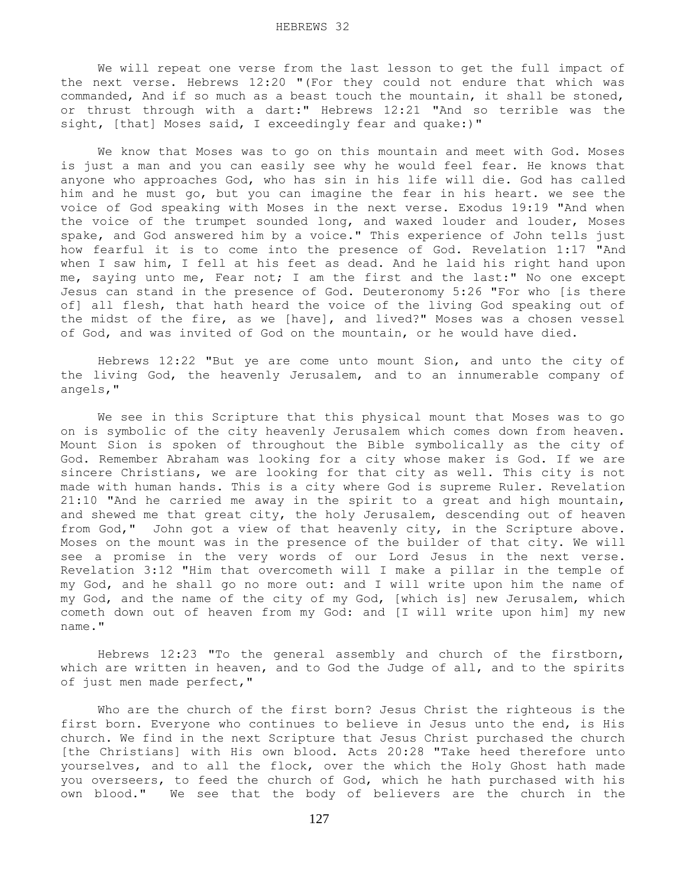# HEBREWS 32

We will repeat one verse from the last lesson to get the full impact of the next verse. Hebrews 12:20 "(For they could not endure that which was commanded, And if so much as a beast touch the mountain, it shall be stoned, or thrust through with a dart:" Hebrews 12:21 "And so terrible was the sight, [that] Moses said, I exceedingly fear and quake:)"

We know that Moses was to go on this mountain and meet with God. Moses is just a man and you can easily see why he would feel fear. He knows that anyone who approaches God, who has sin in his life will die. God has called him and he must go, but you can imagine the fear in his heart. we see the voice of God speaking with Moses in the next verse. Exodus 19:19 "And when the voice of the trumpet sounded long, and waxed louder and louder, Moses spake, and God answered him by a voice." This experience of John tells just how fearful it is to come into the presence of God. Revelation 1:17 "And when I saw him, I fell at his feet as dead. And he laid his right hand upon me, saying unto me, Fear not; I am the first and the last:" No one except Jesus can stand in the presence of God. Deuteronomy 5:26 "For who [is there of] all flesh, that hath heard the voice of the living God speaking out of the midst of the fire, as we [have], and lived?" Moses was a chosen vessel of God, and was invited of God on the mountain, or he would have died.

Hebrews 12:22 "But ye are come unto mount Sion, and unto the city of the living God, the heavenly Jerusalem, and to an innumerable company of angels,"

We see in this Scripture that this physical mount that Moses was to go on is symbolic of the city heavenly Jerusalem which comes down from heaven. Mount Sion is spoken of throughout the Bible symbolically as the city of God. Remember Abraham was looking for a city whose maker is God. If we are sincere Christians, we are looking for that city as well. This city is not made with human hands. This is a city where God is supreme Ruler. Revelation 21:10 "And he carried me away in the spirit to a great and high mountain, and shewed me that great city, the holy Jerusalem, descending out of heaven from God," John got a view of that heavenly city, in the Scripture above. Moses on the mount was in the presence of the builder of that city. We will see a promise in the very words of our Lord Jesus in the next verse. Revelation 3:12 "Him that overcometh will I make a pillar in the temple of my God, and he shall go no more out: and I will write upon him the name of my God, and the name of the city of my God, [which is] new Jerusalem, which cometh down out of heaven from my God: and [I will write upon him] my new name."

Hebrews 12:23 "To the general assembly and church of the firstborn, which are written in heaven, and to God the Judge of all, and to the spirits of just men made perfect,"

Who are the church of the first born? Jesus Christ the righteous is the first born. Everyone who continues to believe in Jesus unto the end, is His church. We find in the next Scripture that Jesus Christ purchased the church [the Christians] with His own blood. Acts 20:28 "Take heed therefore unto yourselves, and to all the flock, over the which the Holy Ghost hath made you overseers, to feed the church of God, which he hath purchased with his own blood." We see that the body of believers are the church in the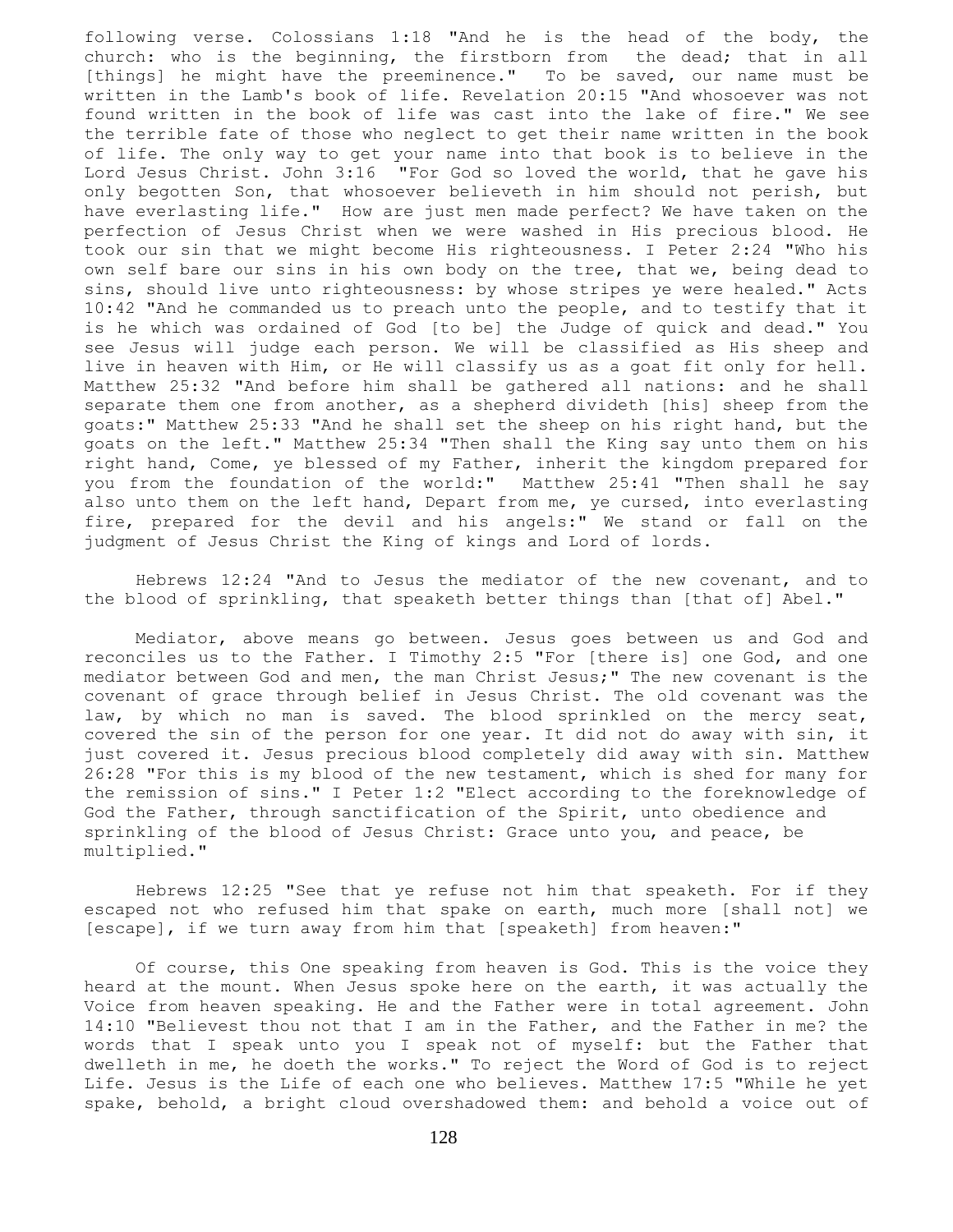following verse. Colossians 1:18 "And he is the head of the body, the church: who is the beginning, the firstborn from the dead; that in all [things] he might have the preeminence." To be saved, our name must be written in the Lamb's book of life. Revelation 20:15 "And whosoever was not found written in the book of life was cast into the lake of fire." We see the terrible fate of those who neglect to get their name written in the book of life. The only way to get your name into that book is to believe in the Lord Jesus Christ. John 3:16 "For God so loved the world, that he gave his only begotten Son, that whosoever believeth in him should not perish, but have everlasting life." How are just men made perfect? We have taken on the perfection of Jesus Christ when we were washed in His precious blood. He took our sin that we might become His righteousness. I Peter 2:24 "Who his own self bare our sins in his own body on the tree, that we, being dead to sins, should live unto righteousness: by whose stripes ye were healed." Acts 10:42 "And he commanded us to preach unto the people, and to testify that it is he which was ordained of God [to be] the Judge of quick and dead." You see Jesus will judge each person. We will be classified as His sheep and live in heaven with Him, or He will classify us as a goat fit only for hell. Matthew 25:32 "And before him shall be gathered all nations: and he shall separate them one from another, as a shepherd divideth [his] sheep from the goats:" Matthew 25:33 "And he shall set the sheep on his right hand, but the goats on the left." Matthew 25:34 "Then shall the King say unto them on his right hand, Come, ye blessed of my Father, inherit the kingdom prepared for you from the foundation of the world:" Matthew 25:41 "Then shall he say also unto them on the left hand, Depart from me, ye cursed, into everlasting fire, prepared for the devil and his angels:" We stand or fall on the judgment of Jesus Christ the King of kings and Lord of lords.

Hebrews 12:24 "And to Jesus the mediator of the new covenant, and to the blood of sprinkling, that speaketh better things than [that of] Abel."

Mediator, above means go between. Jesus goes between us and God and reconciles us to the Father. I Timothy 2:5 "For [there is] one God, and one mediator between God and men, the man Christ Jesus;" The new covenant is the covenant of grace through belief in Jesus Christ. The old covenant was the law, by which no man is saved. The blood sprinkled on the mercy seat, covered the sin of the person for one year. It did not do away with sin, it just covered it. Jesus precious blood completely did away with sin. Matthew 26:28 "For this is my blood of the new testament, which is shed for many for the remission of sins." I Peter 1:2 "Elect according to the foreknowledge of God the Father, through sanctification of the Spirit, unto obedience and sprinkling of the blood of Jesus Christ: Grace unto you, and peace, be multiplied."

Hebrews 12:25 "See that ye refuse not him that speaketh. For if they escaped not who refused him that spake on earth, much more [shall not] we [escape], if we turn away from him that [speaketh] from heaven:"

Of course, this One speaking from heaven is God. This is the voice they heard at the mount. When Jesus spoke here on the earth, it was actually the Voice from heaven speaking. He and the Father were in total agreement. John 14:10 "Believest thou not that I am in the Father, and the Father in me? the words that I speak unto you I speak not of myself: but the Father that dwelleth in me, he doeth the works." To reject the Word of God is to reject Life. Jesus is the Life of each one who believes. Matthew 17:5 "While he yet spake, behold, a bright cloud overshadowed them: and behold a voice out of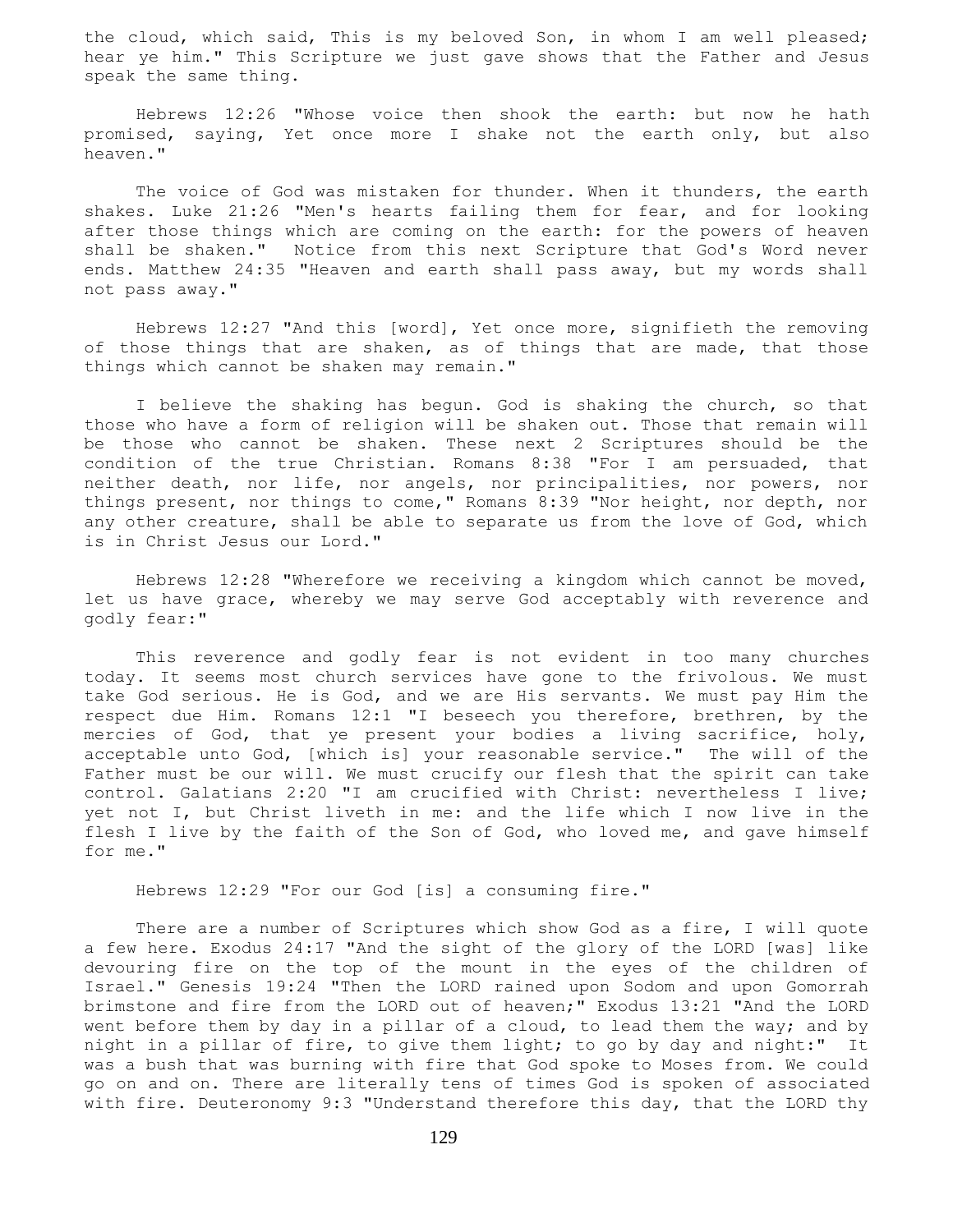the cloud, which said, This is my beloved Son, in whom I am well pleased; hear ye him." This Scripture we just gave shows that the Father and Jesus speak the same thing.

Hebrews 12:26 "Whose voice then shook the earth: but now he hath promised, saying, Yet once more I shake not the earth only, but also heaven."

The voice of God was mistaken for thunder. When it thunders, the earth shakes. Luke 21:26 "Men's hearts failing them for fear, and for looking after those things which are coming on the earth: for the powers of heaven shall be shaken." Notice from this next Scripture that God's Word never ends. Matthew 24:35 "Heaven and earth shall pass away, but my words shall not pass away."

Hebrews 12:27 "And this [word], Yet once more, signifieth the removing of those things that are shaken, as of things that are made, that those things which cannot be shaken may remain."

I believe the shaking has begun. God is shaking the church, so that those who have a form of religion will be shaken out. Those that remain will be those who cannot be shaken. These next 2 Scriptures should be the condition of the true Christian. Romans 8:38 "For I am persuaded, that neither death, nor life, nor angels, nor principalities, nor powers, nor things present, nor things to come," Romans 8:39 "Nor height, nor depth, nor any other creature, shall be able to separate us from the love of God, which is in Christ Jesus our Lord."

Hebrews 12:28 "Wherefore we receiving a kingdom which cannot be moved, let us have grace, whereby we may serve God acceptably with reverence and godly fear:"

This reverence and godly fear is not evident in too many churches today. It seems most church services have gone to the frivolous. We must take God serious. He is God, and we are His servants. We must pay Him the respect due Him. Romans 12:1 "I beseech you therefore, brethren, by the mercies of God, that ye present your bodies a living sacrifice, holy, acceptable unto God, [which is] your reasonable service." The will of the Father must be our will. We must crucify our flesh that the spirit can take control. Galatians 2:20 "I am crucified with Christ: nevertheless I live; yet not I, but Christ liveth in me: and the life which I now live in the flesh I live by the faith of the Son of God, who loved me, and gave himself for me."

Hebrews 12:29 "For our God [is] a consuming fire."

There are a number of Scriptures which show God as a fire, I will quote a few here. Exodus 24:17 "And the sight of the glory of the LORD [was] like devouring fire on the top of the mount in the eyes of the children of Israel." Genesis 19:24 "Then the LORD rained upon Sodom and upon Gomorrah brimstone and fire from the LORD out of heaven;" Exodus 13:21 "And the LORD went before them by day in a pillar of a cloud, to lead them the way; and by night in a pillar of fire, to give them light; to go by day and night:" It was a bush that was burning with fire that God spoke to Moses from. We could go on and on. There are literally tens of times God is spoken of associated with fire. Deuteronomy 9:3 "Understand therefore this day, that the LORD thy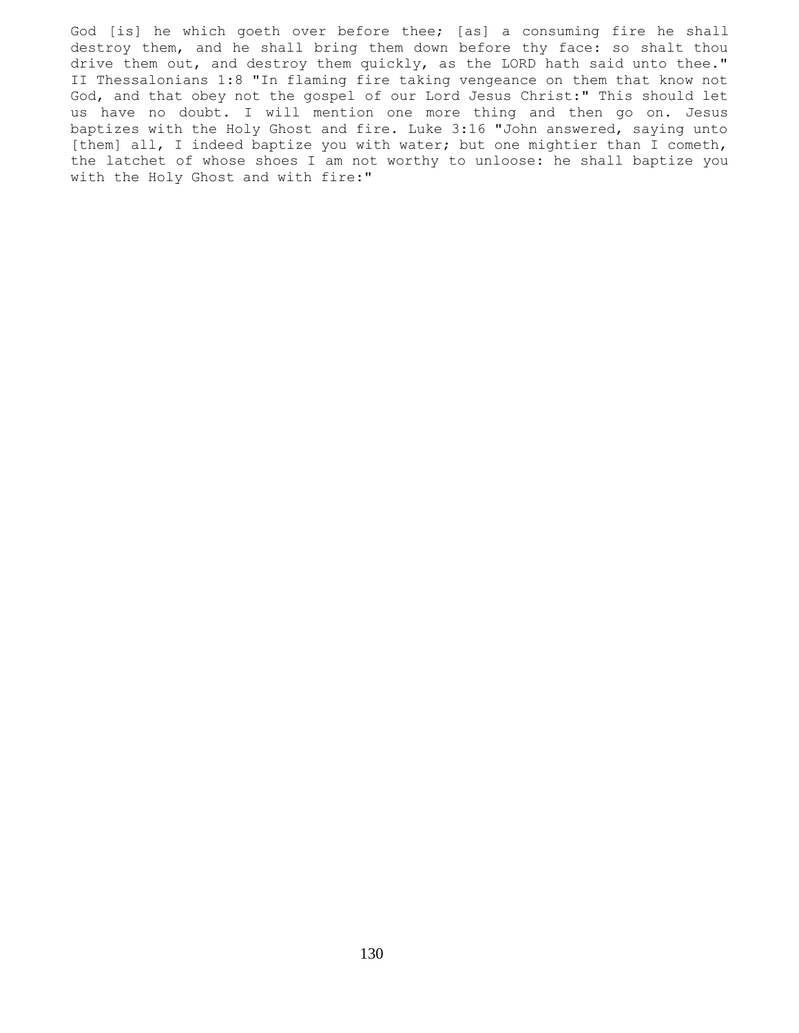God [is] he which goeth over before thee; [as] a consuming fire he shall destroy them, and he shall bring them down before thy face: so shalt thou drive them out, and destroy them quickly, as the LORD hath said unto thee." II Thessalonians 1:8 "In flaming fire taking vengeance on them that know not God, and that obey not the gospel of our Lord Jesus Christ:" This should let us have no doubt. I will mention one more thing and then go on. Jesus baptizes with the Holy Ghost and fire. Luke 3:16 "John answered, saying unto [them] all, I indeed baptize you with water; but one mightier than I cometh, the latchet of whose shoes I am not worthy to unloose: he shall baptize you with the Holy Ghost and with fire:"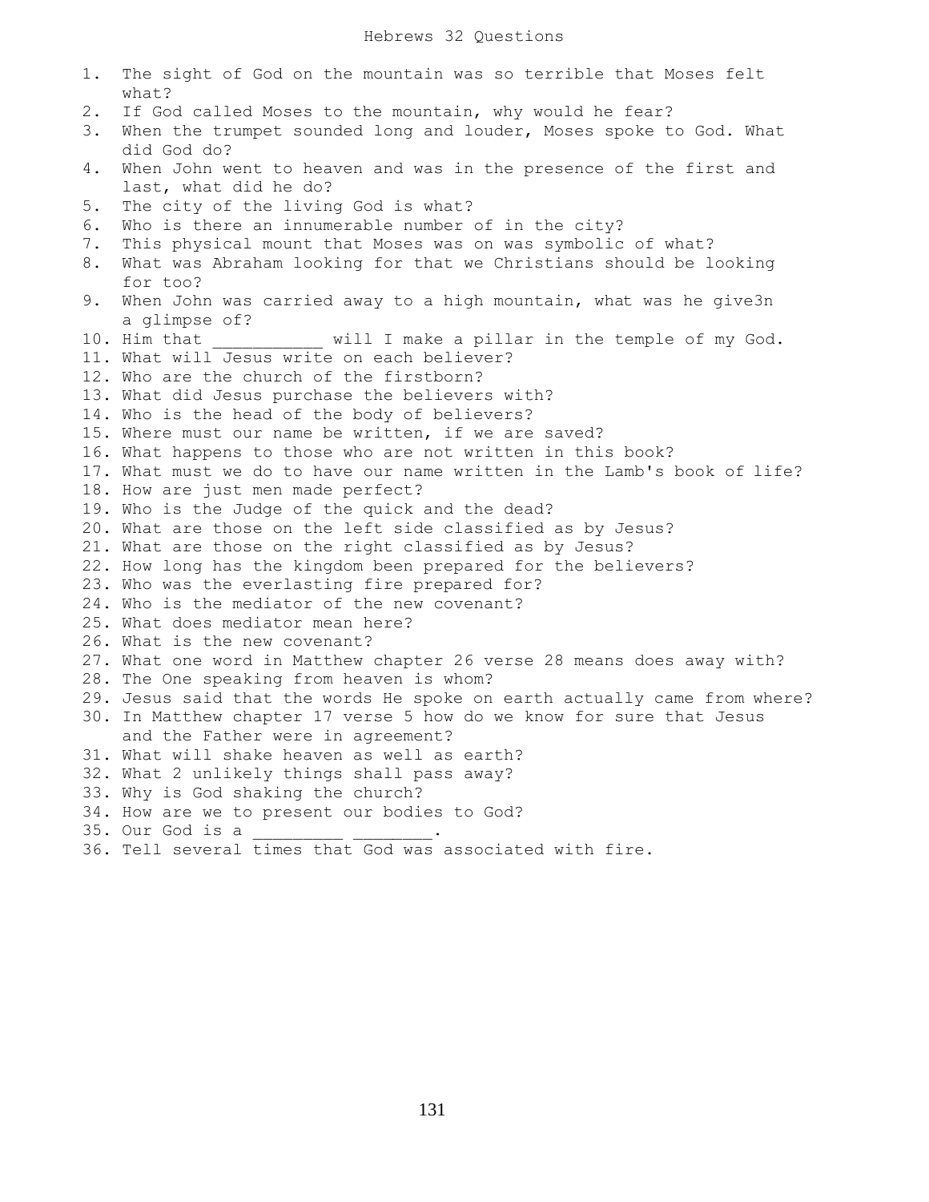# Hebrews 32 Questions

1. The sight of God on the mountain was so terrible that Moses felt what?
2. If God called Moses to the mountain, why would he fear?
3. When the trumpet sounded long and louder, Moses spoke to God. What did God do?
4. When John went to heaven and was in the presence of the first and last, what did he do?
5. The city of the living God is what?
6. Who is there an innumerable number of in the city?
7. This physical mount that Moses was on was symbolic of what?
8. What was Abraham looking for that we Christians should be looking for too?
9. When John was carried away to a high mountain, what was he give3n a glimpse of?
10. Him that ___________ will I make a pillar in the temple of my God.
11. What will Jesus write on each believer?
12. Who are the church of the firstborn?
13. What did Jesus purchase the believers with?
14. Who is the head of the body of believers?
15. Where must our name be written, if we are saved?
16. What happens to those who are not written in this book?
17. What must we do to have our name written in the Lamb's book of life?
18. How are just men made perfect?
19. Who is the Judge of the quick and the dead?
20. What are those on the left side classified as by Jesus?
21. What are those on the right classified as by Jesus?
22. How long has the kingdom been prepared for the believers?
23. Who was the everlasting fire prepared for?
24. Who is the mediator of the new covenant?
25. What does mediator mean here?
26. What is the new covenant?
27. What one word in Matthew chapter 26 verse 28 means does away with?
28. The One speaking from heaven is whom?
29. Jesus said that the words He spoke on earth actually came from where?
30. In Matthew chapter 17 verse 5 how do we know for sure that Jesus and the Father were in agreement?
31. What will shake heaven as well as earth?
32. What 2 unlikely things shall pass away?
33. Why is God shaking the church?
34. How are we to present our bodies to God?
35. Our God is a _________ ________.
36. Tell several times that God was associated with fire.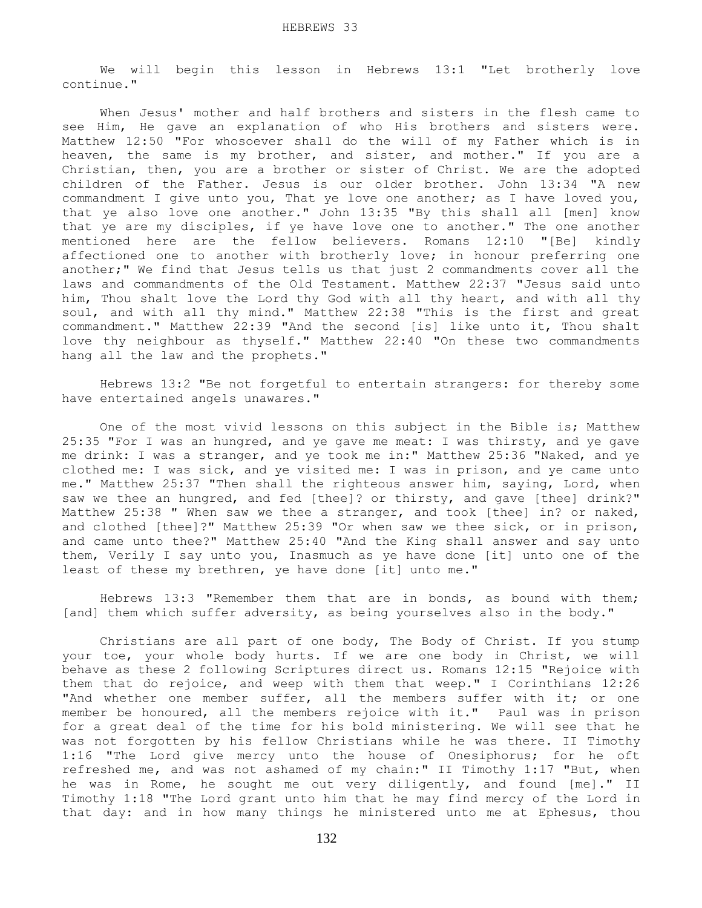# HEBREWS 33

We will begin this lesson in Hebrews 13:1 "Let brotherly love continue."

When Jesus' mother and half brothers and sisters in the flesh came to see Him, He gave an explanation of who His brothers and sisters were. Matthew 12:50 "For whosoever shall do the will of my Father which is in heaven, the same is my brother, and sister, and mother." If you are a Christian, then, you are a brother or sister of Christ. We are the adopted children of the Father. Jesus is our older brother. John 13:34 "A new commandment I give unto you, That ye love one another; as I have loved you, that ye also love one another." John 13:35 "By this shall all [men] know that ye are my disciples, if ye have love one to another." The one another mentioned here are the fellow believers. Romans 12:10 "[Be] kindly affectioned one to another with brotherly love; in honour preferring one another;" We find that Jesus tells us that just 2 commandments cover all the laws and commandments of the Old Testament. Matthew 22:37 "Jesus said unto him, Thou shalt love the Lord thy God with all thy heart, and with all thy soul, and with all thy mind." Matthew 22:38 "This is the first and great commandment." Matthew 22:39 "And the second [is] like unto it, Thou shalt love thy neighbour as thyself." Matthew 22:40 "On these two commandments hang all the law and the prophets."

Hebrews 13:2 "Be not forgetful to entertain strangers: for thereby some have entertained angels unawares."

One of the most vivid lessons on this subject in the Bible is; Matthew 25:35 "For I was an hungred, and ye gave me meat: I was thirsty, and ye gave me drink: I was a stranger, and ye took me in:" Matthew 25:36 "Naked, and ye clothed me: I was sick, and ye visited me: I was in prison, and ye came unto me." Matthew 25:37 "Then shall the righteous answer him, saying, Lord, when saw we thee an hungred, and fed [thee]? or thirsty, and gave [thee] drink?" Matthew 25:38 " When saw we thee a stranger, and took [thee] in? or naked, and clothed [thee]?" Matthew 25:39 "Or when saw we thee sick, or in prison, and came unto thee?" Matthew 25:40 "And the King shall answer and say unto them, Verily I say unto you, Inasmuch as ye have done [it] unto one of the least of these my brethren, ye have done [it] unto me."

Hebrews 13:3 "Remember them that are in bonds, as bound with them; [and] them which suffer adversity, as being yourselves also in the body."

Christians are all part of one body, The Body of Christ. If you stump your toe, your whole body hurts. If we are one body in Christ, we will behave as these 2 following Scriptures direct us. Romans 12:15 "Rejoice with them that do rejoice, and weep with them that weep." I Corinthians 12:26 "And whether one member suffer, all the members suffer with it; or one member be honoured, all the members rejoice with it." Paul was in prison for a great deal of the time for his bold ministering. We will see that he was not forgotten by his fellow Christians while he was there. II Timothy 1:16 "The Lord give mercy unto the house of Onesiphorus; for he oft refreshed me, and was not ashamed of my chain:" II Timothy 1:17 "But, when he was in Rome, he sought me out very diligently, and found [me]." II Timothy 1:18 "The Lord grant unto him that he may find mercy of the Lord in that day: and in how many things he ministered unto me at Ephesus, thou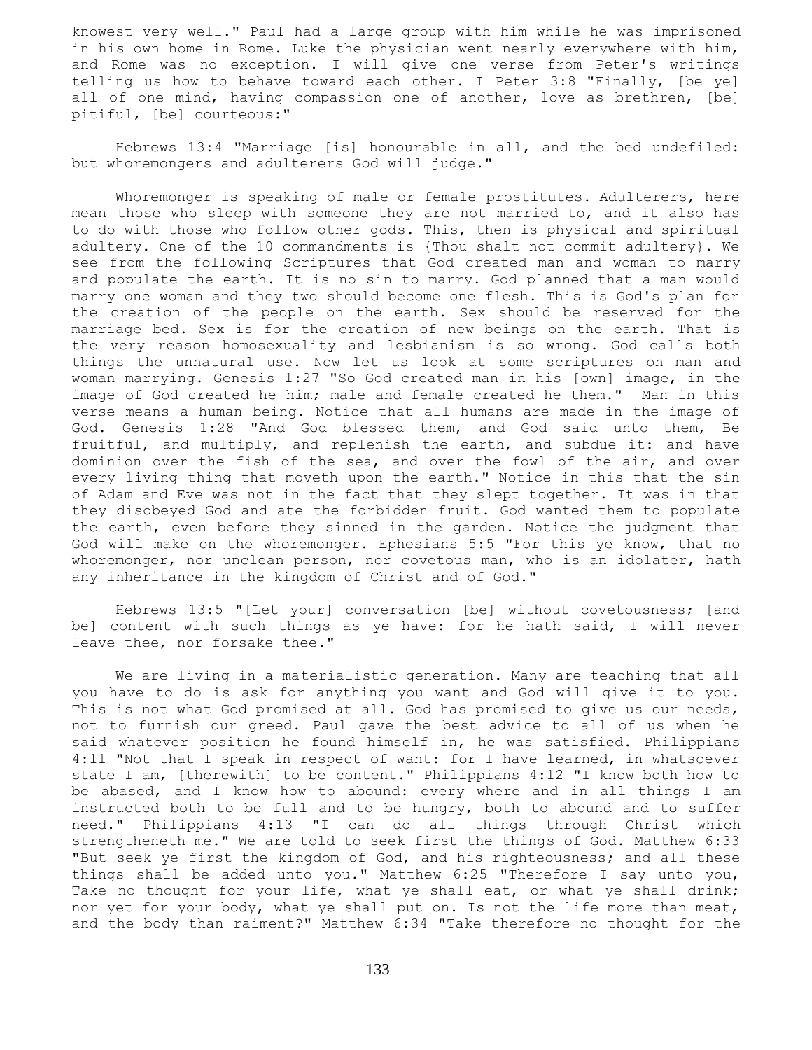knowest very well." Paul had a large group with him while he was imprisoned in his own home in Rome. Luke the physician went nearly everywhere with him, and Rome was no exception. I will give one verse from Peter's writings telling us how to behave toward each other. I Peter 3:8 "Finally, [be ye] all of one mind, having compassion one of another, love as brethren, [be] pitiful, [be] courteous:"

Hebrews 13:4 "Marriage [is] honourable in all, and the bed undefiled: but whoremongers and adulterers God will judge."

Whoremonger is speaking of male or female prostitutes. Adulterers, here mean those who sleep with someone they are not married to, and it also has to do with those who follow other gods. This, then is physical and spiritual adultery. One of the 10 commandments is {Thou shalt not commit adultery}. We see from the following Scriptures that God created man and woman to marry and populate the earth. It is no sin to marry. God planned that a man would marry one woman and they two should become one flesh. This is God's plan for the creation of the people on the earth. Sex should be reserved for the marriage bed. Sex is for the creation of new beings on the earth. That is the very reason homosexuality and lesbianism is so wrong. God calls both things the unnatural use. Now let us look at some scriptures on man and woman marrying. Genesis 1:27 "So God created man in his [own] image, in the image of God created he him; male and female created he them." Man in this verse means a human being. Notice that all humans are made in the image of God. Genesis 1:28 "And God blessed them, and God said unto them, Be fruitful, and multiply, and replenish the earth, and subdue it: and have dominion over the fish of the sea, and over the fowl of the air, and over every living thing that moveth upon the earth." Notice in this that the sin of Adam and Eve was not in the fact that they slept together. It was in that they disobeyed God and ate the forbidden fruit. God wanted them to populate the earth, even before they sinned in the garden. Notice the judgment that God will make on the whoremonger. Ephesians 5:5 "For this ye know, that no whoremonger, nor unclean person, nor covetous man, who is an idolater, hath any inheritance in the kingdom of Christ and of God."

Hebrews 13:5 "[Let your] conversation [be] without covetousness; [and be] content with such things as ye have: for he hath said, I will never leave thee, nor forsake thee."

We are living in a materialistic generation. Many are teaching that all you have to do is ask for anything you want and God will give it to you. This is not what God promised at all. God has promised to give us our needs, not to furnish our greed. Paul gave the best advice to all of us when he said whatever position he found himself in, he was satisfied. Philippians 4:11 "Not that I speak in respect of want: for I have learned, in whatsoever state I am, [therewith] to be content." Philippians 4:12 "I know both how to be abased, and I know how to abound: every where and in all things I am instructed both to be full and to be hungry, both to abound and to suffer need." Philippians 4:13 "I can do all things through Christ which strengtheneth me." We are told to seek first the things of God. Matthew 6:33 "But seek ye first the kingdom of God, and his righteousness; and all these things shall be added unto you." Matthew 6:25 "Therefore I say unto you, Take no thought for your life, what ye shall eat, or what ye shall drink; nor yet for your body, what ye shall put on. Is not the life more than meat, and the body than raiment?" Matthew 6:34 "Take therefore no thought for the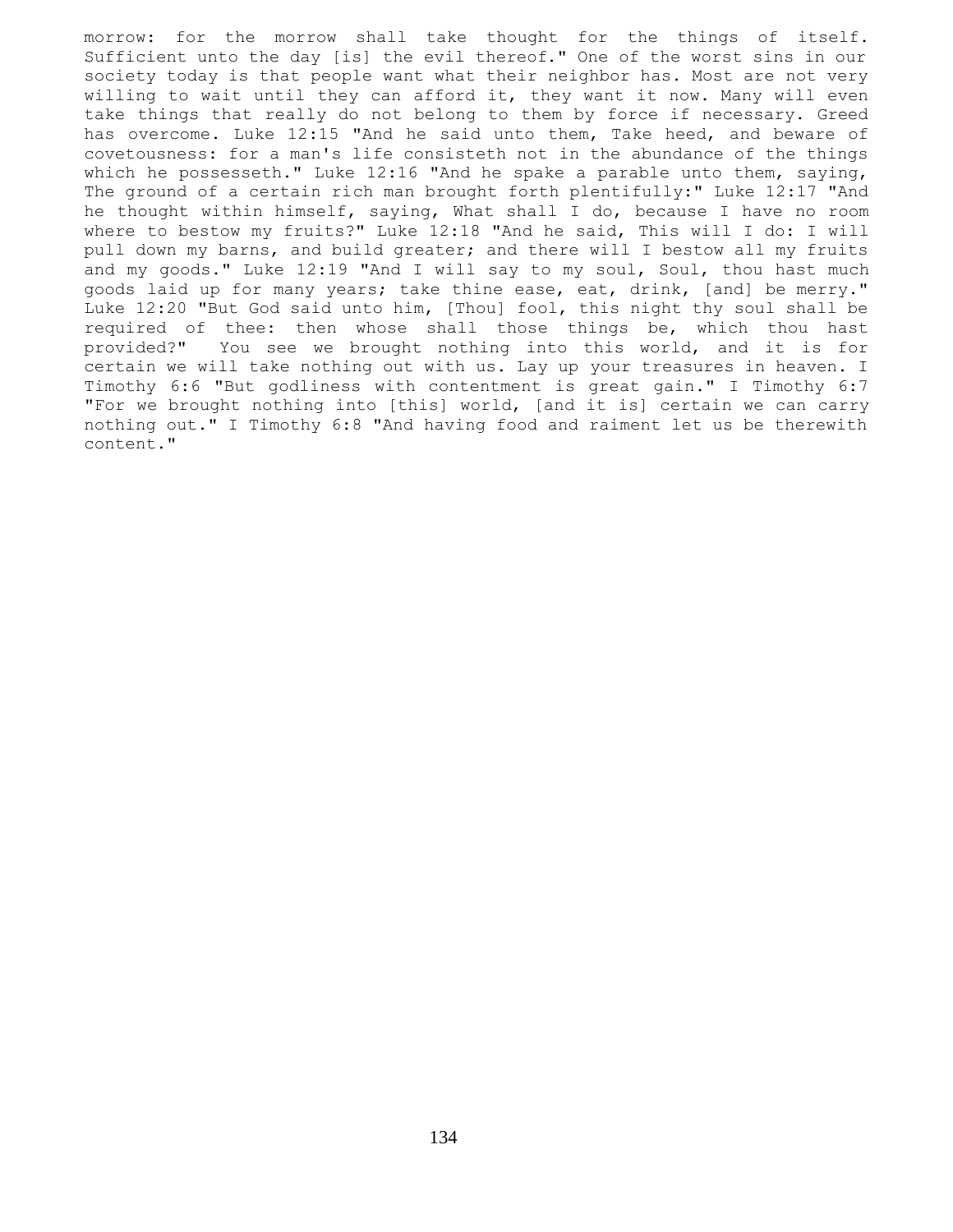morrow: for the morrow shall take thought for the things of itself. Sufficient unto the day [is] the evil thereof." One of the worst sins in our society today is that people want what their neighbor has. Most are not very willing to wait until they can afford it, they want it now. Many will even take things that really do not belong to them by force if necessary. Greed has overcome. Luke 12:15 "And he said unto them, Take heed, and beware of covetousness: for a man's life consisteth not in the abundance of the things which he possesseth." Luke 12:16 "And he spake a parable unto them, saying, The ground of a certain rich man brought forth plentifully:" Luke 12:17 "And he thought within himself, saying, What shall I do, because I have no room where to bestow my fruits?" Luke 12:18 "And he said, This will I do: I will pull down my barns, and build greater; and there will I bestow all my fruits and my goods." Luke 12:19 "And I will say to my soul, Soul, thou hast much goods laid up for many years; take thine ease, eat, drink, [and] be merry." Luke 12:20 "But God said unto him, [Thou] fool, this night thy soul shall be required of thee: then whose shall those things be, which thou hast provided?" You see we brought nothing into this world, and it is for certain we will take nothing out with us. Lay up your treasures in heaven. I Timothy 6:6 "But godliness with contentment is great gain." I Timothy 6:7 "For we brought nothing into [this] world, [and it is] certain we can carry nothing out." I Timothy 6:8 "And having food and raiment let us be therewith content."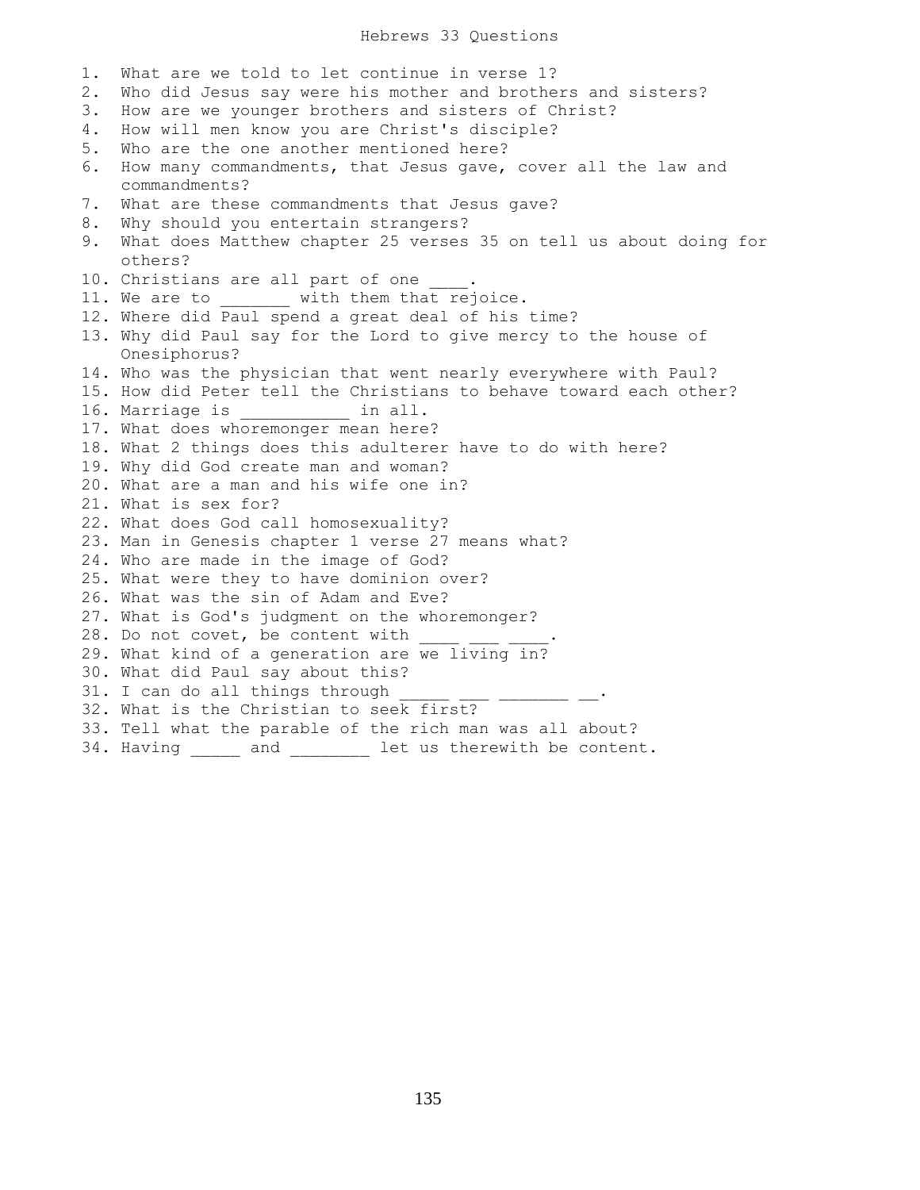# Hebrews 33 Questions

1. What are we told to let continue in verse 1?
2. Who did Jesus say were his mother and brothers and sisters?
3. How are we younger brothers and sisters of Christ?
4. How will men know you are Christ's disciple?
5. Who are the one another mentioned here?
6. How many commandments, that Jesus gave, cover all the law and commandments?
7. What are these commandments that Jesus gave?
8. Why should you entertain strangers?
9. What does Matthew chapter 25 verses 35 on tell us about doing for others?
10. Christians are all part of one ____.
11. We are to _______ with them that rejoice.
12. Where did Paul spend a great deal of his time?
13. Why did Paul say for the Lord to give mercy to the house of Onesiphorus?
14. Who was the physician that went nearly everywhere with Paul?
15. How did Peter tell the Christians to behave toward each other?
16. Marriage is ___________ in all.
17. What does whoremonger mean here?
18. What 2 things does this adulterer have to do with here?
19. Why did God create man and woman?
20. What are a man and his wife one in?
21. What is sex for?
22. What does God call homosexuality?
23. Man in Genesis chapter 1 verse 27 means what?
24. Who are made in the image of God?
25. What were they to have dominion over?
26. What was the sin of Adam and Eve?
27. What is God's judgment on the whoremonger?
28. Do not covet, be content with ____ ___ ____.
29. What kind of a generation are we living in?
30. What did Paul say about this?
31. I can do all things through _____ ___ _______ __.
32. What is the Christian to seek first?
33. Tell what the parable of the rich man was all about?
34. Having _____ and ________ let us therewith be content.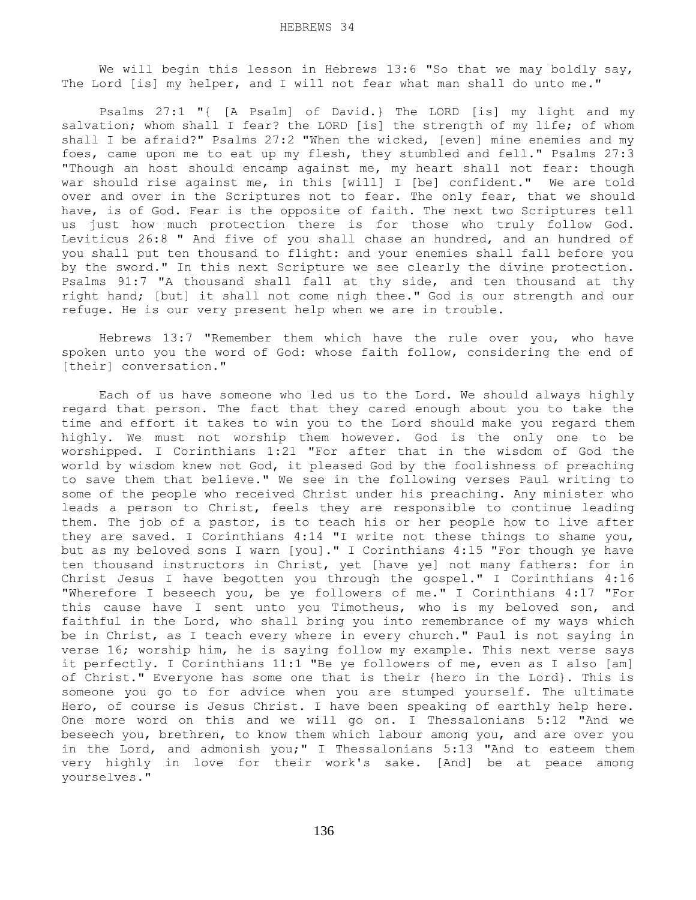HEBREWS 34

We will begin this lesson in Hebrews 13:6 "So that we may boldly say, The Lord [is] my helper, and I will not fear what man shall do unto me."

Psalms 27:1 "{ [A Psalm] of David.} The LORD [is] my light and my salvation; whom shall I fear? the LORD [is] the strength of my life; of whom shall I be afraid?" Psalms 27:2 "When the wicked, [even] mine enemies and my foes, came upon me to eat up my flesh, they stumbled and fell." Psalms 27:3 "Though an host should encamp against me, my heart shall not fear: though war should rise against me, in this [will] I [be] confident." We are told over and over in the Scriptures not to fear. The only fear, that we should have, is of God. Fear is the opposite of faith. The next two Scriptures tell us just how much protection there is for those who truly follow God. Leviticus 26:8 " And five of you shall chase an hundred, and an hundred of you shall put ten thousand to flight: and your enemies shall fall before you by the sword." In this next Scripture we see clearly the divine protection. Psalms 91:7 "A thousand shall fall at thy side, and ten thousand at thy right hand; [but] it shall not come nigh thee." God is our strength and our refuge. He is our very present help when we are in trouble.

Hebrews 13:7 "Remember them which have the rule over you, who have spoken unto you the word of God: whose faith follow, considering the end of [their] conversation."

Each of us have someone who led us to the Lord. We should always highly regard that person. The fact that they cared enough about you to take the time and effort it takes to win you to the Lord should make you regard them highly. We must not worship them however. God is the only one to be worshipped. I Corinthians 1:21 "For after that in the wisdom of God the world by wisdom knew not God, it pleased God by the foolishness of preaching to save them that believe." We see in the following verses Paul writing to some of the people who received Christ under his preaching. Any minister who leads a person to Christ, feels they are responsible to continue leading them. The job of a pastor, is to teach his or her people how to live after they are saved. I Corinthians 4:14 "I write not these things to shame you, but as my beloved sons I warn [you]." I Corinthians 4:15 "For though ye have ten thousand instructors in Christ, yet [have ye] not many fathers: for in Christ Jesus I have begotten you through the gospel." I Corinthians 4:16 "Wherefore I beseech you, be ye followers of me." I Corinthians 4:17 "For this cause have I sent unto you Timotheus, who is my beloved son, and faithful in the Lord, who shall bring you into remembrance of my ways which be in Christ, as I teach every where in every church." Paul is not saying in verse 16; worship him, he is saying follow my example. This next verse says it perfectly. I Corinthians 11:1 "Be ye followers of me, even as I also [am] of Christ." Everyone has some one that is their {hero in the Lord}. This is someone you go to for advice when you are stumped yourself. The ultimate Hero, of course is Jesus Christ. I have been speaking of earthly help here. One more word on this and we will go on. I Thessalonians 5:12 "And we beseech you, brethren, to know them which labour among you, and are over you in the Lord, and admonish you;" I Thessalonians 5:13 "And to esteem them very highly in love for their work's sake. [And] be at peace among yourselves."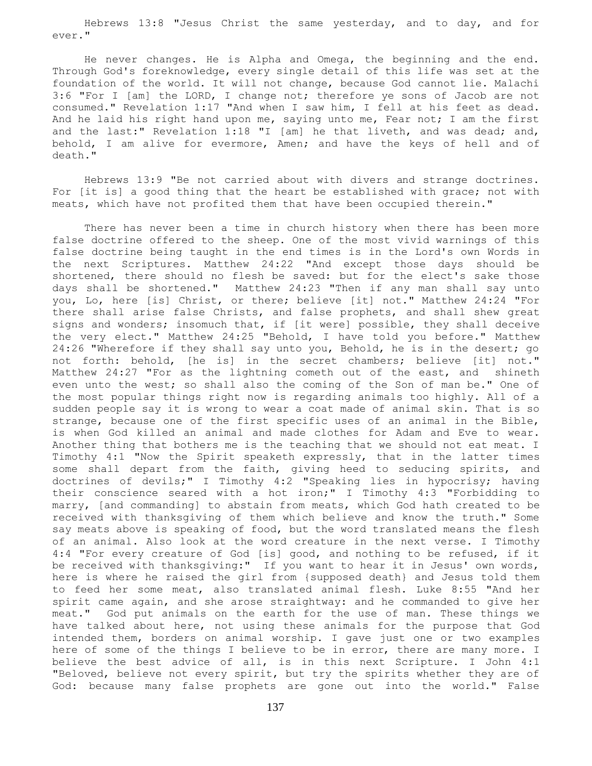Hebrews 13:8 "Jesus Christ the same yesterday, and to day, and for ever."

He never changes. He is Alpha and Omega, the beginning and the end. Through God's foreknowledge, every single detail of this life was set at the foundation of the world. It will not change, because God cannot lie. Malachi 3:6 "For I [am] the LORD, I change not; therefore ye sons of Jacob are not consumed." Revelation 1:17 "And when I saw him, I fell at his feet as dead. And he laid his right hand upon me, saying unto me, Fear not; I am the first and the last:" Revelation 1:18 "I [am] he that liveth, and was dead; and, behold, I am alive for evermore, Amen; and have the keys of hell and of death."

Hebrews 13:9 "Be not carried about with divers and strange doctrines. For [it is] a good thing that the heart be established with grace; not with meats, which have not profited them that have been occupied therein."

There has never been a time in church history when there has been more false doctrine offered to the sheep. One of the most vivid warnings of this false doctrine being taught in the end times is in the Lord's own Words in the next Scriptures. Matthew 24:22 "And except those days should be shortened, there should no flesh be saved: but for the elect's sake those days shall be shortened." Matthew 24:23 "Then if any man shall say unto you, Lo, here [is] Christ, or there; believe [it] not." Matthew 24:24 "For there shall arise false Christs, and false prophets, and shall shew great signs and wonders; insomuch that, if [it were] possible, they shall deceive the very elect." Matthew 24:25 "Behold, I have told you before." Matthew 24:26 "Wherefore if they shall say unto you, Behold, he is in the desert; go not forth: behold, [he is] in the secret chambers; believe [it] not." Matthew 24:27 "For as the lightning cometh out of the east, and shineth even unto the west; so shall also the coming of the Son of man be." One of the most popular things right now is regarding animals too highly. All of a sudden people say it is wrong to wear a coat made of animal skin. That is so strange, because one of the first specific uses of an animal in the Bible, is when God killed an animal and made clothes for Adam and Eve to wear. Another thing that bothers me is the teaching that we should not eat meat. I Timothy 4:1 "Now the Spirit speaketh expressly, that in the latter times some shall depart from the faith, giving heed to seducing spirits, and doctrines of devils;" I Timothy 4:2 "Speaking lies in hypocrisy; having their conscience seared with a hot iron;" I Timothy 4:3 "Forbidding to marry, [and commanding] to abstain from meats, which God hath created to be received with thanksgiving of them which believe and know the truth." Some say meats above is speaking of food, but the word translated means the flesh of an animal. Also look at the word creature in the next verse. I Timothy 4:4 "For every creature of God [is] good, and nothing to be refused, if it be received with thanksgiving:" If you want to hear it in Jesus' own words, here is where he raised the girl from {supposed death} and Jesus told them to feed her some meat, also translated animal flesh. Luke 8:55 "And her spirit came again, and she arose straightway: and he commanded to give her meat." God put animals on the earth for the use of man. These things we have talked about here, not using these animals for the purpose that God intended them, borders on animal worship. I gave just one or two examples here of some of the things I believe to be in error, there are many more. I believe the best advice of all, is in this next Scripture. I John 4:1 "Beloved, believe not every spirit, but try the spirits whether they are of God: because many false prophets are gone out into the world." False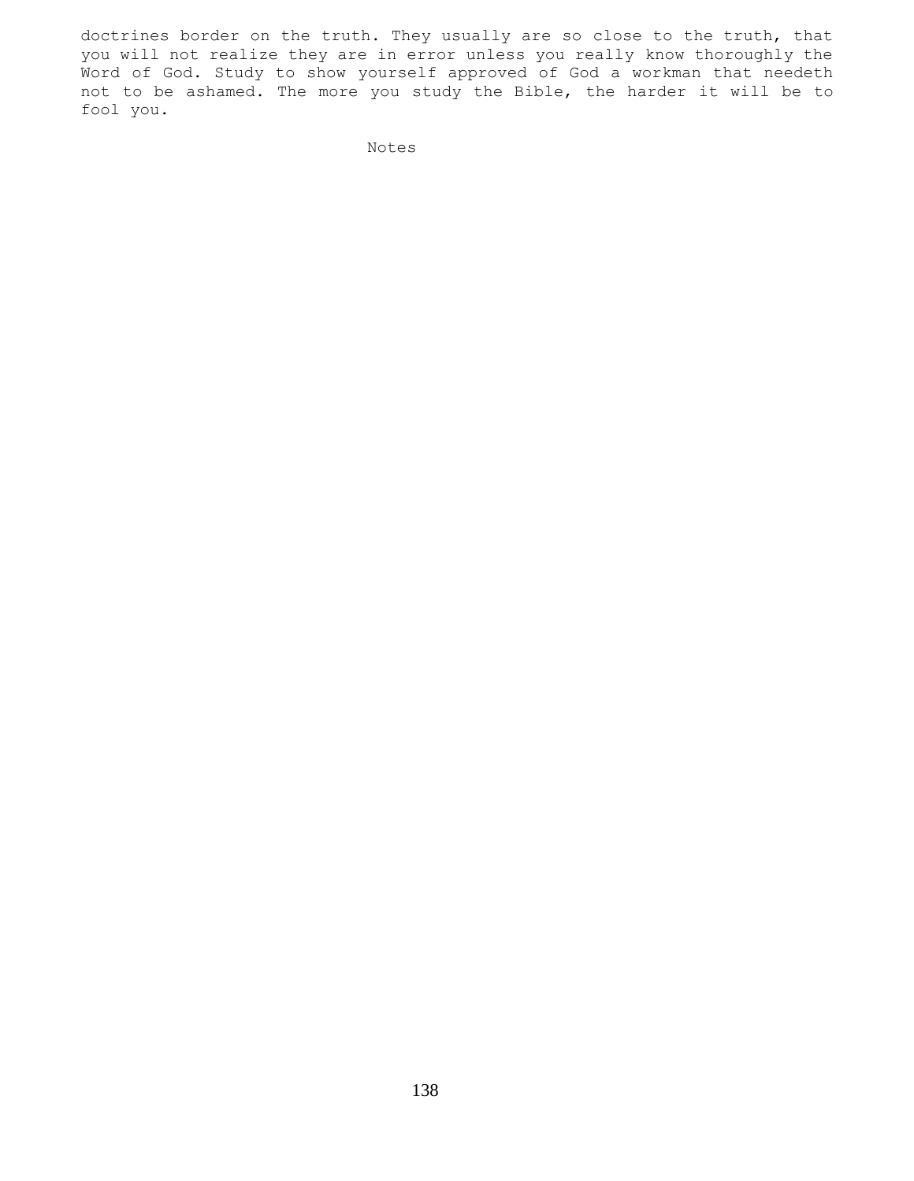doctrines border on the truth. They usually are so close to the truth, that you will not realize they are in error unless you really know thoroughly the Word of God. Study to show yourself approved of God a workman that needeth not to be ashamed. The more you study the Bible, the harder it will be to fool you.

Notes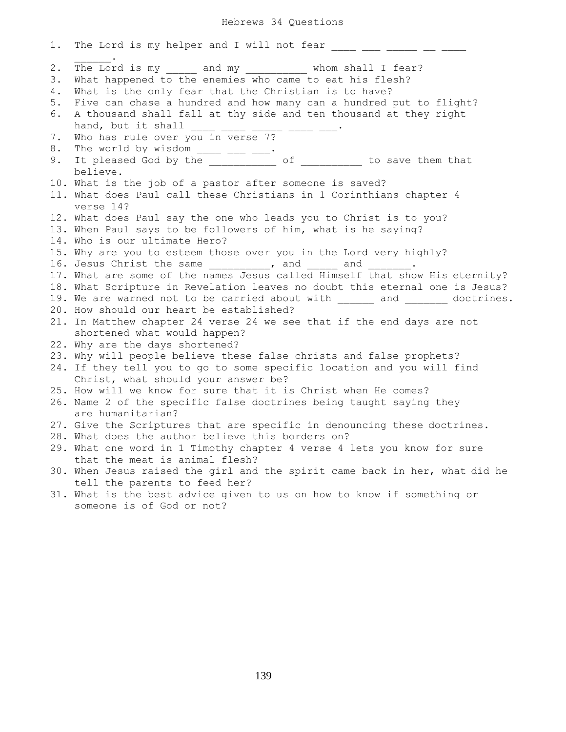# Hebrews 34 Questions

1. The Lord is my helper and I will not fear ____ ___ _____ __ ____ ______.
2. The Lord is my _____ and my __________ whom shall I fear?
3. What happened to the enemies who came to eat his flesh?
4. What is the only fear that the Christian is to have?
5. Five can chase a hundred and how many can a hundred put to flight?
6. A thousand shall fall at thy side and ten thousand at they right hand, but it shall ____ ____ _____ ____ ___.
7. Who has rule over you in verse 7?
8. The world by wisdom ____ ___ ___.
9. It pleased God by the ___________ of __________ to save them that believe.
10. What is the job of a pastor after someone is saved?
11. What does Paul call these Christians in 1 Corinthians chapter 4 verse 14?
12. What does Paul say the one who leads you to Christ is to you?
13. When Paul says to be followers of him, what is he saying?
14. Who is our ultimate Hero?
15. Why are you to esteem those over you in the Lord very highly?
16. Jesus Christ the same __________, and _____ and _______.
17. What are some of the names Jesus called Himself that show His eternity?
18. What Scripture in Revelation leaves no doubt this eternal one is Jesus?
19. We are warned not to be carried about with ______ and _______ doctrines.
20. How should our heart be established?
21. In Matthew chapter 24 verse 24 we see that if the end days are not shortened what would happen?
22. Why are the days shortened?
23. Why will people believe these false christs and false prophets?
24. If they tell you to go to some specific location and you will find Christ, what should your answer be?
25. How will we know for sure that it is Christ when He comes?
26. Name 2 of the specific false doctrines being taught saying they are humanitarian?
27. Give the Scriptures that are specific in denouncing these doctrines.
28. What does the author believe this borders on?
29. What one word in 1 Timothy chapter 4 verse 4 lets you know for sure that the meat is animal flesh?
30. When Jesus raised the girl and the spirit came back in her, what did he tell the parents to feed her?
31. What is the best advice given to us on how to know if something or someone is of God or not?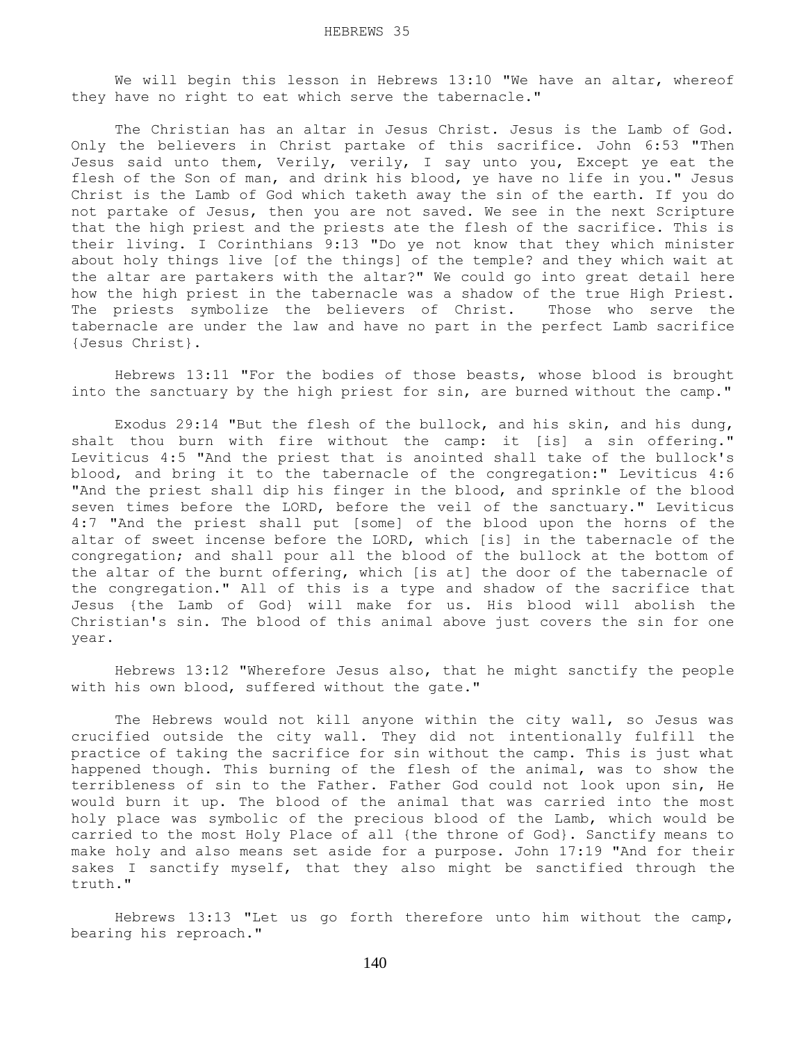We will begin this lesson in Hebrews 13:10 "We have an altar, whereof they have no right to eat which serve the tabernacle."

The Christian has an altar in Jesus Christ. Jesus is the Lamb of God. Only the believers in Christ partake of this sacrifice. John 6:53 "Then Jesus said unto them, Verily, verily, I say unto you, Except ye eat the flesh of the Son of man, and drink his blood, ye have no life in you." Jesus Christ is the Lamb of God which taketh away the sin of the earth. If you do not partake of Jesus, then you are not saved. We see in the next Scripture that the high priest and the priests ate the flesh of the sacrifice. This is their living. I Corinthians 9:13 "Do ye not know that they which minister about holy things live [of the things] of the temple? and they which wait at the altar are partakers with the altar?" We could go into great detail here how the high priest in the tabernacle was a shadow of the true High Priest. The priests symbolize the believers of Christ. Those who serve the tabernacle are under the law and have no part in the perfect Lamb sacrifice {Jesus Christ}.

Hebrews 13:11 "For the bodies of those beasts, whose blood is brought into the sanctuary by the high priest for sin, are burned without the camp."

Exodus 29:14 "But the flesh of the bullock, and his skin, and his dung, shalt thou burn with fire without the camp: it [is] a sin offering." Leviticus 4:5 "And the priest that is anointed shall take of the bullock's blood, and bring it to the tabernacle of the congregation:" Leviticus 4:6 "And the priest shall dip his finger in the blood, and sprinkle of the blood seven times before the LORD, before the veil of the sanctuary." Leviticus 4:7 "And the priest shall put [some] of the blood upon the horns of the altar of sweet incense before the LORD, which [is] in the tabernacle of the congregation; and shall pour all the blood of the bullock at the bottom of the altar of the burnt offering, which [is at] the door of the tabernacle of the congregation." All of this is a type and shadow of the sacrifice that Jesus {the Lamb of God} will make for us. His blood will abolish the Christian's sin. The blood of this animal above just covers the sin for one year.

Hebrews 13:12 "Wherefore Jesus also, that he might sanctify the people with his own blood, suffered without the gate."

The Hebrews would not kill anyone within the city wall, so Jesus was crucified outside the city wall. They did not intentionally fulfill the practice of taking the sacrifice for sin without the camp. This is just what happened though. This burning of the flesh of the animal, was to show the terribleness of sin to the Father. Father God could not look upon sin, He would burn it up. The blood of the animal that was carried into the most holy place was symbolic of the precious blood of the Lamb, which would be carried to the most Holy Place of all {the throne of God}. Sanctify means to make holy and also means set aside for a purpose. John 17:19 "And for their sakes I sanctify myself, that they also might be sanctified through the truth."

Hebrews 13:13 "Let us go forth therefore unto him without the camp, bearing his reproach."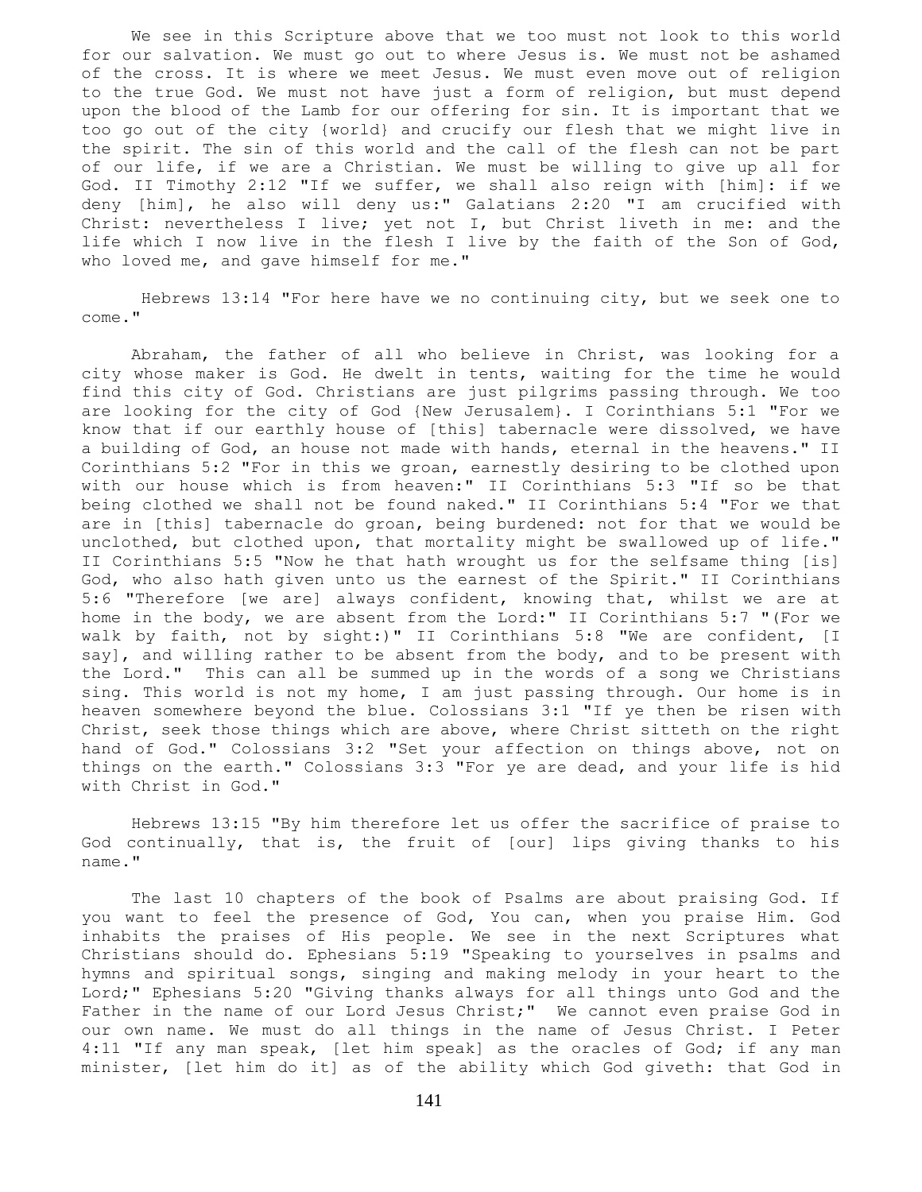We see in this Scripture above that we too must not look to this world for our salvation. We must go out to where Jesus is. We must not be ashamed of the cross. It is where we meet Jesus. We must even move out of religion to the true God. We must not have just a form of religion, but must depend upon the blood of the Lamb for our offering for sin. It is important that we too go out of the city {world} and crucify our flesh that we might live in the spirit. The sin of this world and the call of the flesh can not be part of our life, if we are a Christian. We must be willing to give up all for God. II Timothy 2:12 "If we suffer, we shall also reign with [him]: if we deny [him], he also will deny us:" Galatians 2:20 "I am crucified with Christ: nevertheless I live; yet not I, but Christ liveth in me: and the life which I now live in the flesh I live by the faith of the Son of God, who loved me, and gave himself for me."

Hebrews 13:14 "For here have we no continuing city, but we seek one to come."

Abraham, the father of all who believe in Christ, was looking for a city whose maker is God. He dwelt in tents, waiting for the time he would find this city of God. Christians are just pilgrims passing through. We too are looking for the city of God {New Jerusalem}. I Corinthians 5:1 "For we know that if our earthly house of [this] tabernacle were dissolved, we have a building of God, an house not made with hands, eternal in the heavens." II Corinthians 5:2 "For in this we groan, earnestly desiring to be clothed upon with our house which is from heaven:" II Corinthians 5:3 "If so be that being clothed we shall not be found naked." II Corinthians 5:4 "For we that are in [this] tabernacle do groan, being burdened: not for that we would be unclothed, but clothed upon, that mortality might be swallowed up of life." II Corinthians 5:5 "Now he that hath wrought us for the selfsame thing [is] God, who also hath given unto us the earnest of the Spirit." II Corinthians 5:6 "Therefore [we are] always confident, knowing that, whilst we are at home in the body, we are absent from the Lord:" II Corinthians 5:7 "(For we walk by faith, not by sight:)" II Corinthians 5:8 "We are confident, [I say], and willing rather to be absent from the body, and to be present with the Lord." This can all be summed up in the words of a song we Christians sing. This world is not my home, I am just passing through. Our home is in heaven somewhere beyond the blue. Colossians 3:1 "If ye then be risen with Christ, seek those things which are above, where Christ sitteth on the right hand of God." Colossians 3:2 "Set your affection on things above, not on things on the earth." Colossians 3:3 "For ye are dead, and your life is hid with Christ in God."

Hebrews 13:15 "By him therefore let us offer the sacrifice of praise to God continually, that is, the fruit of [our] lips giving thanks to his name."

The last 10 chapters of the book of Psalms are about praising God. If you want to feel the presence of God, You can, when you praise Him. God inhabits the praises of His people. We see in the next Scriptures what Christians should do. Ephesians 5:19 "Speaking to yourselves in psalms and hymns and spiritual songs, singing and making melody in your heart to the Lord;" Ephesians 5:20 "Giving thanks always for all things unto God and the Father in the name of our Lord Jesus Christ;" We cannot even praise God in our own name. We must do all things in the name of Jesus Christ. I Peter 4:11 "If any man speak, [let him speak] as the oracles of God; if any man minister, [let him do it] as of the ability which God giveth: that God in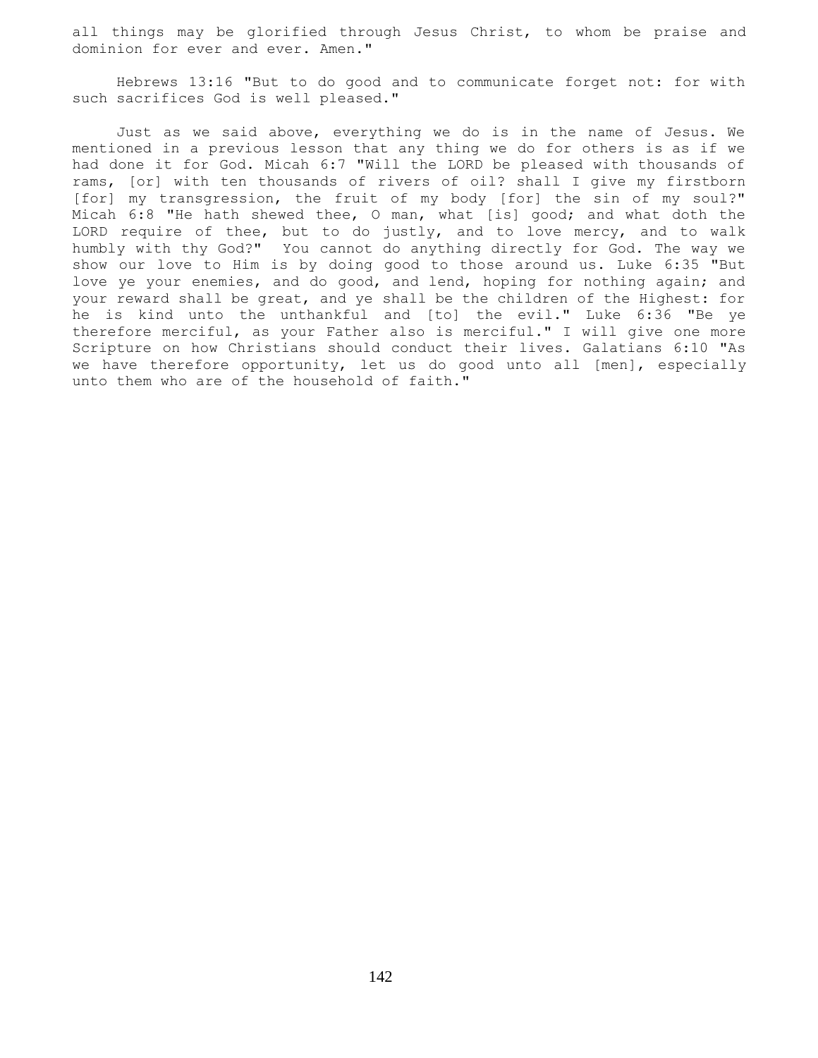all things may be glorified through Jesus Christ, to whom be praise and dominion for ever and ever. Amen."

Hebrews 13:16 "But to do good and to communicate forget not: for with such sacrifices God is well pleased."

Just as we said above, everything we do is in the name of Jesus. We mentioned in a previous lesson that any thing we do for others is as if we had done it for God. Micah 6:7 "Will the LORD be pleased with thousands of rams, [or] with ten thousands of rivers of oil? shall I give my firstborn [for] my transgression, the fruit of my body [for] the sin of my soul?" Micah 6:8 "He hath shewed thee, O man, what [is] good; and what doth the LORD require of thee, but to do justly, and to love mercy, and to walk humbly with thy God?" You cannot do anything directly for God. The way we show our love to Him is by doing good to those around us. Luke 6:35 "But love ye your enemies, and do good, and lend, hoping for nothing again; and your reward shall be great, and ye shall be the children of the Highest: for he is kind unto the unthankful and [to] the evil." Luke 6:36 "Be ye therefore merciful, as your Father also is merciful." I will give one more Scripture on how Christians should conduct their lives. Galatians 6:10 "As we have therefore opportunity, let us do good unto all [men], especially unto them who are of the household of faith."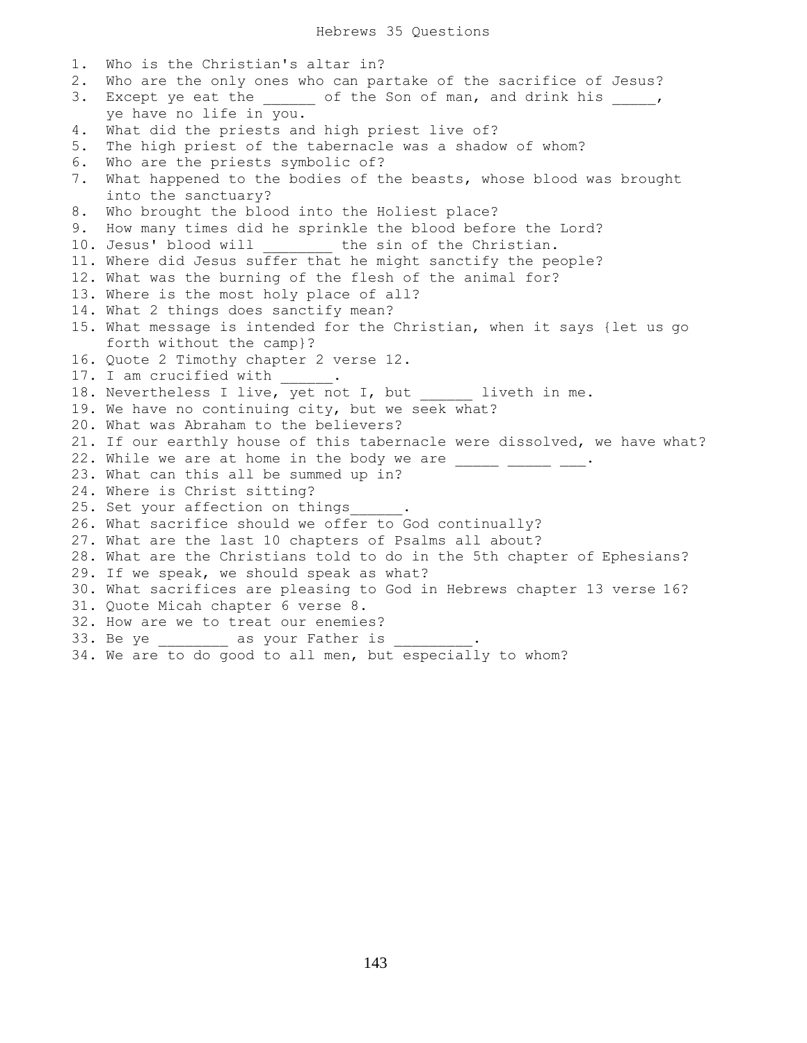# Hebrews 35 Questions

1. Who is the Christian's altar in?
2. Who are the only ones who can partake of the sacrifice of Jesus?
3. Except ye eat the ______ of the Son of man, and drink his _____, ye have no life in you.
4. What did the priests and high priest live of?
5. The high priest of the tabernacle was a shadow of whom?
6. Who are the priests symbolic of?
7. What happened to the bodies of the beasts, whose blood was brought into the sanctuary?
8. Who brought the blood into the Holiest place?
9. How many times did he sprinkle the blood before the Lord?
10. Jesus' blood will ________ the sin of the Christian.
11. Where did Jesus suffer that he might sanctify the people?
12. What was the burning of the flesh of the animal for?
13. Where is the most holy place of all?
14. What 2 things does sanctify mean?
15. What message is intended for the Christian, when it says {let us go forth without the camp}?
16. Quote 2 Timothy chapter 2 verse 12.
17. I am crucified with ______.
18. Nevertheless I live, yet not I, but ______ liveth in me.
19. We have no continuing city, but we seek what?
20. What was Abraham to the believers?
21. If our earthly house of this tabernacle were dissolved, we have what?
22. While we are at home in the body we are _____ _____ ___.
23. What can this all be summed up in?
24. Where is Christ sitting?
25. Set your affection on things______.
26. What sacrifice should we offer to God continually?
27. What are the last 10 chapters of Psalms all about?
28. What are the Christians told to do in the 5th chapter of Ephesians?
29. If we speak, we should speak as what?
30. What sacrifices are pleasing to God in Hebrews chapter 13 verse 16?
31. Quote Micah chapter 6 verse 8.
32. How are we to treat our enemies?
33. Be ye ________ as your Father is _________.
34. We are to do good to all men, but especially to whom?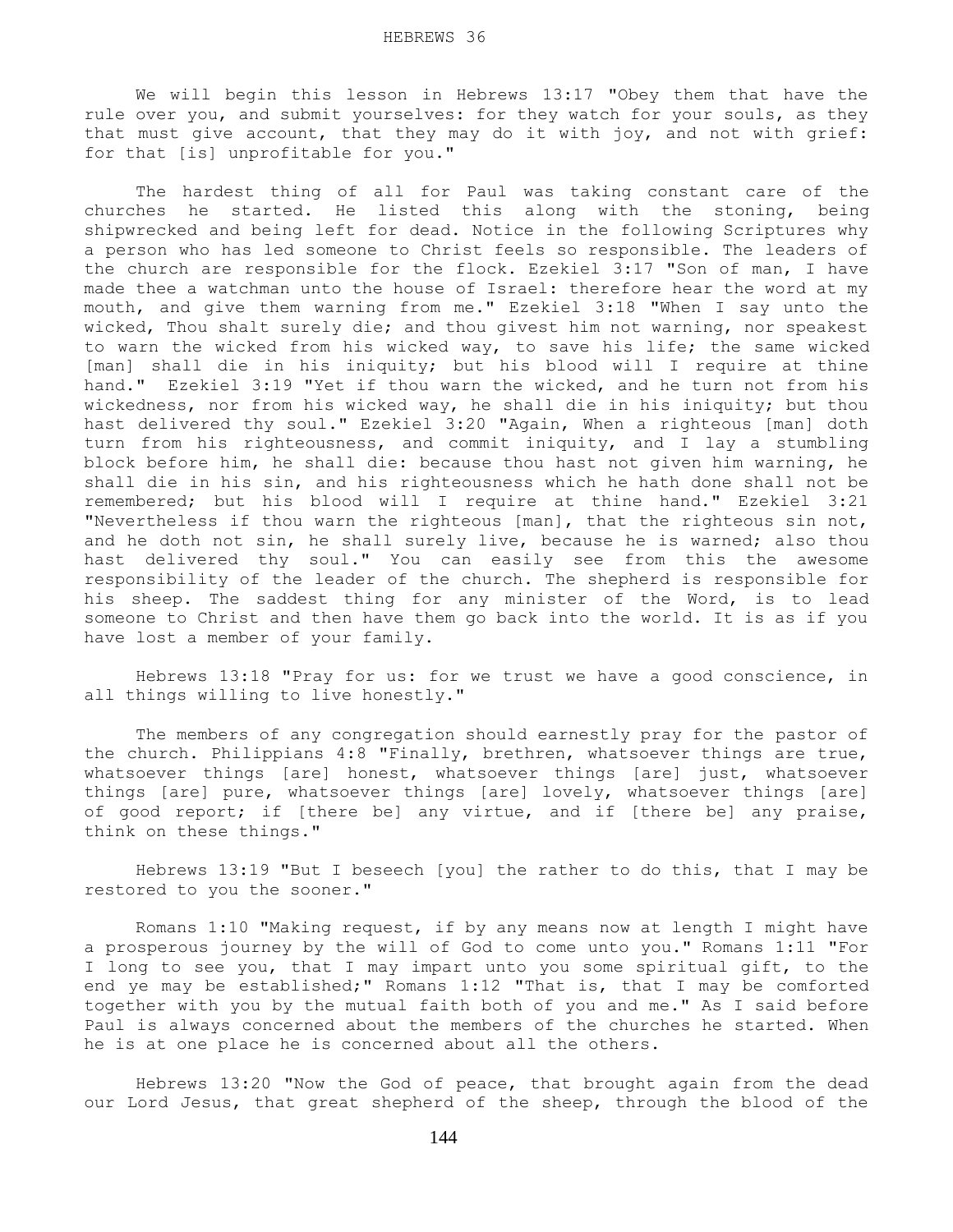We will begin this lesson in Hebrews 13:17 "Obey them that have the rule over you, and submit yourselves: for they watch for your souls, as they that must give account, that they may do it with joy, and not with grief: for that [is] unprofitable for you."

The hardest thing of all for Paul was taking constant care of the churches he started. He listed this along with the stoning, being shipwrecked and being left for dead. Notice in the following Scriptures why a person who has led someone to Christ feels so responsible. The leaders of the church are responsible for the flock. Ezekiel 3:17 "Son of man, I have made thee a watchman unto the house of Israel: therefore hear the word at my mouth, and give them warning from me." Ezekiel 3:18 "When I say unto the wicked, Thou shalt surely die; and thou givest him not warning, nor speakest to warn the wicked from his wicked way, to save his life; the same wicked [man] shall die in his iniquity; but his blood will I require at thine hand." Ezekiel 3:19 "Yet if thou warn the wicked, and he turn not from his wickedness, nor from his wicked way, he shall die in his iniquity; but thou hast delivered thy soul." Ezekiel 3:20 "Again, When a righteous [man] doth turn from his righteousness, and commit iniquity, and I lay a stumbling block before him, he shall die: because thou hast not given him warning, he shall die in his sin, and his righteousness which he hath done shall not be remembered; but his blood will I require at thine hand." Ezekiel 3:21 "Nevertheless if thou warn the righteous [man], that the righteous sin not, and he doth not sin, he shall surely live, because he is warned; also thou hast delivered thy soul." You can easily see from this the awesome responsibility of the leader of the church. The shepherd is responsible for his sheep. The saddest thing for any minister of the Word, is to lead someone to Christ and then have them go back into the world. It is as if you have lost a member of your family.

Hebrews 13:18 "Pray for us: for we trust we have a good conscience, in all things willing to live honestly."

The members of any congregation should earnestly pray for the pastor of the church. Philippians 4:8 "Finally, brethren, whatsoever things are true, whatsoever things [are] honest, whatsoever things [are] just, whatsoever things [are] pure, whatsoever things [are] lovely, whatsoever things [are] of good report; if [there be] any virtue, and if [there be] any praise, think on these things."

Hebrews 13:19 "But I beseech [you] the rather to do this, that I may be restored to you the sooner."

Romans 1:10 "Making request, if by any means now at length I might have a prosperous journey by the will of God to come unto you." Romans 1:11 "For I long to see you, that I may impart unto you some spiritual gift, to the end ye may be established;" Romans 1:12 "That is, that I may be comforted together with you by the mutual faith both of you and me." As I said before Paul is always concerned about the members of the churches he started. When he is at one place he is concerned about all the others.

Hebrews 13:20 "Now the God of peace, that brought again from the dead our Lord Jesus, that great shepherd of the sheep, through the blood of the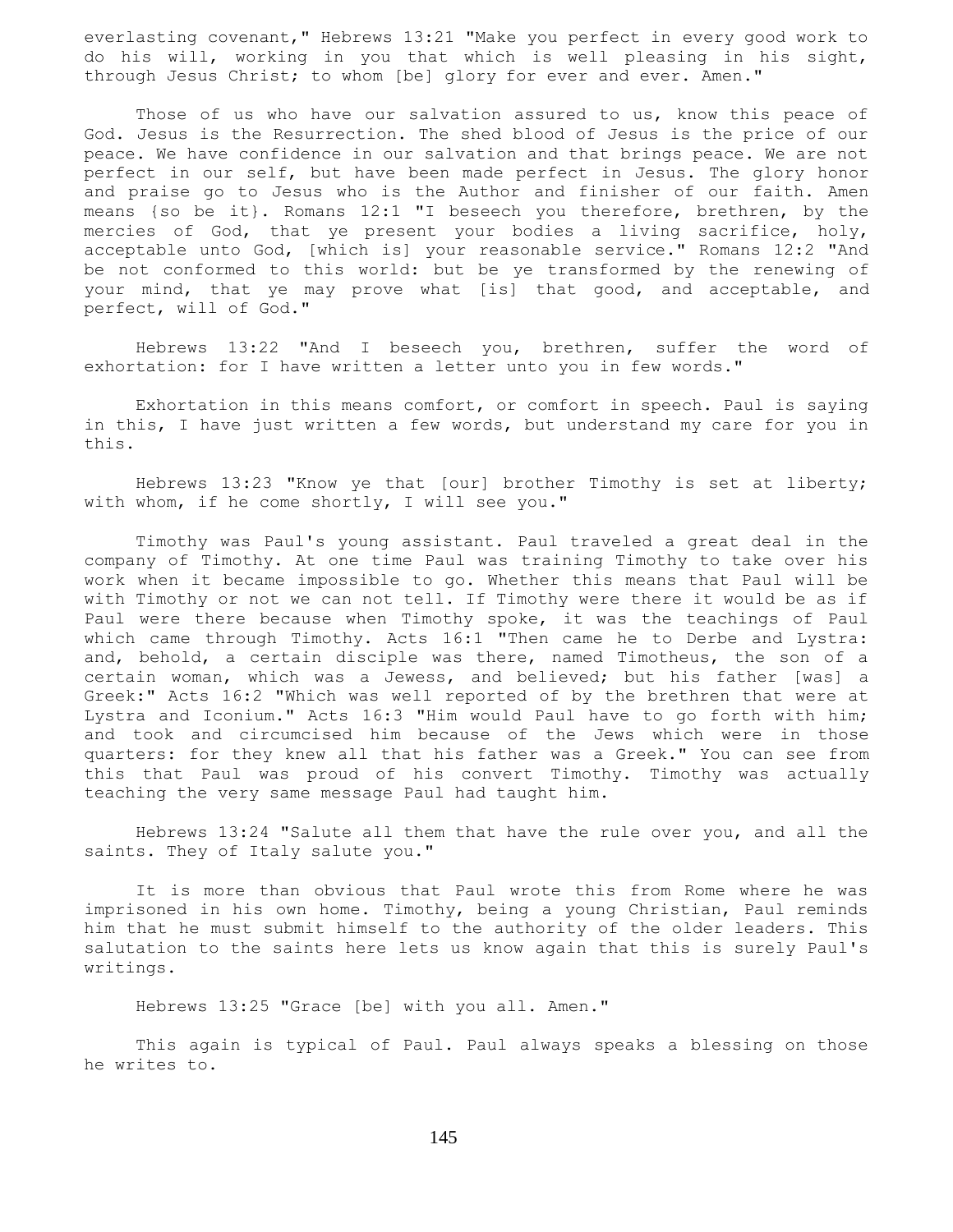everlasting covenant," Hebrews 13:21 "Make you perfect in every good work to do his will, working in you that which is well pleasing in his sight, through Jesus Christ; to whom [be] glory for ever and ever. Amen."

Those of us who have our salvation assured to us, know this peace of God. Jesus is the Resurrection. The shed blood of Jesus is the price of our peace. We have confidence in our salvation and that brings peace. We are not perfect in our self, but have been made perfect in Jesus. The glory honor and praise go to Jesus who is the Author and finisher of our faith. Amen means {so be it}. Romans 12:1 "I beseech you therefore, brethren, by the mercies of God, that ye present your bodies a living sacrifice, holy, acceptable unto God, [which is] your reasonable service." Romans 12:2 "And be not conformed to this world: but be ye transformed by the renewing of your mind, that ye may prove what [is] that good, and acceptable, and perfect, will of God."

Hebrews 13:22 "And I beseech you, brethren, suffer the word of exhortation: for I have written a letter unto you in few words."

Exhortation in this means comfort, or comfort in speech. Paul is saying in this, I have just written a few words, but understand my care for you in this.

Hebrews 13:23 "Know ye that [our] brother Timothy is set at liberty; with whom, if he come shortly, I will see you."

Timothy was Paul's young assistant. Paul traveled a great deal in the company of Timothy. At one time Paul was training Timothy to take over his work when it became impossible to go. Whether this means that Paul will be with Timothy or not we can not tell. If Timothy were there it would be as if Paul were there because when Timothy spoke, it was the teachings of Paul which came through Timothy. Acts 16:1 "Then came he to Derbe and Lystra: and, behold, a certain disciple was there, named Timotheus, the son of a certain woman, which was a Jewess, and believed; but his father [was] a Greek:" Acts 16:2 "Which was well reported of by the brethren that were at Lystra and Iconium." Acts 16:3 "Him would Paul have to go forth with him; and took and circumcised him because of the Jews which were in those quarters: for they knew all that his father was a Greek." You can see from this that Paul was proud of his convert Timothy. Timothy was actually teaching the very same message Paul had taught him.

Hebrews 13:24 "Salute all them that have the rule over you, and all the saints. They of Italy salute you."

It is more than obvious that Paul wrote this from Rome where he was imprisoned in his own home. Timothy, being a young Christian, Paul reminds him that he must submit himself to the authority of the older leaders. This salutation to the saints here lets us know again that this is surely Paul's writings.

Hebrews 13:25 "Grace [be] with you all. Amen."

This again is typical of Paul. Paul always speaks a blessing on those he writes to.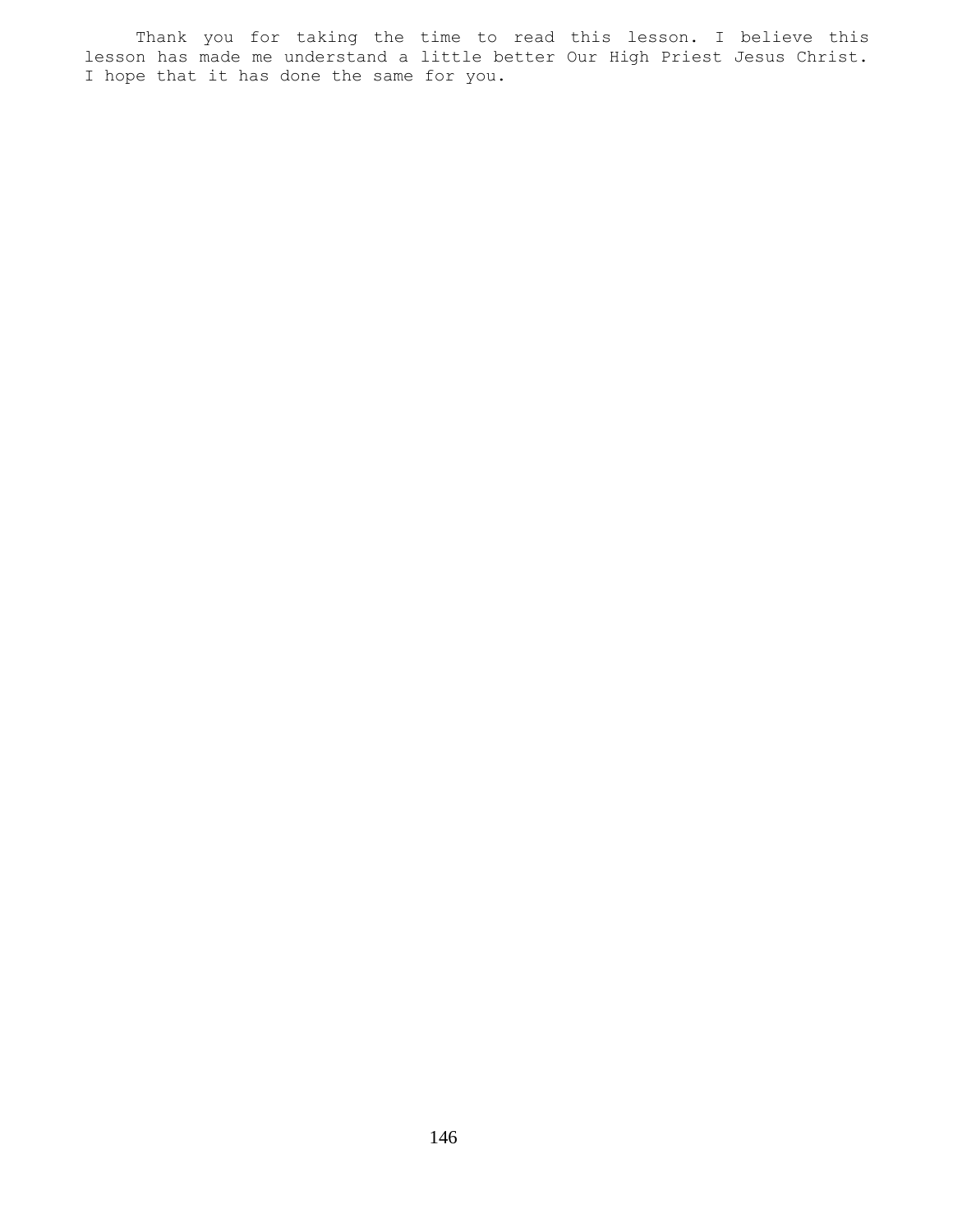Thank you for taking the time to read this lesson. I believe this lesson has made me understand a little better Our High Priest Jesus Christ. I hope that it has done the same for you.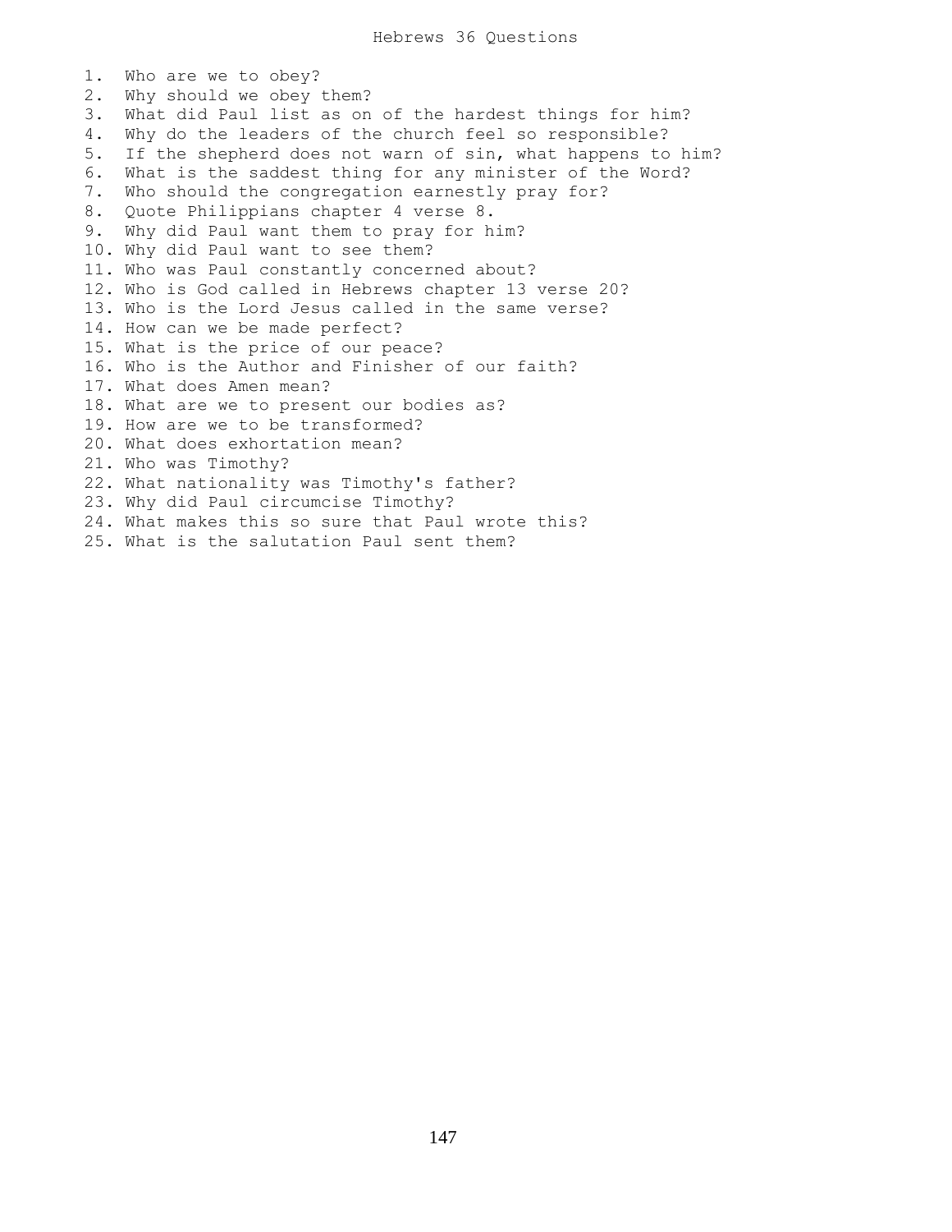# Hebrews 36 Questions

1. Who are we to obey?
2. Why should we obey them?
3. What did Paul list as on of the hardest things for him?
4. Why do the leaders of the church feel so responsible?
5. If the shepherd does not warn of sin, what happens to him?
6. What is the saddest thing for any minister of the Word?
7. Who should the congregation earnestly pray for?
8. Quote Philippians chapter 4 verse 8.
9. Why did Paul want them to pray for him?
10. Why did Paul want to see them?
11. Who was Paul constantly concerned about?
12. Who is God called in Hebrews chapter 13 verse 20?
13. Who is the Lord Jesus called in the same verse?
14. How can we be made perfect?
15. What is the price of our peace?
16. Who is the Author and Finisher of our faith?
17. What does Amen mean?
18. What are we to present our bodies as?
19. How are we to be transformed?
20. What does exhortation mean?
21. Who was Timothy?
22. What nationality was Timothy's father?
23. Why did Paul circumcise Timothy?
24. What makes this so sure that Paul wrote this?
25. What is the salutation Paul sent them?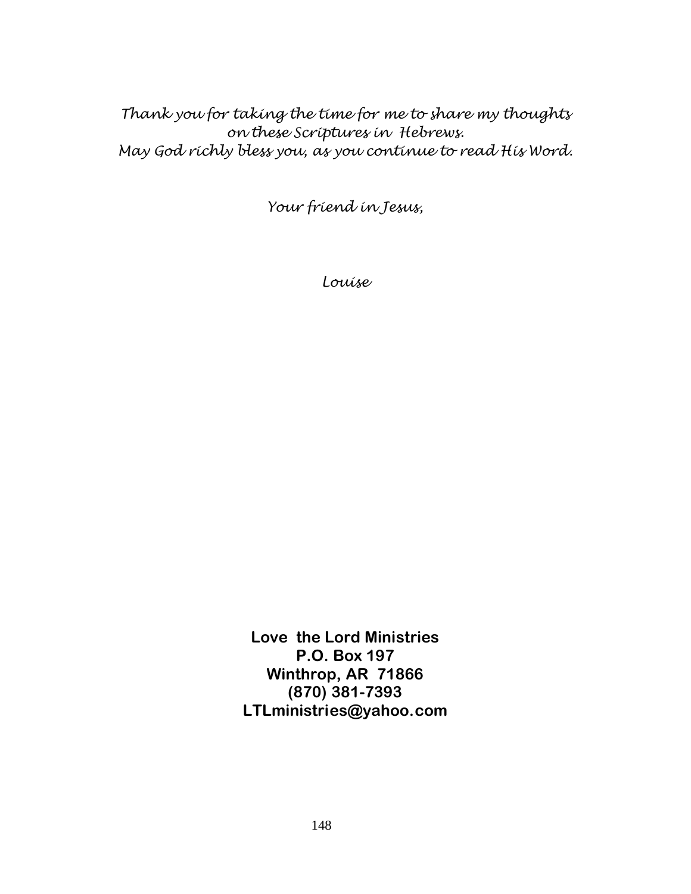*Thank you for taking the time for me to share my thoughts on these Scriptures in Hebrews.*
*May God richly bless you, as you continue to read His Word.*

*Your friend in Jesus,*

*Louise*

**Love the Lord Ministries**
**P.O. Box 197**
**Winthrop, AR 71866**
**(870) 381-7393**
**LTLministries@yahoo.com**